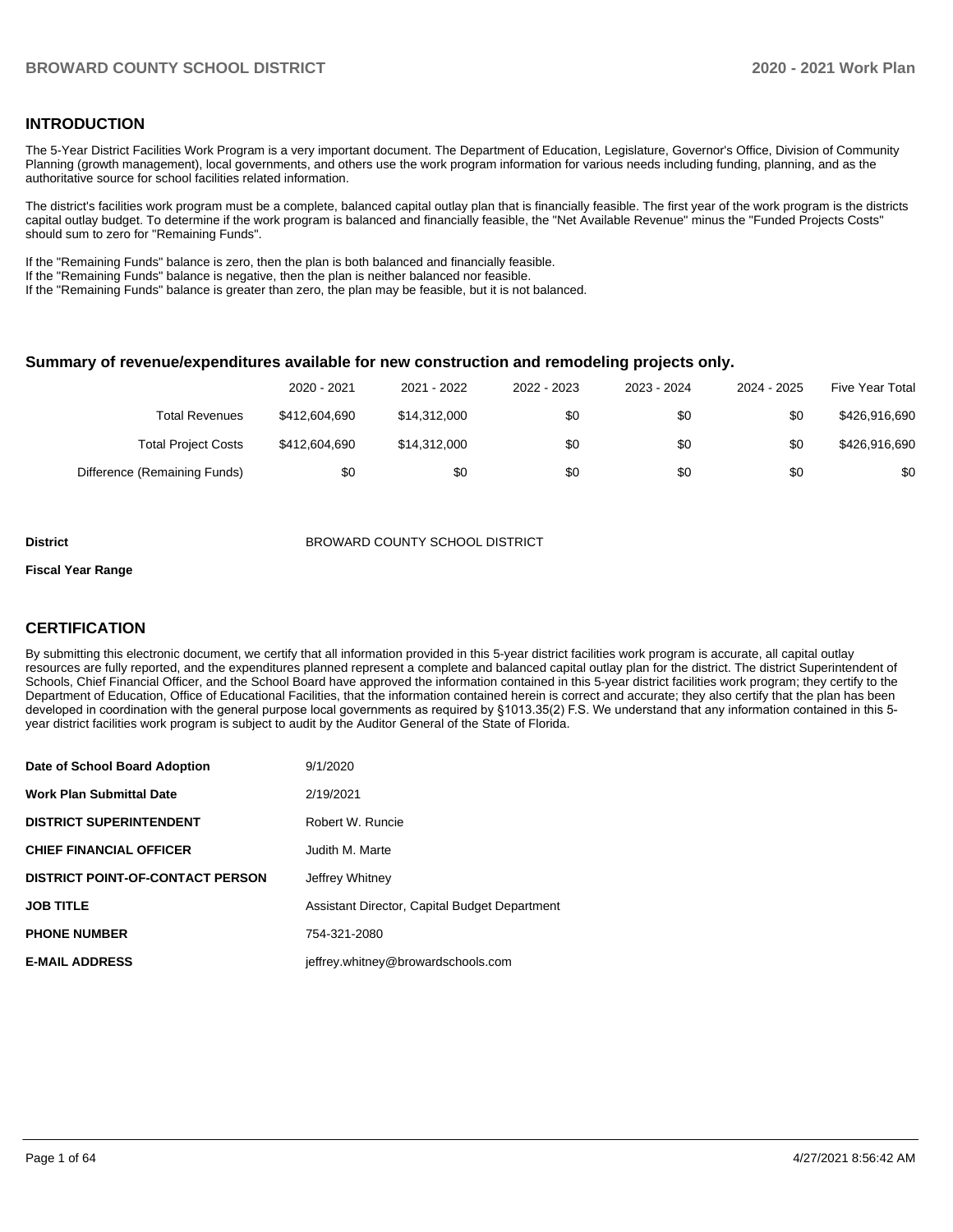## INTRODUCTION

The 5-Year District Facilities Work Program is a very important document. The Department of Education, Legislature, Governor's Office, Division of Community Planning (growth management), local governments, and others use the work program information for various needs including funding, planning, and as the authoritative source for school facilities related information.

The district's facilities work program must be a complete, balanced capital outlay plan that is financially feasible. The first year of the work program is the districts capital outlay budget. To determine if the work program is balanced and financially feasible, the "Net Available Revenue" minus the "Funded Projects Costs" should sum to zero for "Remaining Funds".

If the "Remaining Funds" balance is zero, then the plan is both balanced and financially feasible.
If the "Remaining Funds" balance is negative, then the plan is neither balanced nor feasible.
If the "Remaining Funds" balance is greater than zero, the plan may be feasible, but it is not balanced.

### Summary of revenue/expenditures available for new construction and remodeling projects only.

| | 2020 - 2021 | 2021 - 2022 | 2022 - 2023 | 2023 - 2024 | 2024 - 2025 | Five Year Total |
|---|---|---|---|---|---|---|
| Total Revenues | $412,604,690 | $14,312,000 | $0 | $0 | $0 | $426,916,690 |
| Total Project Costs | $412,604,690 | $14,312,000 | $0 | $0 | $0 | $426,916,690 |
| Difference (Remaining Funds) | $0 | $0 | $0 | $0 | $0 | $0 |

**District** BROWARD COUNTY SCHOOL DISTRICT

**Fiscal Year Range**

## CERTIFICATION

By submitting this electronic document, we certify that all information provided in this 5-year district facilities work program is accurate, all capital outlay resources are fully reported, and the expenditures planned represent a complete and balanced capital outlay plan for the district. The district Superintendent of Schools, Chief Financial Officer, and the School Board have approved the information contained in this 5-year district facilities work program; they certify to the Department of Education, Office of Educational Facilities, that the information contained herein is correct and accurate; they also certify that the plan has been developed in coordination with the general purpose local governments as required by §1013.35(2) F.S. We understand that any information contained in this 5-year district facilities work program is subject to audit by the Auditor General of the State of Florida.

| | |
|---|---|
| **Date of School Board Adoption** | 9/1/2020 |
| **Work Plan Submittal Date** | 2/19/2021 |
| **DISTRICT SUPERINTENDENT** | Robert W. Runcie |
| **CHIEF FINANCIAL OFFICER** | Judith M. Marte |
| **DISTRICT POINT-OF-CONTACT PERSON** | Jeffrey Whitney |
| **JOB TITLE** | Assistant Director, Capital Budget Department |
| **PHONE NUMBER** | 754-321-2080 |
| **E-MAIL ADDRESS** | jeffrey.whitney@browardschools.com |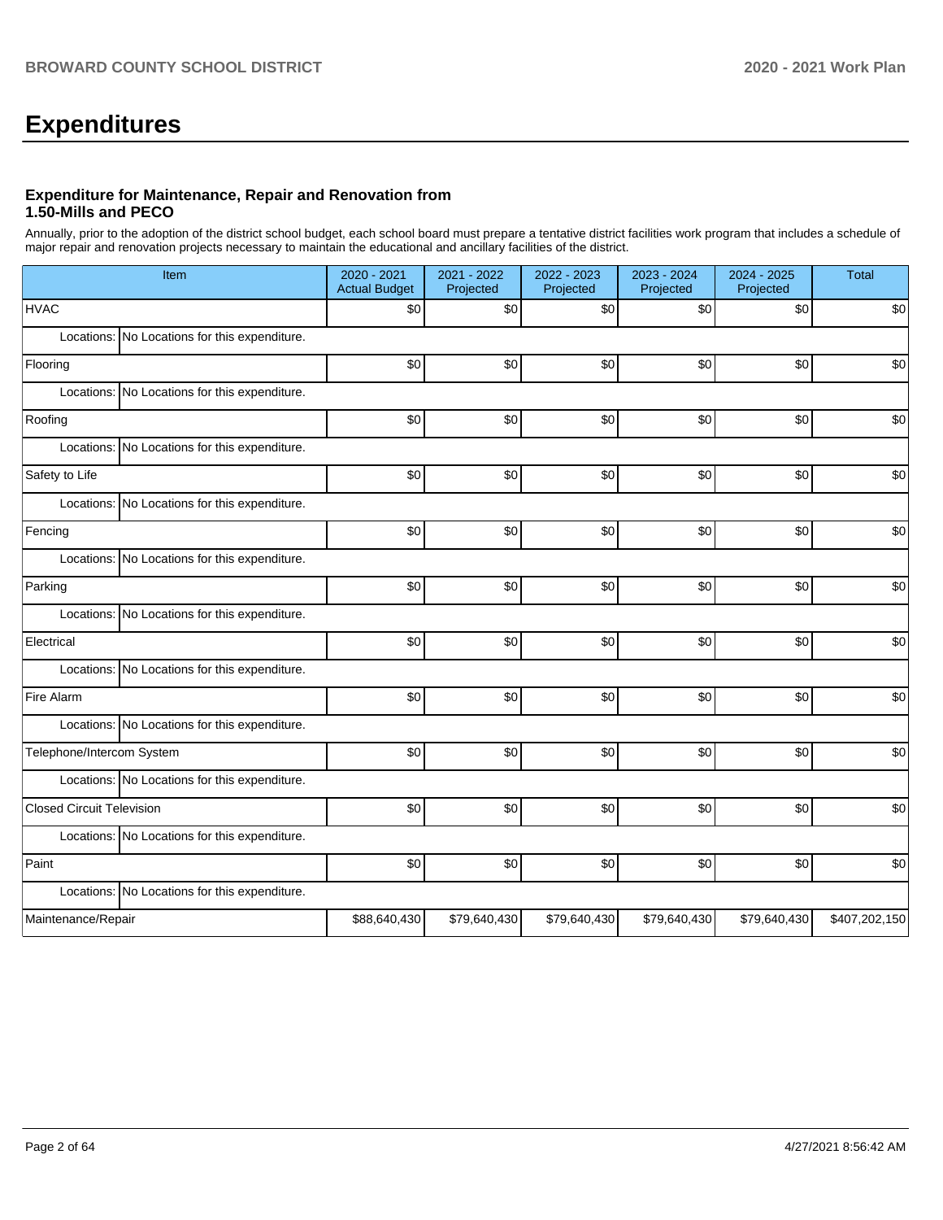# Expenditures

### Expenditure for Maintenance, Repair and Renovation from 1.50-Mills and PECO

Annually, prior to the adoption of the district school budget, each school board must prepare a tentative district facilities work program that includes a schedule of major repair and renovation projects necessary to maintain the educational and ancillary facilities of the district.

| Item | 2020 - 2021 Actual Budget | 2021 - 2022 Projected | 2022 - 2023 Projected | 2023 - 2024 Projected | 2024 - 2025 Projected | Total |
|---|---|---|---|---|---|---|
| HVAC | $0 | $0 | $0 | $0 | $0 | $0 |
| Locations: No Locations for this expenditure. | | | | | | |
| Flooring | $0 | $0 | $0 | $0 | $0 | $0 |
| Locations: No Locations for this expenditure. | | | | | | |
| Roofing | $0 | $0 | $0 | $0 | $0 | $0 |
| Locations: No Locations for this expenditure. | | | | | | |
| Safety to Life | $0 | $0 | $0 | $0 | $0 | $0 |
| Locations: No Locations for this expenditure. | | | | | | |
| Fencing | $0 | $0 | $0 | $0 | $0 | $0 |
| Locations: No Locations for this expenditure. | | | | | | |
| Parking | $0 | $0 | $0 | $0 | $0 | $0 |
| Locations: No Locations for this expenditure. | | | | | | |
| Electrical | $0 | $0 | $0 | $0 | $0 | $0 |
| Locations: No Locations for this expenditure. | | | | | | |
| Fire Alarm | $0 | $0 | $0 | $0 | $0 | $0 |
| Locations: No Locations for this expenditure. | | | | | | |
| Telephone/Intercom System | $0 | $0 | $0 | $0 | $0 | $0 |
| Locations: No Locations for this expenditure. | | | | | | |
| Closed Circuit Television | $0 | $0 | $0 | $0 | $0 | $0 |
| Locations: No Locations for this expenditure. | | | | | | |
| Paint | $0 | $0 | $0 | $0 | $0 | $0 |
| Locations: No Locations for this expenditure. | | | | | | |
| Maintenance/Repair | $88,640,430 | $79,640,430 | $79,640,430 | $79,640,430 | $79,640,430 | $407,202,150 |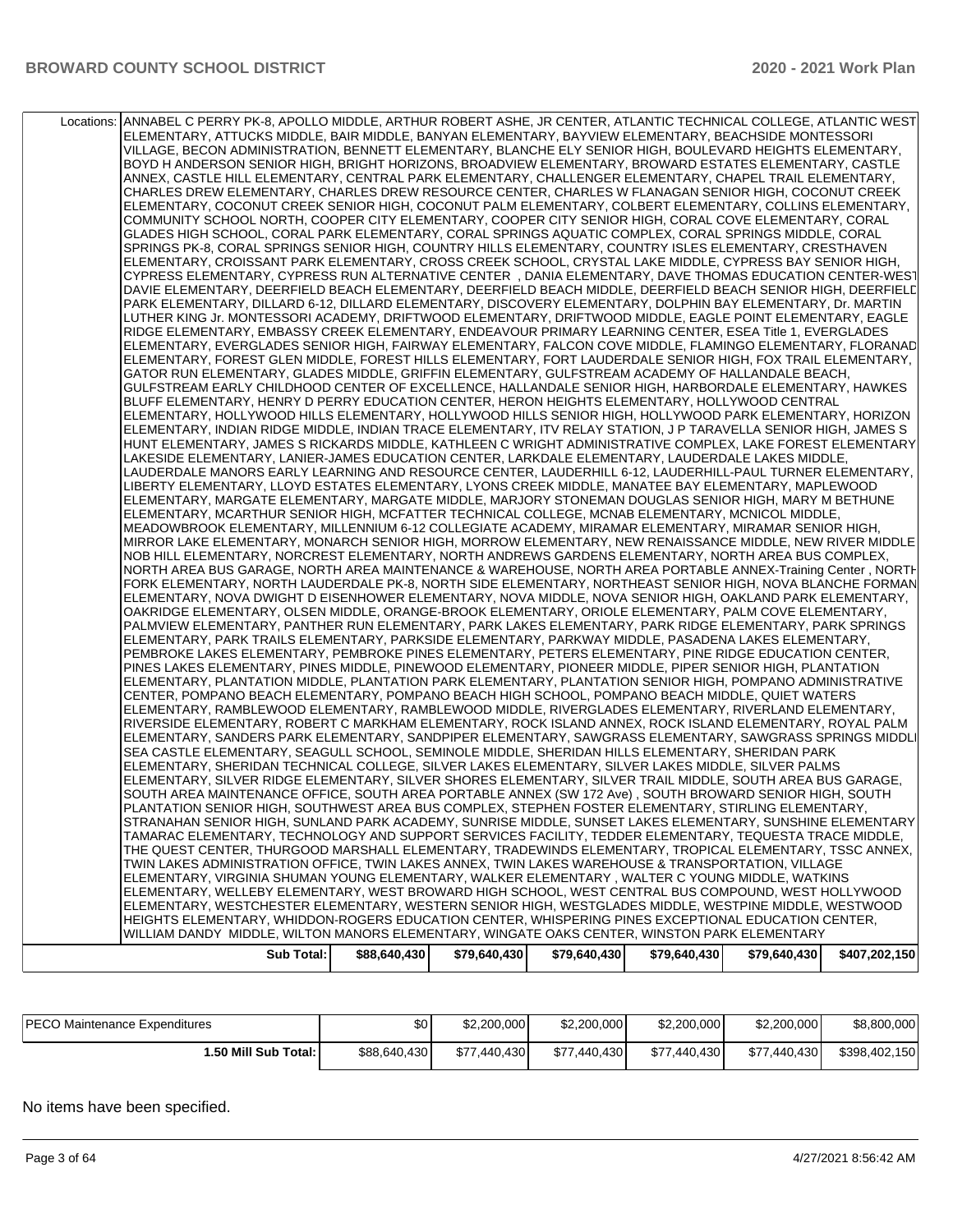| | | | | | | |
|---|---|---|---|---|---|---|
| Locations: | ANNABEL C PERRY PK-8, APOLLO MIDDLE, ARTHUR ROBERT ASHE, JR CENTER, ATLANTIC TECHNICAL COLLEGE, ATLANTIC WEST ELEMENTARY, ATTUCKS MIDDLE, BAIR MIDDLE, BANYAN ELEMENTARY, BAYVIEW ELEMENTARY, BEACHSIDE MONTESSORI VILLAGE, BECON ADMINISTRATION, BENNETT ELEMENTARY, BLANCHE ELY SENIOR HIGH, BOULEVARD HEIGHTS ELEMENTARY, BOYD H ANDERSON SENIOR HIGH, BRIGHT HORIZONS, BROADVIEW ELEMENTARY, BROWARD ESTATES ELEMENTARY, CASTLE ANNEX, CASTLE HILL ELEMENTARY, CENTRAL PARK ELEMENTARY, CHALLENGER ELEMENTARY, CHAPEL TRAIL ELEMENTARY, CHARLES DREW ELEMENTARY, CHARLES DREW RESOURCE CENTER, CHARLES W FLANAGAN SENIOR HIGH, COCONUT CREEK ELEMENTARY, COCONUT CREEK SENIOR HIGH, COCONUT PALM ELEMENTARY, COLBERT ELEMENTARY, COLLINS ELEMENTARY, COMMUNITY SCHOOL NORTH, COOPER CITY ELEMENTARY, COOPER CITY SENIOR HIGH, CORAL COVE ELEMENTARY, CORAL GLADES HIGH SCHOOL, CORAL PARK ELEMENTARY, CORAL SPRINGS AQUATIC COMPLEX, CORAL SPRINGS MIDDLE, CORAL SPRINGS PK-8, CORAL SPRINGS SENIOR HIGH, COUNTRY HILLS ELEMENTARY, COUNTRY ISLES ELEMENTARY, CRESTHAVEN ELEMENTARY, CROISSANT PARK ELEMENTARY, CROSS CREEK SCHOOL, CRYSTAL LAKE MIDDLE, CYPRESS BAY SENIOR HIGH, CYPRESS ELEMENTARY, CYPRESS RUN ALTERNATIVE CENTER , DANIA ELEMENTARY, DAVE THOMAS EDUCATION CENTER-WEST, DAVIE ELEMENTARY, DEERFIELD BEACH ELEMENTARY, DEERFIELD BEACH MIDDLE, DEERFIELD BEACH SENIOR HIGH, DEERFIELD PARK ELEMENTARY, DILLARD 6-12, DILLARD ELEMENTARY, DISCOVERY ELEMENTARY, DOLPHIN BAY ELEMENTARY, Dr. MARTIN LUTHER KING Jr. MONTESSORI ACADEMY, DRIFTWOOD ELEMENTARY, DRIFTWOOD MIDDLE, EAGLE POINT ELEMENTARY, EAGLE RIDGE ELEMENTARY, EMBASSY CREEK ELEMENTARY, ENDEAVOUR PRIMARY LEARNING CENTER, ESEA Title 1, EVERGLADES ELEMENTARY, EVERGLADES SENIOR HIGH, FAIRWAY ELEMENTARY, FALCON COVE MIDDLE, FLAMINGO ELEMENTARY, FLORANADA ELEMENTARY, FOREST GLEN MIDDLE, FOREST HILLS ELEMENTARY, FORT LAUDERDALE SENIOR HIGH, FOX TRAIL ELEMENTARY, GATOR RUN ELEMENTARY, GLADES MIDDLE, GRIFFIN ELEMENTARY, GULFSTREAM ACADEMY OF HALLANDALE BEACH, GULFSTREAM EARLY CHILDHOOD CENTER OF EXCELLENCE, HALLANDALE SENIOR HIGH, HARBORDALE ELEMENTARY, HAWKES BLUFF ELEMENTARY, HENRY D PERRY EDUCATION CENTER, HERON HEIGHTS ELEMENTARY, HOLLYWOOD CENTRAL ELEMENTARY, HOLLYWOOD HILLS ELEMENTARY, HOLLYWOOD HILLS SENIOR HIGH, HOLLYWOOD PARK ELEMENTARY, HORIZON ELEMENTARY, INDIAN RIDGE MIDDLE, INDIAN TRACE ELEMENTARY, ITV RELAY STATION, J P TARAVELLA SENIOR HIGH, JAMES S HUNT ELEMENTARY, JAMES S RICKARDS MIDDLE, KATHLEEN C WRIGHT ADMINISTRATIVE COMPLEX, LAKE FOREST ELEMENTARY, LAKESIDE ELEMENTARY, LANIER-JAMES EDUCATION CENTER, LARKDALE ELEMENTARY, LAUDERDALE LAKES MIDDLE, LAUDERDALE MANORS EARLY LEARNING AND RESOURCE CENTER, LAUDERHILL 6-12, LAUDERHILL-PAUL TURNER ELEMENTARY, LIBERTY ELEMENTARY, LLOYD ESTATES ELEMENTARY, LYONS CREEK MIDDLE, MANATEE BAY ELEMENTARY, MAPLEWOOD ELEMENTARY, MARGATE ELEMENTARY, MARGATE MIDDLE, MARJORY STONEMAN DOUGLAS SENIOR HIGH, MARY M BETHUNE ELEMENTARY, MCARTHUR SENIOR HIGH, MCFATTER TECHNICAL COLLEGE, MCNAB ELEMENTARY, MCNICOL MIDDLE, MEADOWBROOK ELEMENTARY, MILLENNIUM 6-12 COLLEGIATE ACADEMY, MIRAMAR ELEMENTARY, MIRAMAR SENIOR HIGH, MIRROR LAKE ELEMENTARY, MONARCH SENIOR HIGH, MORROW ELEMENTARY, NEW RENAISSANCE MIDDLE, NEW RIVER MIDDLE, NOB HILL ELEMENTARY, NORCREST ELEMENTARY, NORTH ANDREWS GARDENS ELEMENTARY, NORTH AREA BUS COMPLEX, NORTH AREA BUS GARAGE, NORTH AREA MAINTENANCE & WAREHOUSE, NORTH AREA PORTABLE ANNEX-Training Center , NORTH FORK ELEMENTARY, NORTH LAUDERDALE PK-8, NORTH SIDE ELEMENTARY, NORTHEAST SENIOR HIGH, NOVA BLANCHE FORMAN ELEMENTARY, NOVA DWIGHT D EISENHOWER ELEMENTARY, NOVA MIDDLE, NOVA SENIOR HIGH, OAKLAND PARK ELEMENTARY, OAKRIDGE ELEMENTARY, OLSEN MIDDLE, ORANGE-BROOK ELEMENTARY, ORIOLE ELEMENTARY, PALM COVE ELEMENTARY, PALMVIEW ELEMENTARY, PANTHER RUN ELEMENTARY, PARK LAKES ELEMENTARY, PARK RIDGE ELEMENTARY, PARK SPRINGS ELEMENTARY, PARK TRAILS ELEMENTARY, PARKSIDE ELEMENTARY, PARKWAY MIDDLE, PASADENA LAKES ELEMENTARY, PEMBROKE LAKES ELEMENTARY, PEMBROKE PINES ELEMENTARY, PETERS ELEMENTARY, PINE RIDGE EDUCATION CENTER, PINES LAKES ELEMENTARY, PINES MIDDLE, PINEWOOD ELEMENTARY, PIONEER MIDDLE, PIPER SENIOR HIGH, PLANTATION ELEMENTARY, PLANTATION MIDDLE, PLANTATION PARK ELEMENTARY, PLANTATION SENIOR HIGH, POMPANO ADMINISTRATIVE CENTER, POMPANO BEACH ELEMENTARY, POMPANO BEACH HIGH SCHOOL, POMPANO BEACH MIDDLE, QUIET WATERS ELEMENTARY, RAMBLEWOOD ELEMENTARY, RAMBLEWOOD MIDDLE, RIVERGLADES ELEMENTARY, RIVERLAND ELEMENTARY, RIVERSIDE ELEMENTARY, ROBERT C MARKHAM ELEMENTARY, ROCK ISLAND ANNEX, ROCK ISLAND ELEMENTARY, ROYAL PALM ELEMENTARY, SANDERS PARK ELEMENTARY, SANDPIPER ELEMENTARY, SAWGRASS ELEMENTARY, SAWGRASS SPRINGS MIDDLE, SEA CASTLE ELEMENTARY, SEAGULL SCHOOL, SEMINOLE MIDDLE, SHERIDAN HILLS ELEMENTARY, SHERIDAN PARK ELEMENTARY, SHERIDAN TECHNICAL COLLEGE, SILVER LAKES ELEMENTARY, SILVER LAKES MIDDLE, SILVER PALMS ELEMENTARY, SILVER RIDGE ELEMENTARY, SILVER SHORES ELEMENTARY, SILVER TRAIL MIDDLE, SOUTH AREA BUS GARAGE, SOUTH AREA MAINTENANCE OFFICE, SOUTH AREA PORTABLE ANNEX (SW 172 Ave) , SOUTH BROWARD SENIOR HIGH, SOUTH PLANTATION SENIOR HIGH, SOUTHWEST AREA BUS COMPLEX, STEPHEN FOSTER ELEMENTARY, STIRLING ELEMENTARY, STRANAHAN SENIOR HIGH, SUNLAND PARK ACADEMY, SUNRISE MIDDLE, SUNSET LAKES ELEMENTARY, SUNSHINE ELEMENTARY, TAMARAC ELEMENTARY, TECHNOLOGY AND SUPPORT SERVICES FACILITY, TEDDER ELEMENTARY, TEQUESTA TRACE MIDDLE, THE QUEST CENTER, THURGOOD MARSHALL ELEMENTARY, TRADEWINDS ELEMENTARY, TROPICAL ELEMENTARY, TSSC ANNEX, TWIN LAKES ADMINISTRATION OFFICE, TWIN LAKES ANNEX, TWIN LAKES WAREHOUSE & TRANSPORTATION, VILLAGE ELEMENTARY, VIRGINIA SHUMAN YOUNG ELEMENTARY, WALKER ELEMENTARY , WALTER C YOUNG MIDDLE, WATKINS ELEMENTARY, WELLEBY ELEMENTARY, WEST BROWARD HIGH SCHOOL, WEST CENTRAL BUS COMPOUND, WEST HOLLYWOOD ELEMENTARY, WESTCHESTER ELEMENTARY, WESTERN SENIOR HIGH, WESTGLADES MIDDLE, WESTPINE MIDDLE, WESTWOOD HEIGHTS ELEMENTARY, WHIDDON-ROGERS EDUCATION CENTER, WHISPERING PINES EXCEPTIONAL EDUCATION CENTER, WILLIAM DANDY MIDDLE, WILTON MANORS ELEMENTARY, WINGATE OAKS CENTER, WINSTON PARK ELEMENTARY | | | | | |
| | **Sub Total:** | $88,640,430 | $79,640,430 | $79,640,430 | $79,640,430 | $79,640,430 | $407,202,150 |

| | | | | | | |
|---|---|---|---|---|---|---|
| PECO Maintenance Expenditures | $0 | $2,200,000 | $2,200,000 | $2,200,000 | $2,200,000 | $8,800,000 |
| **1.50 Mill Sub Total:** | $88,640,430 | $77,440,430 | $77,440,430 | $77,440,430 | $77,440,430 | $398,402,150 |

No items have been specified.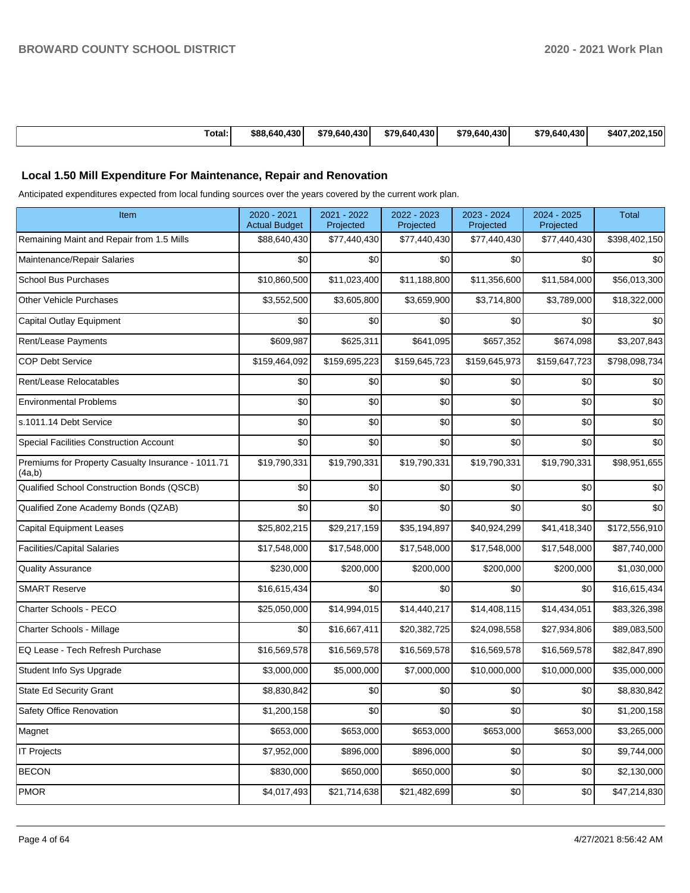| Total: | $88,640,430 | $79,640,430 | $79,640,430 | $79,640,430 | $79,640,430 | $407,202,150 |
| --- | --- | --- | --- | --- | --- | --- |

## Local 1.50 Mill Expenditure For Maintenance, Repair and Renovation

Anticipated expenditures expected from local funding sources over the years covered by the current work plan.

| Item | 2020 - 2021 Actual Budget | 2021 - 2022 Projected | 2022 - 2023 Projected | 2023 - 2024 Projected | 2024 - 2025 Projected | Total |
| --- | --- | --- | --- | --- | --- | --- |
| Remaining Maint and Repair from 1.5 Mills | $88,640,430 | $77,440,430 | $77,440,430 | $77,440,430 | $77,440,430 | $398,402,150 |
| Maintenance/Repair Salaries | $0 | $0 | $0 | $0 | $0 | $0 |
| School Bus Purchases | $10,860,500 | $11,023,400 | $11,188,800 | $11,356,600 | $11,584,000 | $56,013,300 |
| Other Vehicle Purchases | $3,552,500 | $3,605,800 | $3,659,900 | $3,714,800 | $3,789,000 | $18,322,000 |
| Capital Outlay Equipment | $0 | $0 | $0 | $0 | $0 | $0 |
| Rent/Lease Payments | $609,987 | $625,311 | $641,095 | $657,352 | $674,098 | $3,207,843 |
| COP Debt Service | $159,464,092 | $159,695,223 | $159,645,723 | $159,645,973 | $159,647,723 | $798,098,734 |
| Rent/Lease Relocatables | $0 | $0 | $0 | $0 | $0 | $0 |
| Environmental Problems | $0 | $0 | $0 | $0 | $0 | $0 |
| s.1011.14 Debt Service | $0 | $0 | $0 | $0 | $0 | $0 |
| Special Facilities Construction Account | $0 | $0 | $0 | $0 | $0 | $0 |
| Premiums for Property Casualty Insurance - 1011.71 (4a,b) | $19,790,331 | $19,790,331 | $19,790,331 | $19,790,331 | $19,790,331 | $98,951,655 |
| Qualified School Construction Bonds (QSCB) | $0 | $0 | $0 | $0 | $0 | $0 |
| Qualified Zone Academy Bonds (QZAB) | $0 | $0 | $0 | $0 | $0 | $0 |
| Capital Equipment Leases | $25,802,215 | $29,217,159 | $35,194,897 | $40,924,299 | $41,418,340 | $172,556,910 |
| Facilities/Capital Salaries | $17,548,000 | $17,548,000 | $17,548,000 | $17,548,000 | $17,548,000 | $87,740,000 |
| Quality Assurance | $230,000 | $200,000 | $200,000 | $200,000 | $200,000 | $1,030,000 |
| SMART Reserve | $16,615,434 | $0 | $0 | $0 | $0 | $16,615,434 |
| Charter Schools - PECO | $25,050,000 | $14,994,015 | $14,440,217 | $14,408,115 | $14,434,051 | $83,326,398 |
| Charter Schools - Millage | $0 | $16,667,411 | $20,382,725 | $24,098,558 | $27,934,806 | $89,083,500 |
| EQ Lease - Tech Refresh Purchase | $16,569,578 | $16,569,578 | $16,569,578 | $16,569,578 | $16,569,578 | $82,847,890 |
| Student Info Sys Upgrade | $3,000,000 | $5,000,000 | $7,000,000 | $10,000,000 | $10,000,000 | $35,000,000 |
| State Ed Security Grant | $8,830,842 | $0 | $0 | $0 | $0 | $8,830,842 |
| Safety Office Renovation | $1,200,158 | $0 | $0 | $0 | $0 | $1,200,158 |
| Magnet | $653,000 | $653,000 | $653,000 | $653,000 | $653,000 | $3,265,000 |
| IT Projects | $7,952,000 | $896,000 | $896,000 | $0 | $0 | $9,744,000 |
| BECON | $830,000 | $650,000 | $650,000 | $0 | $0 | $2,130,000 |
| PMOR | $4,017,493 | $21,714,638 | $21,482,699 | $0 | $0 | $47,214,830 |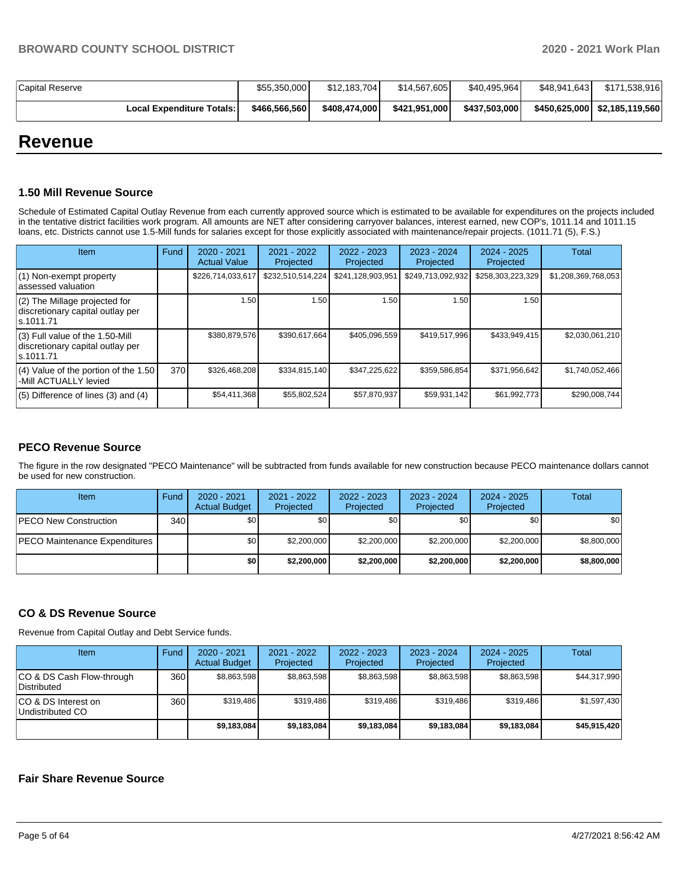| Capital Reserve | $55,350,000 | $12,183,704 | $14,567,605 | $40,495,964 | $48,941,643 | $171,538,916 |
|---|---|---|---|---|---|---|
| **Local Expenditure Totals:** | **$466,566,560** | **$408,474,000** | **$421,951,000** | **$437,503,000** | **$450,625,000** | **$2,185,119,560** |

# Revenue

### 1.50 Mill Revenue Source

Schedule of Estimated Capital Outlay Revenue from each currently approved source which is estimated to be available for expenditures on the projects included in the tentative district facilities work program. All amounts are NET after considering carryover balances, interest earned, new COP's, 1011.14 and 1011.15 loans, etc. Districts cannot use 1.5-Mill funds for salaries except for those explicitly associated with maintenance/repair projects. (1011.71 (5), F.S.)

| Item | Fund | 2020 - 2021 Actual Value | 2021 - 2022 Projected | 2022 - 2023 Projected | 2023 - 2024 Projected | 2024 - 2025 Projected | Total |
|---|---|---|---|---|---|---|---|
| (1) Non-exempt property assessed valuation | | $226,714,033,617 | $232,510,514,224 | $241,128,903,951 | $249,713,092,932 | $258,303,223,329 | $1,208,369,768,053 |
| (2) The Millage projected for discretionary capital outlay per s.1011.71 | | 1.50 | 1.50 | 1.50 | 1.50 | 1.50 | |
| (3) Full value of the 1.50-Mill discretionary capital outlay per s.1011.71 | | $380,879,576 | $390,617,664 | $405,096,559 | $419,517,996 | $433,949,415 | $2,030,061,210 |
| (4) Value of the portion of the 1.50 -Mill ACTUALLY levied | 370 | $326,468,208 | $334,815,140 | $347,225,622 | $359,586,854 | $371,956,642 | $1,740,052,466 |
| (5) Difference of lines (3) and (4) | | $54,411,368 | $55,802,524 | $57,870,937 | $59,931,142 | $61,992,773 | $290,008,744 |

### PECO Revenue Source

The figure in the row designated "PECO Maintenance" will be subtracted from funds available for new construction because PECO maintenance dollars cannot be used for new construction.

| Item | Fund | 2020 - 2021 Actual Budget | 2021 - 2022 Projected | 2022 - 2023 Projected | 2023 - 2024 Projected | 2024 - 2025 Projected | Total |
|---|---|---|---|---|---|---|---|
| PECO New Construction | 340 | $0 | $0 | $0 | $0 | $0 | $0 |
| PECO Maintenance Expenditures | | $0 | $2,200,000 | $2,200,000 | $2,200,000 | $2,200,000 | $8,800,000 |
| | | **$0** | **$2,200,000** | **$2,200,000** | **$2,200,000** | **$2,200,000** | **$8,800,000** |

### CO & DS Revenue Source

Revenue from Capital Outlay and Debt Service funds.

| Item | Fund | 2020 - 2021 Actual Budget | 2021 - 2022 Projected | 2022 - 2023 Projected | 2023 - 2024 Projected | 2024 - 2025 Projected | Total |
|---|---|---|---|---|---|---|---|
| CO & DS Cash Flow-through Distributed | 360 | $8,863,598 | $8,863,598 | $8,863,598 | $8,863,598 | $8,863,598 | $44,317,990 |
| CO & DS Interest on Undistributed CO | 360 | $319,486 | $319,486 | $319,486 | $319,486 | $319,486 | $1,597,430 |
| | | **$9,183,084** | **$9,183,084** | **$9,183,084** | **$9,183,084** | **$9,183,084** | **$45,915,420** |

### Fair Share Revenue Source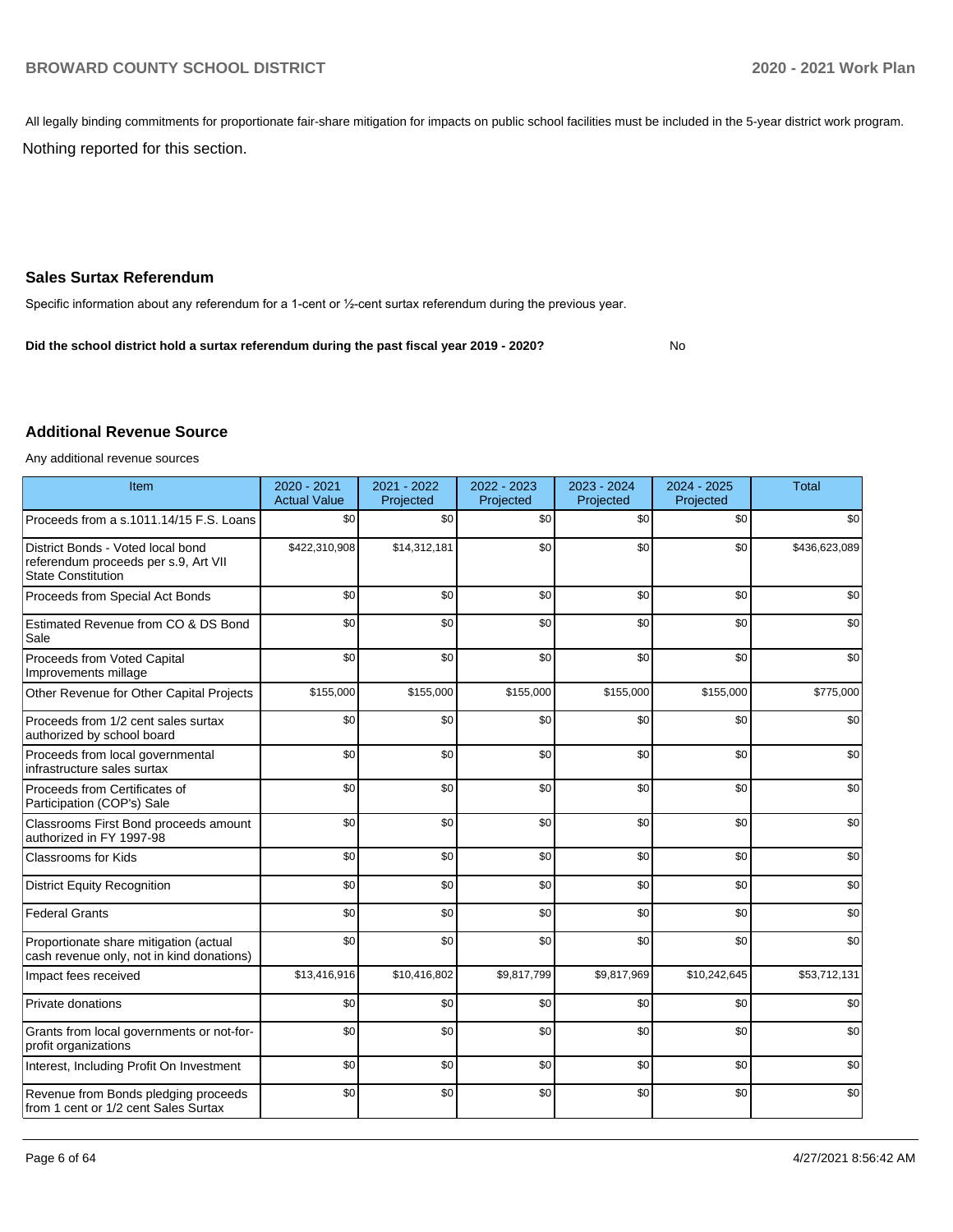All legally binding commitments for proportionate fair-share mitigation for impacts on public school facilities must be included in the 5-year district work program.

Nothing reported for this section.

### Sales Surtax Referendum

Specific information about any referendum for a 1-cent or ½-cent surtax referendum during the previous year.

**Did the school district hold a surtax referendum during the past fiscal year 2019 - 2020?** No

### Additional Revenue Source

Any additional revenue sources

| Item | 2020 - 2021 Actual Value | 2021 - 2022 Projected | 2022 - 2023 Projected | 2023 - 2024 Projected | 2024 - 2025 Projected | Total |
|---|---|---|---|---|---|---|
| Proceeds from a s.1011.14/15 F.S. Loans | $0 | $0 | $0 | $0 | $0 | $0 |
| District Bonds - Voted local bond referendum proceeds per s.9, Art VII State Constitution | $422,310,908 | $14,312,181 | $0 | $0 | $0 | $436,623,089 |
| Proceeds from Special Act Bonds | $0 | $0 | $0 | $0 | $0 | $0 |
| Estimated Revenue from CO & DS Bond Sale | $0 | $0 | $0 | $0 | $0 | $0 |
| Proceeds from Voted Capital Improvements millage | $0 | $0 | $0 | $0 | $0 | $0 |
| Other Revenue for Other Capital Projects | $155,000 | $155,000 | $155,000 | $155,000 | $155,000 | $775,000 |
| Proceeds from 1/2 cent sales surtax authorized by school board | $0 | $0 | $0 | $0 | $0 | $0 |
| Proceeds from local governmental infrastructure sales surtax | $0 | $0 | $0 | $0 | $0 | $0 |
| Proceeds from Certificates of Participation (COP's) Sale | $0 | $0 | $0 | $0 | $0 | $0 |
| Classrooms First Bond proceeds amount authorized in FY 1997-98 | $0 | $0 | $0 | $0 | $0 | $0 |
| Classrooms for Kids | $0 | $0 | $0 | $0 | $0 | $0 |
| District Equity Recognition | $0 | $0 | $0 | $0 | $0 | $0 |
| Federal Grants | $0 | $0 | $0 | $0 | $0 | $0 |
| Proportionate share mitigation (actual cash revenue only, not in kind donations) | $0 | $0 | $0 | $0 | $0 | $0 |
| Impact fees received | $13,416,916 | $10,416,802 | $9,817,799 | $9,817,969 | $10,242,645 | $53,712,131 |
| Private donations | $0 | $0 | $0 | $0 | $0 | $0 |
| Grants from local governments or not-for-profit organizations | $0 | $0 | $0 | $0 | $0 | $0 |
| Interest, Including Profit On Investment | $0 | $0 | $0 | $0 | $0 | $0 |
| Revenue from Bonds pledging proceeds from 1 cent or 1/2 cent Sales Surtax | $0 | $0 | $0 | $0 | $0 | $0 |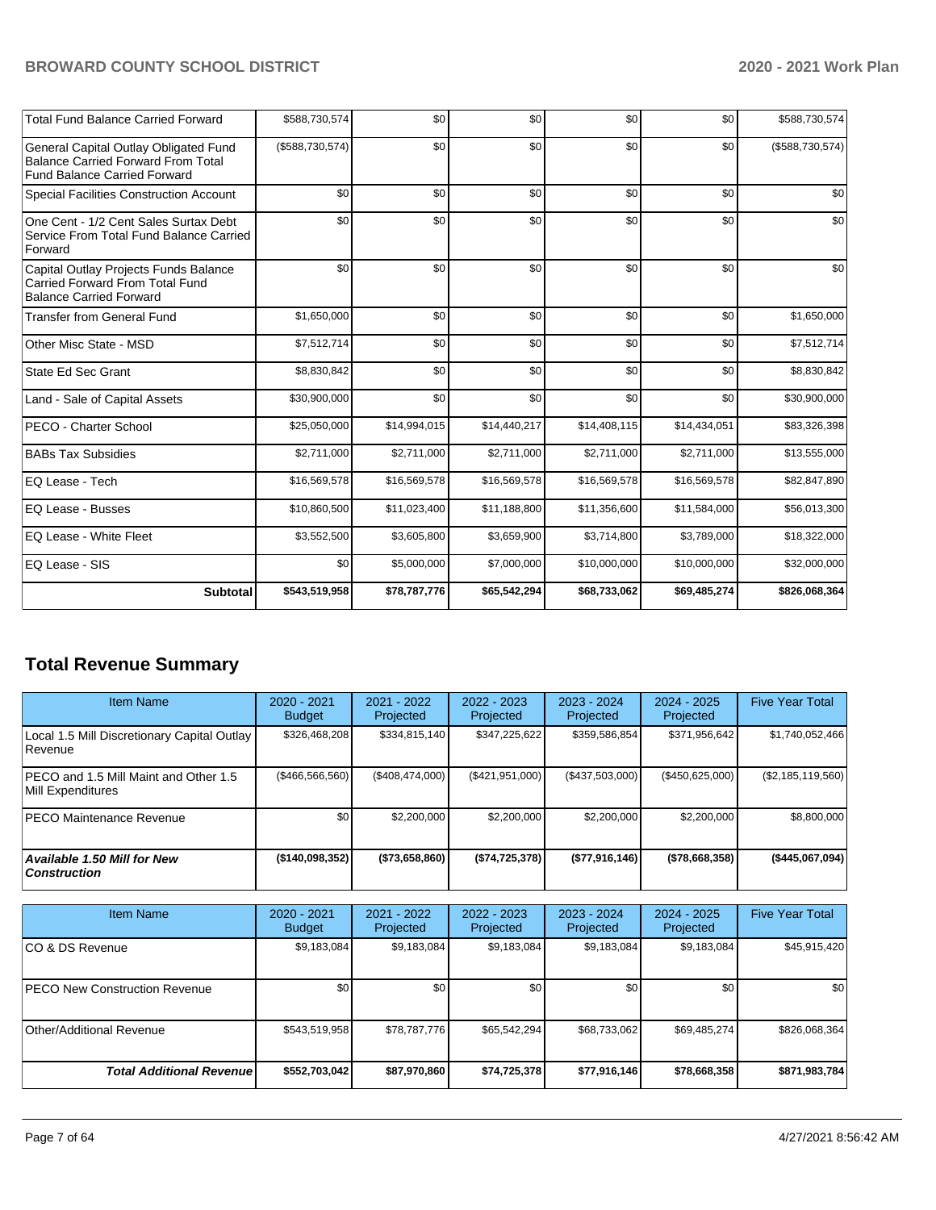| | | | | | | |
|---|---|---|---|---|---|---|
| Total Fund Balance Carried Forward | $588,730,574 | $0 | $0 | $0 | $0 | $588,730,574 |
| General Capital Outlay Obligated Fund Balance Carried Forward From Total Fund Balance Carried Forward | ($588,730,574) | $0 | $0 | $0 | $0 | ($588,730,574) |
| Special Facilities Construction Account | $0 | $0 | $0 | $0 | $0 | $0 |
| One Cent - 1/2 Cent Sales Surtax Debt Service From Total Fund Balance Carried Forward | $0 | $0 | $0 | $0 | $0 | $0 |
| Capital Outlay Projects Funds Balance Carried Forward From Total Fund Balance Carried Forward | $0 | $0 | $0 | $0 | $0 | $0 |
| Transfer from General Fund | $1,650,000 | $0 | $0 | $0 | $0 | $1,650,000 |
| Other Misc State - MSD | $7,512,714 | $0 | $0 | $0 | $0 | $7,512,714 |
| State Ed Sec Grant | $8,830,842 | $0 | $0 | $0 | $0 | $8,830,842 |
| Land - Sale of Capital Assets | $30,900,000 | $0 | $0 | $0 | $0 | $30,900,000 |
| PECO - Charter School | $25,050,000 | $14,994,015 | $14,440,217 | $14,408,115 | $14,434,051 | $83,326,398 |
| BABs Tax Subsidies | $2,711,000 | $2,711,000 | $2,711,000 | $2,711,000 | $2,711,000 | $13,555,000 |
| EQ Lease - Tech | $16,569,578 | $16,569,578 | $16,569,578 | $16,569,578 | $16,569,578 | $82,847,890 |
| EQ Lease - Busses | $10,860,500 | $11,023,400 | $11,188,800 | $11,356,600 | $11,584,000 | $56,013,300 |
| EQ Lease - White Fleet | $3,552,500 | $3,605,800 | $3,659,900 | $3,714,800 | $3,789,000 | $18,322,000 |
| EQ Lease - SIS | $0 | $5,000,000 | $7,000,000 | $10,000,000 | $10,000,000 | $32,000,000 |
| **Subtotal** | **$543,519,958** | **$78,787,776** | **$65,542,294** | **$68,733,062** | **$69,485,274** | **$826,068,364** |

## Total Revenue Summary

| Item Name | 2020 - 2021 Budget | 2021 - 2022 Projected | 2022 - 2023 Projected | 2023 - 2024 Projected | 2024 - 2025 Projected | Five Year Total |
|---|---|---|---|---|---|---|
| Local 1.5 Mill Discretionary Capital Outlay Revenue | $326,468,208 | $334,815,140 | $347,225,622 | $359,586,854 | $371,956,642 | $1,740,052,466 |
| PECO and 1.5 Mill Maint and Other 1.5 Mill Expenditures | ($466,566,560) | ($408,474,000) | ($421,951,000) | ($437,503,000) | ($450,625,000) | ($2,185,119,560) |
| PECO Maintenance Revenue | $0 | $2,200,000 | $2,200,000 | $2,200,000 | $2,200,000 | $8,800,000 |
| ***Available 1.50 Mill for New Construction*** | **($140,098,352)** | **($73,658,860)** | **($74,725,378)** | **($77,916,146)** | **($78,668,358)** | **($445,067,094)** |

| Item Name | 2020 - 2021 Budget | 2021 - 2022 Projected | 2022 - 2023 Projected | 2023 - 2024 Projected | 2024 - 2025 Projected | Five Year Total |
|---|---|---|---|---|---|---|
| CO & DS Revenue | $9,183,084 | $9,183,084 | $9,183,084 | $9,183,084 | $9,183,084 | $45,915,420 |
| PECO New Construction Revenue | $0 | $0 | $0 | $0 | $0 | $0 |
| Other/Additional Revenue | $543,519,958 | $78,787,776 | $65,542,294 | $68,733,062 | $69,485,274 | $826,068,364 |
| ***Total Additional Revenue*** | **$552,703,042** | **$87,970,860** | **$74,725,378** | **$77,916,146** | **$78,668,358** | **$871,983,784** |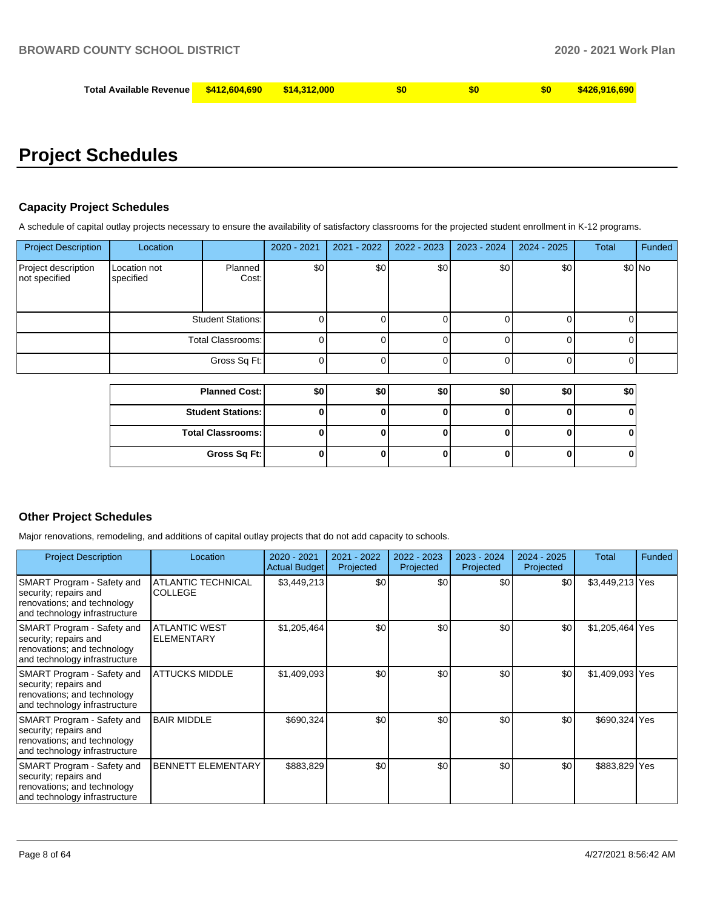| Total Available Revenue | $412,604,690 | $14,312,000 | $0 | $0 | $0 | $426,916,690 |
|---|---|---|---|---|---|---|

# Project Schedules

### Capacity Project Schedules

A schedule of capital outlay projects necessary to ensure the availability of satisfactory classrooms for the projected student enrollment in K-12 programs.

| Project Description | Location | | 2020 - 2021 | 2021 - 2022 | 2022 - 2023 | 2023 - 2024 | 2024 - 2025 | Total | Funded |
|---|---|---|---|---|---|---|---|---|---|
| Project description not specified | Location not specified | Planned Cost: | $0 | $0 | $0 | $0 | $0 | $0 | No |
| | | Student Stations: | 0 | 0 | 0 | 0 | 0 | 0 | |
| | | Total Classrooms: | 0 | 0 | 0 | 0 | 0 | 0 | |
| | | Gross Sq Ft: | 0 | 0 | 0 | 0 | 0 | 0 | |

| | 2020 - 2021 | 2021 - 2022 | 2022 - 2023 | 2023 - 2024 | 2024 - 2025 | Total |
|---|---|---|---|---|---|---|
| **Planned Cost:** | **$0** | **$0** | **$0** | **$0** | **$0** | **$0** |
| **Student Stations:** | **0** | **0** | **0** | **0** | **0** | **0** |
| **Total Classrooms:** | **0** | **0** | **0** | **0** | **0** | **0** |
| **Gross Sq Ft:** | **0** | **0** | **0** | **0** | **0** | **0** |

### Other Project Schedules

Major renovations, remodeling, and additions of capital outlay projects that do not add capacity to schools.

| Project Description | Location | 2020 - 2021 Actual Budget | 2021 - 2022 Projected | 2022 - 2023 Projected | 2023 - 2024 Projected | 2024 - 2025 Projected | Total | Funded |
|---|---|---|---|---|---|---|---|---|
| SMART Program - Safety and security; repairs and renovations; and technology and technology infrastructure | ATLANTIC TECHNICAL COLLEGE | $3,449,213 | $0 | $0 | $0 | $0 | $3,449,213 | Yes |
| SMART Program - Safety and security; repairs and renovations; and technology and technology infrastructure | ATLANTIC WEST ELEMENTARY | $1,205,464 | $0 | $0 | $0 | $0 | $1,205,464 | Yes |
| SMART Program - Safety and security; repairs and renovations; and technology and technology infrastructure | ATTUCKS MIDDLE | $1,409,093 | $0 | $0 | $0 | $0 | $1,409,093 | Yes |
| SMART Program - Safety and security; repairs and renovations; and technology and technology infrastructure | BAIR MIDDLE | $690,324 | $0 | $0 | $0 | $0 | $690,324 | Yes |
| SMART Program - Safety and security; repairs and renovations; and technology and technology infrastructure | BENNETT ELEMENTARY | $883,829 | $0 | $0 | $0 | $0 | $883,829 | Yes |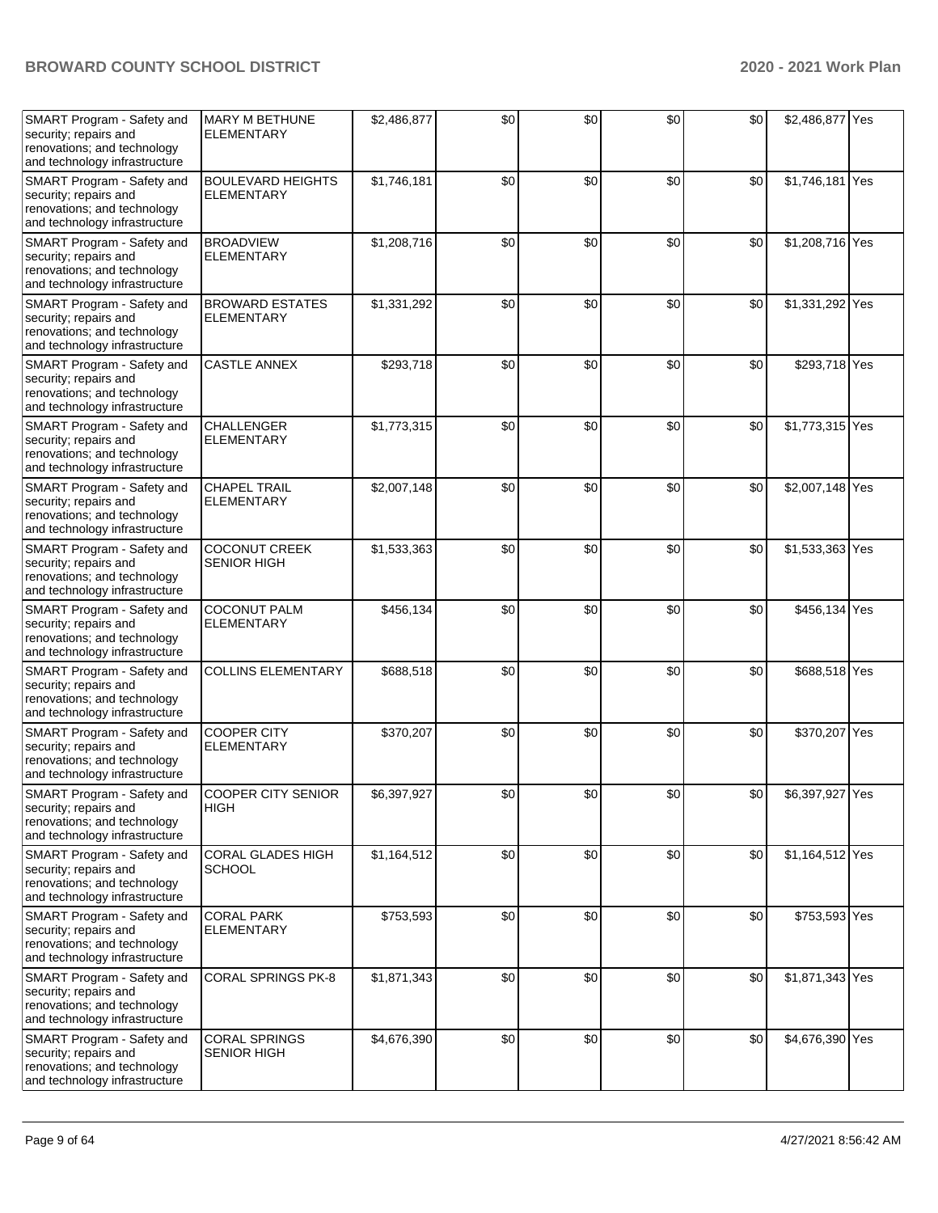| | | | | | | | | |
|---|---|---|---|---|---|---|---|---|
| SMART Program - Safety and security; repairs and renovations; and technology and technology infrastructure | MARY M BETHUNE ELEMENTARY | $2,486,877 | $0 | $0 | $0 | $0 | $2,486,877 | Yes |
| SMART Program - Safety and security; repairs and renovations; and technology and technology infrastructure | BOULEVARD HEIGHTS ELEMENTARY | $1,746,181 | $0 | $0 | $0 | $0 | $1,746,181 | Yes |
| SMART Program - Safety and security; repairs and renovations; and technology and technology infrastructure | BROADVIEW ELEMENTARY | $1,208,716 | $0 | $0 | $0 | $0 | $1,208,716 | Yes |
| SMART Program - Safety and security; repairs and renovations; and technology and technology infrastructure | BROWARD ESTATES ELEMENTARY | $1,331,292 | $0 | $0 | $0 | $0 | $1,331,292 | Yes |
| SMART Program - Safety and security; repairs and renovations; and technology and technology infrastructure | CASTLE ANNEX | $293,718 | $0 | $0 | $0 | $0 | $293,718 | Yes |
| SMART Program - Safety and security; repairs and renovations; and technology and technology infrastructure | CHALLENGER ELEMENTARY | $1,773,315 | $0 | $0 | $0 | $0 | $1,773,315 | Yes |
| SMART Program - Safety and security; repairs and renovations; and technology and technology infrastructure | CHAPEL TRAIL ELEMENTARY | $2,007,148 | $0 | $0 | $0 | $0 | $2,007,148 | Yes |
| SMART Program - Safety and security; repairs and renovations; and technology and technology infrastructure | COCONUT CREEK SENIOR HIGH | $1,533,363 | $0 | $0 | $0 | $0 | $1,533,363 | Yes |
| SMART Program - Safety and security; repairs and renovations; and technology and technology infrastructure | COCONUT PALM ELEMENTARY | $456,134 | $0 | $0 | $0 | $0 | $456,134 | Yes |
| SMART Program - Safety and security; repairs and renovations; and technology and technology infrastructure | COLLINS ELEMENTARY | $688,518 | $0 | $0 | $0 | $0 | $688,518 | Yes |
| SMART Program - Safety and security; repairs and renovations; and technology and technology infrastructure | COOPER CITY ELEMENTARY | $370,207 | $0 | $0 | $0 | $0 | $370,207 | Yes |
| SMART Program - Safety and security; repairs and renovations; and technology and technology infrastructure | COOPER CITY SENIOR HIGH | $6,397,927 | $0 | $0 | $0 | $0 | $6,397,927 | Yes |
| SMART Program - Safety and security; repairs and renovations; and technology and technology infrastructure | CORAL GLADES HIGH SCHOOL | $1,164,512 | $0 | $0 | $0 | $0 | $1,164,512 | Yes |
| SMART Program - Safety and security; repairs and renovations; and technology and technology infrastructure | CORAL PARK ELEMENTARY | $753,593 | $0 | $0 | $0 | $0 | $753,593 | Yes |
| SMART Program - Safety and security; repairs and renovations; and technology and technology infrastructure | CORAL SPRINGS PK-8 | $1,871,343 | $0 | $0 | $0 | $0 | $1,871,343 | Yes |
| SMART Program - Safety and security; repairs and renovations; and technology and technology infrastructure | CORAL SPRINGS SENIOR HIGH | $4,676,390 | $0 | $0 | $0 | $0 | $4,676,390 | Yes |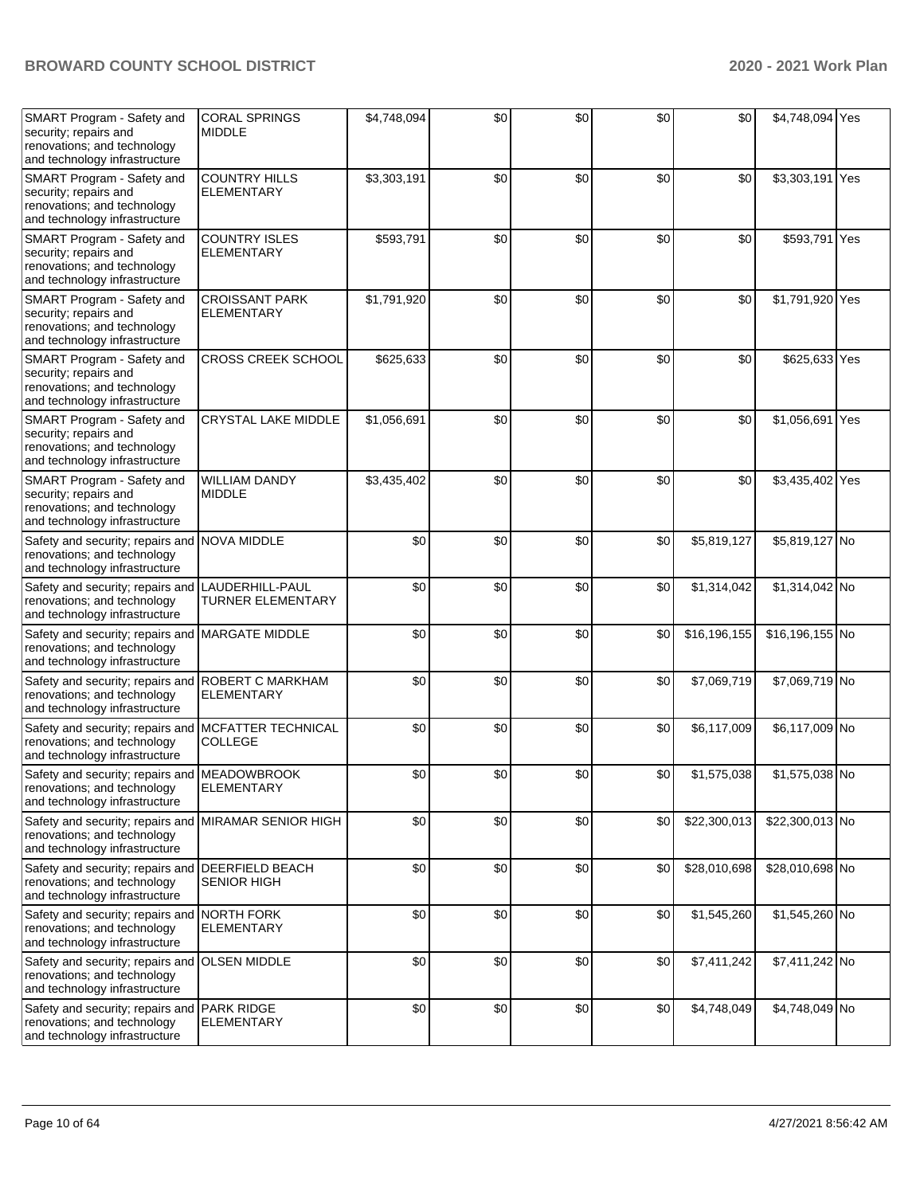| | | | | | | | | |
|---|---|---|---|---|---|---|---|---|
| SMART Program - Safety and security; repairs and renovations; and technology and technology infrastructure | CORAL SPRINGS MIDDLE | $4,748,094 | $0 | $0 | $0 | $0 | $4,748,094 | Yes |
| SMART Program - Safety and security; repairs and renovations; and technology and technology infrastructure | COUNTRY HILLS ELEMENTARY | $3,303,191 | $0 | $0 | $0 | $0 | $3,303,191 | Yes |
| SMART Program - Safety and security; repairs and renovations; and technology and technology infrastructure | COUNTRY ISLES ELEMENTARY | $593,791 | $0 | $0 | $0 | $0 | $593,791 | Yes |
| SMART Program - Safety and security; repairs and renovations; and technology and technology infrastructure | CROISSANT PARK ELEMENTARY | $1,791,920 | $0 | $0 | $0 | $0 | $1,791,920 | Yes |
| SMART Program - Safety and security; repairs and renovations; and technology and technology infrastructure | CROSS CREEK SCHOOL | $625,633 | $0 | $0 | $0 | $0 | $625,633 | Yes |
| SMART Program - Safety and security; repairs and renovations; and technology and technology infrastructure | CRYSTAL LAKE MIDDLE | $1,056,691 | $0 | $0 | $0 | $0 | $1,056,691 | Yes |
| SMART Program - Safety and security; repairs and renovations; and technology and technology infrastructure | WILLIAM DANDY MIDDLE | $3,435,402 | $0 | $0 | $0 | $0 | $3,435,402 | Yes |
| Safety and security; repairs and renovations; and technology and technology infrastructure | NOVA MIDDLE | $0 | $0 | $0 | $0 | $5,819,127 | $5,819,127 | No |
| Safety and security; repairs and renovations; and technology and technology infrastructure | LAUDERHILL-PAUL TURNER ELEMENTARY | $0 | $0 | $0 | $0 | $1,314,042 | $1,314,042 | No |
| Safety and security; repairs and renovations; and technology and technology infrastructure | MARGATE MIDDLE | $0 | $0 | $0 | $0 | $16,196,155 | $16,196,155 | No |
| Safety and security; repairs and renovations; and technology and technology infrastructure | ROBERT C MARKHAM ELEMENTARY | $0 | $0 | $0 | $0 | $7,069,719 | $7,069,719 | No |
| Safety and security; repairs and renovations; and technology and technology infrastructure | MCFATTER TECHNICAL COLLEGE | $0 | $0 | $0 | $0 | $6,117,009 | $6,117,009 | No |
| Safety and security; repairs and renovations; and technology and technology infrastructure | MEADOWBROOK ELEMENTARY | $0 | $0 | $0 | $0 | $1,575,038 | $1,575,038 | No |
| Safety and security; repairs and renovations; and technology and technology infrastructure | MIRAMAR SENIOR HIGH | $0 | $0 | $0 | $0 | $22,300,013 | $22,300,013 | No |
| Safety and security; repairs and renovations; and technology and technology infrastructure | DEERFIELD BEACH SENIOR HIGH | $0 | $0 | $0 | $0 | $28,010,698 | $28,010,698 | No |
| Safety and security; repairs and renovations; and technology and technology infrastructure | NORTH FORK ELEMENTARY | $0 | $0 | $0 | $0 | $1,545,260 | $1,545,260 | No |
| Safety and security; repairs and renovations; and technology and technology infrastructure | OLSEN MIDDLE | $0 | $0 | $0 | $0 | $7,411,242 | $7,411,242 | No |
| Safety and security; repairs and renovations; and technology and technology infrastructure | PARK RIDGE ELEMENTARY | $0 | $0 | $0 | $0 | $4,748,049 | $4,748,049 | No |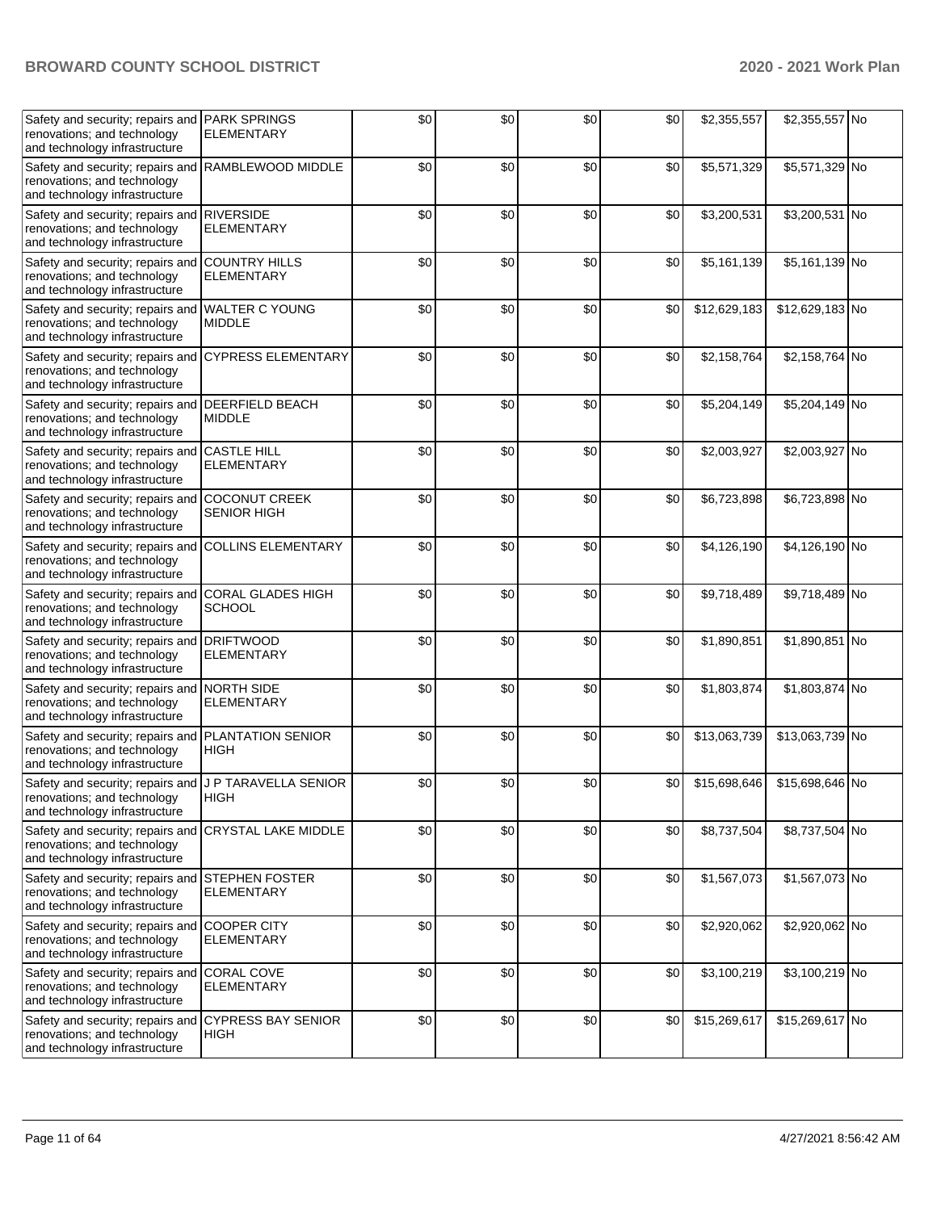| | | | | | | | | |
|---|---|---|---|---|---|---|---|---|
| Safety and security; repairs and renovations; and technology and technology infrastructure | PARK SPRINGS ELEMENTARY | $0 | $0 | $0 | $0 | $2,355,557 | $2,355,557 | No |
| Safety and security; repairs and renovations; and technology and technology infrastructure | RAMBLEWOOD MIDDLE | $0 | $0 | $0 | $0 | $5,571,329 | $5,571,329 | No |
| Safety and security; repairs and renovations; and technology and technology infrastructure | RIVERSIDE ELEMENTARY | $0 | $0 | $0 | $0 | $3,200,531 | $3,200,531 | No |
| Safety and security; repairs and renovations; and technology and technology infrastructure | COUNTRY HILLS ELEMENTARY | $0 | $0 | $0 | $0 | $5,161,139 | $5,161,139 | No |
| Safety and security; repairs and renovations; and technology and technology infrastructure | WALTER C YOUNG MIDDLE | $0 | $0 | $0 | $0 | $12,629,183 | $12,629,183 | No |
| Safety and security; repairs and renovations; and technology and technology infrastructure | CYPRESS ELEMENTARY | $0 | $0 | $0 | $0 | $2,158,764 | $2,158,764 | No |
| Safety and security; repairs and renovations; and technology and technology infrastructure | DEERFIELD BEACH MIDDLE | $0 | $0 | $0 | $0 | $5,204,149 | $5,204,149 | No |
| Safety and security; repairs and renovations; and technology and technology infrastructure | CASTLE HILL ELEMENTARY | $0 | $0 | $0 | $0 | $2,003,927 | $2,003,927 | No |
| Safety and security; repairs and renovations; and technology and technology infrastructure | COCONUT CREEK SENIOR HIGH | $0 | $0 | $0 | $0 | $6,723,898 | $6,723,898 | No |
| Safety and security; repairs and renovations; and technology and technology infrastructure | COLLINS ELEMENTARY | $0 | $0 | $0 | $0 | $4,126,190 | $4,126,190 | No |
| Safety and security; repairs and renovations; and technology and technology infrastructure | CORAL GLADES HIGH SCHOOL | $0 | $0 | $0 | $0 | $9,718,489 | $9,718,489 | No |
| Safety and security; repairs and renovations; and technology and technology infrastructure | DRIFTWOOD ELEMENTARY | $0 | $0 | $0 | $0 | $1,890,851 | $1,890,851 | No |
| Safety and security; repairs and renovations; and technology and technology infrastructure | NORTH SIDE ELEMENTARY | $0 | $0 | $0 | $0 | $1,803,874 | $1,803,874 | No |
| Safety and security; repairs and renovations; and technology and technology infrastructure | PLANTATION SENIOR HIGH | $0 | $0 | $0 | $0 | $13,063,739 | $13,063,739 | No |
| Safety and security; repairs and renovations; and technology and technology infrastructure | J P TARAVELLA SENIOR HIGH | $0 | $0 | $0 | $0 | $15,698,646 | $15,698,646 | No |
| Safety and security; repairs and renovations; and technology and technology infrastructure | CRYSTAL LAKE MIDDLE | $0 | $0 | $0 | $0 | $8,737,504 | $8,737,504 | No |
| Safety and security; repairs and renovations; and technology and technology infrastructure | STEPHEN FOSTER ELEMENTARY | $0 | $0 | $0 | $0 | $1,567,073 | $1,567,073 | No |
| Safety and security; repairs and renovations; and technology and technology infrastructure | COOPER CITY ELEMENTARY | $0 | $0 | $0 | $0 | $2,920,062 | $2,920,062 | No |
| Safety and security; repairs and renovations; and technology and technology infrastructure | CORAL COVE ELEMENTARY | $0 | $0 | $0 | $0 | $3,100,219 | $3,100,219 | No |
| Safety and security; repairs and renovations; and technology and technology infrastructure | CYPRESS BAY SENIOR HIGH | $0 | $0 | $0 | $0 | $15,269,617 | $15,269,617 | No |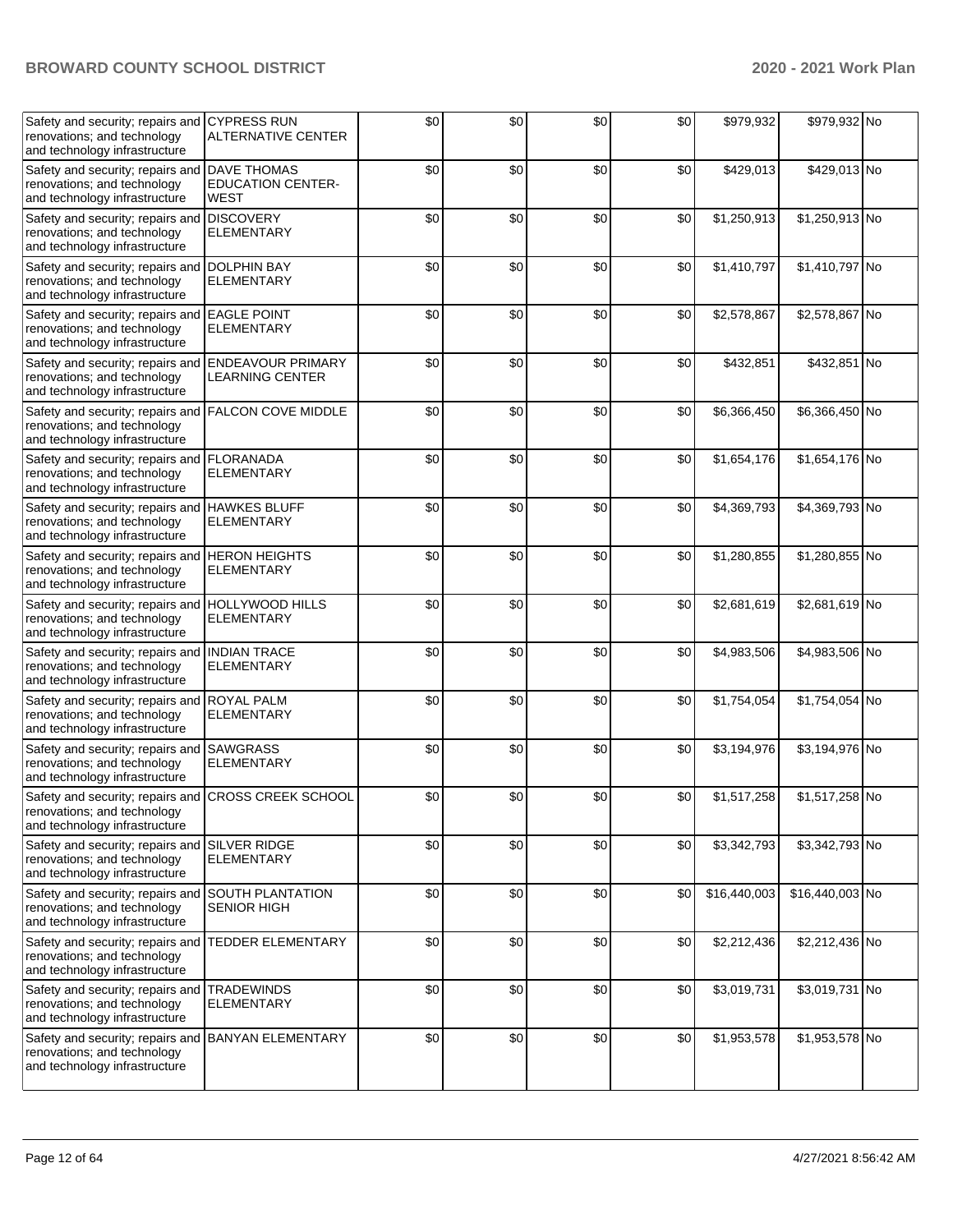| | | | | | | | | |
|---|---|---|---|---|---|---|---|---|
| Safety and security; repairs and renovations; and technology and technology infrastructure | CYPRESS RUN ALTERNATIVE CENTER | $0 | $0 | $0 | $0 | $979,932 | $979,932 | No |
| Safety and security; repairs and renovations; and technology and technology infrastructure | DAVE THOMAS EDUCATION CENTER-WEST | $0 | $0 | $0 | $0 | $429,013 | $429,013 | No |
| Safety and security; repairs and renovations; and technology and technology infrastructure | DISCOVERY ELEMENTARY | $0 | $0 | $0 | $0 | $1,250,913 | $1,250,913 | No |
| Safety and security; repairs and renovations; and technology and technology infrastructure | DOLPHIN BAY ELEMENTARY | $0 | $0 | $0 | $0 | $1,410,797 | $1,410,797 | No |
| Safety and security; repairs and renovations; and technology and technology infrastructure | EAGLE POINT ELEMENTARY | $0 | $0 | $0 | $0 | $2,578,867 | $2,578,867 | No |
| Safety and security; repairs and renovations; and technology and technology infrastructure | ENDEAVOUR PRIMARY LEARNING CENTER | $0 | $0 | $0 | $0 | $432,851 | $432,851 | No |
| Safety and security; repairs and renovations; and technology and technology infrastructure | FALCON COVE MIDDLE | $0 | $0 | $0 | $0 | $6,366,450 | $6,366,450 | No |
| Safety and security; repairs and renovations; and technology and technology infrastructure | FLORANADA ELEMENTARY | $0 | $0 | $0 | $0 | $1,654,176 | $1,654,176 | No |
| Safety and security; repairs and renovations; and technology and technology infrastructure | HAWKES BLUFF ELEMENTARY | $0 | $0 | $0 | $0 | $4,369,793 | $4,369,793 | No |
| Safety and security; repairs and renovations; and technology and technology infrastructure | HERON HEIGHTS ELEMENTARY | $0 | $0 | $0 | $0 | $1,280,855 | $1,280,855 | No |
| Safety and security; repairs and renovations; and technology and technology infrastructure | HOLLYWOOD HILLS ELEMENTARY | $0 | $0 | $0 | $0 | $2,681,619 | $2,681,619 | No |
| Safety and security; repairs and renovations; and technology and technology infrastructure | INDIAN TRACE ELEMENTARY | $0 | $0 | $0 | $0 | $4,983,506 | $4,983,506 | No |
| Safety and security; repairs and renovations; and technology and technology infrastructure | ROYAL PALM ELEMENTARY | $0 | $0 | $0 | $0 | $1,754,054 | $1,754,054 | No |
| Safety and security; repairs and renovations; and technology and technology infrastructure | SAWGRASS ELEMENTARY | $0 | $0 | $0 | $0 | $3,194,976 | $3,194,976 | No |
| Safety and security; repairs and renovations; and technology and technology infrastructure | CROSS CREEK SCHOOL | $0 | $0 | $0 | $0 | $1,517,258 | $1,517,258 | No |
| Safety and security; repairs and renovations; and technology and technology infrastructure | SILVER RIDGE ELEMENTARY | $0 | $0 | $0 | $0 | $3,342,793 | $3,342,793 | No |
| Safety and security; repairs and renovations; and technology and technology infrastructure | SOUTH PLANTATION SENIOR HIGH | $0 | $0 | $0 | $0 | $16,440,003 | $16,440,003 | No |
| Safety and security; repairs and renovations; and technology and technology infrastructure | TEDDER ELEMENTARY | $0 | $0 | $0 | $0 | $2,212,436 | $2,212,436 | No |
| Safety and security; repairs and renovations; and technology and technology infrastructure | TRADEWINDS ELEMENTARY | $0 | $0 | $0 | $0 | $3,019,731 | $3,019,731 | No |
| Safety and security; repairs and renovations; and technology and technology infrastructure | BANYAN ELEMENTARY | $0 | $0 | $0 | $0 | $1,953,578 | $1,953,578 | No |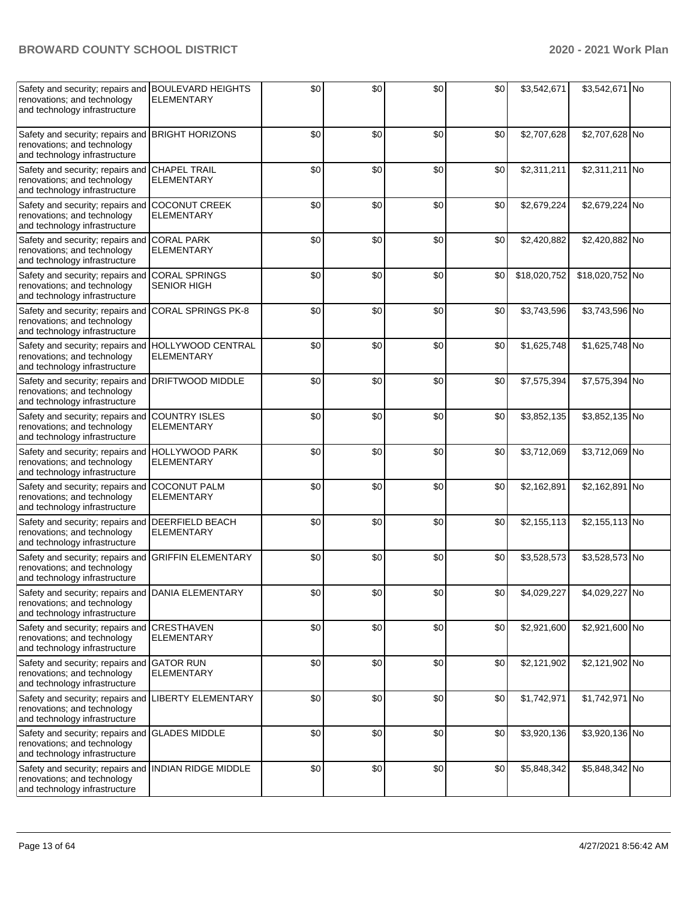| Safety and security; repairs and renovations; and technology and technology infrastructure | BOULEVARD HEIGHTS ELEMENTARY | $0 | $0 | $0 | $0 | $3,542,671 | $3,542,671 | No |
|---|---|---|---|---|---|---|---|---|
| Safety and security; repairs and renovations; and technology and technology infrastructure | BRIGHT HORIZONS | $0 | $0 | $0 | $0 | $2,707,628 | $2,707,628 | No |
| Safety and security; repairs and renovations; and technology and technology infrastructure | CHAPEL TRAIL ELEMENTARY | $0 | $0 | $0 | $0 | $2,311,211 | $2,311,211 | No |
| Safety and security; repairs and renovations; and technology and technology infrastructure | COCONUT CREEK ELEMENTARY | $0 | $0 | $0 | $0 | $2,679,224 | $2,679,224 | No |
| Safety and security; repairs and renovations; and technology and technology infrastructure | CORAL PARK ELEMENTARY | $0 | $0 | $0 | $0 | $2,420,882 | $2,420,882 | No |
| Safety and security; repairs and renovations; and technology and technology infrastructure | CORAL SPRINGS SENIOR HIGH | $0 | $0 | $0 | $0 | $18,020,752 | $18,020,752 | No |
| Safety and security; repairs and renovations; and technology and technology infrastructure | CORAL SPRINGS PK-8 | $0 | $0 | $0 | $0 | $3,743,596 | $3,743,596 | No |
| Safety and security; repairs and renovations; and technology and technology infrastructure | HOLLYWOOD CENTRAL ELEMENTARY | $0 | $0 | $0 | $0 | $1,625,748 | $1,625,748 | No |
| Safety and security; repairs and renovations; and technology and technology infrastructure | DRIFTWOOD MIDDLE | $0 | $0 | $0 | $0 | $7,575,394 | $7,575,394 | No |
| Safety and security; repairs and renovations; and technology and technology infrastructure | COUNTRY ISLES ELEMENTARY | $0 | $0 | $0 | $0 | $3,852,135 | $3,852,135 | No |
| Safety and security; repairs and renovations; and technology and technology infrastructure | HOLLYWOOD PARK ELEMENTARY | $0 | $0 | $0 | $0 | $3,712,069 | $3,712,069 | No |
| Safety and security; repairs and renovations; and technology and technology infrastructure | COCONUT PALM ELEMENTARY | $0 | $0 | $0 | $0 | $2,162,891 | $2,162,891 | No |
| Safety and security; repairs and renovations; and technology and technology infrastructure | DEERFIELD BEACH ELEMENTARY | $0 | $0 | $0 | $0 | $2,155,113 | $2,155,113 | No |
| Safety and security; repairs and renovations; and technology and technology infrastructure | GRIFFIN ELEMENTARY | $0 | $0 | $0 | $0 | $3,528,573 | $3,528,573 | No |
| Safety and security; repairs and renovations; and technology and technology infrastructure | DANIA ELEMENTARY | $0 | $0 | $0 | $0 | $4,029,227 | $4,029,227 | No |
| Safety and security; repairs and renovations; and technology and technology infrastructure | CRESTHAVEN ELEMENTARY | $0 | $0 | $0 | $0 | $2,921,600 | $2,921,600 | No |
| Safety and security; repairs and renovations; and technology and technology infrastructure | GATOR RUN ELEMENTARY | $0 | $0 | $0 | $0 | $2,121,902 | $2,121,902 | No |
| Safety and security; repairs and renovations; and technology and technology infrastructure | LIBERTY ELEMENTARY | $0 | $0 | $0 | $0 | $1,742,971 | $1,742,971 | No |
| Safety and security; repairs and renovations; and technology and technology infrastructure | GLADES MIDDLE | $0 | $0 | $0 | $0 | $3,920,136 | $3,920,136 | No |
| Safety and security; repairs and renovations; and technology and technology infrastructure | INDIAN RIDGE MIDDLE | $0 | $0 | $0 | $0 | $5,848,342 | $5,848,342 | No |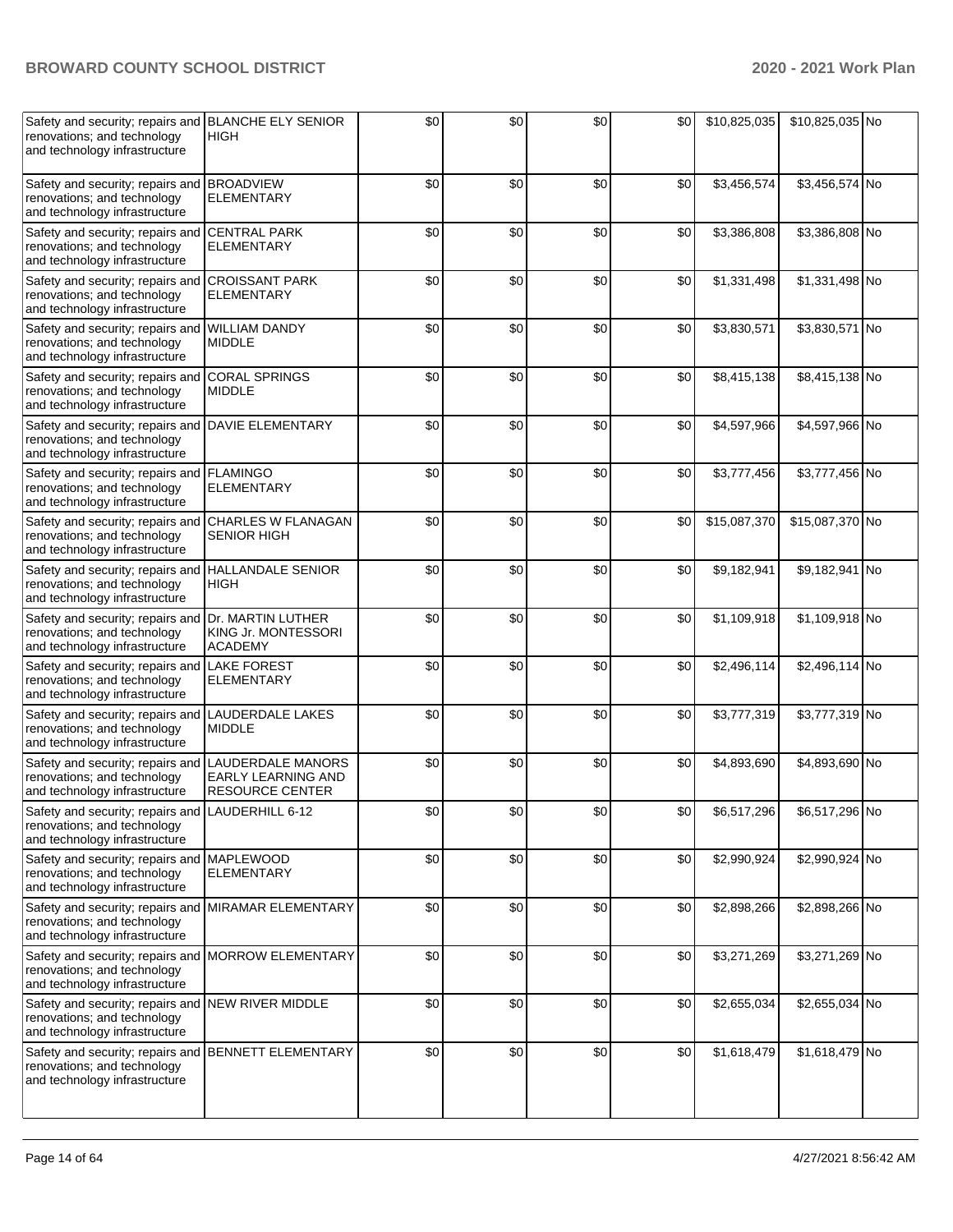| Safety and security; repairs and renovations; and technology and technology infrastructure | BLANCHE ELY SENIOR HIGH | $0 | $0 | $0 | $0 | $10,825,035 | $10,825,035 | No |
|---|---|---|---|---|---|---|---|---|
| Safety and security; repairs and renovations; and technology and technology infrastructure | BROADVIEW ELEMENTARY | $0 | $0 | $0 | $0 | $3,456,574 | $3,456,574 | No |
| Safety and security; repairs and renovations; and technology and technology infrastructure | CENTRAL PARK ELEMENTARY | $0 | $0 | $0 | $0 | $3,386,808 | $3,386,808 | No |
| Safety and security; repairs and renovations; and technology and technology infrastructure | CROISSANT PARK ELEMENTARY | $0 | $0 | $0 | $0 | $1,331,498 | $1,331,498 | No |
| Safety and security; repairs and renovations; and technology and technology infrastructure | WILLIAM DANDY MIDDLE | $0 | $0 | $0 | $0 | $3,830,571 | $3,830,571 | No |
| Safety and security; repairs and renovations; and technology and technology infrastructure | CORAL SPRINGS MIDDLE | $0 | $0 | $0 | $0 | $8,415,138 | $8,415,138 | No |
| Safety and security; repairs and renovations; and technology and technology infrastructure | DAVIE ELEMENTARY | $0 | $0 | $0 | $0 | $4,597,966 | $4,597,966 | No |
| Safety and security; repairs and renovations; and technology and technology infrastructure | FLAMINGO ELEMENTARY | $0 | $0 | $0 | $0 | $3,777,456 | $3,777,456 | No |
| Safety and security; repairs and renovations; and technology and technology infrastructure | CHARLES W FLANAGAN SENIOR HIGH | $0 | $0 | $0 | $0 | $15,087,370 | $15,087,370 | No |
| Safety and security; repairs and renovations; and technology and technology infrastructure | HALLANDALE SENIOR HIGH | $0 | $0 | $0 | $0 | $9,182,941 | $9,182,941 | No |
| Safety and security; repairs and renovations; and technology and technology infrastructure | Dr. MARTIN LUTHER KING Jr. MONTESSORI ACADEMY | $0 | $0 | $0 | $0 | $1,109,918 | $1,109,918 | No |
| Safety and security; repairs and renovations; and technology and technology infrastructure | LAKE FOREST ELEMENTARY | $0 | $0 | $0 | $0 | $2,496,114 | $2,496,114 | No |
| Safety and security; repairs and renovations; and technology and technology infrastructure | LAUDERDALE LAKES MIDDLE | $0 | $0 | $0 | $0 | $3,777,319 | $3,777,319 | No |
| Safety and security; repairs and renovations; and technology and technology infrastructure | LAUDERDALE MANORS EARLY LEARNING AND RESOURCE CENTER | $0 | $0 | $0 | $0 | $4,893,690 | $4,893,690 | No |
| Safety and security; repairs and renovations; and technology and technology infrastructure | LAUDERHILL 6-12 | $0 | $0 | $0 | $0 | $6,517,296 | $6,517,296 | No |
| Safety and security; repairs and renovations; and technology and technology infrastructure | MAPLEWOOD ELEMENTARY | $0 | $0 | $0 | $0 | $2,990,924 | $2,990,924 | No |
| Safety and security; repairs and renovations; and technology and technology infrastructure | MIRAMAR ELEMENTARY | $0 | $0 | $0 | $0 | $2,898,266 | $2,898,266 | No |
| Safety and security; repairs and renovations; and technology and technology infrastructure | MORROW ELEMENTARY | $0 | $0 | $0 | $0 | $3,271,269 | $3,271,269 | No |
| Safety and security; repairs and renovations; and technology and technology infrastructure | NEW RIVER MIDDLE | $0 | $0 | $0 | $0 | $2,655,034 | $2,655,034 | No |
| Safety and security; repairs and renovations; and technology and technology infrastructure | BENNETT ELEMENTARY | $0 | $0 | $0 | $0 | $1,618,479 | $1,618,479 | No |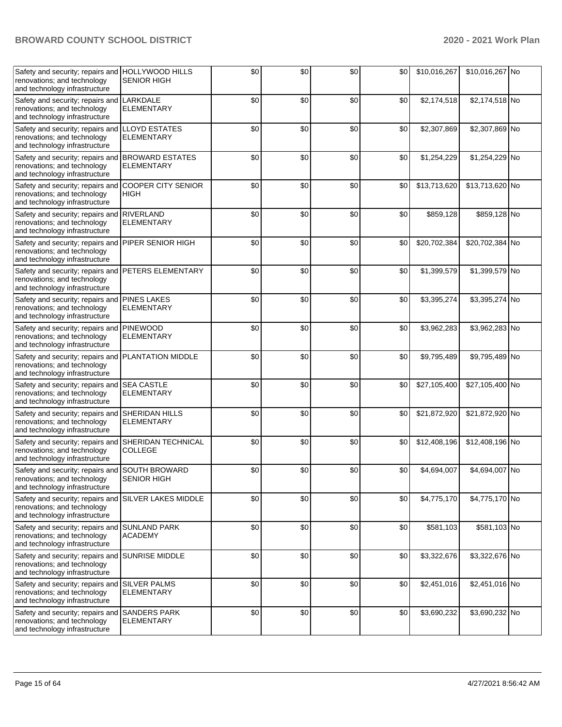| | | | | | | | | |
|---|---|---|---|---|---|---|---|---|
| Safety and security; repairs and renovations; and technology and technology infrastructure | HOLLYWOOD HILLS SENIOR HIGH | $0 | $0 | $0 | $0 | $10,016,267 | $10,016,267 | No |
| Safety and security; repairs and renovations; and technology and technology infrastructure | LARKDALE ELEMENTARY | $0 | $0 | $0 | $0 | $2,174,518 | $2,174,518 | No |
| Safety and security; repairs and renovations; and technology and technology infrastructure | LLOYD ESTATES ELEMENTARY | $0 | $0 | $0 | $0 | $2,307,869 | $2,307,869 | No |
| Safety and security; repairs and renovations; and technology and technology infrastructure | BROWARD ESTATES ELEMENTARY | $0 | $0 | $0 | $0 | $1,254,229 | $1,254,229 | No |
| Safety and security; repairs and renovations; and technology and technology infrastructure | COOPER CITY SENIOR HIGH | $0 | $0 | $0 | $0 | $13,713,620 | $13,713,620 | No |
| Safety and security; repairs and renovations; and technology and technology infrastructure | RIVERLAND ELEMENTARY | $0 | $0 | $0 | $0 | $859,128 | $859,128 | No |
| Safety and security; repairs and renovations; and technology and technology infrastructure | PIPER SENIOR HIGH | $0 | $0 | $0 | $0 | $20,702,384 | $20,702,384 | No |
| Safety and security; repairs and renovations; and technology and technology infrastructure | PETERS ELEMENTARY | $0 | $0 | $0 | $0 | $1,399,579 | $1,399,579 | No |
| Safety and security; repairs and renovations; and technology and technology infrastructure | PINES LAKES ELEMENTARY | $0 | $0 | $0 | $0 | $3,395,274 | $3,395,274 | No |
| Safety and security; repairs and renovations; and technology and technology infrastructure | PINEWOOD ELEMENTARY | $0 | $0 | $0 | $0 | $3,962,283 | $3,962,283 | No |
| Safety and security; repairs and renovations; and technology and technology infrastructure | PLANTATION MIDDLE | $0 | $0 | $0 | $0 | $9,795,489 | $9,795,489 | No |
| Safety and security; repairs and renovations; and technology and technology infrastructure | SEA CASTLE ELEMENTARY | $0 | $0 | $0 | $0 | $27,105,400 | $27,105,400 | No |
| Safety and security; repairs and renovations; and technology and technology infrastructure | SHERIDAN HILLS ELEMENTARY | $0 | $0 | $0 | $0 | $21,872,920 | $21,872,920 | No |
| Safety and security; repairs and renovations; and technology and technology infrastructure | SHERIDAN TECHNICAL COLLEGE | $0 | $0 | $0 | $0 | $12,408,196 | $12,408,196 | No |
| Safety and security; repairs and renovations; and technology and technology infrastructure | SOUTH BROWARD SENIOR HIGH | $0 | $0 | $0 | $0 | $4,694,007 | $4,694,007 | No |
| Safety and security; repairs and renovations; and technology and technology infrastructure | SILVER LAKES MIDDLE | $0 | $0 | $0 | $0 | $4,775,170 | $4,775,170 | No |
| Safety and security; repairs and renovations; and technology and technology infrastructure | SUNLAND PARK ACADEMY | $0 | $0 | $0 | $0 | $581,103 | $581,103 | No |
| Safety and security; repairs and renovations; and technology and technology infrastructure | SUNRISE MIDDLE | $0 | $0 | $0 | $0 | $3,322,676 | $3,322,676 | No |
| Safety and security; repairs and renovations; and technology and technology infrastructure | SILVER PALMS ELEMENTARY | $0 | $0 | $0 | $0 | $2,451,016 | $2,451,016 | No |
| Safety and security; repairs and renovations; and technology and technology infrastructure | SANDERS PARK ELEMENTARY | $0 | $0 | $0 | $0 | $3,690,232 | $3,690,232 | No |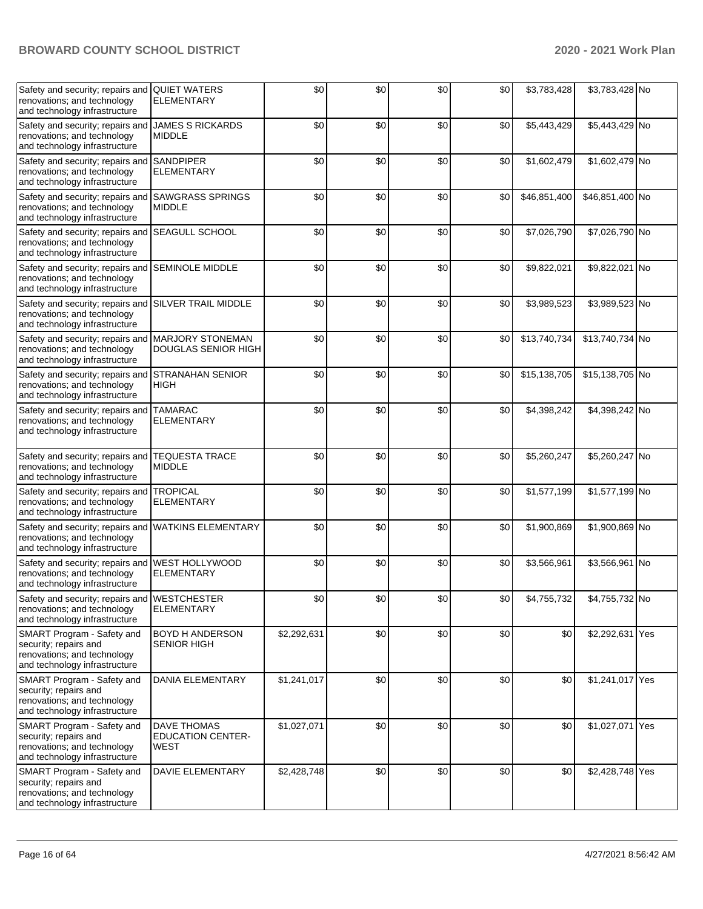| | | | | | | | | |
|---|---|---|---|---|---|---|---|---|
| Safety and security; repairs and renovations; and technology and technology infrastructure | QUIET WATERS ELEMENTARY | $0 | $0 | $0 | $0 | $3,783,428 | $3,783,428 | No |
| Safety and security; repairs and renovations; and technology and technology infrastructure | JAMES S RICKARDS MIDDLE | $0 | $0 | $0 | $0 | $5,443,429 | $5,443,429 | No |
| Safety and security; repairs and renovations; and technology and technology infrastructure | SANDPIPER ELEMENTARY | $0 | $0 | $0 | $0 | $1,602,479 | $1,602,479 | No |
| Safety and security; repairs and renovations; and technology and technology infrastructure | SAWGRASS SPRINGS MIDDLE | $0 | $0 | $0 | $0 | $46,851,400 | $46,851,400 | No |
| Safety and security; repairs and renovations; and technology and technology infrastructure | SEAGULL SCHOOL | $0 | $0 | $0 | $0 | $7,026,790 | $7,026,790 | No |
| Safety and security; repairs and renovations; and technology and technology infrastructure | SEMINOLE MIDDLE | $0 | $0 | $0 | $0 | $9,822,021 | $9,822,021 | No |
| Safety and security; repairs and renovations; and technology and technology infrastructure | SILVER TRAIL MIDDLE | $0 | $0 | $0 | $0 | $3,989,523 | $3,989,523 | No |
| Safety and security; repairs and renovations; and technology and technology infrastructure | MARJORY STONEMAN DOUGLAS SENIOR HIGH | $0 | $0 | $0 | $0 | $13,740,734 | $13,740,734 | No |
| Safety and security; repairs and renovations; and technology and technology infrastructure | STRANAHAN SENIOR HIGH | $0 | $0 | $0 | $0 | $15,138,705 | $15,138,705 | No |
| Safety and security; repairs and renovations; and technology and technology infrastructure | TAMARAC ELEMENTARY | $0 | $0 | $0 | $0 | $4,398,242 | $4,398,242 | No |
| Safety and security; repairs and renovations; and technology and technology infrastructure | TEQUESTA TRACE MIDDLE | $0 | $0 | $0 | $0 | $5,260,247 | $5,260,247 | No |
| Safety and security; repairs and renovations; and technology and technology infrastructure | TROPICAL ELEMENTARY | $0 | $0 | $0 | $0 | $1,577,199 | $1,577,199 | No |
| Safety and security; repairs and renovations; and technology and technology infrastructure | WATKINS ELEMENTARY | $0 | $0 | $0 | $0 | $1,900,869 | $1,900,869 | No |
| Safety and security; repairs and renovations; and technology and technology infrastructure | WEST HOLLYWOOD ELEMENTARY | $0 | $0 | $0 | $0 | $3,566,961 | $3,566,961 | No |
| Safety and security; repairs and renovations; and technology and technology infrastructure | WESTCHESTER ELEMENTARY | $0 | $0 | $0 | $0 | $4,755,732 | $4,755,732 | No |
| SMART Program - Safety and security; repairs and renovations; and technology and technology infrastructure | BOYD H ANDERSON SENIOR HIGH | $2,292,631 | $0 | $0 | $0 | $0 | $2,292,631 | Yes |
| SMART Program - Safety and security; repairs and renovations; and technology and technology infrastructure | DANIA ELEMENTARY | $1,241,017 | $0 | $0 | $0 | $0 | $1,241,017 | Yes |
| SMART Program - Safety and security; repairs and renovations; and technology and technology infrastructure | DAVE THOMAS EDUCATION CENTER-WEST | $1,027,071 | $0 | $0 | $0 | $0 | $1,027,071 | Yes |
| SMART Program - Safety and security; repairs and renovations; and technology and technology infrastructure | DAVIE ELEMENTARY | $2,428,748 | $0 | $0 | $0 | $0 | $2,428,748 | Yes |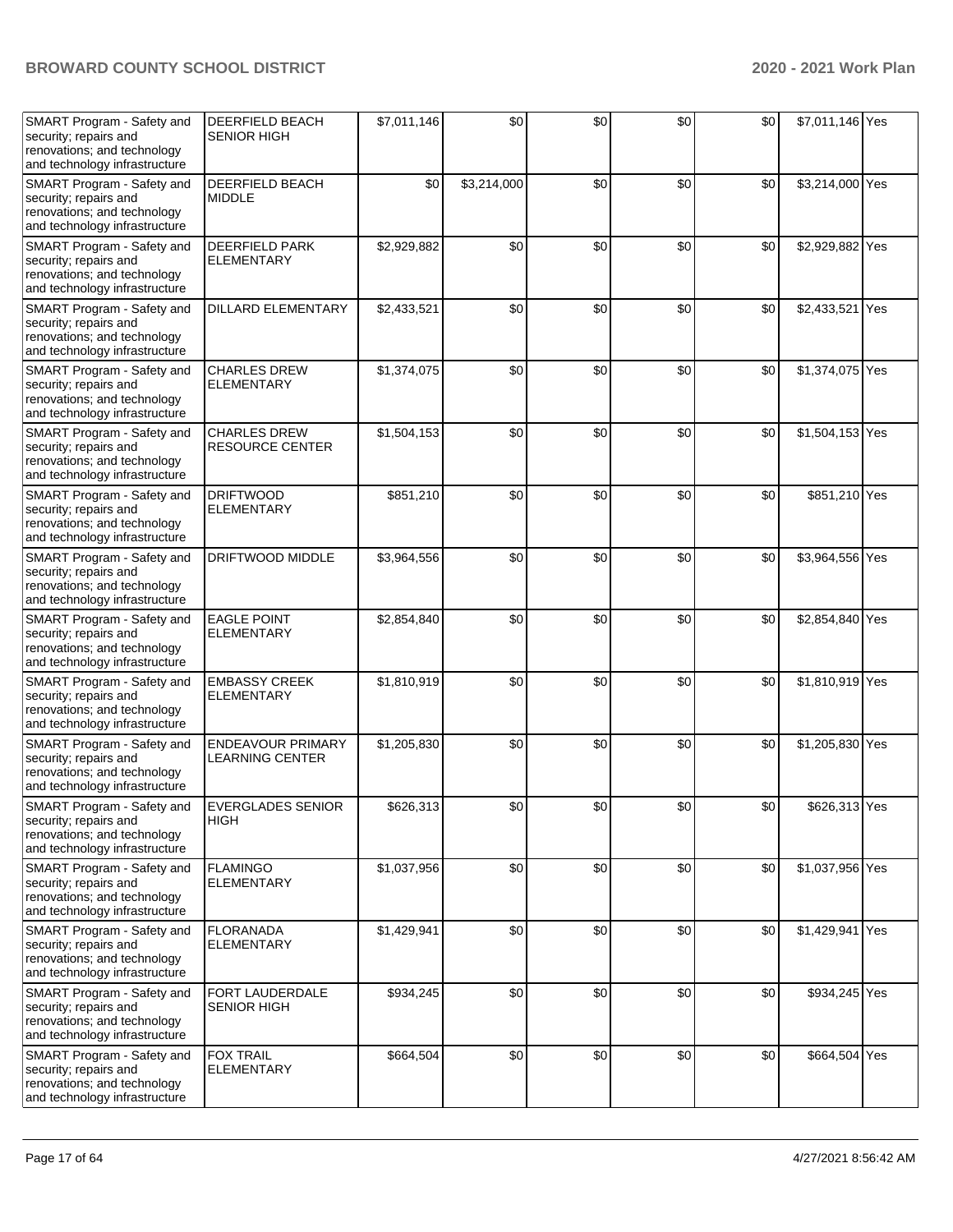| SMART Program - Safety and security; repairs and renovations; and technology and technology infrastructure | DEERFIELD BEACH SENIOR HIGH | $7,011,146 | $0 | $0 | $0 | $0 | $7,011,146 | Yes |
|---|---|---|---|---|---|---|---|---|
| SMART Program - Safety and security; repairs and renovations; and technology and technology infrastructure | DEERFIELD BEACH MIDDLE | $0 | $3,214,000 | $0 | $0 | $0 | $3,214,000 | Yes |
| SMART Program - Safety and security; repairs and renovations; and technology and technology infrastructure | DEERFIELD PARK ELEMENTARY | $2,929,882 | $0 | $0 | $0 | $0 | $2,929,882 | Yes |
| SMART Program - Safety and security; repairs and renovations; and technology and technology infrastructure | DILLARD ELEMENTARY | $2,433,521 | $0 | $0 | $0 | $0 | $2,433,521 | Yes |
| SMART Program - Safety and security; repairs and renovations; and technology and technology infrastructure | CHARLES DREW ELEMENTARY | $1,374,075 | $0 | $0 | $0 | $0 | $1,374,075 | Yes |
| SMART Program - Safety and security; repairs and renovations; and technology and technology infrastructure | CHARLES DREW RESOURCE CENTER | $1,504,153 | $0 | $0 | $0 | $0 | $1,504,153 | Yes |
| SMART Program - Safety and security; repairs and renovations; and technology and technology infrastructure | DRIFTWOOD ELEMENTARY | $851,210 | $0 | $0 | $0 | $0 | $851,210 | Yes |
| SMART Program - Safety and security; repairs and renovations; and technology and technology infrastructure | DRIFTWOOD MIDDLE | $3,964,556 | $0 | $0 | $0 | $0 | $3,964,556 | Yes |
| SMART Program - Safety and security; repairs and renovations; and technology and technology infrastructure | EAGLE POINT ELEMENTARY | $2,854,840 | $0 | $0 | $0 | $0 | $2,854,840 | Yes |
| SMART Program - Safety and security; repairs and renovations; and technology and technology infrastructure | EMBASSY CREEK ELEMENTARY | $1,810,919 | $0 | $0 | $0 | $0 | $1,810,919 | Yes |
| SMART Program - Safety and security; repairs and renovations; and technology and technology infrastructure | ENDEAVOUR PRIMARY LEARNING CENTER | $1,205,830 | $0 | $0 | $0 | $0 | $1,205,830 | Yes |
| SMART Program - Safety and security; repairs and renovations; and technology and technology infrastructure | EVERGLADES SENIOR HIGH | $626,313 | $0 | $0 | $0 | $0 | $626,313 | Yes |
| SMART Program - Safety and security; repairs and renovations; and technology and technology infrastructure | FLAMINGO ELEMENTARY | $1,037,956 | $0 | $0 | $0 | $0 | $1,037,956 | Yes |
| SMART Program - Safety and security; repairs and renovations; and technology and technology infrastructure | FLORANADA ELEMENTARY | $1,429,941 | $0 | $0 | $0 | $0 | $1,429,941 | Yes |
| SMART Program - Safety and security; repairs and renovations; and technology and technology infrastructure | FORT LAUDERDALE SENIOR HIGH | $934,245 | $0 | $0 | $0 | $0 | $934,245 | Yes |
| SMART Program - Safety and security; repairs and renovations; and technology and technology infrastructure | FOX TRAIL ELEMENTARY | $664,504 | $0 | $0 | $0 | $0 | $664,504 | Yes |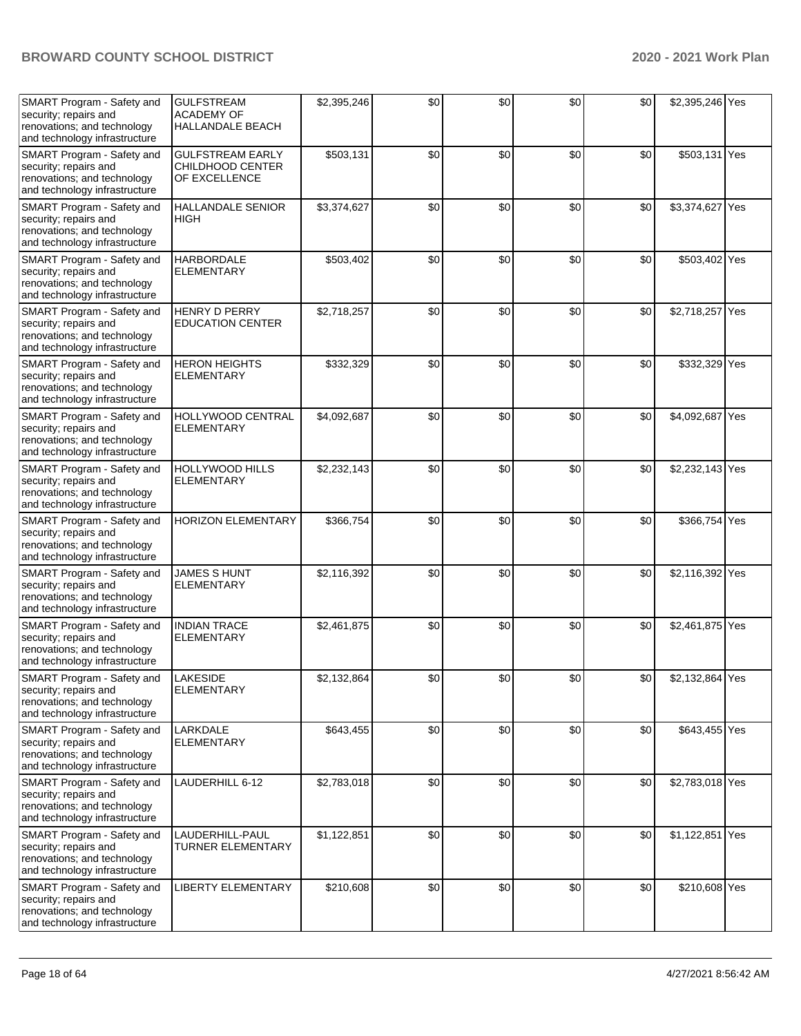| | | | | | | | | |
|---|---|---|---|---|---|---|---|---|
| SMART Program - Safety and security; repairs and renovations; and technology and technology infrastructure | GULFSTREAM ACADEMY OF HALLANDALE BEACH | $2,395,246 | $0 | $0 | $0 | $0 | $2,395,246 | Yes |
| SMART Program - Safety and security; repairs and renovations; and technology and technology infrastructure | GULFSTREAM EARLY CHILDHOOD CENTER OF EXCELLENCE | $503,131 | $0 | $0 | $0 | $0 | $503,131 | Yes |
| SMART Program - Safety and security; repairs and renovations; and technology and technology infrastructure | HALLANDALE SENIOR HIGH | $3,374,627 | $0 | $0 | $0 | $0 | $3,374,627 | Yes |
| SMART Program - Safety and security; repairs and renovations; and technology and technology infrastructure | HARBORDALE ELEMENTARY | $503,402 | $0 | $0 | $0 | $0 | $503,402 | Yes |
| SMART Program - Safety and security; repairs and renovations; and technology and technology infrastructure | HENRY D PERRY EDUCATION CENTER | $2,718,257 | $0 | $0 | $0 | $0 | $2,718,257 | Yes |
| SMART Program - Safety and security; repairs and renovations; and technology and technology infrastructure | HERON HEIGHTS ELEMENTARY | $332,329 | $0 | $0 | $0 | $0 | $332,329 | Yes |
| SMART Program - Safety and security; repairs and renovations; and technology and technology infrastructure | HOLLYWOOD CENTRAL ELEMENTARY | $4,092,687 | $0 | $0 | $0 | $0 | $4,092,687 | Yes |
| SMART Program - Safety and security; repairs and renovations; and technology and technology infrastructure | HOLLYWOOD HILLS ELEMENTARY | $2,232,143 | $0 | $0 | $0 | $0 | $2,232,143 | Yes |
| SMART Program - Safety and security; repairs and renovations; and technology and technology infrastructure | HORIZON ELEMENTARY | $366,754 | $0 | $0 | $0 | $0 | $366,754 | Yes |
| SMART Program - Safety and security; repairs and renovations; and technology and technology infrastructure | JAMES S HUNT ELEMENTARY | $2,116,392 | $0 | $0 | $0 | $0 | $2,116,392 | Yes |
| SMART Program - Safety and security; repairs and renovations; and technology and technology infrastructure | INDIAN TRACE ELEMENTARY | $2,461,875 | $0 | $0 | $0 | $0 | $2,461,875 | Yes |
| SMART Program - Safety and security; repairs and renovations; and technology and technology infrastructure | LAKESIDE ELEMENTARY | $2,132,864 | $0 | $0 | $0 | $0 | $2,132,864 | Yes |
| SMART Program - Safety and security; repairs and renovations; and technology and technology infrastructure | LARKDALE ELEMENTARY | $643,455 | $0 | $0 | $0 | $0 | $643,455 | Yes |
| SMART Program - Safety and security; repairs and renovations; and technology and technology infrastructure | LAUDERHILL 6-12 | $2,783,018 | $0 | $0 | $0 | $0 | $2,783,018 | Yes |
| SMART Program - Safety and security; repairs and renovations; and technology and technology infrastructure | LAUDERHILL-PAUL TURNER ELEMENTARY | $1,122,851 | $0 | $0 | $0 | $0 | $1,122,851 | Yes |
| SMART Program - Safety and security; repairs and renovations; and technology and technology infrastructure | LIBERTY ELEMENTARY | $210,608 | $0 | $0 | $0 | $0 | $210,608 | Yes |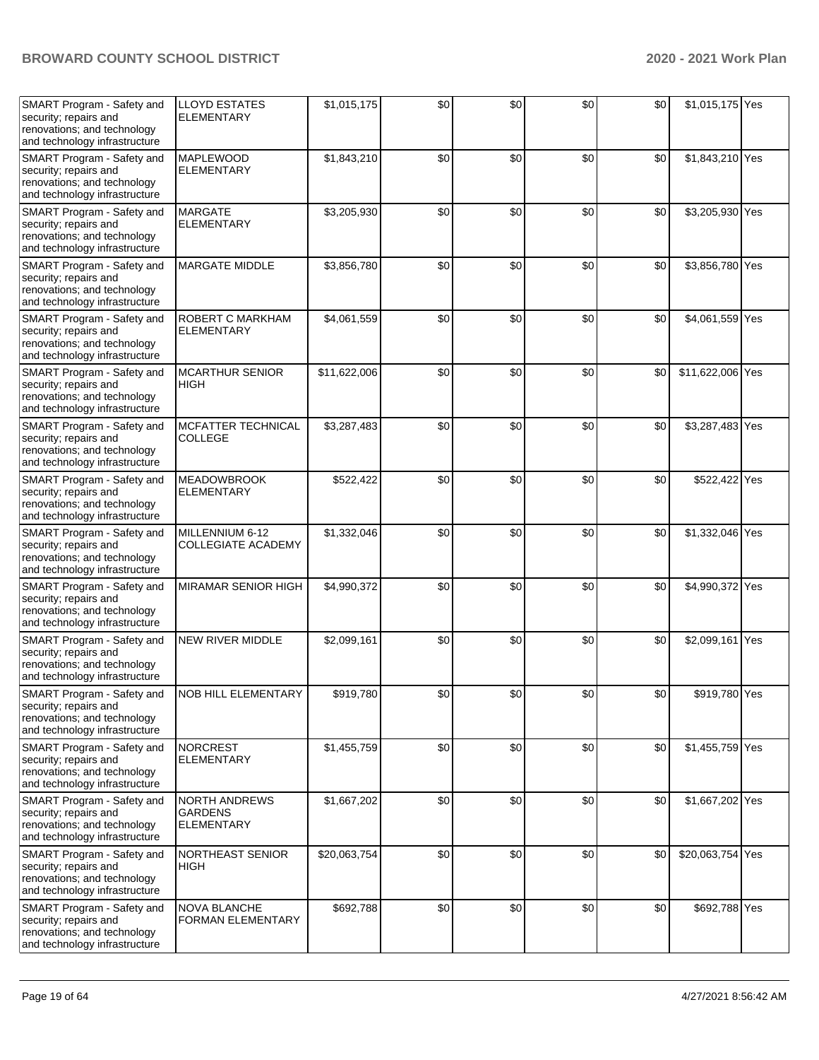| SMART Program - Safety and security; repairs and renovations; and technology and technology infrastructure | LLOYD ESTATES ELEMENTARY | $1,015,175 | $0 | $0 | $0 | $0 | $1,015,175 | Yes |
|---|---|---|---|---|---|---|---|---|
| SMART Program - Safety and security; repairs and renovations; and technology and technology infrastructure | MAPLEWOOD ELEMENTARY | $1,843,210 | $0 | $0 | $0 | $0 | $1,843,210 | Yes |
| SMART Program - Safety and security; repairs and renovations; and technology and technology infrastructure | MARGATE ELEMENTARY | $3,205,930 | $0 | $0 | $0 | $0 | $3,205,930 | Yes |
| SMART Program - Safety and security; repairs and renovations; and technology and technology infrastructure | MARGATE MIDDLE | $3,856,780 | $0 | $0 | $0 | $0 | $3,856,780 | Yes |
| SMART Program - Safety and security; repairs and renovations; and technology and technology infrastructure | ROBERT C MARKHAM ELEMENTARY | $4,061,559 | $0 | $0 | $0 | $0 | $4,061,559 | Yes |
| SMART Program - Safety and security; repairs and renovations; and technology and technology infrastructure | MCARTHUR SENIOR HIGH | $11,622,006 | $0 | $0 | $0 | $0 | $11,622,006 | Yes |
| SMART Program - Safety and security; repairs and renovations; and technology and technology infrastructure | MCFATTER TECHNICAL COLLEGE | $3,287,483 | $0 | $0 | $0 | $0 | $3,287,483 | Yes |
| SMART Program - Safety and security; repairs and renovations; and technology and technology infrastructure | MEADOWBROOK ELEMENTARY | $522,422 | $0 | $0 | $0 | $0 | $522,422 | Yes |
| SMART Program - Safety and security; repairs and renovations; and technology and technology infrastructure | MILLENNIUM 6-12 COLLEGIATE ACADEMY | $1,332,046 | $0 | $0 | $0 | $0 | $1,332,046 | Yes |
| SMART Program - Safety and security; repairs and renovations; and technology and technology infrastructure | MIRAMAR SENIOR HIGH | $4,990,372 | $0 | $0 | $0 | $0 | $4,990,372 | Yes |
| SMART Program - Safety and security; repairs and renovations; and technology and technology infrastructure | NEW RIVER MIDDLE | $2,099,161 | $0 | $0 | $0 | $0 | $2,099,161 | Yes |
| SMART Program - Safety and security; repairs and renovations; and technology and technology infrastructure | NOB HILL ELEMENTARY | $919,780 | $0 | $0 | $0 | $0 | $919,780 | Yes |
| SMART Program - Safety and security; repairs and renovations; and technology and technology infrastructure | NORCREST ELEMENTARY | $1,455,759 | $0 | $0 | $0 | $0 | $1,455,759 | Yes |
| SMART Program - Safety and security; repairs and renovations; and technology and technology infrastructure | NORTH ANDREWS GARDENS ELEMENTARY | $1,667,202 | $0 | $0 | $0 | $0 | $1,667,202 | Yes |
| SMART Program - Safety and security; repairs and renovations; and technology and technology infrastructure | NORTHEAST SENIOR HIGH | $20,063,754 | $0 | $0 | $0 | $0 | $20,063,754 | Yes |
| SMART Program - Safety and security; repairs and renovations; and technology and technology infrastructure | NOVA BLANCHE FORMAN ELEMENTARY | $692,788 | $0 | $0 | $0 | $0 | $692,788 | Yes |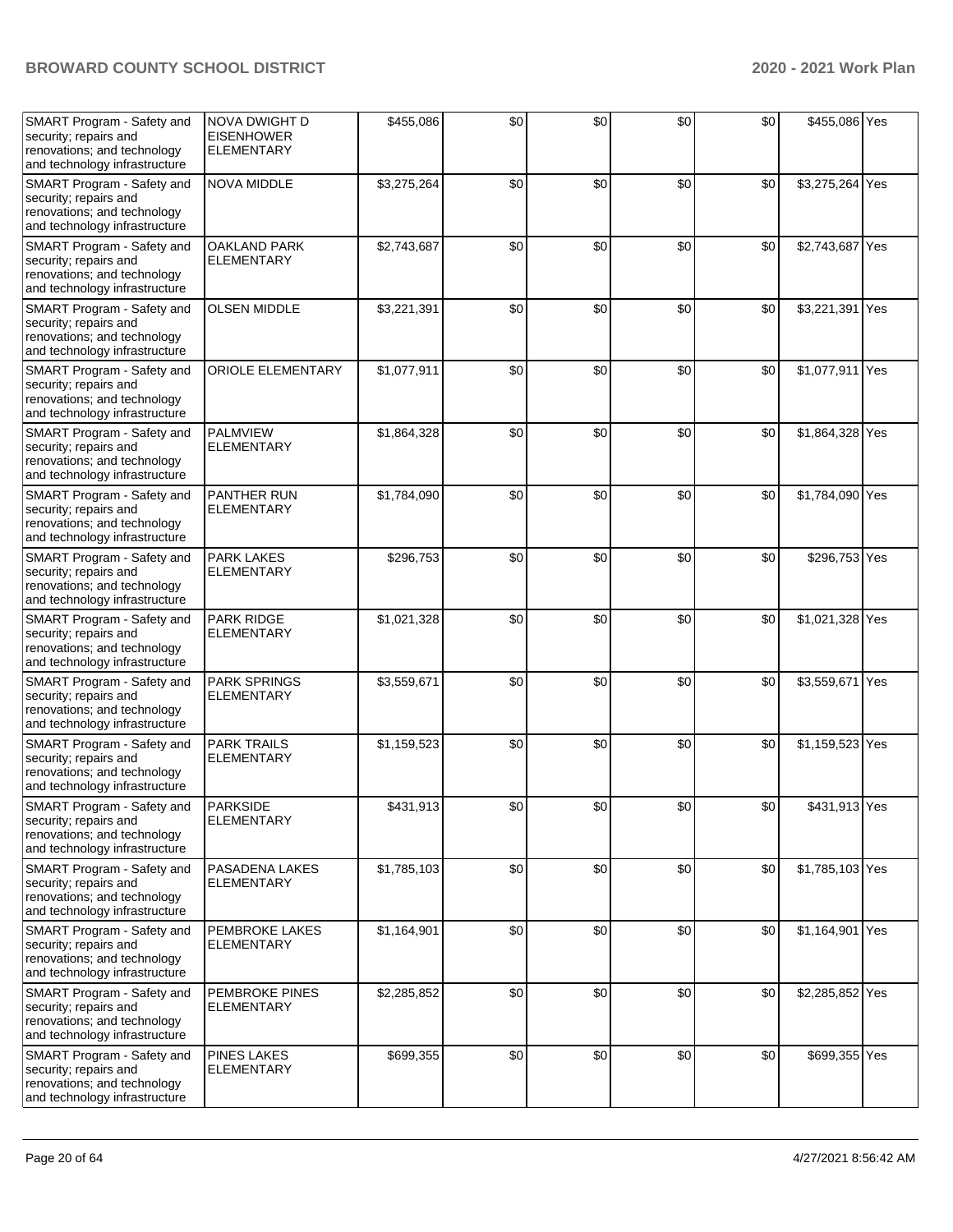| | | | | | | | | |
|---|---|---|---|---|---|---|---|---|
| SMART Program - Safety and security; repairs and renovations; and technology and technology infrastructure | NOVA DWIGHT D EISENHOWER ELEMENTARY | $455,086 | $0 | $0 | $0 | $0 | $455,086 | Yes |
| SMART Program - Safety and security; repairs and renovations; and technology and technology infrastructure | NOVA MIDDLE | $3,275,264 | $0 | $0 | $0 | $0 | $3,275,264 | Yes |
| SMART Program - Safety and security; repairs and renovations; and technology and technology infrastructure | OAKLAND PARK ELEMENTARY | $2,743,687 | $0 | $0 | $0 | $0 | $2,743,687 | Yes |
| SMART Program - Safety and security; repairs and renovations; and technology and technology infrastructure | OLSEN MIDDLE | $3,221,391 | $0 | $0 | $0 | $0 | $3,221,391 | Yes |
| SMART Program - Safety and security; repairs and renovations; and technology and technology infrastructure | ORIOLE ELEMENTARY | $1,077,911 | $0 | $0 | $0 | $0 | $1,077,911 | Yes |
| SMART Program - Safety and security; repairs and renovations; and technology and technology infrastructure | PALMVIEW ELEMENTARY | $1,864,328 | $0 | $0 | $0 | $0 | $1,864,328 | Yes |
| SMART Program - Safety and security; repairs and renovations; and technology and technology infrastructure | PANTHER RUN ELEMENTARY | $1,784,090 | $0 | $0 | $0 | $0 | $1,784,090 | Yes |
| SMART Program - Safety and security; repairs and renovations; and technology and technology infrastructure | PARK LAKES ELEMENTARY | $296,753 | $0 | $0 | $0 | $0 | $296,753 | Yes |
| SMART Program - Safety and security; repairs and renovations; and technology and technology infrastructure | PARK RIDGE ELEMENTARY | $1,021,328 | $0 | $0 | $0 | $0 | $1,021,328 | Yes |
| SMART Program - Safety and security; repairs and renovations; and technology and technology infrastructure | PARK SPRINGS ELEMENTARY | $3,559,671 | $0 | $0 | $0 | $0 | $3,559,671 | Yes |
| SMART Program - Safety and security; repairs and renovations; and technology and technology infrastructure | PARK TRAILS ELEMENTARY | $1,159,523 | $0 | $0 | $0 | $0 | $1,159,523 | Yes |
| SMART Program - Safety and security; repairs and renovations; and technology and technology infrastructure | PARKSIDE ELEMENTARY | $431,913 | $0 | $0 | $0 | $0 | $431,913 | Yes |
| SMART Program - Safety and security; repairs and renovations; and technology and technology infrastructure | PASADENA LAKES ELEMENTARY | $1,785,103 | $0 | $0 | $0 | $0 | $1,785,103 | Yes |
| SMART Program - Safety and security; repairs and renovations; and technology and technology infrastructure | PEMBROKE LAKES ELEMENTARY | $1,164,901 | $0 | $0 | $0 | $0 | $1,164,901 | Yes |
| SMART Program - Safety and security; repairs and renovations; and technology and technology infrastructure | PEMBROKE PINES ELEMENTARY | $2,285,852 | $0 | $0 | $0 | $0 | $2,285,852 | Yes |
| SMART Program - Safety and security; repairs and renovations; and technology and technology infrastructure | PINES LAKES ELEMENTARY | $699,355 | $0 | $0 | $0 | $0 | $699,355 | Yes |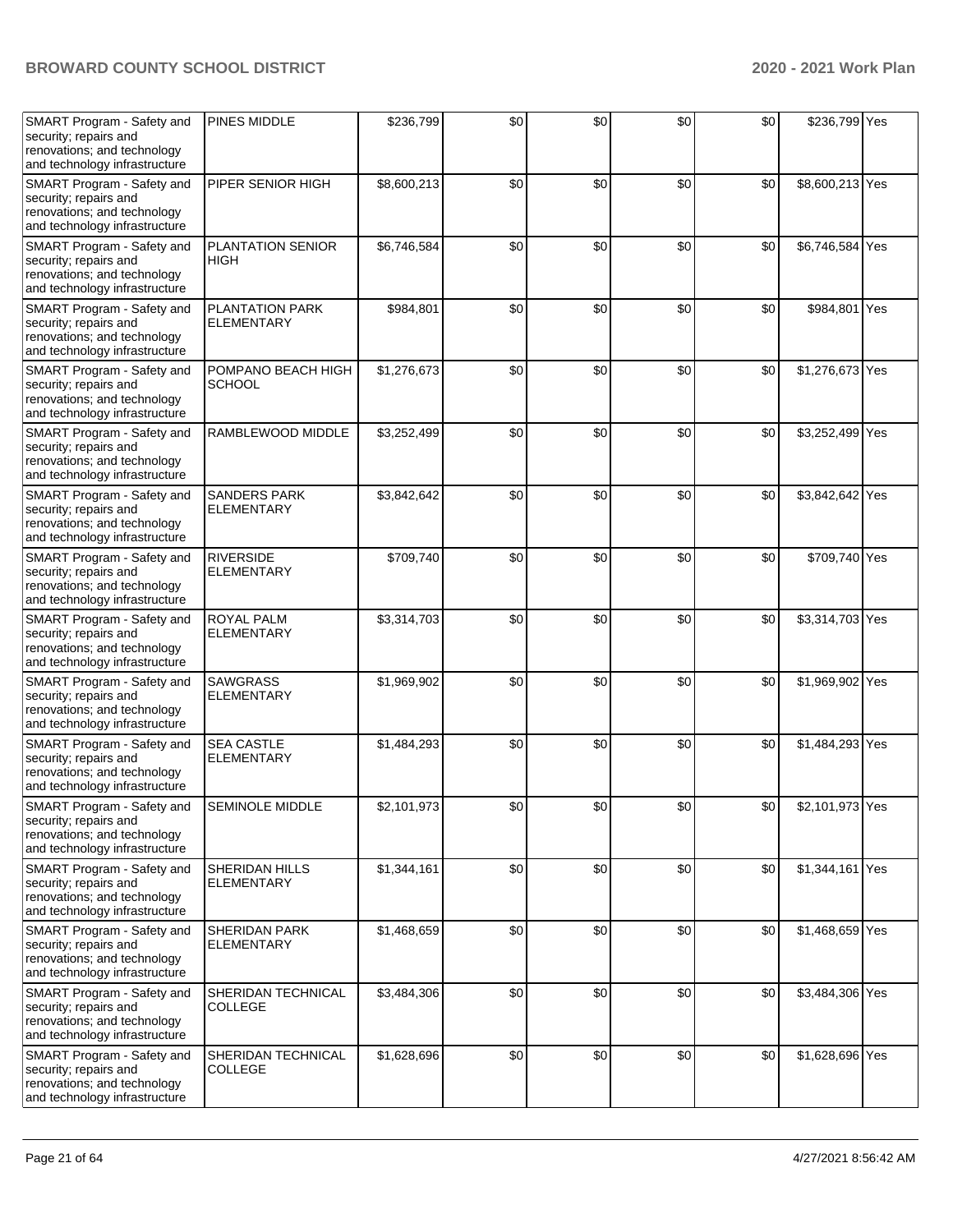| SMART Program - Safety and security; repairs and renovations; and technology and technology infrastructure | PINES MIDDLE | $236,799 | $0 | $0 | $0 | $0 | $236,799 | Yes |
|---|---|---|---|---|---|---|---|---|
| SMART Program - Safety and security; repairs and renovations; and technology and technology infrastructure | PIPER SENIOR HIGH | $8,600,213 | $0 | $0 | $0 | $0 | $8,600,213 | Yes |
| SMART Program - Safety and security; repairs and renovations; and technology and technology infrastructure | PLANTATION SENIOR HIGH | $6,746,584 | $0 | $0 | $0 | $0 | $6,746,584 | Yes |
| SMART Program - Safety and security; repairs and renovations; and technology and technology infrastructure | PLANTATION PARK ELEMENTARY | $984,801 | $0 | $0 | $0 | $0 | $984,801 | Yes |
| SMART Program - Safety and security; repairs and renovations; and technology and technology infrastructure | POMPANO BEACH HIGH SCHOOL | $1,276,673 | $0 | $0 | $0 | $0 | $1,276,673 | Yes |
| SMART Program - Safety and security; repairs and renovations; and technology and technology infrastructure | RAMBLEWOOD MIDDLE | $3,252,499 | $0 | $0 | $0 | $0 | $3,252,499 | Yes |
| SMART Program - Safety and security; repairs and renovations; and technology and technology infrastructure | SANDERS PARK ELEMENTARY | $3,842,642 | $0 | $0 | $0 | $0 | $3,842,642 | Yes |
| SMART Program - Safety and security; repairs and renovations; and technology and technology infrastructure | RIVERSIDE ELEMENTARY | $709,740 | $0 | $0 | $0 | $0 | $709,740 | Yes |
| SMART Program - Safety and security; repairs and renovations; and technology and technology infrastructure | ROYAL PALM ELEMENTARY | $3,314,703 | $0 | $0 | $0 | $0 | $3,314,703 | Yes |
| SMART Program - Safety and security; repairs and renovations; and technology and technology infrastructure | SAWGRASS ELEMENTARY | $1,969,902 | $0 | $0 | $0 | $0 | $1,969,902 | Yes |
| SMART Program - Safety and security; repairs and renovations; and technology and technology infrastructure | SEA CASTLE ELEMENTARY | $1,484,293 | $0 | $0 | $0 | $0 | $1,484,293 | Yes |
| SMART Program - Safety and security; repairs and renovations; and technology and technology infrastructure | SEMINOLE MIDDLE | $2,101,973 | $0 | $0 | $0 | $0 | $2,101,973 | Yes |
| SMART Program - Safety and security; repairs and renovations; and technology and technology infrastructure | SHERIDAN HILLS ELEMENTARY | $1,344,161 | $0 | $0 | $0 | $0 | $1,344,161 | Yes |
| SMART Program - Safety and security; repairs and renovations; and technology and technology infrastructure | SHERIDAN PARK ELEMENTARY | $1,468,659 | $0 | $0 | $0 | $0 | $1,468,659 | Yes |
| SMART Program - Safety and security; repairs and renovations; and technology and technology infrastructure | SHERIDAN TECHNICAL COLLEGE | $3,484,306 | $0 | $0 | $0 | $0 | $3,484,306 | Yes |
| SMART Program - Safety and security; repairs and renovations; and technology and technology infrastructure | SHERIDAN TECHNICAL COLLEGE | $1,628,696 | $0 | $0 | $0 | $0 | $1,628,696 | Yes |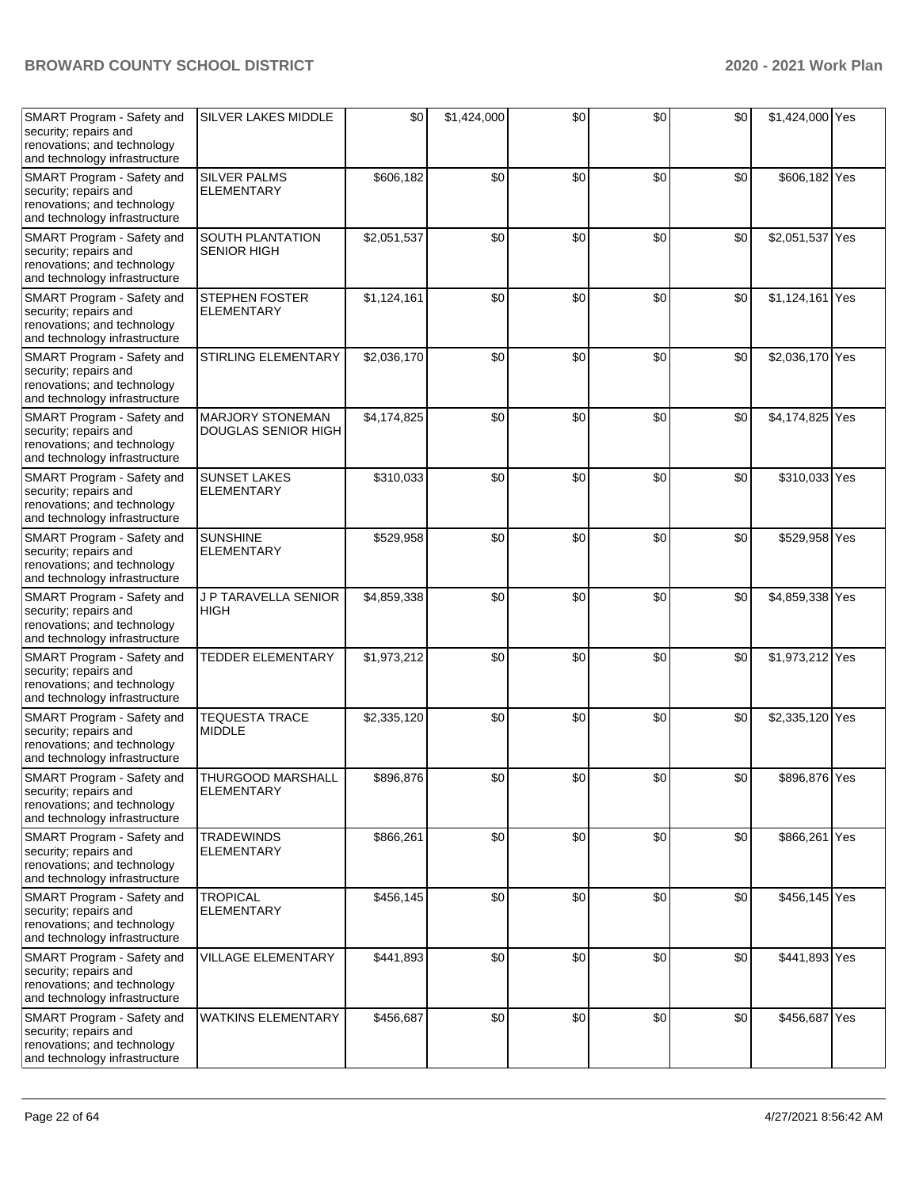| | | | | | | | | |
|---|---|---|---|---|---|---|---|---|
| SMART Program - Safety and security; repairs and renovations; and technology and technology infrastructure | SILVER LAKES MIDDLE | $0 | $1,424,000 | $0 | $0 | $0 | $1,424,000 | Yes |
| SMART Program - Safety and security; repairs and renovations; and technology and technology infrastructure | SILVER PALMS ELEMENTARY | $606,182 | $0 | $0 | $0 | $0 | $606,182 | Yes |
| SMART Program - Safety and security; repairs and renovations; and technology and technology infrastructure | SOUTH PLANTATION SENIOR HIGH | $2,051,537 | $0 | $0 | $0 | $0 | $2,051,537 | Yes |
| SMART Program - Safety and security; repairs and renovations; and technology and technology infrastructure | STEPHEN FOSTER ELEMENTARY | $1,124,161 | $0 | $0 | $0 | $0 | $1,124,161 | Yes |
| SMART Program - Safety and security; repairs and renovations; and technology and technology infrastructure | STIRLING ELEMENTARY | $2,036,170 | $0 | $0 | $0 | $0 | $2,036,170 | Yes |
| SMART Program - Safety and security; repairs and renovations; and technology and technology infrastructure | MARJORY STONEMAN DOUGLAS SENIOR HIGH | $4,174,825 | $0 | $0 | $0 | $0 | $4,174,825 | Yes |
| SMART Program - Safety and security; repairs and renovations; and technology and technology infrastructure | SUNSET LAKES ELEMENTARY | $310,033 | $0 | $0 | $0 | $0 | $310,033 | Yes |
| SMART Program - Safety and security; repairs and renovations; and technology and technology infrastructure | SUNSHINE ELEMENTARY | $529,958 | $0 | $0 | $0 | $0 | $529,958 | Yes |
| SMART Program - Safety and security; repairs and renovations; and technology and technology infrastructure | J P TARAVELLA SENIOR HIGH | $4,859,338 | $0 | $0 | $0 | $0 | $4,859,338 | Yes |
| SMART Program - Safety and security; repairs and renovations; and technology and technology infrastructure | TEDDER ELEMENTARY | $1,973,212 | $0 | $0 | $0 | $0 | $1,973,212 | Yes |
| SMART Program - Safety and security; repairs and renovations; and technology and technology infrastructure | TEQUESTA TRACE MIDDLE | $2,335,120 | $0 | $0 | $0 | $0 | $2,335,120 | Yes |
| SMART Program - Safety and security; repairs and renovations; and technology and technology infrastructure | THURGOOD MARSHALL ELEMENTARY | $896,876 | $0 | $0 | $0 | $0 | $896,876 | Yes |
| SMART Program - Safety and security; repairs and renovations; and technology and technology infrastructure | TRADEWINDS ELEMENTARY | $866,261 | $0 | $0 | $0 | $0 | $866,261 | Yes |
| SMART Program - Safety and security; repairs and renovations; and technology and technology infrastructure | TROPICAL ELEMENTARY | $456,145 | $0 | $0 | $0 | $0 | $456,145 | Yes |
| SMART Program - Safety and security; repairs and renovations; and technology and technology infrastructure | VILLAGE ELEMENTARY | $441,893 | $0 | $0 | $0 | $0 | $441,893 | Yes |
| SMART Program - Safety and security; repairs and renovations; and technology and technology infrastructure | WATKINS ELEMENTARY | $456,687 | $0 | $0 | $0 | $0 | $456,687 | Yes |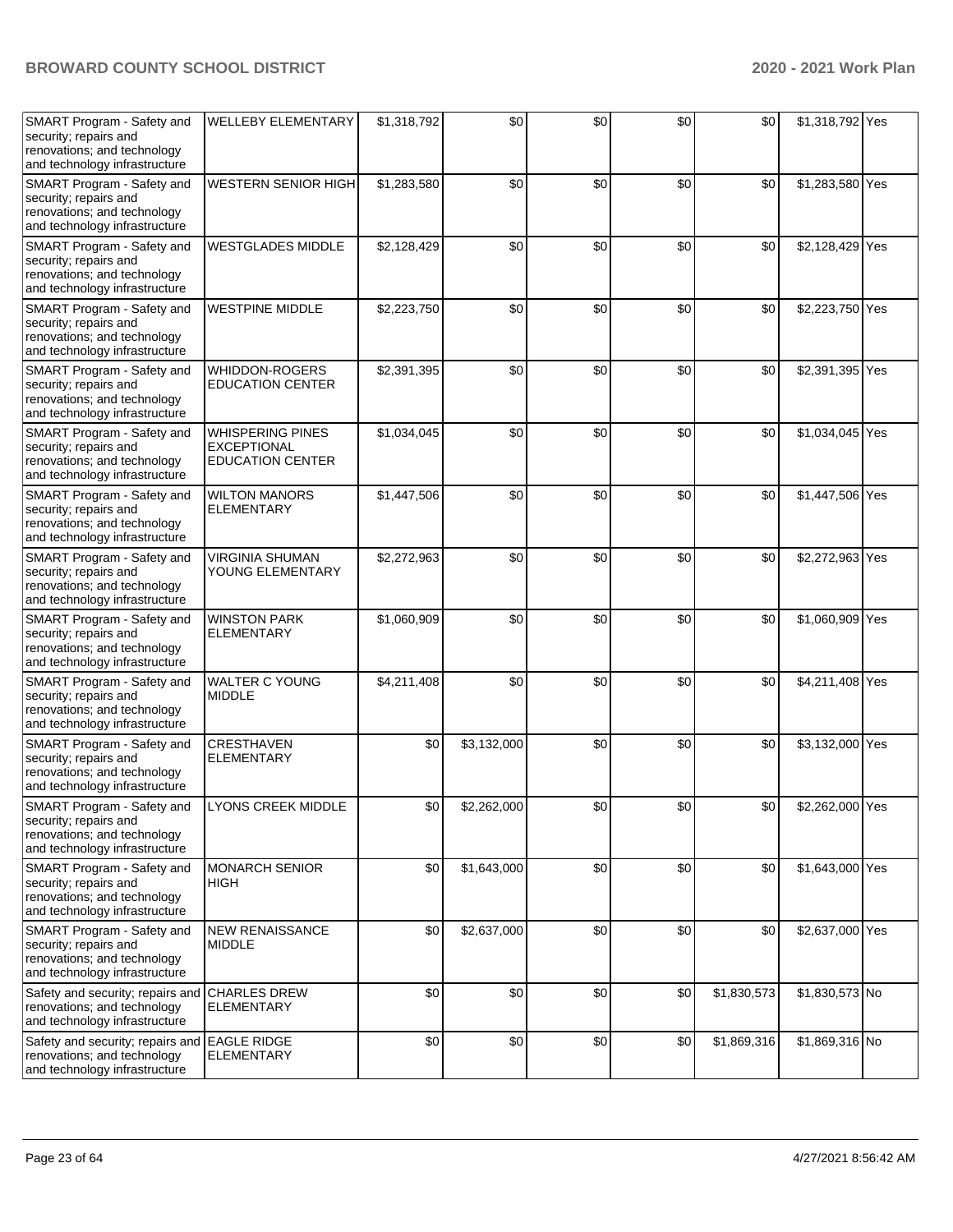| | | | | | | | | |
|---|---|---|---|---|---|---|---|---|
| SMART Program - Safety and security; repairs and renovations; and technology and technology infrastructure | WELLEBY ELEMENTARY | $1,318,792 | $0 | $0 | $0 | $0 | $1,318,792 | Yes |
| SMART Program - Safety and security; repairs and renovations; and technology and technology infrastructure | WESTERN SENIOR HIGH | $1,283,580 | $0 | $0 | $0 | $0 | $1,283,580 | Yes |
| SMART Program - Safety and security; repairs and renovations; and technology and technology infrastructure | WESTGLADES MIDDLE | $2,128,429 | $0 | $0 | $0 | $0 | $2,128,429 | Yes |
| SMART Program - Safety and security; repairs and renovations; and technology and technology infrastructure | WESTPINE MIDDLE | $2,223,750 | $0 | $0 | $0 | $0 | $2,223,750 | Yes |
| SMART Program - Safety and security; repairs and renovations; and technology and technology infrastructure | WHIDDON-ROGERS EDUCATION CENTER | $2,391,395 | $0 | $0 | $0 | $0 | $2,391,395 | Yes |
| SMART Program - Safety and security; repairs and renovations; and technology and technology infrastructure | WHISPERING PINES EXCEPTIONAL EDUCATION CENTER | $1,034,045 | $0 | $0 | $0 | $0 | $1,034,045 | Yes |
| SMART Program - Safety and security; repairs and renovations; and technology and technology infrastructure | WILTON MANORS ELEMENTARY | $1,447,506 | $0 | $0 | $0 | $0 | $1,447,506 | Yes |
| SMART Program - Safety and security; repairs and renovations; and technology and technology infrastructure | VIRGINIA SHUMAN YOUNG ELEMENTARY | $2,272,963 | $0 | $0 | $0 | $0 | $2,272,963 | Yes |
| SMART Program - Safety and security; repairs and renovations; and technology and technology infrastructure | WINSTON PARK ELEMENTARY | $1,060,909 | $0 | $0 | $0 | $0 | $1,060,909 | Yes |
| SMART Program - Safety and security; repairs and renovations; and technology and technology infrastructure | WALTER C YOUNG MIDDLE | $4,211,408 | $0 | $0 | $0 | $0 | $4,211,408 | Yes |
| SMART Program - Safety and security; repairs and renovations; and technology and technology infrastructure | CRESTHAVEN ELEMENTARY | $0 | $3,132,000 | $0 | $0 | $0 | $3,132,000 | Yes |
| SMART Program - Safety and security; repairs and renovations; and technology and technology infrastructure | LYONS CREEK MIDDLE | $0 | $2,262,000 | $0 | $0 | $0 | $2,262,000 | Yes |
| SMART Program - Safety and security; repairs and renovations; and technology and technology infrastructure | MONARCH SENIOR HIGH | $0 | $1,643,000 | $0 | $0 | $0 | $1,643,000 | Yes |
| SMART Program - Safety and security; repairs and renovations; and technology and technology infrastructure | NEW RENAISSANCE MIDDLE | $0 | $2,637,000 | $0 | $0 | $0 | $2,637,000 | Yes |
| Safety and security; repairs and renovations; and technology and technology infrastructure | CHARLES DREW ELEMENTARY | $0 | $0 | $0 | $0 | $1,830,573 | $1,830,573 | No |
| Safety and security; repairs and renovations; and technology and technology infrastructure | EAGLE RIDGE ELEMENTARY | $0 | $0 | $0 | $0 | $1,869,316 | $1,869,316 | No |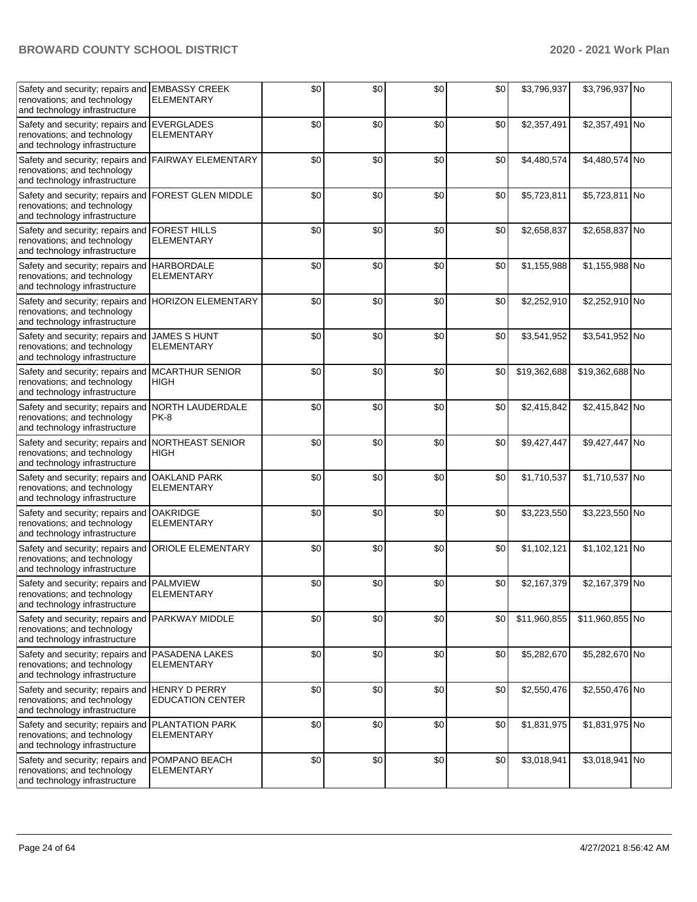| | | | | | | | | |
|---|---|---|---|---|---|---|---|---|
| Safety and security; repairs and renovations; and technology and technology infrastructure | EMBASSY CREEK ELEMENTARY | $0 | $0 | $0 | $0 | $3,796,937 | $3,796,937 | No |
| Safety and security; repairs and renovations; and technology and technology infrastructure | EVERGLADES ELEMENTARY | $0 | $0 | $0 | $0 | $2,357,491 | $2,357,491 | No |
| Safety and security; repairs and renovations; and technology and technology infrastructure | FAIRWAY ELEMENTARY | $0 | $0 | $0 | $0 | $4,480,574 | $4,480,574 | No |
| Safety and security; repairs and renovations; and technology and technology infrastructure | FOREST GLEN MIDDLE | $0 | $0 | $0 | $0 | $5,723,811 | $5,723,811 | No |
| Safety and security; repairs and renovations; and technology and technology infrastructure | FOREST HILLS ELEMENTARY | $0 | $0 | $0 | $0 | $2,658,837 | $2,658,837 | No |
| Safety and security; repairs and renovations; and technology and technology infrastructure | HARBORDALE ELEMENTARY | $0 | $0 | $0 | $0 | $1,155,988 | $1,155,988 | No |
| Safety and security; repairs and renovations; and technology and technology infrastructure | HORIZON ELEMENTARY | $0 | $0 | $0 | $0 | $2,252,910 | $2,252,910 | No |
| Safety and security; repairs and renovations; and technology and technology infrastructure | JAMES S HUNT ELEMENTARY | $0 | $0 | $0 | $0 | $3,541,952 | $3,541,952 | No |
| Safety and security; repairs and renovations; and technology and technology infrastructure | MCARTHUR SENIOR HIGH | $0 | $0 | $0 | $0 | $19,362,688 | $19,362,688 | No |
| Safety and security; repairs and renovations; and technology and technology infrastructure | NORTH LAUDERDALE PK-8 | $0 | $0 | $0 | $0 | $2,415,842 | $2,415,842 | No |
| Safety and security; repairs and renovations; and technology and technology infrastructure | NORTHEAST SENIOR HIGH | $0 | $0 | $0 | $0 | $9,427,447 | $9,427,447 | No |
| Safety and security; repairs and renovations; and technology and technology infrastructure | OAKLAND PARK ELEMENTARY | $0 | $0 | $0 | $0 | $1,710,537 | $1,710,537 | No |
| Safety and security; repairs and renovations; and technology and technology infrastructure | OAKRIDGE ELEMENTARY | $0 | $0 | $0 | $0 | $3,223,550 | $3,223,550 | No |
| Safety and security; repairs and renovations; and technology and technology infrastructure | ORIOLE ELEMENTARY | $0 | $0 | $0 | $0 | $1,102,121 | $1,102,121 | No |
| Safety and security; repairs and renovations; and technology and technology infrastructure | PALMVIEW ELEMENTARY | $0 | $0 | $0 | $0 | $2,167,379 | $2,167,379 | No |
| Safety and security; repairs and renovations; and technology and technology infrastructure | PARKWAY MIDDLE | $0 | $0 | $0 | $0 | $11,960,855 | $11,960,855 | No |
| Safety and security; repairs and renovations; and technology and technology infrastructure | PASADENA LAKES ELEMENTARY | $0 | $0 | $0 | $0 | $5,282,670 | $5,282,670 | No |
| Safety and security; repairs and renovations; and technology and technology infrastructure | HENRY D PERRY EDUCATION CENTER | $0 | $0 | $0 | $0 | $2,550,476 | $2,550,476 | No |
| Safety and security; repairs and renovations; and technology and technology infrastructure | PLANTATION PARK ELEMENTARY | $0 | $0 | $0 | $0 | $1,831,975 | $1,831,975 | No |
| Safety and security; repairs and renovations; and technology and technology infrastructure | POMPANO BEACH ELEMENTARY | $0 | $0 | $0 | $0 | $3,018,941 | $3,018,941 | No |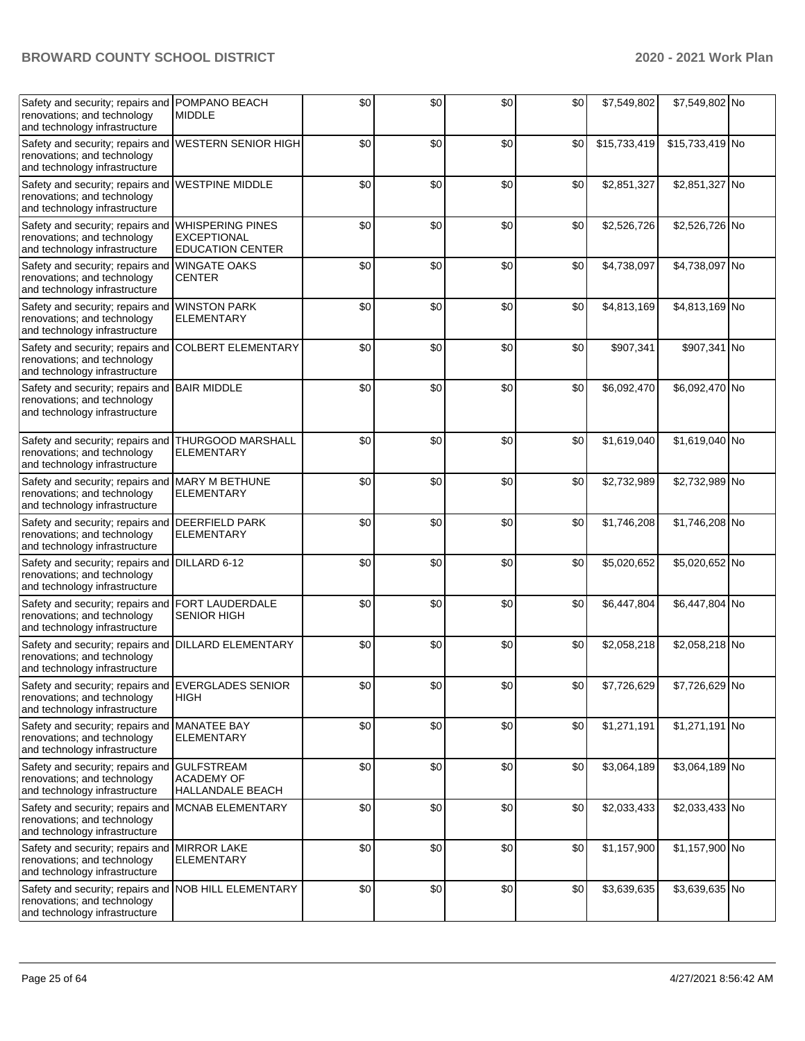| | | | | | | | | |
|---|---|---|---|---|---|---|---|---|
| Safety and security; repairs and renovations; and technology and technology infrastructure | POMPANO BEACH MIDDLE | $0 | $0 | $0 | $0 | $7,549,802 | $7,549,802 | No |
| Safety and security; repairs and renovations; and technology and technology infrastructure | WESTERN SENIOR HIGH | $0 | $0 | $0 | $0 | $15,733,419 | $15,733,419 | No |
| Safety and security; repairs and renovations; and technology and technology infrastructure | WESTPINE MIDDLE | $0 | $0 | $0 | $0 | $2,851,327 | $2,851,327 | No |
| Safety and security; repairs and renovations; and technology and technology infrastructure | WHISPERING PINES EXCEPTIONAL EDUCATION CENTER | $0 | $0 | $0 | $0 | $2,526,726 | $2,526,726 | No |
| Safety and security; repairs and renovations; and technology and technology infrastructure | WINGATE OAKS CENTER | $0 | $0 | $0 | $0 | $4,738,097 | $4,738,097 | No |
| Safety and security; repairs and renovations; and technology and technology infrastructure | WINSTON PARK ELEMENTARY | $0 | $0 | $0 | $0 | $4,813,169 | $4,813,169 | No |
| Safety and security; repairs and renovations; and technology and technology infrastructure | COLBERT ELEMENTARY | $0 | $0 | $0 | $0 | $907,341 | $907,341 | No |
| Safety and security; repairs and renovations; and technology and technology infrastructure | BAIR MIDDLE | $0 | $0 | $0 | $0 | $6,092,470 | $6,092,470 | No |
| Safety and security; repairs and renovations; and technology and technology infrastructure | THURGOOD MARSHALL ELEMENTARY | $0 | $0 | $0 | $0 | $1,619,040 | $1,619,040 | No |
| Safety and security; repairs and renovations; and technology and technology infrastructure | MARY M BETHUNE ELEMENTARY | $0 | $0 | $0 | $0 | $2,732,989 | $2,732,989 | No |
| Safety and security; repairs and renovations; and technology and technology infrastructure | DEERFIELD PARK ELEMENTARY | $0 | $0 | $0 | $0 | $1,746,208 | $1,746,208 | No |
| Safety and security; repairs and renovations; and technology and technology infrastructure | DILLARD 6-12 | $0 | $0 | $0 | $0 | $5,020,652 | $5,020,652 | No |
| Safety and security; repairs and renovations; and technology and technology infrastructure | FORT LAUDERDALE SENIOR HIGH | $0 | $0 | $0 | $0 | $6,447,804 | $6,447,804 | No |
| Safety and security; repairs and renovations; and technology and technology infrastructure | DILLARD ELEMENTARY | $0 | $0 | $0 | $0 | $2,058,218 | $2,058,218 | No |
| Safety and security; repairs and renovations; and technology and technology infrastructure | EVERGLADES SENIOR HIGH | $0 | $0 | $0 | $0 | $7,726,629 | $7,726,629 | No |
| Safety and security; repairs and renovations; and technology and technology infrastructure | MANATEE BAY ELEMENTARY | $0 | $0 | $0 | $0 | $1,271,191 | $1,271,191 | No |
| Safety and security; repairs and renovations; and technology and technology infrastructure | GULFSTREAM ACADEMY OF HALLANDALE BEACH | $0 | $0 | $0 | $0 | $3,064,189 | $3,064,189 | No |
| Safety and security; repairs and renovations; and technology and technology infrastructure | MCNAB ELEMENTARY | $0 | $0 | $0 | $0 | $2,033,433 | $2,033,433 | No |
| Safety and security; repairs and renovations; and technology and technology infrastructure | MIRROR LAKE ELEMENTARY | $0 | $0 | $0 | $0 | $1,157,900 | $1,157,900 | No |
| Safety and security; repairs and renovations; and technology and technology infrastructure | NOB HILL ELEMENTARY | $0 | $0 | $0 | $0 | $3,639,635 | $3,639,635 | No |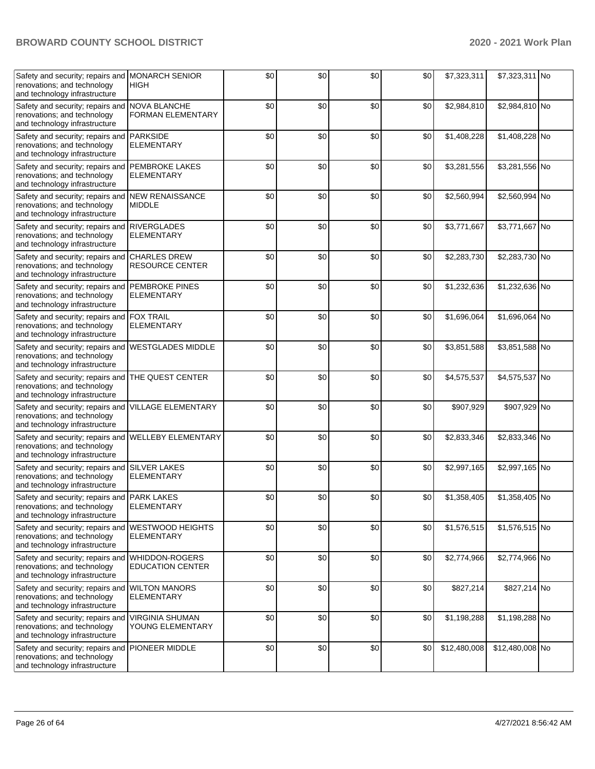| | | | | | | | | |
|---|---|---|---|---|---|---|---|---|
| Safety and security; repairs and renovations; and technology and technology infrastructure | MONARCH SENIOR HIGH | $0 | $0 | $0 | $0 | $7,323,311 | $7,323,311 | No |
| Safety and security; repairs and renovations; and technology and technology infrastructure | NOVA BLANCHE FORMAN ELEMENTARY | $0 | $0 | $0 | $0 | $2,984,810 | $2,984,810 | No |
| Safety and security; repairs and renovations; and technology and technology infrastructure | PARKSIDE ELEMENTARY | $0 | $0 | $0 | $0 | $1,408,228 | $1,408,228 | No |
| Safety and security; repairs and renovations; and technology and technology infrastructure | PEMBROKE LAKES ELEMENTARY | $0 | $0 | $0 | $0 | $3,281,556 | $3,281,556 | No |
| Safety and security; repairs and renovations; and technology and technology infrastructure | NEW RENAISSANCE MIDDLE | $0 | $0 | $0 | $0 | $2,560,994 | $2,560,994 | No |
| Safety and security; repairs and renovations; and technology and technology infrastructure | RIVERGLADES ELEMENTARY | $0 | $0 | $0 | $0 | $3,771,667 | $3,771,667 | No |
| Safety and security; repairs and renovations; and technology and technology infrastructure | CHARLES DREW RESOURCE CENTER | $0 | $0 | $0 | $0 | $2,283,730 | $2,283,730 | No |
| Safety and security; repairs and renovations; and technology and technology infrastructure | PEMBROKE PINES ELEMENTARY | $0 | $0 | $0 | $0 | $1,232,636 | $1,232,636 | No |
| Safety and security; repairs and renovations; and technology and technology infrastructure | FOX TRAIL ELEMENTARY | $0 | $0 | $0 | $0 | $1,696,064 | $1,696,064 | No |
| Safety and security; repairs and renovations; and technology and technology infrastructure | WESTGLADES MIDDLE | $0 | $0 | $0 | $0 | $3,851,588 | $3,851,588 | No |
| Safety and security; repairs and renovations; and technology and technology infrastructure | THE QUEST CENTER | $0 | $0 | $0 | $0 | $4,575,537 | $4,575,537 | No |
| Safety and security; repairs and renovations; and technology and technology infrastructure | VILLAGE ELEMENTARY | $0 | $0 | $0 | $0 | $907,929 | $907,929 | No |
| Safety and security; repairs and renovations; and technology and technology infrastructure | WELLEBY ELEMENTARY | $0 | $0 | $0 | $0 | $2,833,346 | $2,833,346 | No |
| Safety and security; repairs and renovations; and technology and technology infrastructure | SILVER LAKES ELEMENTARY | $0 | $0 | $0 | $0 | $2,997,165 | $2,997,165 | No |
| Safety and security; repairs and renovations; and technology and technology infrastructure | PARK LAKES ELEMENTARY | $0 | $0 | $0 | $0 | $1,358,405 | $1,358,405 | No |
| Safety and security; repairs and renovations; and technology and technology infrastructure | WESTWOOD HEIGHTS ELEMENTARY | $0 | $0 | $0 | $0 | $1,576,515 | $1,576,515 | No |
| Safety and security; repairs and renovations; and technology and technology infrastructure | WHIDDON-ROGERS EDUCATION CENTER | $0 | $0 | $0 | $0 | $2,774,966 | $2,774,966 | No |
| Safety and security; repairs and renovations; and technology and technology infrastructure | WILTON MANORS ELEMENTARY | $0 | $0 | $0 | $0 | $827,214 | $827,214 | No |
| Safety and security; repairs and renovations; and technology and technology infrastructure | VIRGINIA SHUMAN YOUNG ELEMENTARY | $0 | $0 | $0 | $0 | $1,198,288 | $1,198,288 | No |
| Safety and security; repairs and renovations; and technology and technology infrastructure | PIONEER MIDDLE | $0 | $0 | $0 | $0 | $12,480,008 | $12,480,008 | No |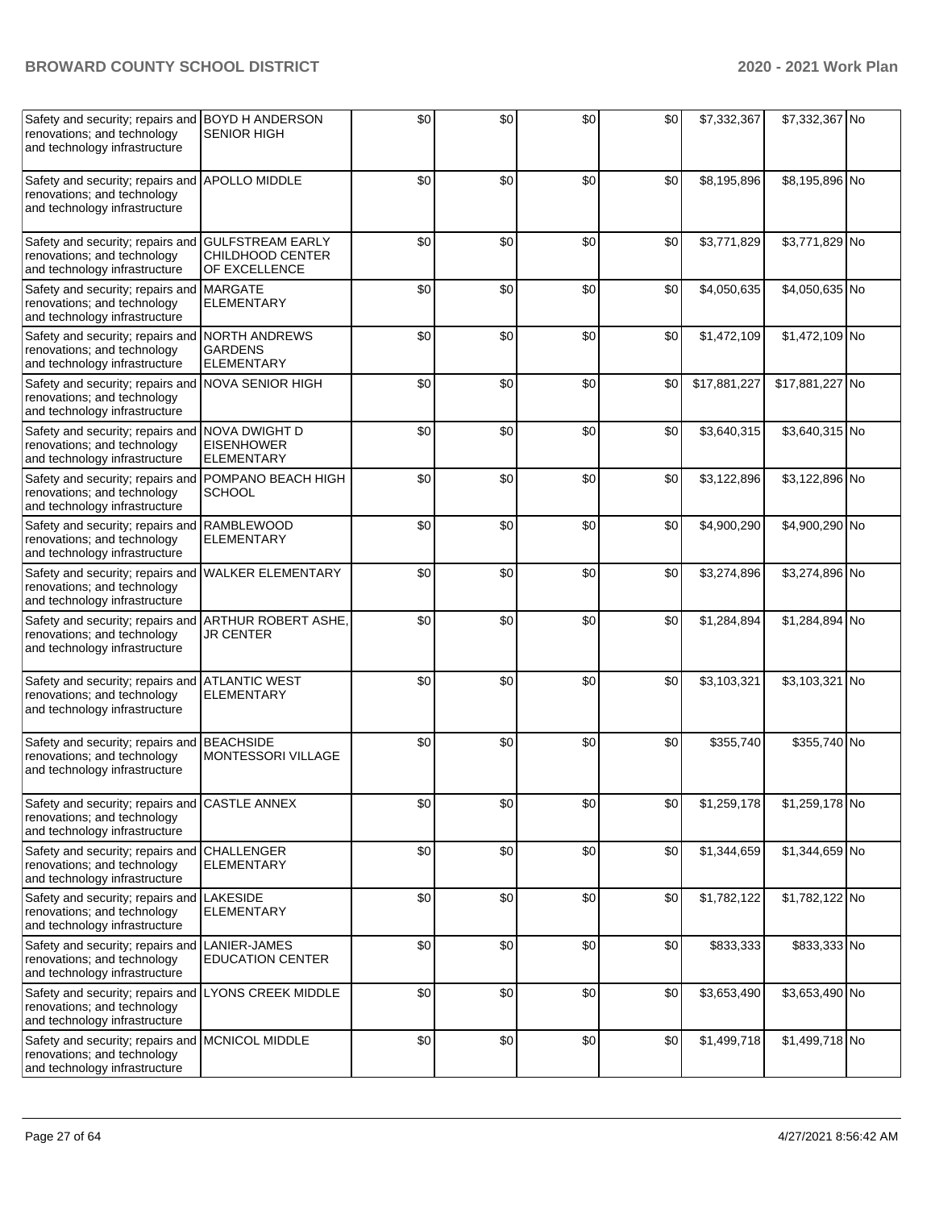| | | | | | | | | |
|---|---|---|---|---|---|---|---|---|
| Safety and security; repairs and renovations; and technology and technology infrastructure | BOYD H ANDERSON SENIOR HIGH | $0 | $0 | $0 | $0 | $7,332,367 | $7,332,367 | No |
| Safety and security; repairs and renovations; and technology and technology infrastructure | APOLLO MIDDLE | $0 | $0 | $0 | $0 | $8,195,896 | $8,195,896 | No |
| Safety and security; repairs and renovations; and technology and technology infrastructure | GULFSTREAM EARLY CHILDHOOD CENTER OF EXCELLENCE | $0 | $0 | $0 | $0 | $3,771,829 | $3,771,829 | No |
| Safety and security; repairs and renovations; and technology and technology infrastructure | MARGATE ELEMENTARY | $0 | $0 | $0 | $0 | $4,050,635 | $4,050,635 | No |
| Safety and security; repairs and renovations; and technology and technology infrastructure | NORTH ANDREWS GARDENS ELEMENTARY | $0 | $0 | $0 | $0 | $1,472,109 | $1,472,109 | No |
| Safety and security; repairs and renovations; and technology and technology infrastructure | NOVA SENIOR HIGH | $0 | $0 | $0 | $0 | $17,881,227 | $17,881,227 | No |
| Safety and security; repairs and renovations; and technology and technology infrastructure | NOVA DWIGHT D EISENHOWER ELEMENTARY | $0 | $0 | $0 | $0 | $3,640,315 | $3,640,315 | No |
| Safety and security; repairs and renovations; and technology and technology infrastructure | POMPANO BEACH HIGH SCHOOL | $0 | $0 | $0 | $0 | $3,122,896 | $3,122,896 | No |
| Safety and security; repairs and renovations; and technology and technology infrastructure | RAMBLEWOOD ELEMENTARY | $0 | $0 | $0 | $0 | $4,900,290 | $4,900,290 | No |
| Safety and security; repairs and renovations; and technology and technology infrastructure | WALKER ELEMENTARY | $0 | $0 | $0 | $0 | $3,274,896 | $3,274,896 | No |
| Safety and security; repairs and renovations; and technology and technology infrastructure | ARTHUR ROBERT ASHE, JR CENTER | $0 | $0 | $0 | $0 | $1,284,894 | $1,284,894 | No |
| Safety and security; repairs and renovations; and technology and technology infrastructure | ATLANTIC WEST ELEMENTARY | $0 | $0 | $0 | $0 | $3,103,321 | $3,103,321 | No |
| Safety and security; repairs and renovations; and technology and technology infrastructure | BEACHSIDE MONTESSORI VILLAGE | $0 | $0 | $0 | $0 | $355,740 | $355,740 | No |
| Safety and security; repairs and renovations; and technology and technology infrastructure | CASTLE ANNEX | $0 | $0 | $0 | $0 | $1,259,178 | $1,259,178 | No |
| Safety and security; repairs and renovations; and technology and technology infrastructure | CHALLENGER ELEMENTARY | $0 | $0 | $0 | $0 | $1,344,659 | $1,344,659 | No |
| Safety and security; repairs and renovations; and technology and technology infrastructure | LAKESIDE ELEMENTARY | $0 | $0 | $0 | $0 | $1,782,122 | $1,782,122 | No |
| Safety and security; repairs and renovations; and technology and technology infrastructure | LANIER-JAMES EDUCATION CENTER | $0 | $0 | $0 | $0 | $833,333 | $833,333 | No |
| Safety and security; repairs and renovations; and technology and technology infrastructure | LYONS CREEK MIDDLE | $0 | $0 | $0 | $0 | $3,653,490 | $3,653,490 | No |
| Safety and security; repairs and renovations; and technology and technology infrastructure | MCNICOL MIDDLE | $0 | $0 | $0 | $0 | $1,499,718 | $1,499,718 | No |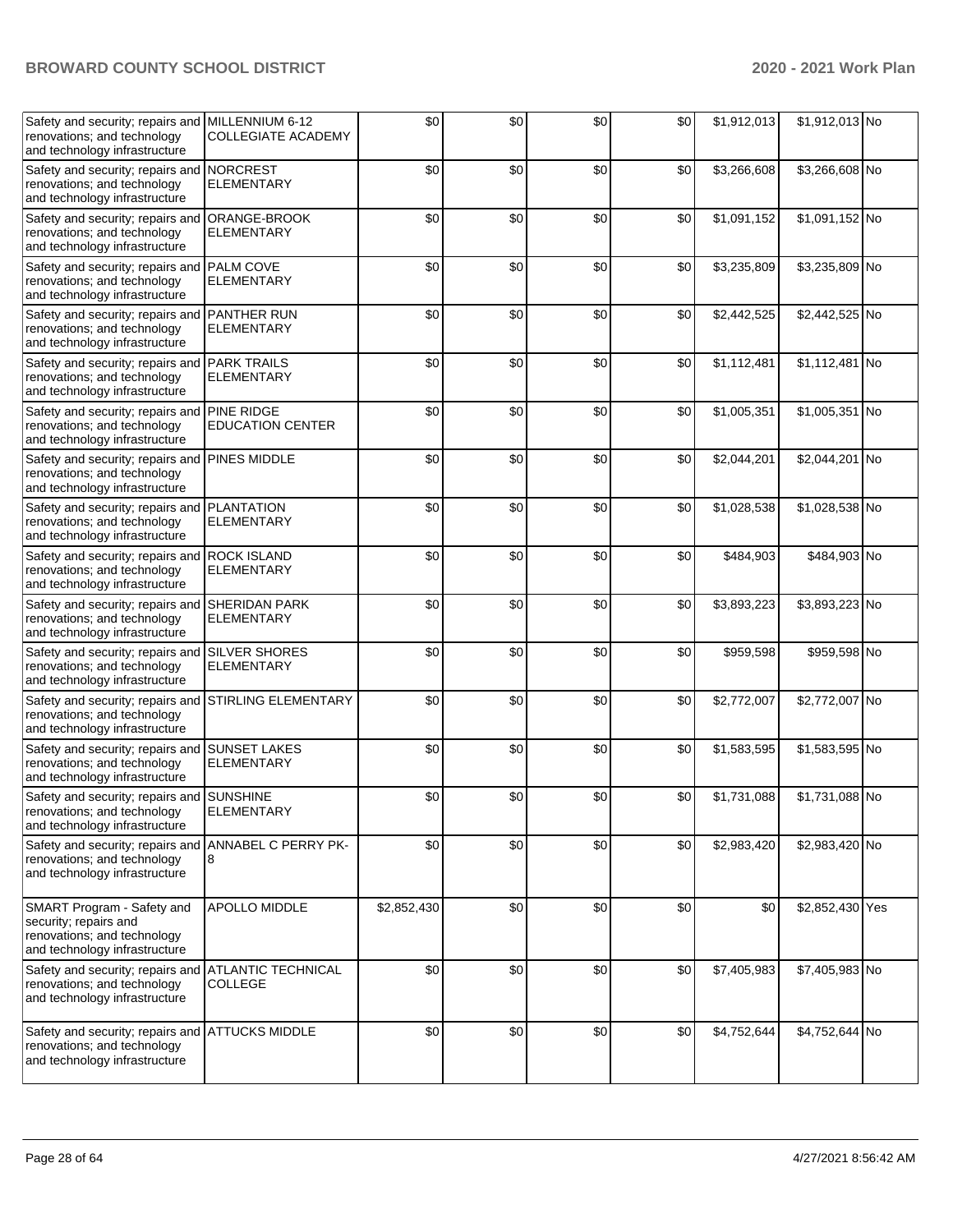| | | | | | | | | |
|---|---|---|---|---|---|---|---|---|
| Safety and security; repairs and renovations; and technology and technology infrastructure | MILLENNIUM 6-12 COLLEGIATE ACADEMY | $0 | $0 | $0 | $0 | $1,912,013 | $1,912,013 | No |
| Safety and security; repairs and renovations; and technology and technology infrastructure | NORCREST ELEMENTARY | $0 | $0 | $0 | $0 | $3,266,608 | $3,266,608 | No |
| Safety and security; repairs and renovations; and technology and technology infrastructure | ORANGE-BROOK ELEMENTARY | $0 | $0 | $0 | $0 | $1,091,152 | $1,091,152 | No |
| Safety and security; repairs and renovations; and technology and technology infrastructure | PALM COVE ELEMENTARY | $0 | $0 | $0 | $0 | $3,235,809 | $3,235,809 | No |
| Safety and security; repairs and renovations; and technology and technology infrastructure | PANTHER RUN ELEMENTARY | $0 | $0 | $0 | $0 | $2,442,525 | $2,442,525 | No |
| Safety and security; repairs and renovations; and technology and technology infrastructure | PARK TRAILS ELEMENTARY | $0 | $0 | $0 | $0 | $1,112,481 | $1,112,481 | No |
| Safety and security; repairs and renovations; and technology and technology infrastructure | PINE RIDGE EDUCATION CENTER | $0 | $0 | $0 | $0 | $1,005,351 | $1,005,351 | No |
| Safety and security; repairs and renovations; and technology and technology infrastructure | PINES MIDDLE | $0 | $0 | $0 | $0 | $2,044,201 | $2,044,201 | No |
| Safety and security; repairs and renovations; and technology and technology infrastructure | PLANTATION ELEMENTARY | $0 | $0 | $0 | $0 | $1,028,538 | $1,028,538 | No |
| Safety and security; repairs and renovations; and technology and technology infrastructure | ROCK ISLAND ELEMENTARY | $0 | $0 | $0 | $0 | $484,903 | $484,903 | No |
| Safety and security; repairs and renovations; and technology and technology infrastructure | SHERIDAN PARK ELEMENTARY | $0 | $0 | $0 | $0 | $3,893,223 | $3,893,223 | No |
| Safety and security; repairs and renovations; and technology and technology infrastructure | SILVER SHORES ELEMENTARY | $0 | $0 | $0 | $0 | $959,598 | $959,598 | No |
| Safety and security; repairs and renovations; and technology and technology infrastructure | STIRLING ELEMENTARY | $0 | $0 | $0 | $0 | $2,772,007 | $2,772,007 | No |
| Safety and security; repairs and renovations; and technology and technology infrastructure | SUNSET LAKES ELEMENTARY | $0 | $0 | $0 | $0 | $1,583,595 | $1,583,595 | No |
| Safety and security; repairs and renovations; and technology and technology infrastructure | SUNSHINE ELEMENTARY | $0 | $0 | $0 | $0 | $1,731,088 | $1,731,088 | No |
| Safety and security; repairs and renovations; and technology and technology infrastructure | ANNABEL C PERRY PK-8 | $0 | $0 | $0 | $0 | $2,983,420 | $2,983,420 | No |
| SMART Program - Safety and security; repairs and renovations; and technology and technology infrastructure | APOLLO MIDDLE | $2,852,430 | $0 | $0 | $0 | $0 | $2,852,430 | Yes |
| Safety and security; repairs and renovations; and technology and technology infrastructure | ATLANTIC TECHNICAL COLLEGE | $0 | $0 | $0 | $0 | $7,405,983 | $7,405,983 | No |
| Safety and security; repairs and renovations; and technology and technology infrastructure | ATTUCKS MIDDLE | $0 | $0 | $0 | $0 | $4,752,644 | $4,752,644 | No |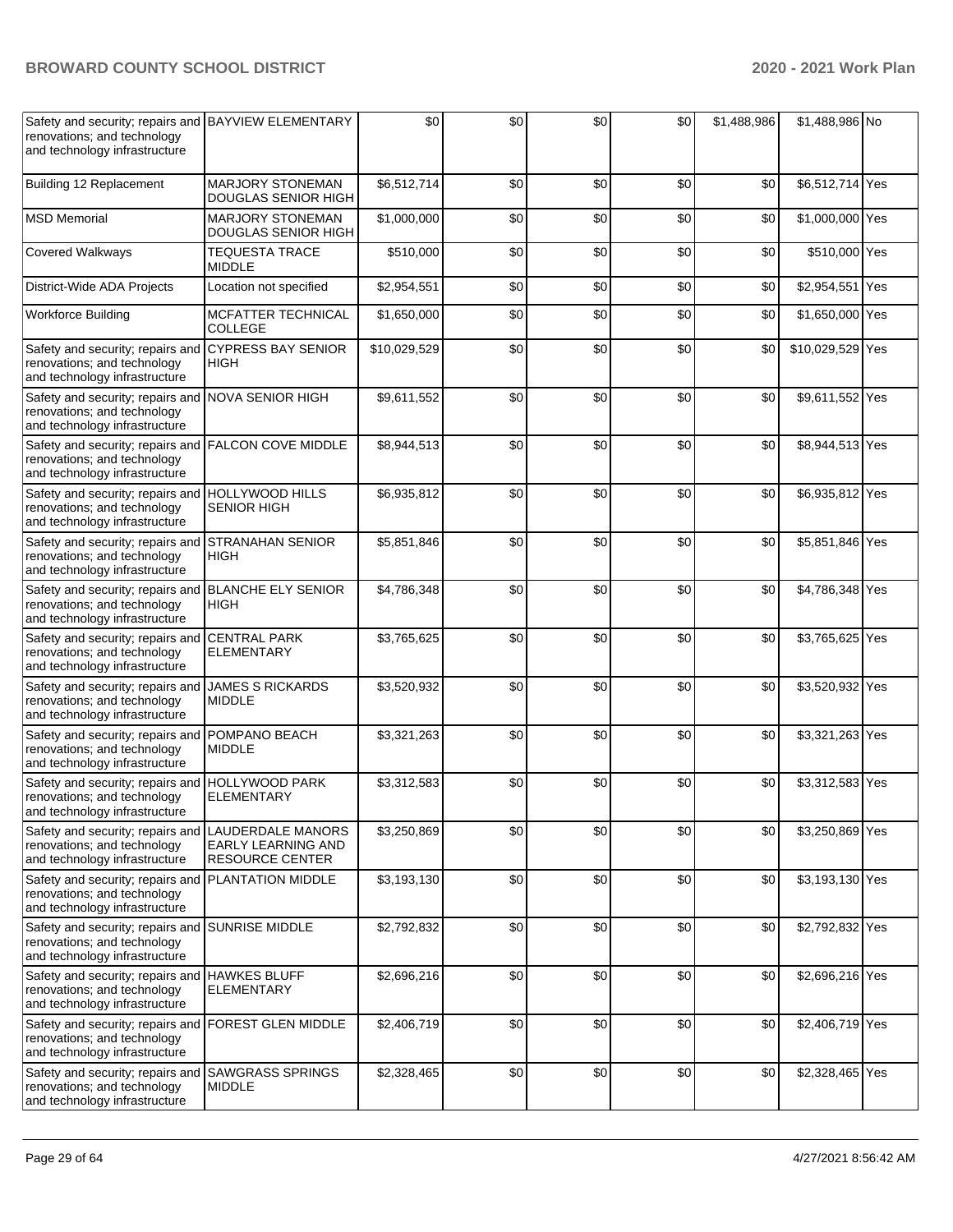| | | | | | | | | |
|---|---|---|---|---|---|---|---|---|
| Safety and security; repairs and renovations; and technology and technology infrastructure | BAYVIEW ELEMENTARY | $0 | $0 | $0 | $0 | $1,488,986 | $1,488,986 | No |
| Building 12 Replacement | MARJORY STONEMAN DOUGLAS SENIOR HIGH | $6,512,714 | $0 | $0 | $0 | $0 | $6,512,714 | Yes |
| MSD Memorial | MARJORY STONEMAN DOUGLAS SENIOR HIGH | $1,000,000 | $0 | $0 | $0 | $0 | $1,000,000 | Yes |
| Covered Walkways | TEQUESTA TRACE MIDDLE | $510,000 | $0 | $0 | $0 | $0 | $510,000 | Yes |
| District-Wide ADA Projects | Location not specified | $2,954,551 | $0 | $0 | $0 | $0 | $2,954,551 | Yes |
| Workforce Building | MCFATTER TECHNICAL COLLEGE | $1,650,000 | $0 | $0 | $0 | $0 | $1,650,000 | Yes |
| Safety and security; repairs and renovations; and technology and technology infrastructure | CYPRESS BAY SENIOR HIGH | $10,029,529 | $0 | $0 | $0 | $0 | $10,029,529 | Yes |
| Safety and security; repairs and renovations; and technology and technology infrastructure | NOVA SENIOR HIGH | $9,611,552 | $0 | $0 | $0 | $0 | $9,611,552 | Yes |
| Safety and security; repairs and renovations; and technology and technology infrastructure | FALCON COVE MIDDLE | $8,944,513 | $0 | $0 | $0 | $0 | $8,944,513 | Yes |
| Safety and security; repairs and renovations; and technology and technology infrastructure | HOLLYWOOD HILLS SENIOR HIGH | $6,935,812 | $0 | $0 | $0 | $0 | $6,935,812 | Yes |
| Safety and security; repairs and renovations; and technology and technology infrastructure | STRANAHAN SENIOR HIGH | $5,851,846 | $0 | $0 | $0 | $0 | $5,851,846 | Yes |
| Safety and security; repairs and renovations; and technology and technology infrastructure | BLANCHE ELY SENIOR HIGH | $4,786,348 | $0 | $0 | $0 | $0 | $4,786,348 | Yes |
| Safety and security; repairs and renovations; and technology and technology infrastructure | CENTRAL PARK ELEMENTARY | $3,765,625 | $0 | $0 | $0 | $0 | $3,765,625 | Yes |
| Safety and security; repairs and renovations; and technology and technology infrastructure | JAMES S RICKARDS MIDDLE | $3,520,932 | $0 | $0 | $0 | $0 | $3,520,932 | Yes |
| Safety and security; repairs and renovations; and technology and technology infrastructure | POMPANO BEACH MIDDLE | $3,321,263 | $0 | $0 | $0 | $0 | $3,321,263 | Yes |
| Safety and security; repairs and renovations; and technology and technology infrastructure | HOLLYWOOD PARK ELEMENTARY | $3,312,583 | $0 | $0 | $0 | $0 | $3,312,583 | Yes |
| Safety and security; repairs and renovations; and technology and technology infrastructure | LAUDERDALE MANORS EARLY LEARNING AND RESOURCE CENTER | $3,250,869 | $0 | $0 | $0 | $0 | $3,250,869 | Yes |
| Safety and security; repairs and renovations; and technology and technology infrastructure | PLANTATION MIDDLE | $3,193,130 | $0 | $0 | $0 | $0 | $3,193,130 | Yes |
| Safety and security; repairs and renovations; and technology and technology infrastructure | SUNRISE MIDDLE | $2,792,832 | $0 | $0 | $0 | $0 | $2,792,832 | Yes |
| Safety and security; repairs and renovations; and technology and technology infrastructure | HAWKES BLUFF ELEMENTARY | $2,696,216 | $0 | $0 | $0 | $0 | $2,696,216 | Yes |
| Safety and security; repairs and renovations; and technology and technology infrastructure | FOREST GLEN MIDDLE | $2,406,719 | $0 | $0 | $0 | $0 | $2,406,719 | Yes |
| Safety and security; repairs and renovations; and technology and technology infrastructure | SAWGRASS SPRINGS MIDDLE | $2,328,465 | $0 | $0 | $0 | $0 | $2,328,465 | Yes |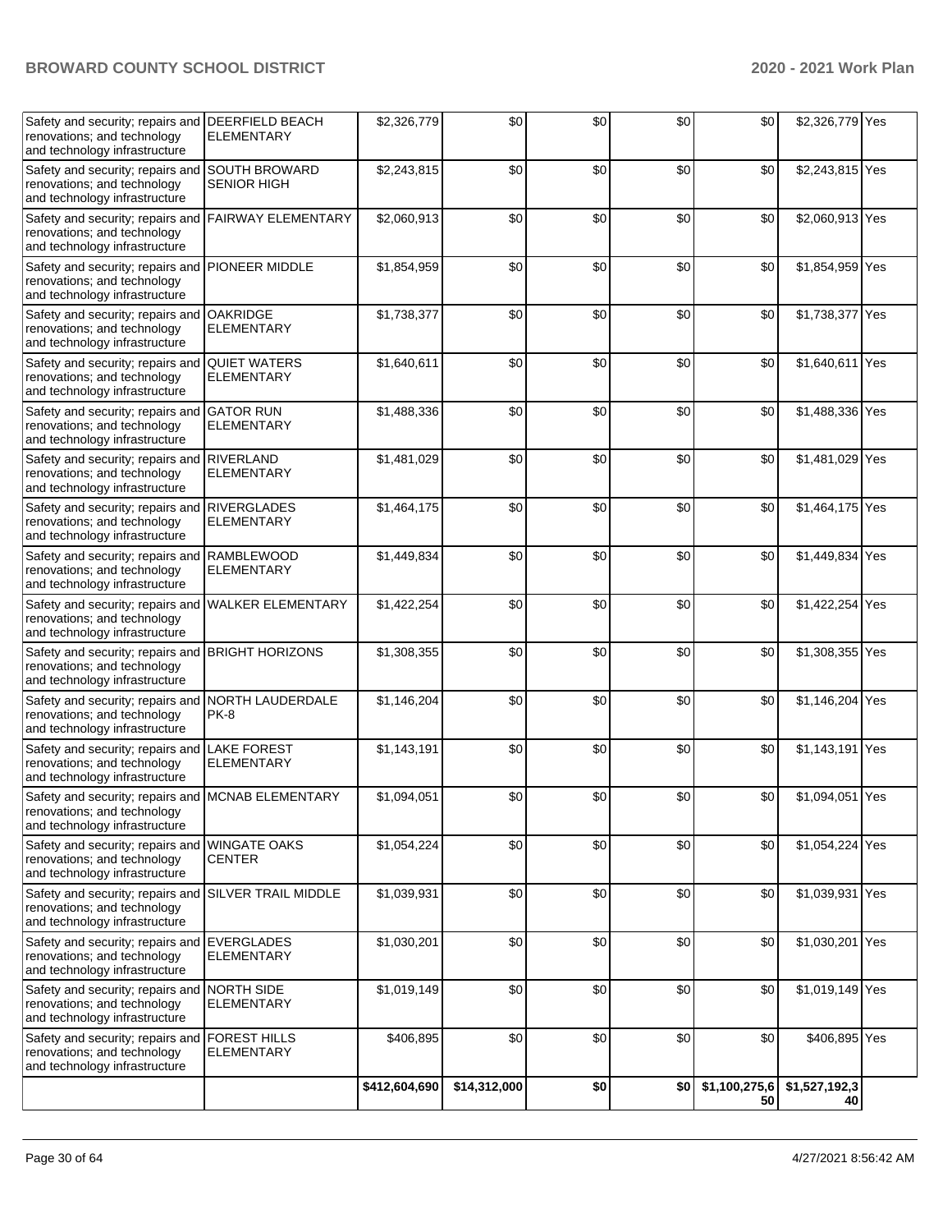| | | | | | | | | |
|---|---|---|---|---|---|---|---|---|
| Safety and security; repairs and renovations; and technology and technology infrastructure | DEERFIELD BEACH ELEMENTARY | $2,326,779 | $0 | $0 | $0 | $0 | $2,326,779 | Yes |
| Safety and security; repairs and renovations; and technology and technology infrastructure | SOUTH BROWARD SENIOR HIGH | $2,243,815 | $0 | $0 | $0 | $0 | $2,243,815 | Yes |
| Safety and security; repairs and renovations; and technology and technology infrastructure | FAIRWAY ELEMENTARY | $2,060,913 | $0 | $0 | $0 | $0 | $2,060,913 | Yes |
| Safety and security; repairs and renovations; and technology and technology infrastructure | PIONEER MIDDLE | $1,854,959 | $0 | $0 | $0 | $0 | $1,854,959 | Yes |
| Safety and security; repairs and renovations; and technology and technology infrastructure | OAKRIDGE ELEMENTARY | $1,738,377 | $0 | $0 | $0 | $0 | $1,738,377 | Yes |
| Safety and security; repairs and renovations; and technology and technology infrastructure | QUIET WATERS ELEMENTARY | $1,640,611 | $0 | $0 | $0 | $0 | $1,640,611 | Yes |
| Safety and security; repairs and renovations; and technology and technology infrastructure | GATOR RUN ELEMENTARY | $1,488,336 | $0 | $0 | $0 | $0 | $1,488,336 | Yes |
| Safety and security; repairs and renovations; and technology and technology infrastructure | RIVERLAND ELEMENTARY | $1,481,029 | $0 | $0 | $0 | $0 | $1,481,029 | Yes |
| Safety and security; repairs and renovations; and technology and technology infrastructure | RIVERGLADES ELEMENTARY | $1,464,175 | $0 | $0 | $0 | $0 | $1,464,175 | Yes |
| Safety and security; repairs and renovations; and technology and technology infrastructure | RAMBLEWOOD ELEMENTARY | $1,449,834 | $0 | $0 | $0 | $0 | $1,449,834 | Yes |
| Safety and security; repairs and renovations; and technology and technology infrastructure | WALKER ELEMENTARY | $1,422,254 | $0 | $0 | $0 | $0 | $1,422,254 | Yes |
| Safety and security; repairs and renovations; and technology and technology infrastructure | BRIGHT HORIZONS | $1,308,355 | $0 | $0 | $0 | $0 | $1,308,355 | Yes |
| Safety and security; repairs and renovations; and technology and technology infrastructure | NORTH LAUDERDALE PK-8 | $1,146,204 | $0 | $0 | $0 | $0 | $1,146,204 | Yes |
| Safety and security; repairs and renovations; and technology and technology infrastructure | LAKE FOREST ELEMENTARY | $1,143,191 | $0 | $0 | $0 | $0 | $1,143,191 | Yes |
| Safety and security; repairs and renovations; and technology and technology infrastructure | MCNAB ELEMENTARY | $1,094,051 | $0 | $0 | $0 | $0 | $1,094,051 | Yes |
| Safety and security; repairs and renovations; and technology and technology infrastructure | WINGATE OAKS CENTER | $1,054,224 | $0 | $0 | $0 | $0 | $1,054,224 | Yes |
| Safety and security; repairs and renovations; and technology and technology infrastructure | SILVER TRAIL MIDDLE | $1,039,931 | $0 | $0 | $0 | $0 | $1,039,931 | Yes |
| Safety and security; repairs and renovations; and technology and technology infrastructure | EVERGLADES ELEMENTARY | $1,030,201 | $0 | $0 | $0 | $0 | $1,030,201 | Yes |
| Safety and security; repairs and renovations; and technology and technology infrastructure | NORTH SIDE ELEMENTARY | $1,019,149 | $0 | $0 | $0 | $0 | $1,019,149 | Yes |
| Safety and security; repairs and renovations; and technology and technology infrastructure | FOREST HILLS ELEMENTARY | $406,895 | $0 | $0 | $0 | $0 | $406,895 | Yes |
| | | $412,604,690 | $14,312,000 | $0 | $0 | $1,100,275,650 | $1,527,192,340 | |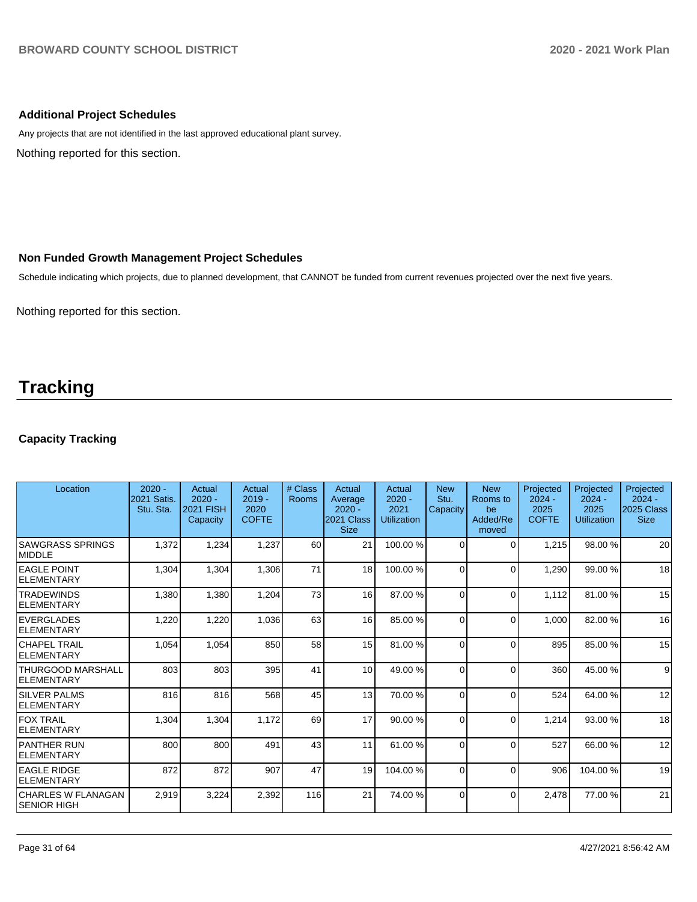### Additional Project Schedules

Any projects that are not identified in the last approved educational plant survey.

Nothing reported for this section.

### Non Funded Growth Management Project Schedules

Schedule indicating which projects, due to planned development, that CANNOT be funded from current revenues projected over the next five years.

Nothing reported for this section.

# Tracking

### Capacity Tracking

| Location | 2020 - 2021 Satis. Stu. Sta. | Actual 2020 - 2021 FISH Capacity | Actual 2019 - 2020 COFTE | # Class Rooms | Actual Average 2020 - 2021 Class Size | Actual 2020 - 2021 Utilization | New Stu. Capacity | New Rooms to be Added/Removed | Projected 2024 - 2025 COFTE | Projected 2024 - 2025 Utilization | Projected 2024 - 2025 Class Size |
|---|---|---|---|---|---|---|---|---|---|---|---|
| SAWGRASS SPRINGS MIDDLE | 1,372 | 1,234 | 1,237 | 60 | 21 | 100.00 % | 0 | 0 | 1,215 | 98.00 % | 20 |
| EAGLE POINT ELEMENTARY | 1,304 | 1,304 | 1,306 | 71 | 18 | 100.00 % | 0 | 0 | 1,290 | 99.00 % | 18 |
| TRADEWINDS ELEMENTARY | 1,380 | 1,380 | 1,204 | 73 | 16 | 87.00 % | 0 | 0 | 1,112 | 81.00 % | 15 |
| EVERGLADES ELEMENTARY | 1,220 | 1,220 | 1,036 | 63 | 16 | 85.00 % | 0 | 0 | 1,000 | 82.00 % | 16 |
| CHAPEL TRAIL ELEMENTARY | 1,054 | 1,054 | 850 | 58 | 15 | 81.00 % | 0 | 0 | 895 | 85.00 % | 15 |
| THURGOOD MARSHALL ELEMENTARY | 803 | 803 | 395 | 41 | 10 | 49.00 % | 0 | 0 | 360 | 45.00 % | 9 |
| SILVER PALMS ELEMENTARY | 816 | 816 | 568 | 45 | 13 | 70.00 % | 0 | 0 | 524 | 64.00 % | 12 |
| FOX TRAIL ELEMENTARY | 1,304 | 1,304 | 1,172 | 69 | 17 | 90.00 % | 0 | 0 | 1,214 | 93.00 % | 18 |
| PANTHER RUN ELEMENTARY | 800 | 800 | 491 | 43 | 11 | 61.00 % | 0 | 0 | 527 | 66.00 % | 12 |
| EAGLE RIDGE ELEMENTARY | 872 | 872 | 907 | 47 | 19 | 104.00 % | 0 | 0 | 906 | 104.00 % | 19 |
| CHARLES W FLANAGAN SENIOR HIGH | 2,919 | 3,224 | 2,392 | 116 | 21 | 74.00 % | 0 | 0 | 2,478 | 77.00 % | 21 |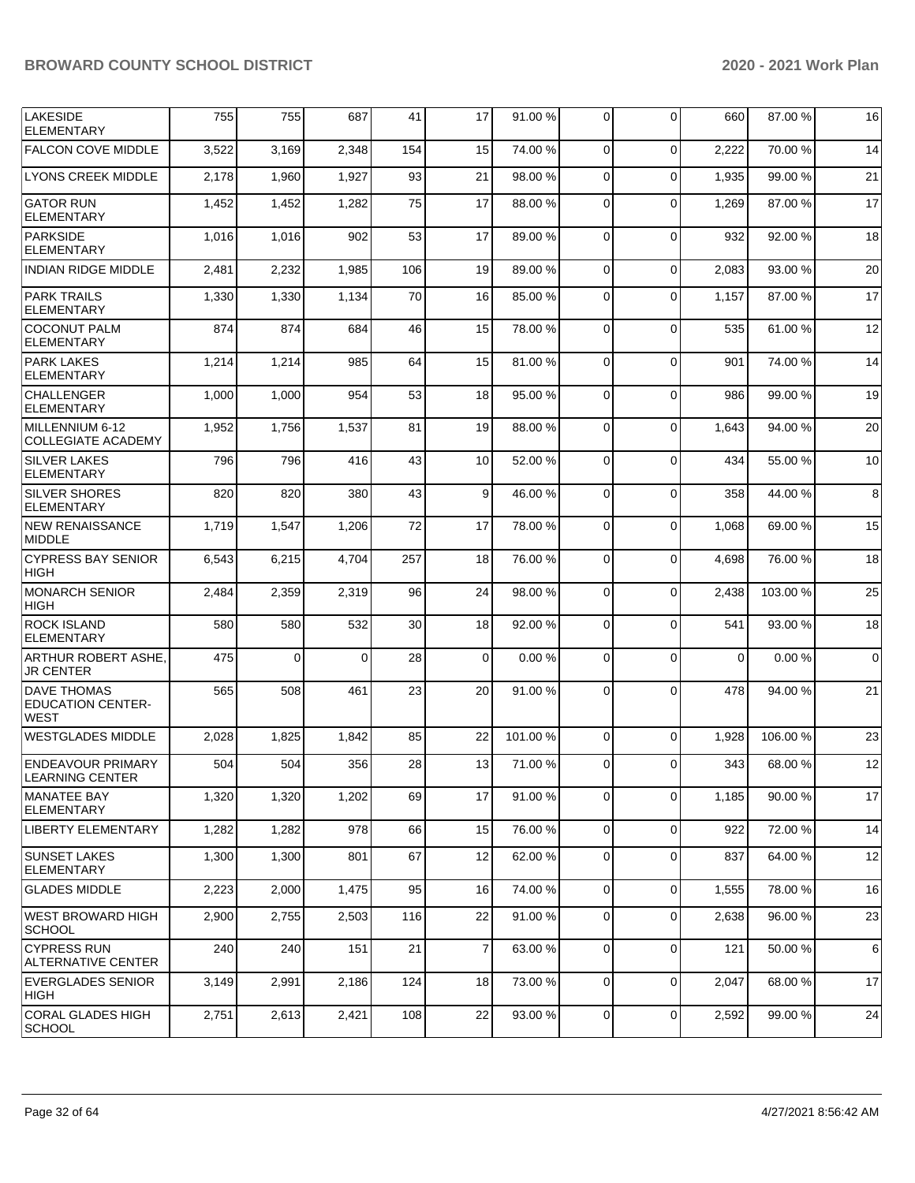| LAKESIDE ELEMENTARY | 755 | 755 | 687 | 41 | 17 | 91.00 % | 0 | 0 | 660 | 87.00 % | 16 |
|---|---|---|---|---|---|---|---|---|---|---|---|
| FALCON COVE MIDDLE | 3,522 | 3,169 | 2,348 | 154 | 15 | 74.00 % | 0 | 0 | 2,222 | 70.00 % | 14 |
| LYONS CREEK MIDDLE | 2,178 | 1,960 | 1,927 | 93 | 21 | 98.00 % | 0 | 0 | 1,935 | 99.00 % | 21 |
| GATOR RUN ELEMENTARY | 1,452 | 1,452 | 1,282 | 75 | 17 | 88.00 % | 0 | 0 | 1,269 | 87.00 % | 17 |
| PARKSIDE ELEMENTARY | 1,016 | 1,016 | 902 | 53 | 17 | 89.00 % | 0 | 0 | 932 | 92.00 % | 18 |
| INDIAN RIDGE MIDDLE | 2,481 | 2,232 | 1,985 | 106 | 19 | 89.00 % | 0 | 0 | 2,083 | 93.00 % | 20 |
| PARK TRAILS ELEMENTARY | 1,330 | 1,330 | 1,134 | 70 | 16 | 85.00 % | 0 | 0 | 1,157 | 87.00 % | 17 |
| COCONUT PALM ELEMENTARY | 874 | 874 | 684 | 46 | 15 | 78.00 % | 0 | 0 | 535 | 61.00 % | 12 |
| PARK LAKES ELEMENTARY | 1,214 | 1,214 | 985 | 64 | 15 | 81.00 % | 0 | 0 | 901 | 74.00 % | 14 |
| CHALLENGER ELEMENTARY | 1,000 | 1,000 | 954 | 53 | 18 | 95.00 % | 0 | 0 | 986 | 99.00 % | 19 |
| MILLENNIUM 6-12 COLLEGIATE ACADEMY | 1,952 | 1,756 | 1,537 | 81 | 19 | 88.00 % | 0 | 0 | 1,643 | 94.00 % | 20 |
| SILVER LAKES ELEMENTARY | 796 | 796 | 416 | 43 | 10 | 52.00 % | 0 | 0 | 434 | 55.00 % | 10 |
| SILVER SHORES ELEMENTARY | 820 | 820 | 380 | 43 | 9 | 46.00 % | 0 | 0 | 358 | 44.00 % | 8 |
| NEW RENAISSANCE MIDDLE | 1,719 | 1,547 | 1,206 | 72 | 17 | 78.00 % | 0 | 0 | 1,068 | 69.00 % | 15 |
| CYPRESS BAY SENIOR HIGH | 6,543 | 6,215 | 4,704 | 257 | 18 | 76.00 % | 0 | 0 | 4,698 | 76.00 % | 18 |
| MONARCH SENIOR HIGH | 2,484 | 2,359 | 2,319 | 96 | 24 | 98.00 % | 0 | 0 | 2,438 | 103.00 % | 25 |
| ROCK ISLAND ELEMENTARY | 580 | 580 | 532 | 30 | 18 | 92.00 % | 0 | 0 | 541 | 93.00 % | 18 |
| ARTHUR ROBERT ASHE, JR CENTER | 475 | 0 | 0 | 28 | 0 | 0.00 % | 0 | 0 | 0 | 0.00 % | 0 |
| DAVE THOMAS EDUCATION CENTER-WEST | 565 | 508 | 461 | 23 | 20 | 91.00 % | 0 | 0 | 478 | 94.00 % | 21 |
| WESTGLADES MIDDLE | 2,028 | 1,825 | 1,842 | 85 | 22 | 101.00 % | 0 | 0 | 1,928 | 106.00 % | 23 |
| ENDEAVOUR PRIMARY LEARNING CENTER | 504 | 504 | 356 | 28 | 13 | 71.00 % | 0 | 0 | 343 | 68.00 % | 12 |
| MANATEE BAY ELEMENTARY | 1,320 | 1,320 | 1,202 | 69 | 17 | 91.00 % | 0 | 0 | 1,185 | 90.00 % | 17 |
| LIBERTY ELEMENTARY | 1,282 | 1,282 | 978 | 66 | 15 | 76.00 % | 0 | 0 | 922 | 72.00 % | 14 |
| SUNSET LAKES ELEMENTARY | 1,300 | 1,300 | 801 | 67 | 12 | 62.00 % | 0 | 0 | 837 | 64.00 % | 12 |
| GLADES MIDDLE | 2,223 | 2,000 | 1,475 | 95 | 16 | 74.00 % | 0 | 0 | 1,555 | 78.00 % | 16 |
| WEST BROWARD HIGH SCHOOL | 2,900 | 2,755 | 2,503 | 116 | 22 | 91.00 % | 0 | 0 | 2,638 | 96.00 % | 23 |
| CYPRESS RUN ALTERNATIVE CENTER | 240 | 240 | 151 | 21 | 7 | 63.00 % | 0 | 0 | 121 | 50.00 % | 6 |
| EVERGLADES SENIOR HIGH | 3,149 | 2,991 | 2,186 | 124 | 18 | 73.00 % | 0 | 0 | 2,047 | 68.00 % | 17 |
| CORAL GLADES HIGH SCHOOL | 2,751 | 2,613 | 2,421 | 108 | 22 | 93.00 % | 0 | 0 | 2,592 | 99.00 % | 24 |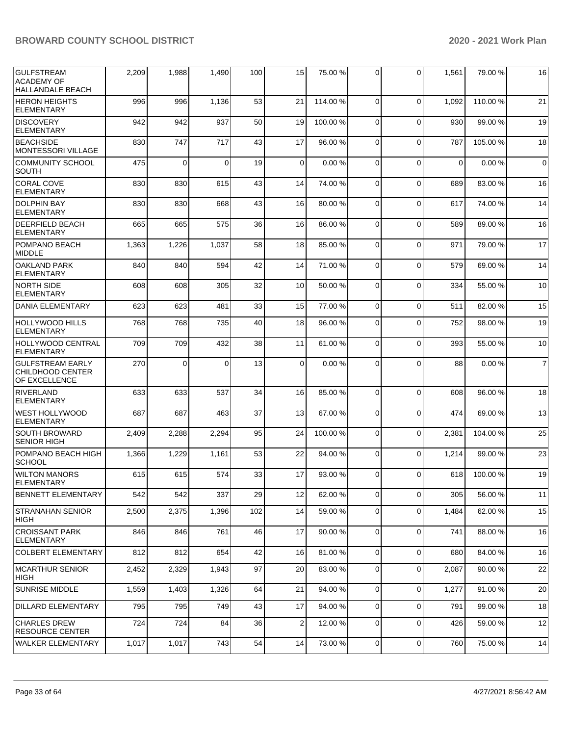| | | | | | | | | | | | |
|---|---|---|---|---|---|---|---|---|---|---|---|
| GULFSTREAM ACADEMY OF HALLANDALE BEACH | 2,209 | 1,988 | 1,490 | 100 | 15 | 75.00 % | 0 | 0 | 1,561 | 79.00 % | 16 |
| HERON HEIGHTS ELEMENTARY | 996 | 996 | 1,136 | 53 | 21 | 114.00 % | 0 | 0 | 1,092 | 110.00 % | 21 |
| DISCOVERY ELEMENTARY | 942 | 942 | 937 | 50 | 19 | 100.00 % | 0 | 0 | 930 | 99.00 % | 19 |
| BEACHSIDE MONTESSORI VILLAGE | 830 | 747 | 717 | 43 | 17 | 96.00 % | 0 | 0 | 787 | 105.00 % | 18 |
| COMMUNITY SCHOOL SOUTH | 475 | 0 | 0 | 19 | 0 | 0.00 % | 0 | 0 | 0 | 0.00 % | 0 |
| CORAL COVE ELEMENTARY | 830 | 830 | 615 | 43 | 14 | 74.00 % | 0 | 0 | 689 | 83.00 % | 16 |
| DOLPHIN BAY ELEMENTARY | 830 | 830 | 668 | 43 | 16 | 80.00 % | 0 | 0 | 617 | 74.00 % | 14 |
| DEERFIELD BEACH ELEMENTARY | 665 | 665 | 575 | 36 | 16 | 86.00 % | 0 | 0 | 589 | 89.00 % | 16 |
| POMPANO BEACH MIDDLE | 1,363 | 1,226 | 1,037 | 58 | 18 | 85.00 % | 0 | 0 | 971 | 79.00 % | 17 |
| OAKLAND PARK ELEMENTARY | 840 | 840 | 594 | 42 | 14 | 71.00 % | 0 | 0 | 579 | 69.00 % | 14 |
| NORTH SIDE ELEMENTARY | 608 | 608 | 305 | 32 | 10 | 50.00 % | 0 | 0 | 334 | 55.00 % | 10 |
| DANIA ELEMENTARY | 623 | 623 | 481 | 33 | 15 | 77.00 % | 0 | 0 | 511 | 82.00 % | 15 |
| HOLLYWOOD HILLS ELEMENTARY | 768 | 768 | 735 | 40 | 18 | 96.00 % | 0 | 0 | 752 | 98.00 % | 19 |
| HOLLYWOOD CENTRAL ELEMENTARY | 709 | 709 | 432 | 38 | 11 | 61.00 % | 0 | 0 | 393 | 55.00 % | 10 |
| GULFSTREAM EARLY CHILDHOOD CENTER OF EXCELLENCE | 270 | 0 | 0 | 13 | 0 | 0.00 % | 0 | 0 | 88 | 0.00 % | 7 |
| RIVERLAND ELEMENTARY | 633 | 633 | 537 | 34 | 16 | 85.00 % | 0 | 0 | 608 | 96.00 % | 18 |
| WEST HOLLYWOOD ELEMENTARY | 687 | 687 | 463 | 37 | 13 | 67.00 % | 0 | 0 | 474 | 69.00 % | 13 |
| SOUTH BROWARD SENIOR HIGH | 2,409 | 2,288 | 2,294 | 95 | 24 | 100.00 % | 0 | 0 | 2,381 | 104.00 % | 25 |
| POMPANO BEACH HIGH SCHOOL | 1,366 | 1,229 | 1,161 | 53 | 22 | 94.00 % | 0 | 0 | 1,214 | 99.00 % | 23 |
| WILTON MANORS ELEMENTARY | 615 | 615 | 574 | 33 | 17 | 93.00 % | 0 | 0 | 618 | 100.00 % | 19 |
| BENNETT ELEMENTARY | 542 | 542 | 337 | 29 | 12 | 62.00 % | 0 | 0 | 305 | 56.00 % | 11 |
| STRANAHAN SENIOR HIGH | 2,500 | 2,375 | 1,396 | 102 | 14 | 59.00 % | 0 | 0 | 1,484 | 62.00 % | 15 |
| CROISSANT PARK ELEMENTARY | 846 | 846 | 761 | 46 | 17 | 90.00 % | 0 | 0 | 741 | 88.00 % | 16 |
| COLBERT ELEMENTARY | 812 | 812 | 654 | 42 | 16 | 81.00 % | 0 | 0 | 680 | 84.00 % | 16 |
| MCARTHUR SENIOR HIGH | 2,452 | 2,329 | 1,943 | 97 | 20 | 83.00 % | 0 | 0 | 2,087 | 90.00 % | 22 |
| SUNRISE MIDDLE | 1,559 | 1,403 | 1,326 | 64 | 21 | 94.00 % | 0 | 0 | 1,277 | 91.00 % | 20 |
| DILLARD ELEMENTARY | 795 | 795 | 749 | 43 | 17 | 94.00 % | 0 | 0 | 791 | 99.00 % | 18 |
| CHARLES DREW RESOURCE CENTER | 724 | 724 | 84 | 36 | 2 | 12.00 % | 0 | 0 | 426 | 59.00 % | 12 |
| WALKER ELEMENTARY | 1,017 | 1,017 | 743 | 54 | 14 | 73.00 % | 0 | 0 | 760 | 75.00 % | 14 |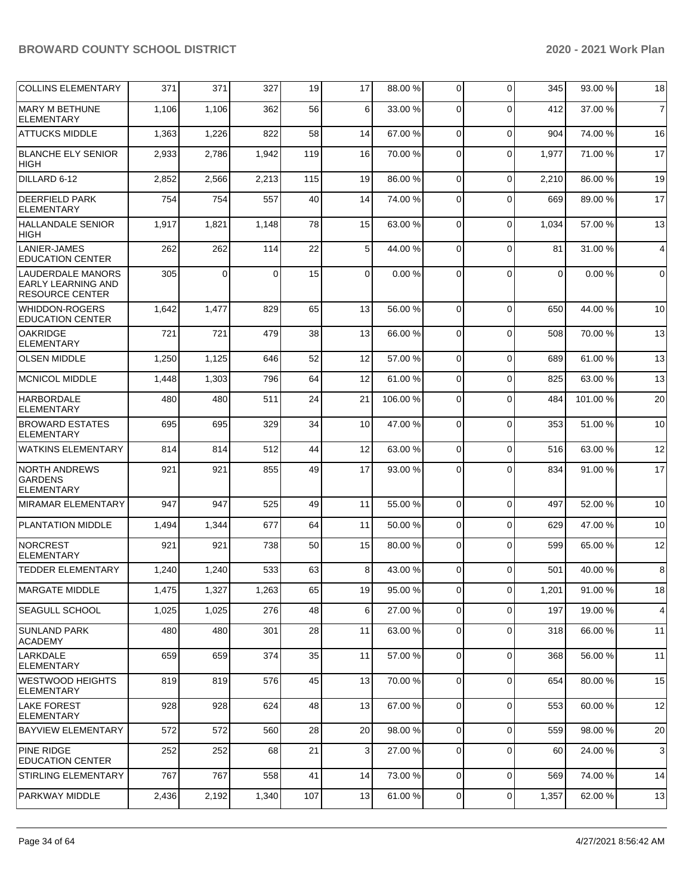| COLLINS ELEMENTARY | 371 | 371 | 327 | 19 | 17 | 88.00 % | 0 | 0 | 345 | 93.00 % | 18 |
|---|---|---|---|---|---|---|---|---|---|---|---|
| MARY M BETHUNE ELEMENTARY | 1,106 | 1,106 | 362 | 56 | 6 | 33.00 % | 0 | 0 | 412 | 37.00 % | 7 |
| ATTUCKS MIDDLE | 1,363 | 1,226 | 822 | 58 | 14 | 67.00 % | 0 | 0 | 904 | 74.00 % | 16 |
| BLANCHE ELY SENIOR HIGH | 2,933 | 2,786 | 1,942 | 119 | 16 | 70.00 % | 0 | 0 | 1,977 | 71.00 % | 17 |
| DILLARD 6-12 | 2,852 | 2,566 | 2,213 | 115 | 19 | 86.00 % | 0 | 0 | 2,210 | 86.00 % | 19 |
| DEERFIELD PARK ELEMENTARY | 754 | 754 | 557 | 40 | 14 | 74.00 % | 0 | 0 | 669 | 89.00 % | 17 |
| HALLANDALE SENIOR HIGH | 1,917 | 1,821 | 1,148 | 78 | 15 | 63.00 % | 0 | 0 | 1,034 | 57.00 % | 13 |
| LANIER-JAMES EDUCATION CENTER | 262 | 262 | 114 | 22 | 5 | 44.00 % | 0 | 0 | 81 | 31.00 % | 4 |
| LAUDERDALE MANORS EARLY LEARNING AND RESOURCE CENTER | 305 | 0 | 0 | 15 | 0 | 0.00 % | 0 | 0 | 0 | 0.00 % | 0 |
| WHIDDON-ROGERS EDUCATION CENTER | 1,642 | 1,477 | 829 | 65 | 13 | 56.00 % | 0 | 0 | 650 | 44.00 % | 10 |
| OAKRIDGE ELEMENTARY | 721 | 721 | 479 | 38 | 13 | 66.00 % | 0 | 0 | 508 | 70.00 % | 13 |
| OLSEN MIDDLE | 1,250 | 1,125 | 646 | 52 | 12 | 57.00 % | 0 | 0 | 689 | 61.00 % | 13 |
| MCNICOL MIDDLE | 1,448 | 1,303 | 796 | 64 | 12 | 61.00 % | 0 | 0 | 825 | 63.00 % | 13 |
| HARBORDALE ELEMENTARY | 480 | 480 | 511 | 24 | 21 | 106.00 % | 0 | 0 | 484 | 101.00 % | 20 |
| BROWARD ESTATES ELEMENTARY | 695 | 695 | 329 | 34 | 10 | 47.00 % | 0 | 0 | 353 | 51.00 % | 10 |
| WATKINS ELEMENTARY | 814 | 814 | 512 | 44 | 12 | 63.00 % | 0 | 0 | 516 | 63.00 % | 12 |
| NORTH ANDREWS GARDENS ELEMENTARY | 921 | 921 | 855 | 49 | 17 | 93.00 % | 0 | 0 | 834 | 91.00 % | 17 |
| MIRAMAR ELEMENTARY | 947 | 947 | 525 | 49 | 11 | 55.00 % | 0 | 0 | 497 | 52.00 % | 10 |
| PLANTATION MIDDLE | 1,494 | 1,344 | 677 | 64 | 11 | 50.00 % | 0 | 0 | 629 | 47.00 % | 10 |
| NORCREST ELEMENTARY | 921 | 921 | 738 | 50 | 15 | 80.00 % | 0 | 0 | 599 | 65.00 % | 12 |
| TEDDER ELEMENTARY | 1,240 | 1,240 | 533 | 63 | 8 | 43.00 % | 0 | 0 | 501 | 40.00 % | 8 |
| MARGATE MIDDLE | 1,475 | 1,327 | 1,263 | 65 | 19 | 95.00 % | 0 | 0 | 1,201 | 91.00 % | 18 |
| SEAGULL SCHOOL | 1,025 | 1,025 | 276 | 48 | 6 | 27.00 % | 0 | 0 | 197 | 19.00 % | 4 |
| SUNLAND PARK ACADEMY | 480 | 480 | 301 | 28 | 11 | 63.00 % | 0 | 0 | 318 | 66.00 % | 11 |
| LARKDALE ELEMENTARY | 659 | 659 | 374 | 35 | 11 | 57.00 % | 0 | 0 | 368 | 56.00 % | 11 |
| WESTWOOD HEIGHTS ELEMENTARY | 819 | 819 | 576 | 45 | 13 | 70.00 % | 0 | 0 | 654 | 80.00 % | 15 |
| LAKE FOREST ELEMENTARY | 928 | 928 | 624 | 48 | 13 | 67.00 % | 0 | 0 | 553 | 60.00 % | 12 |
| BAYVIEW ELEMENTARY | 572 | 572 | 560 | 28 | 20 | 98.00 % | 0 | 0 | 559 | 98.00 % | 20 |
| PINE RIDGE EDUCATION CENTER | 252 | 252 | 68 | 21 | 3 | 27.00 % | 0 | 0 | 60 | 24.00 % | 3 |
| STIRLING ELEMENTARY | 767 | 767 | 558 | 41 | 14 | 73.00 % | 0 | 0 | 569 | 74.00 % | 14 |
| PARKWAY MIDDLE | 2,436 | 2,192 | 1,340 | 107 | 13 | 61.00 % | 0 | 0 | 1,357 | 62.00 % | 13 |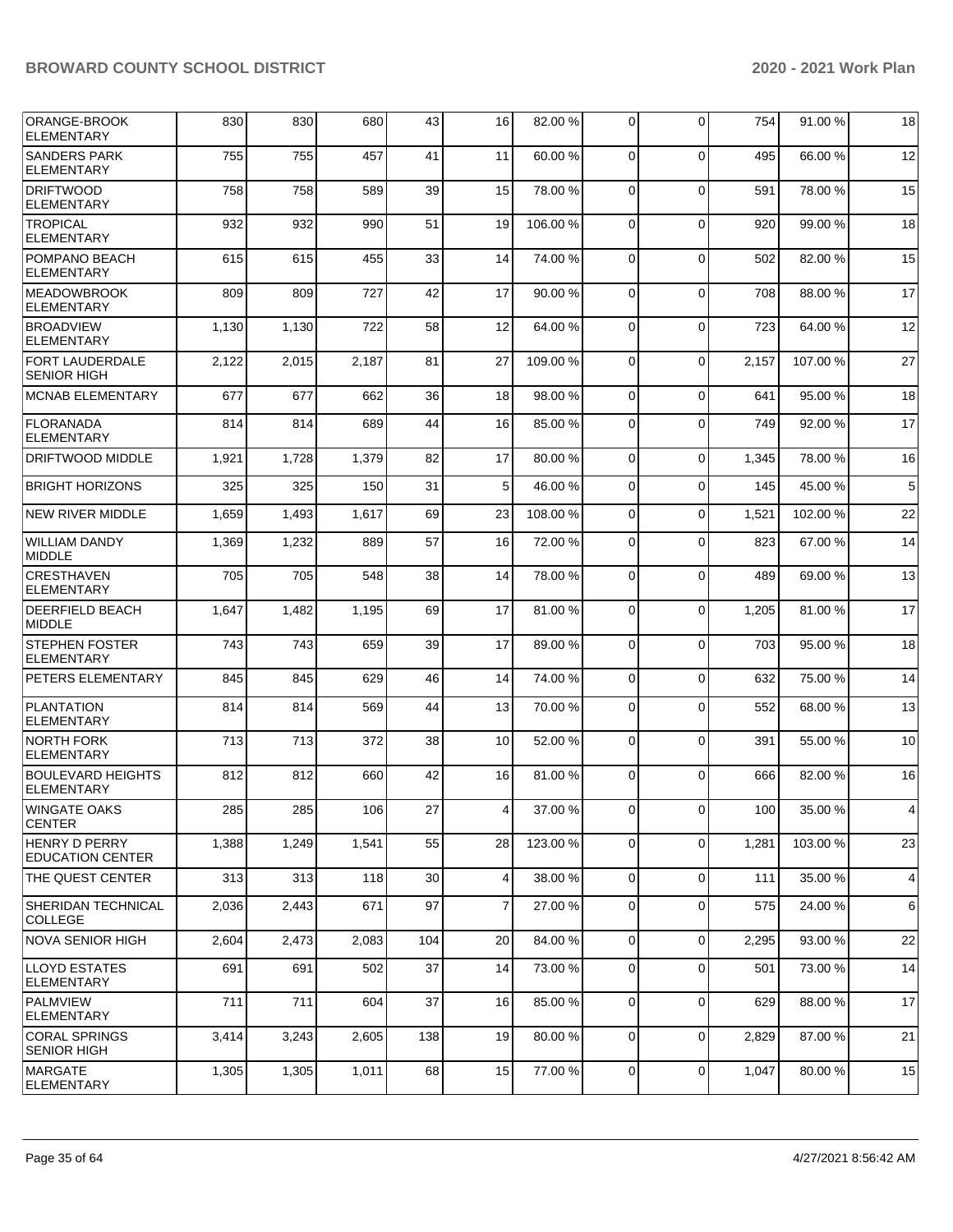| | | | | | | | | | | |
|---|---|---|---|---|---|---|---|---|---|---|
| ORANGE-BROOK ELEMENTARY | 830 | 830 | 680 | 43 | 16 | 82.00 % | 0 | 0 | 754 | 91.00 % | 18 |
| SANDERS PARK ELEMENTARY | 755 | 755 | 457 | 41 | 11 | 60.00 % | 0 | 0 | 495 | 66.00 % | 12 |
| DRIFTWOOD ELEMENTARY | 758 | 758 | 589 | 39 | 15 | 78.00 % | 0 | 0 | 591 | 78.00 % | 15 |
| TROPICAL ELEMENTARY | 932 | 932 | 990 | 51 | 19 | 106.00 % | 0 | 0 | 920 | 99.00 % | 18 |
| POMPANO BEACH ELEMENTARY | 615 | 615 | 455 | 33 | 14 | 74.00 % | 0 | 0 | 502 | 82.00 % | 15 |
| MEADOWBROOK ELEMENTARY | 809 | 809 | 727 | 42 | 17 | 90.00 % | 0 | 0 | 708 | 88.00 % | 17 |
| BROADVIEW ELEMENTARY | 1,130 | 1,130 | 722 | 58 | 12 | 64.00 % | 0 | 0 | 723 | 64.00 % | 12 |
| FORT LAUDERDALE SENIOR HIGH | 2,122 | 2,015 | 2,187 | 81 | 27 | 109.00 % | 0 | 0 | 2,157 | 107.00 % | 27 |
| MCNAB ELEMENTARY | 677 | 677 | 662 | 36 | 18 | 98.00 % | 0 | 0 | 641 | 95.00 % | 18 |
| FLORANADA ELEMENTARY | 814 | 814 | 689 | 44 | 16 | 85.00 % | 0 | 0 | 749 | 92.00 % | 17 |
| DRIFTWOOD MIDDLE | 1,921 | 1,728 | 1,379 | 82 | 17 | 80.00 % | 0 | 0 | 1,345 | 78.00 % | 16 |
| BRIGHT HORIZONS | 325 | 325 | 150 | 31 | 5 | 46.00 % | 0 | 0 | 145 | 45.00 % | 5 |
| NEW RIVER MIDDLE | 1,659 | 1,493 | 1,617 | 69 | 23 | 108.00 % | 0 | 0 | 1,521 | 102.00 % | 22 |
| WILLIAM DANDY MIDDLE | 1,369 | 1,232 | 889 | 57 | 16 | 72.00 % | 0 | 0 | 823 | 67.00 % | 14 |
| CRESTHAVEN ELEMENTARY | 705 | 705 | 548 | 38 | 14 | 78.00 % | 0 | 0 | 489 | 69.00 % | 13 |
| DEERFIELD BEACH MIDDLE | 1,647 | 1,482 | 1,195 | 69 | 17 | 81.00 % | 0 | 0 | 1,205 | 81.00 % | 17 |
| STEPHEN FOSTER ELEMENTARY | 743 | 743 | 659 | 39 | 17 | 89.00 % | 0 | 0 | 703 | 95.00 % | 18 |
| PETERS ELEMENTARY | 845 | 845 | 629 | 46 | 14 | 74.00 % | 0 | 0 | 632 | 75.00 % | 14 |
| PLANTATION ELEMENTARY | 814 | 814 | 569 | 44 | 13 | 70.00 % | 0 | 0 | 552 | 68.00 % | 13 |
| NORTH FORK ELEMENTARY | 713 | 713 | 372 | 38 | 10 | 52.00 % | 0 | 0 | 391 | 55.00 % | 10 |
| BOULEVARD HEIGHTS ELEMENTARY | 812 | 812 | 660 | 42 | 16 | 81.00 % | 0 | 0 | 666 | 82.00 % | 16 |
| WINGATE OAKS CENTER | 285 | 285 | 106 | 27 | 4 | 37.00 % | 0 | 0 | 100 | 35.00 % | 4 |
| HENRY D PERRY EDUCATION CENTER | 1,388 | 1,249 | 1,541 | 55 | 28 | 123.00 % | 0 | 0 | 1,281 | 103.00 % | 23 |
| THE QUEST CENTER | 313 | 313 | 118 | 30 | 4 | 38.00 % | 0 | 0 | 111 | 35.00 % | 4 |
| SHERIDAN TECHNICAL COLLEGE | 2,036 | 2,443 | 671 | 97 | 7 | 27.00 % | 0 | 0 | 575 | 24.00 % | 6 |
| NOVA SENIOR HIGH | 2,604 | 2,473 | 2,083 | 104 | 20 | 84.00 % | 0 | 0 | 2,295 | 93.00 % | 22 |
| LLOYD ESTATES ELEMENTARY | 691 | 691 | 502 | 37 | 14 | 73.00 % | 0 | 0 | 501 | 73.00 % | 14 |
| PALMVIEW ELEMENTARY | 711 | 711 | 604 | 37 | 16 | 85.00 % | 0 | 0 | 629 | 88.00 % | 17 |
| CORAL SPRINGS SENIOR HIGH | 3,414 | 3,243 | 2,605 | 138 | 19 | 80.00 % | 0 | 0 | 2,829 | 87.00 % | 21 |
| MARGATE ELEMENTARY | 1,305 | 1,305 | 1,011 | 68 | 15 | 77.00 % | 0 | 0 | 1,047 | 80.00 % | 15 |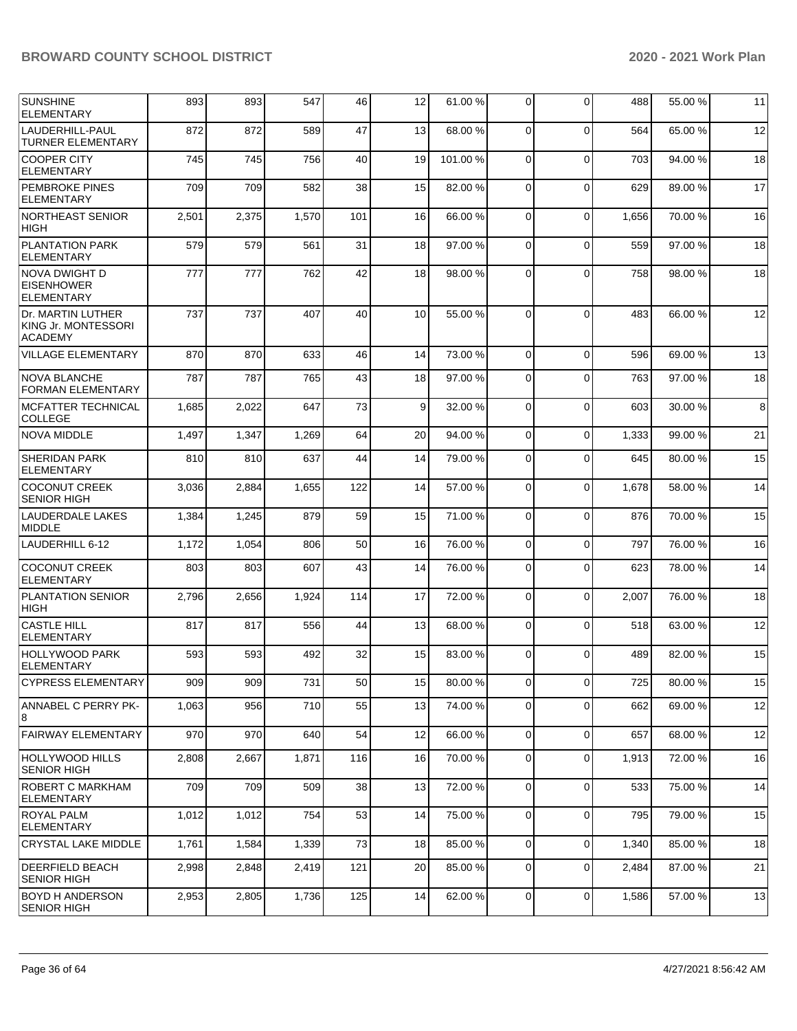| SUNSHINE ELEMENTARY | 893 | 893 | 547 | 46 | 12 | 61.00 % | 0 | 0 | 488 | 55.00 % | 11 |
|---|---|---|---|---|---|---|---|---|---|---|---|
| LAUDERHILL-PAUL TURNER ELEMENTARY | 872 | 872 | 589 | 47 | 13 | 68.00 % | 0 | 0 | 564 | 65.00 % | 12 |
| COOPER CITY ELEMENTARY | 745 | 745 | 756 | 40 | 19 | 101.00 % | 0 | 0 | 703 | 94.00 % | 18 |
| PEMBROKE PINES ELEMENTARY | 709 | 709 | 582 | 38 | 15 | 82.00 % | 0 | 0 | 629 | 89.00 % | 17 |
| NORTHEAST SENIOR HIGH | 2,501 | 2,375 | 1,570 | 101 | 16 | 66.00 % | 0 | 0 | 1,656 | 70.00 % | 16 |
| PLANTATION PARK ELEMENTARY | 579 | 579 | 561 | 31 | 18 | 97.00 % | 0 | 0 | 559 | 97.00 % | 18 |
| NOVA DWIGHT D EISENHOWER ELEMENTARY | 777 | 777 | 762 | 42 | 18 | 98.00 % | 0 | 0 | 758 | 98.00 % | 18 |
| Dr. MARTIN LUTHER KING Jr. MONTESSORI ACADEMY | 737 | 737 | 407 | 40 | 10 | 55.00 % | 0 | 0 | 483 | 66.00 % | 12 |
| VILLAGE ELEMENTARY | 870 | 870 | 633 | 46 | 14 | 73.00 % | 0 | 0 | 596 | 69.00 % | 13 |
| NOVA BLANCHE FORMAN ELEMENTARY | 787 | 787 | 765 | 43 | 18 | 97.00 % | 0 | 0 | 763 | 97.00 % | 18 |
| MCFATTER TECHNICAL COLLEGE | 1,685 | 2,022 | 647 | 73 | 9 | 32.00 % | 0 | 0 | 603 | 30.00 % | 8 |
| NOVA MIDDLE | 1,497 | 1,347 | 1,269 | 64 | 20 | 94.00 % | 0 | 0 | 1,333 | 99.00 % | 21 |
| SHERIDAN PARK ELEMENTARY | 810 | 810 | 637 | 44 | 14 | 79.00 % | 0 | 0 | 645 | 80.00 % | 15 |
| COCONUT CREEK SENIOR HIGH | 3,036 | 2,884 | 1,655 | 122 | 14 | 57.00 % | 0 | 0 | 1,678 | 58.00 % | 14 |
| LAUDERDALE LAKES MIDDLE | 1,384 | 1,245 | 879 | 59 | 15 | 71.00 % | 0 | 0 | 876 | 70.00 % | 15 |
| LAUDERHILL 6-12 | 1,172 | 1,054 | 806 | 50 | 16 | 76.00 % | 0 | 0 | 797 | 76.00 % | 16 |
| COCONUT CREEK ELEMENTARY | 803 | 803 | 607 | 43 | 14 | 76.00 % | 0 | 0 | 623 | 78.00 % | 14 |
| PLANTATION SENIOR HIGH | 2,796 | 2,656 | 1,924 | 114 | 17 | 72.00 % | 0 | 0 | 2,007 | 76.00 % | 18 |
| CASTLE HILL ELEMENTARY | 817 | 817 | 556 | 44 | 13 | 68.00 % | 0 | 0 | 518 | 63.00 % | 12 |
| HOLLYWOOD PARK ELEMENTARY | 593 | 593 | 492 | 32 | 15 | 83.00 % | 0 | 0 | 489 | 82.00 % | 15 |
| CYPRESS ELEMENTARY | 909 | 909 | 731 | 50 | 15 | 80.00 % | 0 | 0 | 725 | 80.00 % | 15 |
| ANNABEL C PERRY PK-8 | 1,063 | 956 | 710 | 55 | 13 | 74.00 % | 0 | 0 | 662 | 69.00 % | 12 |
| FAIRWAY ELEMENTARY | 970 | 970 | 640 | 54 | 12 | 66.00 % | 0 | 0 | 657 | 68.00 % | 12 |
| HOLLYWOOD HILLS SENIOR HIGH | 2,808 | 2,667 | 1,871 | 116 | 16 | 70.00 % | 0 | 0 | 1,913 | 72.00 % | 16 |
| ROBERT C MARKHAM ELEMENTARY | 709 | 709 | 509 | 38 | 13 | 72.00 % | 0 | 0 | 533 | 75.00 % | 14 |
| ROYAL PALM ELEMENTARY | 1,012 | 1,012 | 754 | 53 | 14 | 75.00 % | 0 | 0 | 795 | 79.00 % | 15 |
| CRYSTAL LAKE MIDDLE | 1,761 | 1,584 | 1,339 | 73 | 18 | 85.00 % | 0 | 0 | 1,340 | 85.00 % | 18 |
| DEERFIELD BEACH SENIOR HIGH | 2,998 | 2,848 | 2,419 | 121 | 20 | 85.00 % | 0 | 0 | 2,484 | 87.00 % | 21 |
| BOYD H ANDERSON SENIOR HIGH | 2,953 | 2,805 | 1,736 | 125 | 14 | 62.00 % | 0 | 0 | 1,586 | 57.00 % | 13 |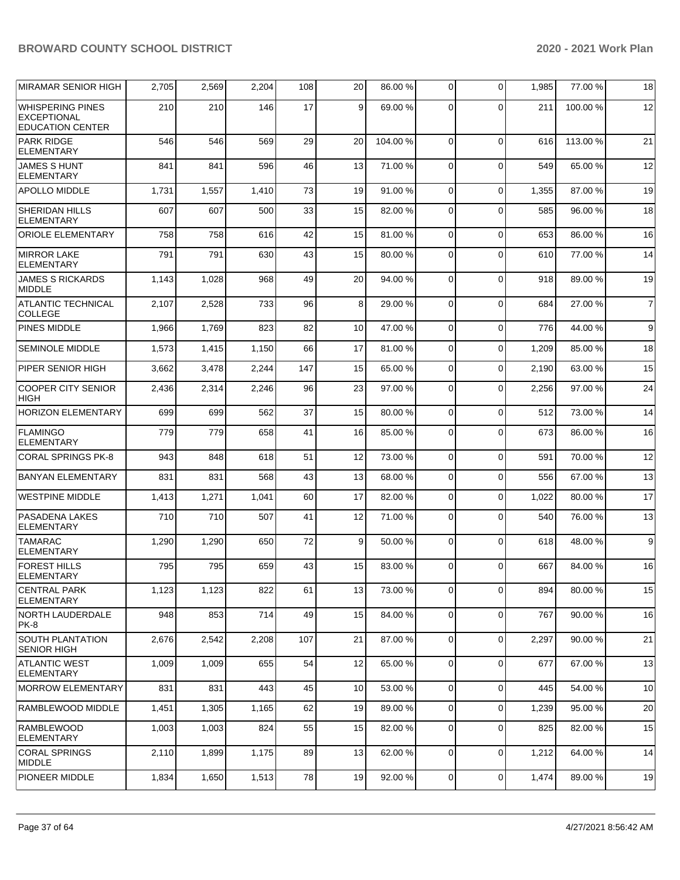| MIRAMAR SENIOR HIGH | 2,705 | 2,569 | 2,204 | 108 | 20 | 86.00 % | 0 | 0 | 1,985 | 77.00 % | 18 |
|---|---|---|---|---|---|---|---|---|---|---|---|
| WHISPERING PINES EXCEPTIONAL EDUCATION CENTER | 210 | 210 | 146 | 17 | 9 | 69.00 % | 0 | 0 | 211 | 100.00 % | 12 |
| PARK RIDGE ELEMENTARY | 546 | 546 | 569 | 29 | 20 | 104.00 % | 0 | 0 | 616 | 113.00 % | 21 |
| JAMES S HUNT ELEMENTARY | 841 | 841 | 596 | 46 | 13 | 71.00 % | 0 | 0 | 549 | 65.00 % | 12 |
| APOLLO MIDDLE | 1,731 | 1,557 | 1,410 | 73 | 19 | 91.00 % | 0 | 0 | 1,355 | 87.00 % | 19 |
| SHERIDAN HILLS ELEMENTARY | 607 | 607 | 500 | 33 | 15 | 82.00 % | 0 | 0 | 585 | 96.00 % | 18 |
| ORIOLE ELEMENTARY | 758 | 758 | 616 | 42 | 15 | 81.00 % | 0 | 0 | 653 | 86.00 % | 16 |
| MIRROR LAKE ELEMENTARY | 791 | 791 | 630 | 43 | 15 | 80.00 % | 0 | 0 | 610 | 77.00 % | 14 |
| JAMES S RICKARDS MIDDLE | 1,143 | 1,028 | 968 | 49 | 20 | 94.00 % | 0 | 0 | 918 | 89.00 % | 19 |
| ATLANTIC TECHNICAL COLLEGE | 2,107 | 2,528 | 733 | 96 | 8 | 29.00 % | 0 | 0 | 684 | 27.00 % | 7 |
| PINES MIDDLE | 1,966 | 1,769 | 823 | 82 | 10 | 47.00 % | 0 | 0 | 776 | 44.00 % | 9 |
| SEMINOLE MIDDLE | 1,573 | 1,415 | 1,150 | 66 | 17 | 81.00 % | 0 | 0 | 1,209 | 85.00 % | 18 |
| PIPER SENIOR HIGH | 3,662 | 3,478 | 2,244 | 147 | 15 | 65.00 % | 0 | 0 | 2,190 | 63.00 % | 15 |
| COOPER CITY SENIOR HIGH | 2,436 | 2,314 | 2,246 | 96 | 23 | 97.00 % | 0 | 0 | 2,256 | 97.00 % | 24 |
| HORIZON ELEMENTARY | 699 | 699 | 562 | 37 | 15 | 80.00 % | 0 | 0 | 512 | 73.00 % | 14 |
| FLAMINGO ELEMENTARY | 779 | 779 | 658 | 41 | 16 | 85.00 % | 0 | 0 | 673 | 86.00 % | 16 |
| CORAL SPRINGS PK-8 | 943 | 848 | 618 | 51 | 12 | 73.00 % | 0 | 0 | 591 | 70.00 % | 12 |
| BANYAN ELEMENTARY | 831 | 831 | 568 | 43 | 13 | 68.00 % | 0 | 0 | 556 | 67.00 % | 13 |
| WESTPINE MIDDLE | 1,413 | 1,271 | 1,041 | 60 | 17 | 82.00 % | 0 | 0 | 1,022 | 80.00 % | 17 |
| PASADENA LAKES ELEMENTARY | 710 | 710 | 507 | 41 | 12 | 71.00 % | 0 | 0 | 540 | 76.00 % | 13 |
| TAMARAC ELEMENTARY | 1,290 | 1,290 | 650 | 72 | 9 | 50.00 % | 0 | 0 | 618 | 48.00 % | 9 |
| FOREST HILLS ELEMENTARY | 795 | 795 | 659 | 43 | 15 | 83.00 % | 0 | 0 | 667 | 84.00 % | 16 |
| CENTRAL PARK ELEMENTARY | 1,123 | 1,123 | 822 | 61 | 13 | 73.00 % | 0 | 0 | 894 | 80.00 % | 15 |
| NORTH LAUDERDALE PK-8 | 948 | 853 | 714 | 49 | 15 | 84.00 % | 0 | 0 | 767 | 90.00 % | 16 |
| SOUTH PLANTATION SENIOR HIGH | 2,676 | 2,542 | 2,208 | 107 | 21 | 87.00 % | 0 | 0 | 2,297 | 90.00 % | 21 |
| ATLANTIC WEST ELEMENTARY | 1,009 | 1,009 | 655 | 54 | 12 | 65.00 % | 0 | 0 | 677 | 67.00 % | 13 |
| MORROW ELEMENTARY | 831 | 831 | 443 | 45 | 10 | 53.00 % | 0 | 0 | 445 | 54.00 % | 10 |
| RAMBLEWOOD MIDDLE | 1,451 | 1,305 | 1,165 | 62 | 19 | 89.00 % | 0 | 0 | 1,239 | 95.00 % | 20 |
| RAMBLEWOOD ELEMENTARY | 1,003 | 1,003 | 824 | 55 | 15 | 82.00 % | 0 | 0 | 825 | 82.00 % | 15 |
| CORAL SPRINGS MIDDLE | 2,110 | 1,899 | 1,175 | 89 | 13 | 62.00 % | 0 | 0 | 1,212 | 64.00 % | 14 |
| PIONEER MIDDLE | 1,834 | 1,650 | 1,513 | 78 | 19 | 92.00 % | 0 | 0 | 1,474 | 89.00 % | 19 |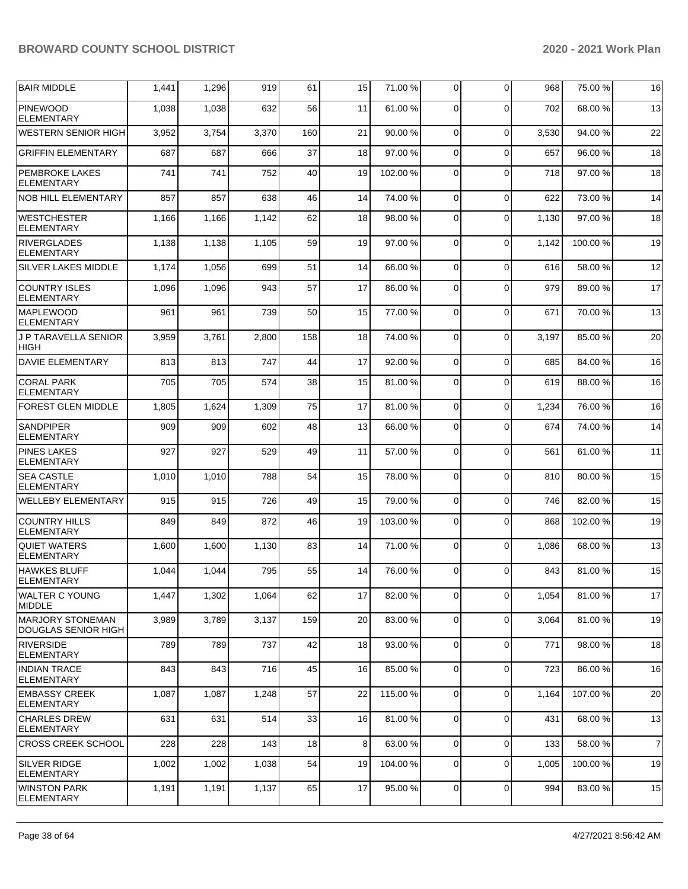| BAIR MIDDLE | 1,441 | 1,296 | 919 | 61 | 15 | 71.00 % | 0 | 0 | 968 | 75.00 % | 16 |
|---|---|---|---|---|---|---|---|---|---|---|---|
| PINEWOOD ELEMENTARY | 1,038 | 1,038 | 632 | 56 | 11 | 61.00 % | 0 | 0 | 702 | 68.00 % | 13 |
| WESTERN SENIOR HIGH | 3,952 | 3,754 | 3,370 | 160 | 21 | 90.00 % | 0 | 0 | 3,530 | 94.00 % | 22 |
| GRIFFIN ELEMENTARY | 687 | 687 | 666 | 37 | 18 | 97.00 % | 0 | 0 | 657 | 96.00 % | 18 |
| PEMBROKE LAKES ELEMENTARY | 741 | 741 | 752 | 40 | 19 | 102.00 % | 0 | 0 | 718 | 97.00 % | 18 |
| NOB HILL ELEMENTARY | 857 | 857 | 638 | 46 | 14 | 74.00 % | 0 | 0 | 622 | 73.00 % | 14 |
| WESTCHESTER ELEMENTARY | 1,166 | 1,166 | 1,142 | 62 | 18 | 98.00 % | 0 | 0 | 1,130 | 97.00 % | 18 |
| RIVERGLADES ELEMENTARY | 1,138 | 1,138 | 1,105 | 59 | 19 | 97.00 % | 0 | 0 | 1,142 | 100.00 % | 19 |
| SILVER LAKES MIDDLE | 1,174 | 1,056 | 699 | 51 | 14 | 66.00 % | 0 | 0 | 616 | 58.00 % | 12 |
| COUNTRY ISLES ELEMENTARY | 1,096 | 1,096 | 943 | 57 | 17 | 86.00 % | 0 | 0 | 979 | 89.00 % | 17 |
| MAPLEWOOD ELEMENTARY | 961 | 961 | 739 | 50 | 15 | 77.00 % | 0 | 0 | 671 | 70.00 % | 13 |
| J P TARAVELLA SENIOR HIGH | 3,959 | 3,761 | 2,800 | 158 | 18 | 74.00 % | 0 | 0 | 3,197 | 85.00 % | 20 |
| DAVIE ELEMENTARY | 813 | 813 | 747 | 44 | 17 | 92.00 % | 0 | 0 | 685 | 84.00 % | 16 |
| CORAL PARK ELEMENTARY | 705 | 705 | 574 | 38 | 15 | 81.00 % | 0 | 0 | 619 | 88.00 % | 16 |
| FOREST GLEN MIDDLE | 1,805 | 1,624 | 1,309 | 75 | 17 | 81.00 % | 0 | 0 | 1,234 | 76.00 % | 16 |
| SANDPIPER ELEMENTARY | 909 | 909 | 602 | 48 | 13 | 66.00 % | 0 | 0 | 674 | 74.00 % | 14 |
| PINES LAKES ELEMENTARY | 927 | 927 | 529 | 49 | 11 | 57.00 % | 0 | 0 | 561 | 61.00 % | 11 |
| SEA CASTLE ELEMENTARY | 1,010 | 1,010 | 788 | 54 | 15 | 78.00 % | 0 | 0 | 810 | 80.00 % | 15 |
| WELLEBY ELEMENTARY | 915 | 915 | 726 | 49 | 15 | 79.00 % | 0 | 0 | 746 | 82.00 % | 15 |
| COUNTRY HILLS ELEMENTARY | 849 | 849 | 872 | 46 | 19 | 103.00 % | 0 | 0 | 868 | 102.00 % | 19 |
| QUIET WATERS ELEMENTARY | 1,600 | 1,600 | 1,130 | 83 | 14 | 71.00 % | 0 | 0 | 1,086 | 68.00 % | 13 |
| HAWKES BLUFF ELEMENTARY | 1,044 | 1,044 | 795 | 55 | 14 | 76.00 % | 0 | 0 | 843 | 81.00 % | 15 |
| WALTER C YOUNG MIDDLE | 1,447 | 1,302 | 1,064 | 62 | 17 | 82.00 % | 0 | 0 | 1,054 | 81.00 % | 17 |
| MARJORY STONEMAN DOUGLAS SENIOR HIGH | 3,989 | 3,789 | 3,137 | 159 | 20 | 83.00 % | 0 | 0 | 3,064 | 81.00 % | 19 |
| RIVERSIDE ELEMENTARY | 789 | 789 | 737 | 42 | 18 | 93.00 % | 0 | 0 | 771 | 98.00 % | 18 |
| INDIAN TRACE ELEMENTARY | 843 | 843 | 716 | 45 | 16 | 85.00 % | 0 | 0 | 723 | 86.00 % | 16 |
| EMBASSY CREEK ELEMENTARY | 1,087 | 1,087 | 1,248 | 57 | 22 | 115.00 % | 0 | 0 | 1,164 | 107.00 % | 20 |
| CHARLES DREW ELEMENTARY | 631 | 631 | 514 | 33 | 16 | 81.00 % | 0 | 0 | 431 | 68.00 % | 13 |
| CROSS CREEK SCHOOL | 228 | 228 | 143 | 18 | 8 | 63.00 % | 0 | 0 | 133 | 58.00 % | 7 |
| SILVER RIDGE ELEMENTARY | 1,002 | 1,002 | 1,038 | 54 | 19 | 104.00 % | 0 | 0 | 1,005 | 100.00 % | 19 |
| WINSTON PARK ELEMENTARY | 1,191 | 1,191 | 1,137 | 65 | 17 | 95.00 % | 0 | 0 | 994 | 83.00 % | 15 |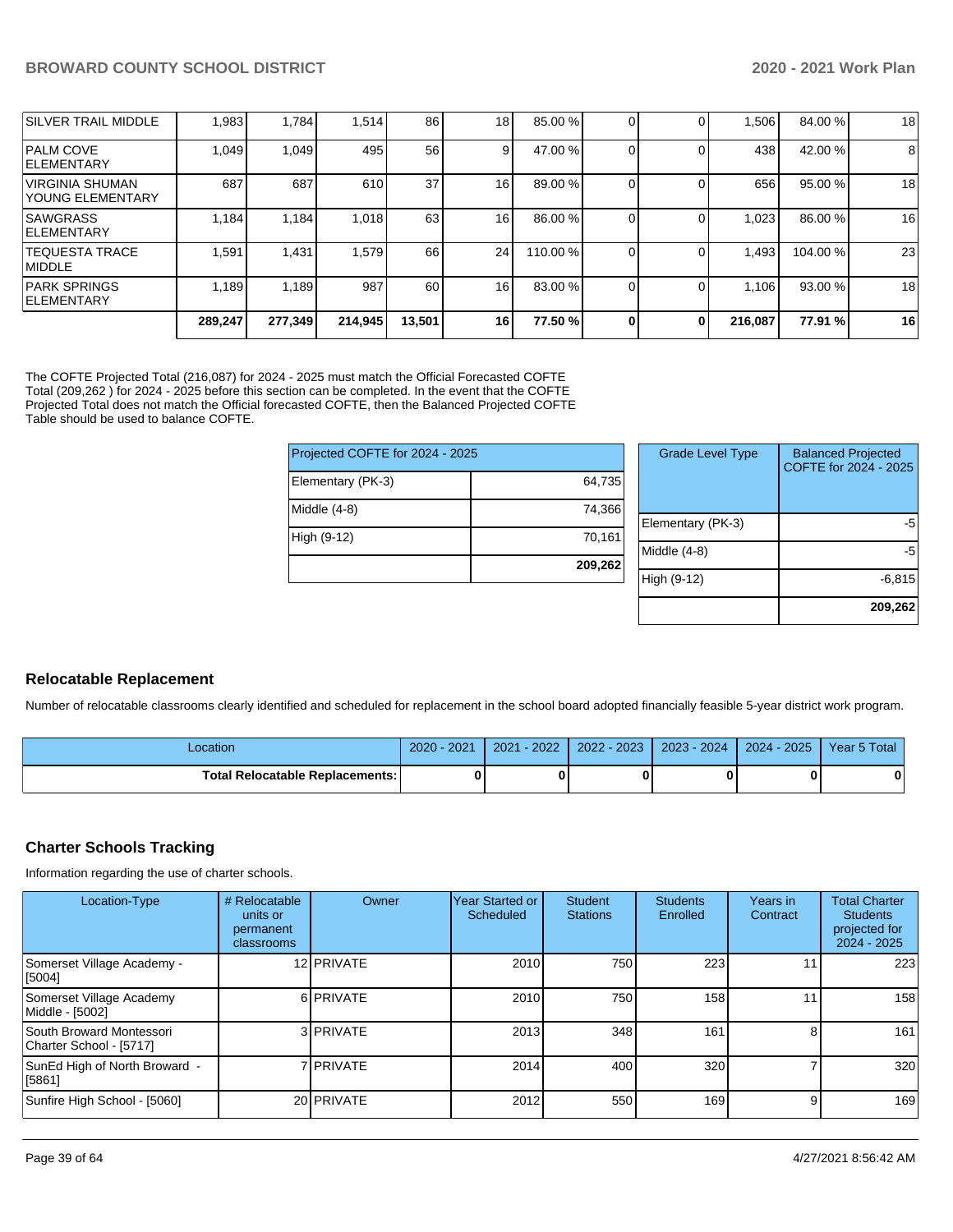| | | | | | | | | | | |
|---|---|---|---|---|---|---|---|---|---|---|
| SILVER TRAIL MIDDLE | 1,983 | 1,784 | 1,514 | 86 | 18 | 85.00 % | 0 | 0 | 1,506 | 84.00 % | 18 |
| PALM COVE ELEMENTARY | 1,049 | 1,049 | 495 | 56 | 9 | 47.00 % | 0 | 0 | 438 | 42.00 % | 8 |
| VIRGINIA SHUMAN YOUNG ELEMENTARY | 687 | 687 | 610 | 37 | 16 | 89.00 % | 0 | 0 | 656 | 95.00 % | 18 |
| SAWGRASS ELEMENTARY | 1,184 | 1,184 | 1,018 | 63 | 16 | 86.00 % | 0 | 0 | 1,023 | 86.00 % | 16 |
| TEQUESTA TRACE MIDDLE | 1,591 | 1,431 | 1,579 | 66 | 24 | 110.00 % | 0 | 0 | 1,493 | 104.00 % | 23 |
| PARK SPRINGS ELEMENTARY | 1,189 | 1,189 | 987 | 60 | 16 | 83.00 % | 0 | 0 | 1,106 | 93.00 % | 18 |
| | **289,247** | **277,349** | **214,945** | **13,501** | **16** | **77.50 %** | **0** | **0** | **216,087** | **77.91 %** | **16** |

The COFTE Projected Total (216,087) for 2024 - 2025 must match the Official Forecasted COFTE Total (209,262 ) for 2024 - 2025 before this section can be completed. In the event that the COFTE Projected Total does not match the Official forecasted COFTE, then the Balanced Projected COFTE Table should be used to balance COFTE.

| Projected COFTE for 2024 - 2025 | |
|---|---|
| Elementary (PK-3) | 64,735 |
| Middle (4-8) | 74,366 |
| High (9-12) | 70,161 |
| | **209,262** |

| Grade Level Type | Balanced Projected COFTE for 2024 - 2025 |
|---|---|
| Elementary (PK-3) | -5 |
| Middle (4-8) | -5 |
| High (9-12) | -6,815 |
| | **209,262** |

## Relocatable Replacement

Number of relocatable classrooms clearly identified and scheduled for replacement in the school board adopted financially feasible 5-year district work program.

| Location | 2020 - 2021 | 2021 - 2022 | 2022 - 2023 | 2023 - 2024 | 2024 - 2025 | Year 5 Total |
|---|---|---|---|---|---|---|
| **Total Relocatable Replacements:** | **0** | **0** | **0** | **0** | **0** | **0** |

## Charter Schools Tracking

Information regarding the use of charter schools.

| Location-Type | # Relocatable units or permanent classrooms | Owner | Year Started or Scheduled | Student Stations | Students Enrolled | Years in Contract | Total Charter Students projected for 2024 - 2025 |
|---|---|---|---|---|---|---|---|
| Somerset Village Academy - [5004] | 12 | PRIVATE | 2010 | 750 | 223 | 11 | 223 |
| Somerset Village Academy Middle - [5002] | 6 | PRIVATE | 2010 | 750 | 158 | 11 | 158 |
| South Broward Montessori Charter School - [5717] | 3 | PRIVATE | 2013 | 348 | 161 | 8 | 161 |
| SunEd High of North Broward - [5861] | 7 | PRIVATE | 2014 | 400 | 320 | 7 | 320 |
| Sunfire High School - [5060] | 20 | PRIVATE | 2012 | 550 | 169 | 9 | 169 |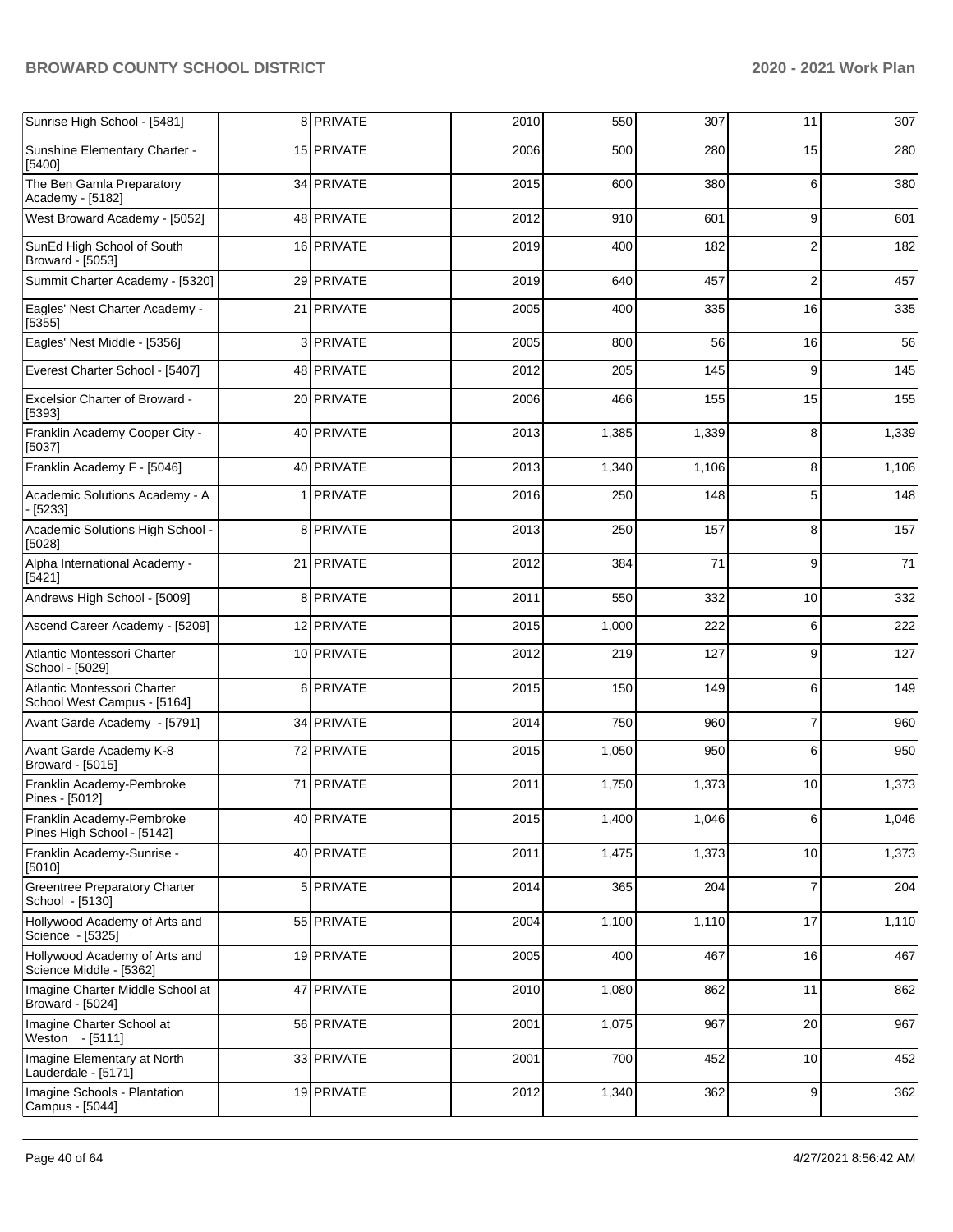| | | | | | | | |
|---|---|---|---|---|---|---|---|
| Sunrise High School - [5481] | 8 | PRIVATE | 2010 | 550 | 307 | 11 | 307 |
| Sunshine Elementary Charter - [5400] | 15 | PRIVATE | 2006 | 500 | 280 | 15 | 280 |
| The Ben Gamla Preparatory Academy - [5182] | 34 | PRIVATE | 2015 | 600 | 380 | 6 | 380 |
| West Broward Academy - [5052] | 48 | PRIVATE | 2012 | 910 | 601 | 9 | 601 |
| SunEd High School of South Broward - [5053] | 16 | PRIVATE | 2019 | 400 | 182 | 2 | 182 |
| Summit Charter Academy - [5320] | 29 | PRIVATE | 2019 | 640 | 457 | 2 | 457 |
| Eagles' Nest Charter Academy - [5355] | 21 | PRIVATE | 2005 | 400 | 335 | 16 | 335 |
| Eagles' Nest Middle - [5356] | 3 | PRIVATE | 2005 | 800 | 56 | 16 | 56 |
| Everest Charter School - [5407] | 48 | PRIVATE | 2012 | 205 | 145 | 9 | 145 |
| Excelsior Charter of Broward - [5393] | 20 | PRIVATE | 2006 | 466 | 155 | 15 | 155 |
| Franklin Academy Cooper City - [5037] | 40 | PRIVATE | 2013 | 1,385 | 1,339 | 8 | 1,339 |
| Franklin Academy F - [5046] | 40 | PRIVATE | 2013 | 1,340 | 1,106 | 8 | 1,106 |
| Academic Solutions Academy - A - [5233] | 1 | PRIVATE | 2016 | 250 | 148 | 5 | 148 |
| Academic Solutions High School - [5028] | 8 | PRIVATE | 2013 | 250 | 157 | 8 | 157 |
| Alpha International Academy - [5421] | 21 | PRIVATE | 2012 | 384 | 71 | 9 | 71 |
| Andrews High School - [5009] | 8 | PRIVATE | 2011 | 550 | 332 | 10 | 332 |
| Ascend Career Academy - [5209] | 12 | PRIVATE | 2015 | 1,000 | 222 | 6 | 222 |
| Atlantic Montessori Charter School - [5029] | 10 | PRIVATE | 2012 | 219 | 127 | 9 | 127 |
| Atlantic Montessori Charter School West Campus - [5164] | 6 | PRIVATE | 2015 | 150 | 149 | 6 | 149 |
| Avant Garde Academy - [5791] | 34 | PRIVATE | 2014 | 750 | 960 | 7 | 960 |
| Avant Garde Academy K-8 Broward - [5015] | 72 | PRIVATE | 2015 | 1,050 | 950 | 6 | 950 |
| Franklin Academy-Pembroke Pines - [5012] | 71 | PRIVATE | 2011 | 1,750 | 1,373 | 10 | 1,373 |
| Franklin Academy-Pembroke Pines High School - [5142] | 40 | PRIVATE | 2015 | 1,400 | 1,046 | 6 | 1,046 |
| Franklin Academy-Sunrise - [5010] | 40 | PRIVATE | 2011 | 1,475 | 1,373 | 10 | 1,373 |
| Greentree Preparatory Charter School - [5130] | 5 | PRIVATE | 2014 | 365 | 204 | 7 | 204 |
| Hollywood Academy of Arts and Science - [5325] | 55 | PRIVATE | 2004 | 1,100 | 1,110 | 17 | 1,110 |
| Hollywood Academy of Arts and Science Middle - [5362] | 19 | PRIVATE | 2005 | 400 | 467 | 16 | 467 |
| Imagine Charter Middle School at Broward - [5024] | 47 | PRIVATE | 2010 | 1,080 | 862 | 11 | 862 |
| Imagine Charter School at Weston - [5111] | 56 | PRIVATE | 2001 | 1,075 | 967 | 20 | 967 |
| Imagine Elementary at North Lauderdale - [5171] | 33 | PRIVATE | 2001 | 700 | 452 | 10 | 452 |
| Imagine Schools - Plantation Campus - [5044] | 19 | PRIVATE | 2012 | 1,340 | 362 | 9 | 362 |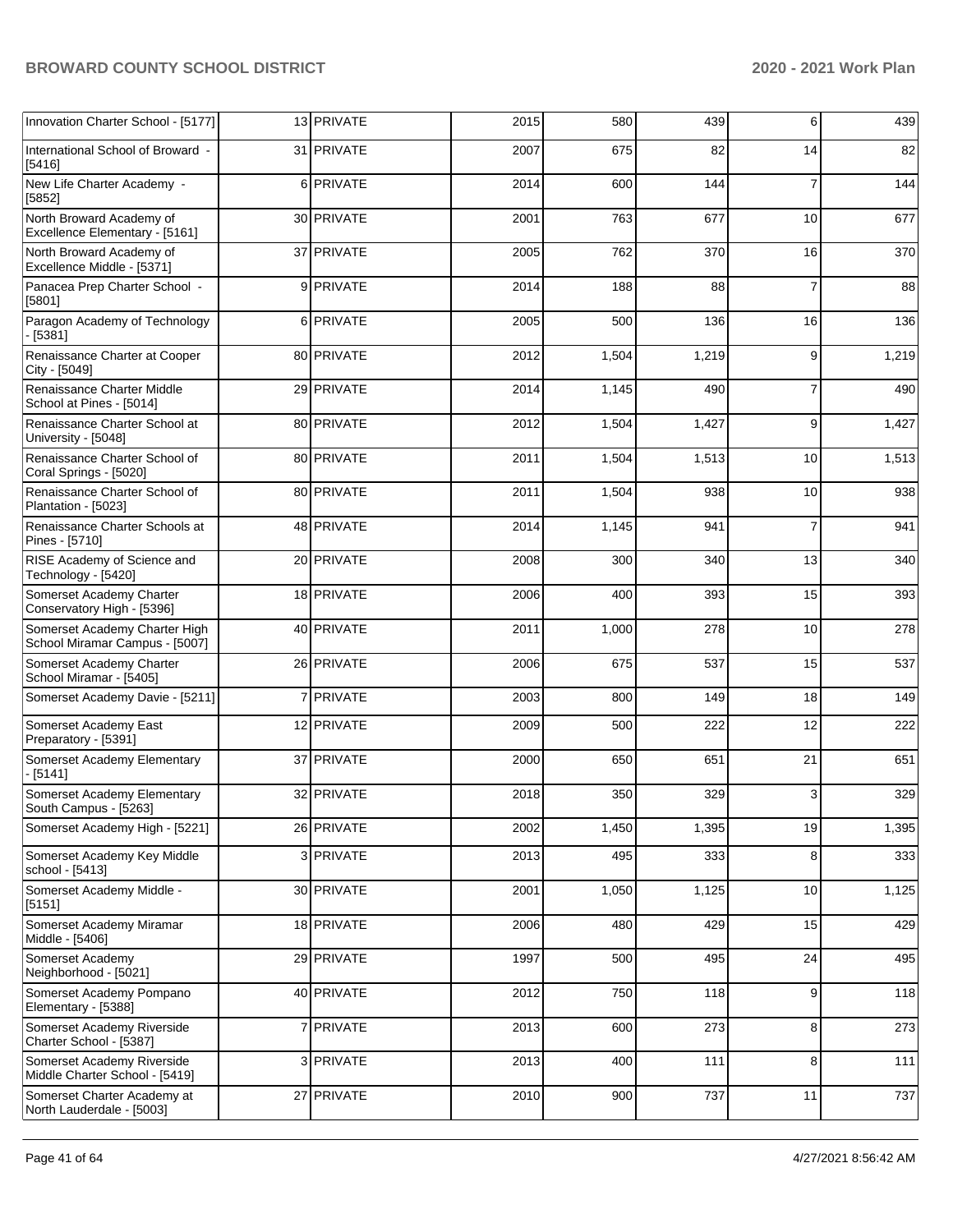| Innovation Charter School - [5177] | 13 | PRIVATE | 2015 | 580 | 439 | 6 | 439 |
|---|---|---|---|---|---|---|---|
| International School of Broward - [5416] | 31 | PRIVATE | 2007 | 675 | 82 | 14 | 82 |
| New Life Charter Academy - [5852] | 6 | PRIVATE | 2014 | 600 | 144 | 7 | 144 |
| North Broward Academy of Excellence Elementary - [5161] | 30 | PRIVATE | 2001 | 763 | 677 | 10 | 677 |
| North Broward Academy of Excellence Middle - [5371] | 37 | PRIVATE | 2005 | 762 | 370 | 16 | 370 |
| Panacea Prep Charter School - [5801] | 9 | PRIVATE | 2014 | 188 | 88 | 7 | 88 |
| Paragon Academy of Technology - [5381] | 6 | PRIVATE | 2005 | 500 | 136 | 16 | 136 |
| Renaissance Charter at Cooper City - [5049] | 80 | PRIVATE | 2012 | 1,504 | 1,219 | 9 | 1,219 |
| Renaissance Charter Middle School at Pines - [5014] | 29 | PRIVATE | 2014 | 1,145 | 490 | 7 | 490 |
| Renaissance Charter School at University - [5048] | 80 | PRIVATE | 2012 | 1,504 | 1,427 | 9 | 1,427 |
| Renaissance Charter School of Coral Springs - [5020] | 80 | PRIVATE | 2011 | 1,504 | 1,513 | 10 | 1,513 |
| Renaissance Charter School of Plantation - [5023] | 80 | PRIVATE | 2011 | 1,504 | 938 | 10 | 938 |
| Renaissance Charter Schools at Pines - [5710] | 48 | PRIVATE | 2014 | 1,145 | 941 | 7 | 941 |
| RISE Academy of Science and Technology - [5420] | 20 | PRIVATE | 2008 | 300 | 340 | 13 | 340 |
| Somerset Academy Charter Conservatory High - [5396] | 18 | PRIVATE | 2006 | 400 | 393 | 15 | 393 |
| Somerset Academy Charter High School Miramar Campus - [5007] | 40 | PRIVATE | 2011 | 1,000 | 278 | 10 | 278 |
| Somerset Academy Charter School Miramar - [5405] | 26 | PRIVATE | 2006 | 675 | 537 | 15 | 537 |
| Somerset Academy Davie - [5211] | 7 | PRIVATE | 2003 | 800 | 149 | 18 | 149 |
| Somerset Academy East Preparatory - [5391] | 12 | PRIVATE | 2009 | 500 | 222 | 12 | 222 |
| Somerset Academy Elementary - [5141] | 37 | PRIVATE | 2000 | 650 | 651 | 21 | 651 |
| Somerset Academy Elementary South Campus - [5263] | 32 | PRIVATE | 2018 | 350 | 329 | 3 | 329 |
| Somerset Academy High - [5221] | 26 | PRIVATE | 2002 | 1,450 | 1,395 | 19 | 1,395 |
| Somerset Academy Key Middle school - [5413] | 3 | PRIVATE | 2013 | 495 | 333 | 8 | 333 |
| Somerset Academy Middle - [5151] | 30 | PRIVATE | 2001 | 1,050 | 1,125 | 10 | 1,125 |
| Somerset Academy Miramar Middle - [5406] | 18 | PRIVATE | 2006 | 480 | 429 | 15 | 429 |
| Somerset Academy Neighborhood - [5021] | 29 | PRIVATE | 1997 | 500 | 495 | 24 | 495 |
| Somerset Academy Pompano Elementary - [5388] | 40 | PRIVATE | 2012 | 750 | 118 | 9 | 118 |
| Somerset Academy Riverside Charter School - [5387] | 7 | PRIVATE | 2013 | 600 | 273 | 8 | 273 |
| Somerset Academy Riverside Middle Charter School - [5419] | 3 | PRIVATE | 2013 | 400 | 111 | 8 | 111 |
| Somerset Charter Academy at North Lauderdale - [5003] | 27 | PRIVATE | 2010 | 900 | 737 | 11 | 737 |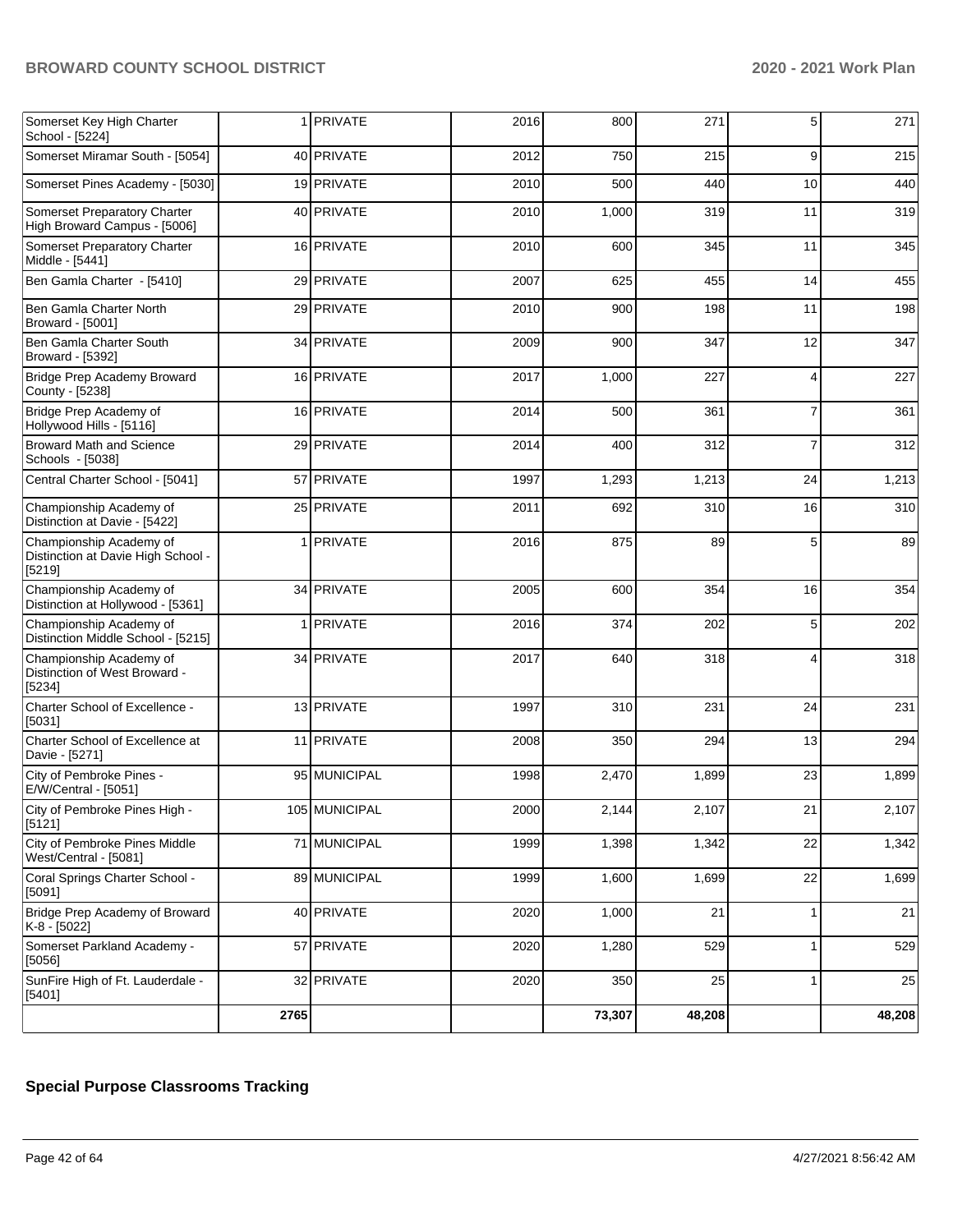| Somerset Key High Charter School - [5224] | 1 | PRIVATE | 2016 | 800 | 271 | 5 | 271 |
|---|---|---|---|---|---|---|---|
| Somerset Miramar South - [5054] | 40 | PRIVATE | 2012 | 750 | 215 | 9 | 215 |
| Somerset Pines Academy - [5030] | 19 | PRIVATE | 2010 | 500 | 440 | 10 | 440 |
| Somerset Preparatory Charter High Broward Campus - [5006] | 40 | PRIVATE | 2010 | 1,000 | 319 | 11 | 319 |
| Somerset Preparatory Charter Middle - [5441] | 16 | PRIVATE | 2010 | 600 | 345 | 11 | 345 |
| Ben Gamla Charter - [5410] | 29 | PRIVATE | 2007 | 625 | 455 | 14 | 455 |
| Ben Gamla Charter North Broward - [5001] | 29 | PRIVATE | 2010 | 900 | 198 | 11 | 198 |
| Ben Gamla Charter South Broward - [5392] | 34 | PRIVATE | 2009 | 900 | 347 | 12 | 347 |
| Bridge Prep Academy Broward County - [5238] | 16 | PRIVATE | 2017 | 1,000 | 227 | 4 | 227 |
| Bridge Prep Academy of Hollywood Hills - [5116] | 16 | PRIVATE | 2014 | 500 | 361 | 7 | 361 |
| Broward Math and Science Schools - [5038] | 29 | PRIVATE | 2014 | 400 | 312 | 7 | 312 |
| Central Charter School - [5041] | 57 | PRIVATE | 1997 | 1,293 | 1,213 | 24 | 1,213 |
| Championship Academy of Distinction at Davie - [5422] | 25 | PRIVATE | 2011 | 692 | 310 | 16 | 310 |
| Championship Academy of Distinction at Davie High School - [5219] | 1 | PRIVATE | 2016 | 875 | 89 | 5 | 89 |
| Championship Academy of Distinction at Hollywood - [5361] | 34 | PRIVATE | 2005 | 600 | 354 | 16 | 354 |
| Championship Academy of Distinction Middle School - [5215] | 1 | PRIVATE | 2016 | 374 | 202 | 5 | 202 |
| Championship Academy of Distinction of West Broward - [5234] | 34 | PRIVATE | 2017 | 640 | 318 | 4 | 318 |
| Charter School of Excellence - [5031] | 13 | PRIVATE | 1997 | 310 | 231 | 24 | 231 |
| Charter School of Excellence at Davie - [5271] | 11 | PRIVATE | 2008 | 350 | 294 | 13 | 294 |
| City of Pembroke Pines - E/W/Central - [5051] | 95 | MUNICIPAL | 1998 | 2,470 | 1,899 | 23 | 1,899 |
| City of Pembroke Pines High - [5121] | 105 | MUNICIPAL | 2000 | 2,144 | 2,107 | 21 | 2,107 |
| City of Pembroke Pines Middle West/Central - [5081] | 71 | MUNICIPAL | 1999 | 1,398 | 1,342 | 22 | 1,342 |
| Coral Springs Charter School - [5091] | 89 | MUNICIPAL | 1999 | 1,600 | 1,699 | 22 | 1,699 |
| Bridge Prep Academy of Broward K-8 - [5022] | 40 | PRIVATE | 2020 | 1,000 | 21 | 1 | 21 |
| Somerset Parkland Academy - [5056] | 57 | PRIVATE | 2020 | 1,280 | 529 | 1 | 529 |
| SunFire High of Ft. Lauderdale - [5401] | 32 | PRIVATE | 2020 | 350 | 25 | 1 | 25 |
| | 2765 | | | 73,307 | 48,208 | | 48,208 |

## Special Purpose Classrooms Tracking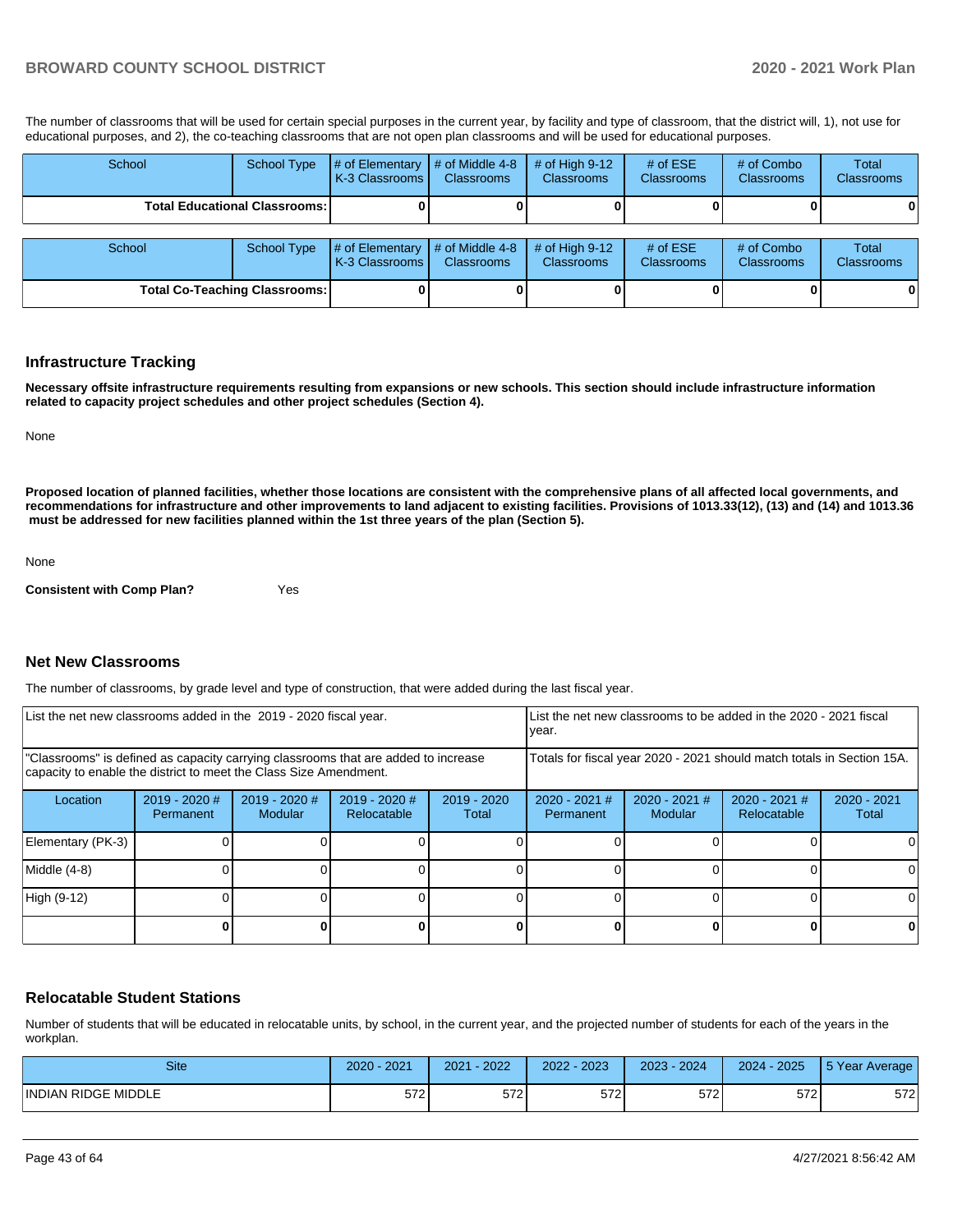The number of classrooms that will be used for certain special purposes in the current year, by facility and type of classroom, that the district will, 1), not use for educational purposes, and 2), the co-teaching classrooms that are not open plan classrooms and will be used for educational purposes.

| School | School Type | # of Elementary K-3 Classrooms | # of Middle 4-8 Classrooms | # of High 9-12 Classrooms | # of ESE Classrooms | # of Combo Classrooms | Total Classrooms |
|---|---|---|---|---|---|---|---|
| **Total Educational Classrooms:** | | **0** | **0** | **0** | **0** | **0** | **0** |

| School | School Type | # of Elementary K-3 Classrooms | # of Middle 4-8 Classrooms | # of High 9-12 Classrooms | # of ESE Classrooms | # of Combo Classrooms | Total Classrooms |
|---|---|---|---|---|---|---|---|
| **Total Co-Teaching Classrooms:** | | **0** | **0** | **0** | **0** | **0** | **0** |

## Infrastructure Tracking

**Necessary offsite infrastructure requirements resulting from expansions or new schools. This section should include infrastructure information related to capacity project schedules and other project schedules (Section 4).**

None

**Proposed location of planned facilities, whether those locations are consistent with the comprehensive plans of all affected local governments, and recommendations for infrastructure and other improvements to land adjacent to existing facilities. Provisions of 1013.33(12), (13) and (14) and 1013.36 must be addressed for new facilities planned within the 1st three years of the plan (Section 5).**

None

**Consistent with Comp Plan?** Yes

## Net New Classrooms

The number of classrooms, by grade level and type of construction, that were added during the last fiscal year.

| List the net new classrooms added in the 2019 - 2020 fiscal year. | | | | | List the net new classrooms to be added in the 2020 - 2021 fiscal year. | | | |
|---|---|---|---|---|---|---|---|---|
| "Classrooms" is defined as capacity carrying classrooms that are added to increase capacity to enable the district to meet the Class Size Amendment. | | | | | Totals for fiscal year 2020 - 2021 should match totals in Section 15A. | | | |
| Location | 2019 - 2020 # Permanent | 2019 - 2020 # Modular | 2019 - 2020 # Relocatable | 2019 - 2020 Total | 2020 - 2021 # Permanent | 2020 - 2021 # Modular | 2020 - 2021 # Relocatable | 2020 - 2021 Total |
| Elementary (PK-3) | 0 | 0 | 0 | 0 | 0 | 0 | 0 | 0 |
| Middle (4-8) | 0 | 0 | 0 | 0 | 0 | 0 | 0 | 0 |
| High (9-12) | 0 | 0 | 0 | 0 | 0 | 0 | 0 | 0 |
| | **0** | **0** | **0** | **0** | **0** | **0** | **0** | **0** |

## Relocatable Student Stations

Number of students that will be educated in relocatable units, by school, in the current year, and the projected number of students for each of the years in the workplan.

| Site | 2020 - 2021 | 2021 - 2022 | 2022 - 2023 | 2023 - 2024 | 2024 - 2025 | 5 Year Average |
|---|---|---|---|---|---|---|
| INDIAN RIDGE MIDDLE | 572 | 572 | 572 | 572 | 572 | 572 |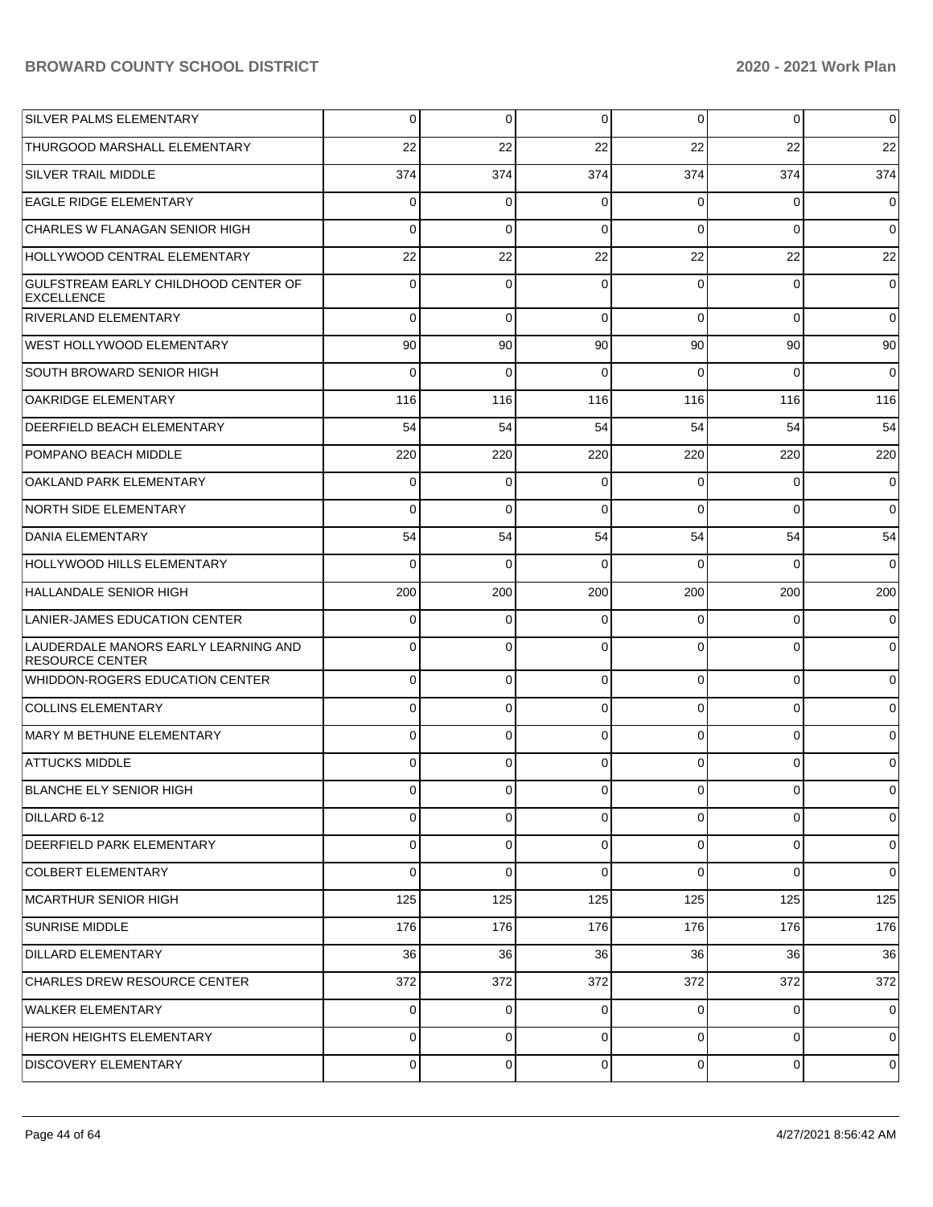| | | | | | | |
|---|---|---|---|---|---|---|
| SILVER PALMS ELEMENTARY | 0 | 0 | 0 | 0 | 0 | 0 |
| THURGOOD MARSHALL ELEMENTARY | 22 | 22 | 22 | 22 | 22 | 22 |
| SILVER TRAIL MIDDLE | 374 | 374 | 374 | 374 | 374 | 374 |
| EAGLE RIDGE ELEMENTARY | 0 | 0 | 0 | 0 | 0 | 0 |
| CHARLES W FLANAGAN SENIOR HIGH | 0 | 0 | 0 | 0 | 0 | 0 |
| HOLLYWOOD CENTRAL ELEMENTARY | 22 | 22 | 22 | 22 | 22 | 22 |
| GULFSTREAM EARLY CHILDHOOD CENTER OF EXCELLENCE | 0 | 0 | 0 | 0 | 0 | 0 |
| RIVERLAND ELEMENTARY | 0 | 0 | 0 | 0 | 0 | 0 |
| WEST HOLLYWOOD ELEMENTARY | 90 | 90 | 90 | 90 | 90 | 90 |
| SOUTH BROWARD SENIOR HIGH | 0 | 0 | 0 | 0 | 0 | 0 |
| OAKRIDGE ELEMENTARY | 116 | 116 | 116 | 116 | 116 | 116 |
| DEERFIELD BEACH ELEMENTARY | 54 | 54 | 54 | 54 | 54 | 54 |
| POMPANO BEACH MIDDLE | 220 | 220 | 220 | 220 | 220 | 220 |
| OAKLAND PARK ELEMENTARY | 0 | 0 | 0 | 0 | 0 | 0 |
| NORTH SIDE ELEMENTARY | 0 | 0 | 0 | 0 | 0 | 0 |
| DANIA ELEMENTARY | 54 | 54 | 54 | 54 | 54 | 54 |
| HOLLYWOOD HILLS ELEMENTARY | 0 | 0 | 0 | 0 | 0 | 0 |
| HALLANDALE SENIOR HIGH | 200 | 200 | 200 | 200 | 200 | 200 |
| LANIER-JAMES EDUCATION CENTER | 0 | 0 | 0 | 0 | 0 | 0 |
| LAUDERDALE MANORS EARLY LEARNING AND RESOURCE CENTER | 0 | 0 | 0 | 0 | 0 | 0 |
| WHIDDON-ROGERS EDUCATION CENTER | 0 | 0 | 0 | 0 | 0 | 0 |
| COLLINS ELEMENTARY | 0 | 0 | 0 | 0 | 0 | 0 |
| MARY M BETHUNE ELEMENTARY | 0 | 0 | 0 | 0 | 0 | 0 |
| ATTUCKS MIDDLE | 0 | 0 | 0 | 0 | 0 | 0 |
| BLANCHE ELY SENIOR HIGH | 0 | 0 | 0 | 0 | 0 | 0 |
| DILLARD 6-12 | 0 | 0 | 0 | 0 | 0 | 0 |
| DEERFIELD PARK ELEMENTARY | 0 | 0 | 0 | 0 | 0 | 0 |
| COLBERT ELEMENTARY | 0 | 0 | 0 | 0 | 0 | 0 |
| MCARTHUR SENIOR HIGH | 125 | 125 | 125 | 125 | 125 | 125 |
| SUNRISE MIDDLE | 176 | 176 | 176 | 176 | 176 | 176 |
| DILLARD ELEMENTARY | 36 | 36 | 36 | 36 | 36 | 36 |
| CHARLES DREW RESOURCE CENTER | 372 | 372 | 372 | 372 | 372 | 372 |
| WALKER ELEMENTARY | 0 | 0 | 0 | 0 | 0 | 0 |
| HERON HEIGHTS ELEMENTARY | 0 | 0 | 0 | 0 | 0 | 0 |
| DISCOVERY ELEMENTARY | 0 | 0 | 0 | 0 | 0 | 0 |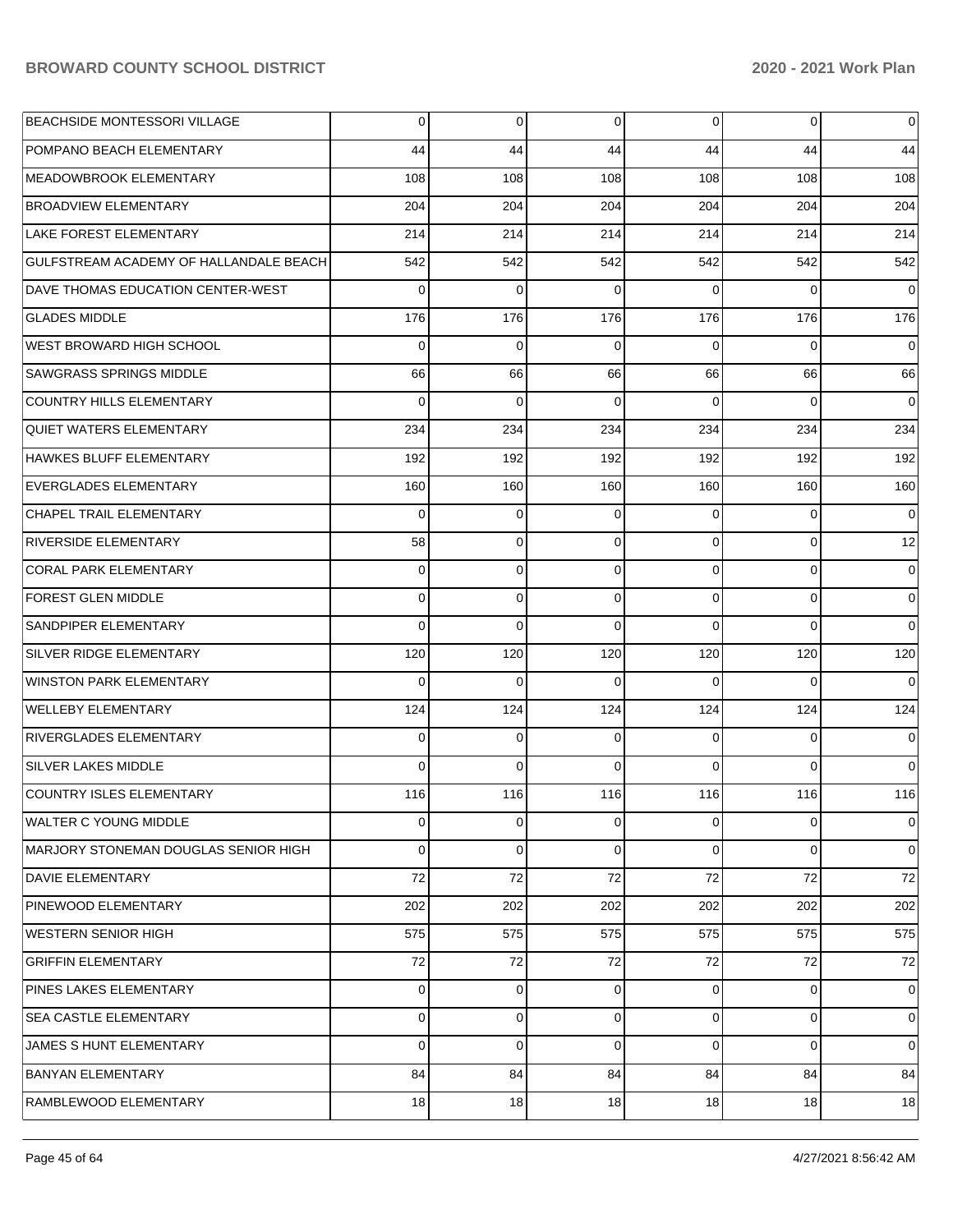| | | | | | | |
|---|---|---|---|---|---|---|
| BEACHSIDE MONTESSORI VILLAGE | 0 | 0 | 0 | 0 | 0 | 0 |
| POMPANO BEACH ELEMENTARY | 44 | 44 | 44 | 44 | 44 | 44 |
| MEADOWBROOK ELEMENTARY | 108 | 108 | 108 | 108 | 108 | 108 |
| BROADVIEW ELEMENTARY | 204 | 204 | 204 | 204 | 204 | 204 |
| LAKE FOREST ELEMENTARY | 214 | 214 | 214 | 214 | 214 | 214 |
| GULFSTREAM ACADEMY OF HALLANDALE BEACH | 542 | 542 | 542 | 542 | 542 | 542 |
| DAVE THOMAS EDUCATION CENTER-WEST | 0 | 0 | 0 | 0 | 0 | 0 |
| GLADES MIDDLE | 176 | 176 | 176 | 176 | 176 | 176 |
| WEST BROWARD HIGH SCHOOL | 0 | 0 | 0 | 0 | 0 | 0 |
| SAWGRASS SPRINGS MIDDLE | 66 | 66 | 66 | 66 | 66 | 66 |
| COUNTRY HILLS ELEMENTARY | 0 | 0 | 0 | 0 | 0 | 0 |
| QUIET WATERS ELEMENTARY | 234 | 234 | 234 | 234 | 234 | 234 |
| HAWKES BLUFF ELEMENTARY | 192 | 192 | 192 | 192 | 192 | 192 |
| EVERGLADES ELEMENTARY | 160 | 160 | 160 | 160 | 160 | 160 |
| CHAPEL TRAIL ELEMENTARY | 0 | 0 | 0 | 0 | 0 | 0 |
| RIVERSIDE ELEMENTARY | 58 | 0 | 0 | 0 | 0 | 12 |
| CORAL PARK ELEMENTARY | 0 | 0 | 0 | 0 | 0 | 0 |
| FOREST GLEN MIDDLE | 0 | 0 | 0 | 0 | 0 | 0 |
| SANDPIPER ELEMENTARY | 0 | 0 | 0 | 0 | 0 | 0 |
| SILVER RIDGE ELEMENTARY | 120 | 120 | 120 | 120 | 120 | 120 |
| WINSTON PARK ELEMENTARY | 0 | 0 | 0 | 0 | 0 | 0 |
| WELLEBY ELEMENTARY | 124 | 124 | 124 | 124 | 124 | 124 |
| RIVERGLADES ELEMENTARY | 0 | 0 | 0 | 0 | 0 | 0 |
| SILVER LAKES MIDDLE | 0 | 0 | 0 | 0 | 0 | 0 |
| COUNTRY ISLES ELEMENTARY | 116 | 116 | 116 | 116 | 116 | 116 |
| WALTER C YOUNG MIDDLE | 0 | 0 | 0 | 0 | 0 | 0 |
| MARJORY STONEMAN DOUGLAS SENIOR HIGH | 0 | 0 | 0 | 0 | 0 | 0 |
| DAVIE ELEMENTARY | 72 | 72 | 72 | 72 | 72 | 72 |
| PINEWOOD ELEMENTARY | 202 | 202 | 202 | 202 | 202 | 202 |
| WESTERN SENIOR HIGH | 575 | 575 | 575 | 575 | 575 | 575 |
| GRIFFIN ELEMENTARY | 72 | 72 | 72 | 72 | 72 | 72 |
| PINES LAKES ELEMENTARY | 0 | 0 | 0 | 0 | 0 | 0 |
| SEA CASTLE ELEMENTARY | 0 | 0 | 0 | 0 | 0 | 0 |
| JAMES S HUNT ELEMENTARY | 0 | 0 | 0 | 0 | 0 | 0 |
| BANYAN ELEMENTARY | 84 | 84 | 84 | 84 | 84 | 84 |
| RAMBLEWOOD ELEMENTARY | 18 | 18 | 18 | 18 | 18 | 18 |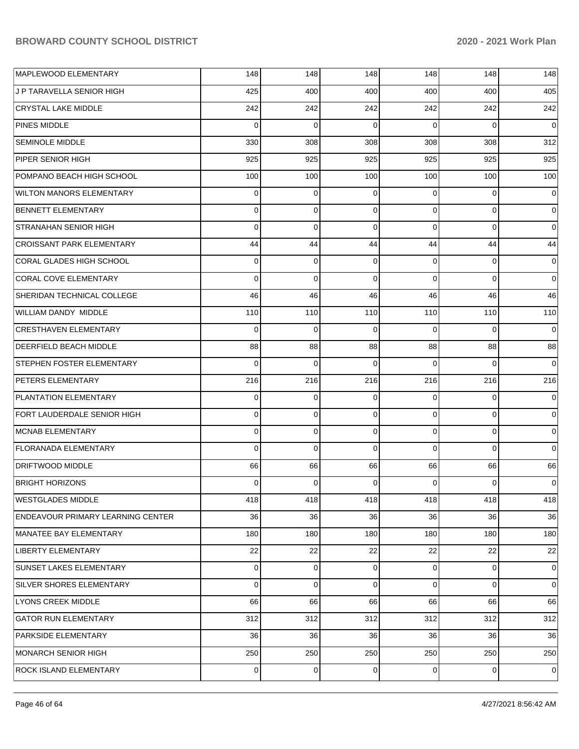| | | | | | | |
|---|---|---|---|---|---|---|
| MAPLEWOOD ELEMENTARY | 148 | 148 | 148 | 148 | 148 | 148 |
| J P TARAVELLA SENIOR HIGH | 425 | 400 | 400 | 400 | 400 | 405 |
| CRYSTAL LAKE MIDDLE | 242 | 242 | 242 | 242 | 242 | 242 |
| PINES MIDDLE | 0 | 0 | 0 | 0 | 0 | 0 |
| SEMINOLE MIDDLE | 330 | 308 | 308 | 308 | 308 | 312 |
| PIPER SENIOR HIGH | 925 | 925 | 925 | 925 | 925 | 925 |
| POMPANO BEACH HIGH SCHOOL | 100 | 100 | 100 | 100 | 100 | 100 |
| WILTON MANORS ELEMENTARY | 0 | 0 | 0 | 0 | 0 | 0 |
| BENNETT ELEMENTARY | 0 | 0 | 0 | 0 | 0 | 0 |
| STRANAHAN SENIOR HIGH | 0 | 0 | 0 | 0 | 0 | 0 |
| CROISSANT PARK ELEMENTARY | 44 | 44 | 44 | 44 | 44 | 44 |
| CORAL GLADES HIGH SCHOOL | 0 | 0 | 0 | 0 | 0 | 0 |
| CORAL COVE ELEMENTARY | 0 | 0 | 0 | 0 | 0 | 0 |
| SHERIDAN TECHNICAL COLLEGE | 46 | 46 | 46 | 46 | 46 | 46 |
| WILLIAM DANDY MIDDLE | 110 | 110 | 110 | 110 | 110 | 110 |
| CRESTHAVEN ELEMENTARY | 0 | 0 | 0 | 0 | 0 | 0 |
| DEERFIELD BEACH MIDDLE | 88 | 88 | 88 | 88 | 88 | 88 |
| STEPHEN FOSTER ELEMENTARY | 0 | 0 | 0 | 0 | 0 | 0 |
| PETERS ELEMENTARY | 216 | 216 | 216 | 216 | 216 | 216 |
| PLANTATION ELEMENTARY | 0 | 0 | 0 | 0 | 0 | 0 |
| FORT LAUDERDALE SENIOR HIGH | 0 | 0 | 0 | 0 | 0 | 0 |
| MCNAB ELEMENTARY | 0 | 0 | 0 | 0 | 0 | 0 |
| FLORANADA ELEMENTARY | 0 | 0 | 0 | 0 | 0 | 0 |
| DRIFTWOOD MIDDLE | 66 | 66 | 66 | 66 | 66 | 66 |
| BRIGHT HORIZONS | 0 | 0 | 0 | 0 | 0 | 0 |
| WESTGLADES MIDDLE | 418 | 418 | 418 | 418 | 418 | 418 |
| ENDEAVOUR PRIMARY LEARNING CENTER | 36 | 36 | 36 | 36 | 36 | 36 |
| MANATEE BAY ELEMENTARY | 180 | 180 | 180 | 180 | 180 | 180 |
| LIBERTY ELEMENTARY | 22 | 22 | 22 | 22 | 22 | 22 |
| SUNSET LAKES ELEMENTARY | 0 | 0 | 0 | 0 | 0 | 0 |
| SILVER SHORES ELEMENTARY | 0 | 0 | 0 | 0 | 0 | 0 |
| LYONS CREEK MIDDLE | 66 | 66 | 66 | 66 | 66 | 66 |
| GATOR RUN ELEMENTARY | 312 | 312 | 312 | 312 | 312 | 312 |
| PARKSIDE ELEMENTARY | 36 | 36 | 36 | 36 | 36 | 36 |
| MONARCH SENIOR HIGH | 250 | 250 | 250 | 250 | 250 | 250 |
| ROCK ISLAND ELEMENTARY | 0 | 0 | 0 | 0 | 0 | 0 |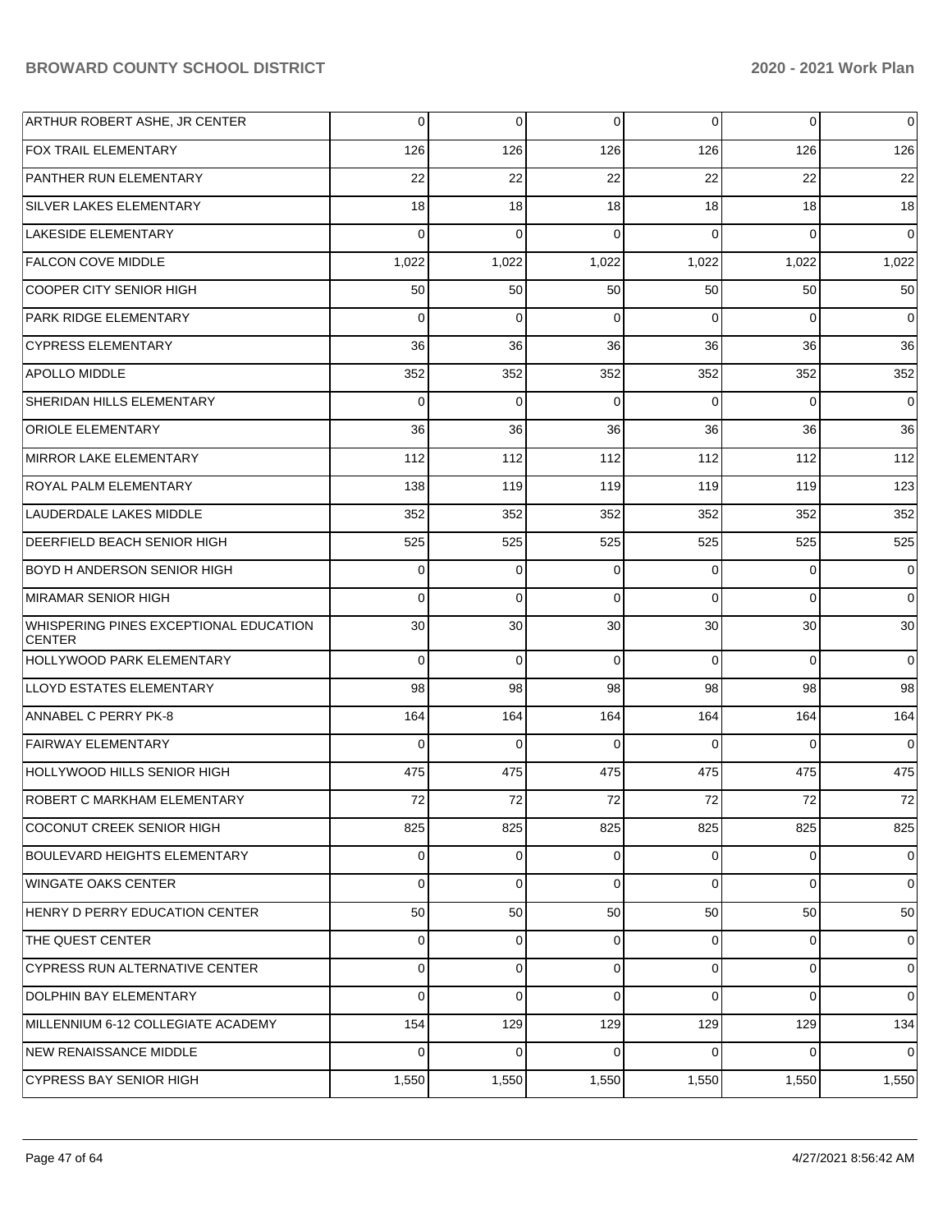| | | | | | | |
|---|---|---|---|---|---|---|
| ARTHUR ROBERT ASHE, JR CENTER | 0 | 0 | 0 | 0 | 0 | 0 |
| FOX TRAIL ELEMENTARY | 126 | 126 | 126 | 126 | 126 | 126 |
| PANTHER RUN ELEMENTARY | 22 | 22 | 22 | 22 | 22 | 22 |
| SILVER LAKES ELEMENTARY | 18 | 18 | 18 | 18 | 18 | 18 |
| LAKESIDE ELEMENTARY | 0 | 0 | 0 | 0 | 0 | 0 |
| FALCON COVE MIDDLE | 1,022 | 1,022 | 1,022 | 1,022 | 1,022 | 1,022 |
| COOPER CITY SENIOR HIGH | 50 | 50 | 50 | 50 | 50 | 50 |
| PARK RIDGE ELEMENTARY | 0 | 0 | 0 | 0 | 0 | 0 |
| CYPRESS ELEMENTARY | 36 | 36 | 36 | 36 | 36 | 36 |
| APOLLO MIDDLE | 352 | 352 | 352 | 352 | 352 | 352 |
| SHERIDAN HILLS ELEMENTARY | 0 | 0 | 0 | 0 | 0 | 0 |
| ORIOLE ELEMENTARY | 36 | 36 | 36 | 36 | 36 | 36 |
| MIRROR LAKE ELEMENTARY | 112 | 112 | 112 | 112 | 112 | 112 |
| ROYAL PALM ELEMENTARY | 138 | 119 | 119 | 119 | 119 | 123 |
| LAUDERDALE LAKES MIDDLE | 352 | 352 | 352 | 352 | 352 | 352 |
| DEERFIELD BEACH SENIOR HIGH | 525 | 525 | 525 | 525 | 525 | 525 |
| BOYD H ANDERSON SENIOR HIGH | 0 | 0 | 0 | 0 | 0 | 0 |
| MIRAMAR SENIOR HIGH | 0 | 0 | 0 | 0 | 0 | 0 |
| WHISPERING PINES EXCEPTIONAL EDUCATION CENTER | 30 | 30 | 30 | 30 | 30 | 30 |
| HOLLYWOOD PARK ELEMENTARY | 0 | 0 | 0 | 0 | 0 | 0 |
| LLOYD ESTATES ELEMENTARY | 98 | 98 | 98 | 98 | 98 | 98 |
| ANNABEL C PERRY PK-8 | 164 | 164 | 164 | 164 | 164 | 164 |
| FAIRWAY ELEMENTARY | 0 | 0 | 0 | 0 | 0 | 0 |
| HOLLYWOOD HILLS SENIOR HIGH | 475 | 475 | 475 | 475 | 475 | 475 |
| ROBERT C MARKHAM ELEMENTARY | 72 | 72 | 72 | 72 | 72 | 72 |
| COCONUT CREEK SENIOR HIGH | 825 | 825 | 825 | 825 | 825 | 825 |
| BOULEVARD HEIGHTS ELEMENTARY | 0 | 0 | 0 | 0 | 0 | 0 |
| WINGATE OAKS CENTER | 0 | 0 | 0 | 0 | 0 | 0 |
| HENRY D PERRY EDUCATION CENTER | 50 | 50 | 50 | 50 | 50 | 50 |
| THE QUEST CENTER | 0 | 0 | 0 | 0 | 0 | 0 |
| CYPRESS RUN ALTERNATIVE CENTER | 0 | 0 | 0 | 0 | 0 | 0 |
| DOLPHIN BAY ELEMENTARY | 0 | 0 | 0 | 0 | 0 | 0 |
| MILLENNIUM 6-12 COLLEGIATE ACADEMY | 154 | 129 | 129 | 129 | 129 | 134 |
| NEW RENAISSANCE MIDDLE | 0 | 0 | 0 | 0 | 0 | 0 |
| CYPRESS BAY SENIOR HIGH | 1,550 | 1,550 | 1,550 | 1,550 | 1,550 | 1,550 |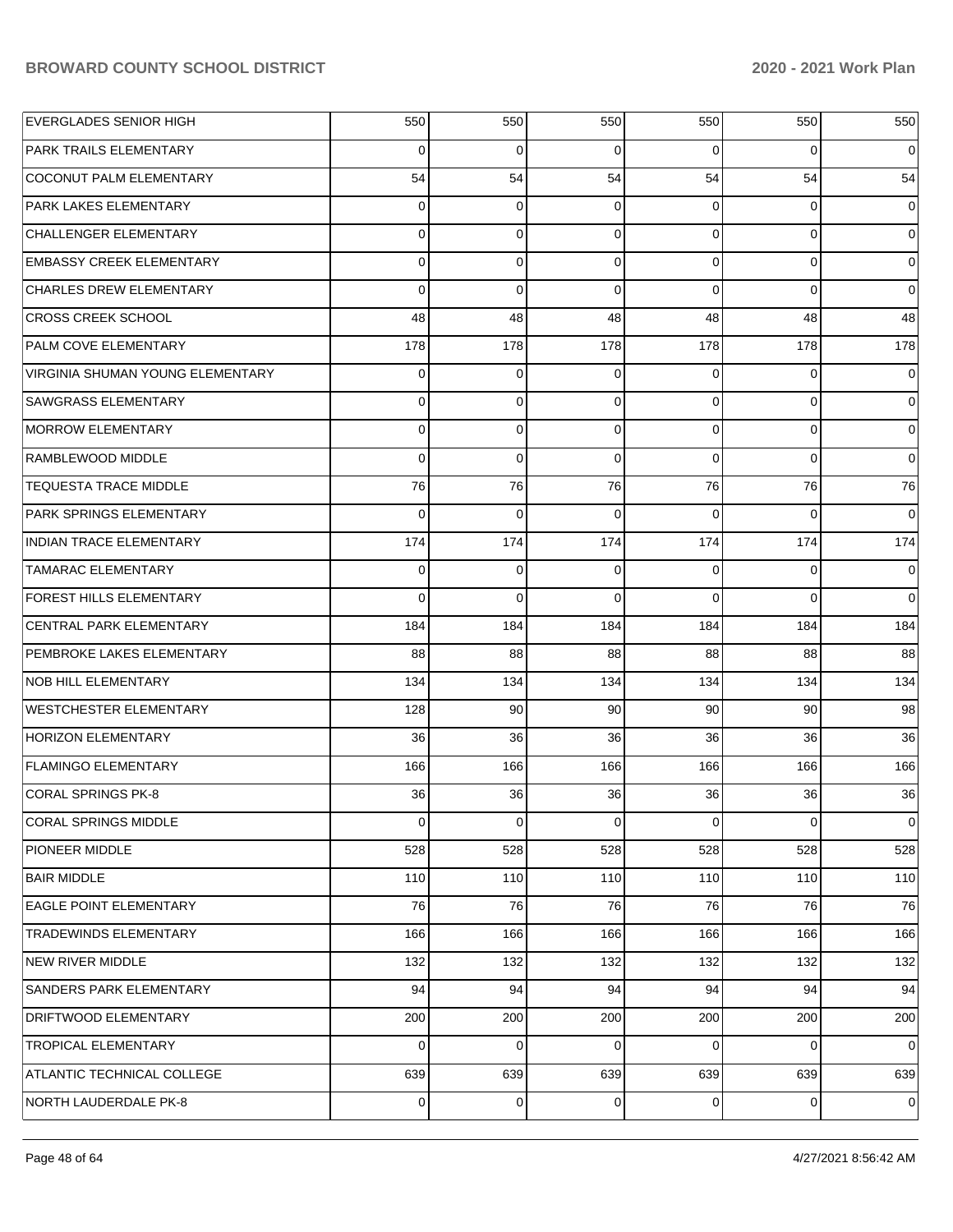| | | | | | | |
|---|---|---|---|---|---|---|
| EVERGLADES SENIOR HIGH | 550 | 550 | 550 | 550 | 550 | 550 |
| PARK TRAILS ELEMENTARY | 0 | 0 | 0 | 0 | 0 | 0 |
| COCONUT PALM ELEMENTARY | 54 | 54 | 54 | 54 | 54 | 54 |
| PARK LAKES ELEMENTARY | 0 | 0 | 0 | 0 | 0 | 0 |
| CHALLENGER ELEMENTARY | 0 | 0 | 0 | 0 | 0 | 0 |
| EMBASSY CREEK ELEMENTARY | 0 | 0 | 0 | 0 | 0 | 0 |
| CHARLES DREW ELEMENTARY | 0 | 0 | 0 | 0 | 0 | 0 |
| CROSS CREEK SCHOOL | 48 | 48 | 48 | 48 | 48 | 48 |
| PALM COVE ELEMENTARY | 178 | 178 | 178 | 178 | 178 | 178 |
| VIRGINIA SHUMAN YOUNG ELEMENTARY | 0 | 0 | 0 | 0 | 0 | 0 |
| SAWGRASS ELEMENTARY | 0 | 0 | 0 | 0 | 0 | 0 |
| MORROW ELEMENTARY | 0 | 0 | 0 | 0 | 0 | 0 |
| RAMBLEWOOD MIDDLE | 0 | 0 | 0 | 0 | 0 | 0 |
| TEQUESTA TRACE MIDDLE | 76 | 76 | 76 | 76 | 76 | 76 |
| PARK SPRINGS ELEMENTARY | 0 | 0 | 0 | 0 | 0 | 0 |
| INDIAN TRACE ELEMENTARY | 174 | 174 | 174 | 174 | 174 | 174 |
| TAMARAC ELEMENTARY | 0 | 0 | 0 | 0 | 0 | 0 |
| FOREST HILLS ELEMENTARY | 0 | 0 | 0 | 0 | 0 | 0 |
| CENTRAL PARK ELEMENTARY | 184 | 184 | 184 | 184 | 184 | 184 |
| PEMBROKE LAKES ELEMENTARY | 88 | 88 | 88 | 88 | 88 | 88 |
| NOB HILL ELEMENTARY | 134 | 134 | 134 | 134 | 134 | 134 |
| WESTCHESTER ELEMENTARY | 128 | 90 | 90 | 90 | 90 | 98 |
| HORIZON ELEMENTARY | 36 | 36 | 36 | 36 | 36 | 36 |
| FLAMINGO ELEMENTARY | 166 | 166 | 166 | 166 | 166 | 166 |
| CORAL SPRINGS PK-8 | 36 | 36 | 36 | 36 | 36 | 36 |
| CORAL SPRINGS MIDDLE | 0 | 0 | 0 | 0 | 0 | 0 |
| PIONEER MIDDLE | 528 | 528 | 528 | 528 | 528 | 528 |
| BAIR MIDDLE | 110 | 110 | 110 | 110 | 110 | 110 |
| EAGLE POINT ELEMENTARY | 76 | 76 | 76 | 76 | 76 | 76 |
| TRADEWINDS ELEMENTARY | 166 | 166 | 166 | 166 | 166 | 166 |
| NEW RIVER MIDDLE | 132 | 132 | 132 | 132 | 132 | 132 |
| SANDERS PARK ELEMENTARY | 94 | 94 | 94 | 94 | 94 | 94 |
| DRIFTWOOD ELEMENTARY | 200 | 200 | 200 | 200 | 200 | 200 |
| TROPICAL ELEMENTARY | 0 | 0 | 0 | 0 | 0 | 0 |
| ATLANTIC TECHNICAL COLLEGE | 639 | 639 | 639 | 639 | 639 | 639 |
| NORTH LAUDERDALE PK-8 | 0 | 0 | 0 | 0 | 0 | 0 |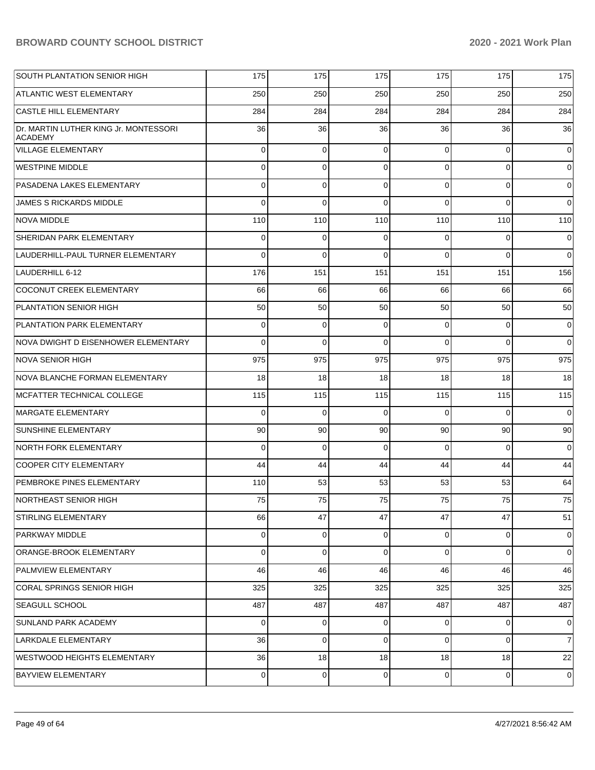| | | | | | | |
|---|---|---|---|---|---|---|
| SOUTH PLANTATION SENIOR HIGH | 175 | 175 | 175 | 175 | 175 | 175 |
| ATLANTIC WEST ELEMENTARY | 250 | 250 | 250 | 250 | 250 | 250 |
| CASTLE HILL ELEMENTARY | 284 | 284 | 284 | 284 | 284 | 284 |
| Dr. MARTIN LUTHER KING Jr. MONTESSORI ACADEMY | 36 | 36 | 36 | 36 | 36 | 36 |
| VILLAGE ELEMENTARY | 0 | 0 | 0 | 0 | 0 | 0 |
| WESTPINE MIDDLE | 0 | 0 | 0 | 0 | 0 | 0 |
| PASADENA LAKES ELEMENTARY | 0 | 0 | 0 | 0 | 0 | 0 |
| JAMES S RICKARDS MIDDLE | 0 | 0 | 0 | 0 | 0 | 0 |
| NOVA MIDDLE | 110 | 110 | 110 | 110 | 110 | 110 |
| SHERIDAN PARK ELEMENTARY | 0 | 0 | 0 | 0 | 0 | 0 |
| LAUDERHILL-PAUL TURNER ELEMENTARY | 0 | 0 | 0 | 0 | 0 | 0 |
| LAUDERHILL 6-12 | 176 | 151 | 151 | 151 | 151 | 156 |
| COCONUT CREEK ELEMENTARY | 66 | 66 | 66 | 66 | 66 | 66 |
| PLANTATION SENIOR HIGH | 50 | 50 | 50 | 50 | 50 | 50 |
| PLANTATION PARK ELEMENTARY | 0 | 0 | 0 | 0 | 0 | 0 |
| NOVA DWIGHT D EISENHOWER ELEMENTARY | 0 | 0 | 0 | 0 | 0 | 0 |
| NOVA SENIOR HIGH | 975 | 975 | 975 | 975 | 975 | 975 |
| NOVA BLANCHE FORMAN ELEMENTARY | 18 | 18 | 18 | 18 | 18 | 18 |
| MCFATTER TECHNICAL COLLEGE | 115 | 115 | 115 | 115 | 115 | 115 |
| MARGATE ELEMENTARY | 0 | 0 | 0 | 0 | 0 | 0 |
| SUNSHINE ELEMENTARY | 90 | 90 | 90 | 90 | 90 | 90 |
| NORTH FORK ELEMENTARY | 0 | 0 | 0 | 0 | 0 | 0 |
| COOPER CITY ELEMENTARY | 44 | 44 | 44 | 44 | 44 | 44 |
| PEMBROKE PINES ELEMENTARY | 110 | 53 | 53 | 53 | 53 | 64 |
| NORTHEAST SENIOR HIGH | 75 | 75 | 75 | 75 | 75 | 75 |
| STIRLING ELEMENTARY | 66 | 47 | 47 | 47 | 47 | 51 |
| PARKWAY MIDDLE | 0 | 0 | 0 | 0 | 0 | 0 |
| ORANGE-BROOK ELEMENTARY | 0 | 0 | 0 | 0 | 0 | 0 |
| PALMVIEW ELEMENTARY | 46 | 46 | 46 | 46 | 46 | 46 |
| CORAL SPRINGS SENIOR HIGH | 325 | 325 | 325 | 325 | 325 | 325 |
| SEAGULL SCHOOL | 487 | 487 | 487 | 487 | 487 | 487 |
| SUNLAND PARK ACADEMY | 0 | 0 | 0 | 0 | 0 | 0 |
| LARKDALE ELEMENTARY | 36 | 0 | 0 | 0 | 0 | 7 |
| WESTWOOD HEIGHTS ELEMENTARY | 36 | 18 | 18 | 18 | 18 | 22 |
| BAYVIEW ELEMENTARY | 0 | 0 | 0 | 0 | 0 | 0 |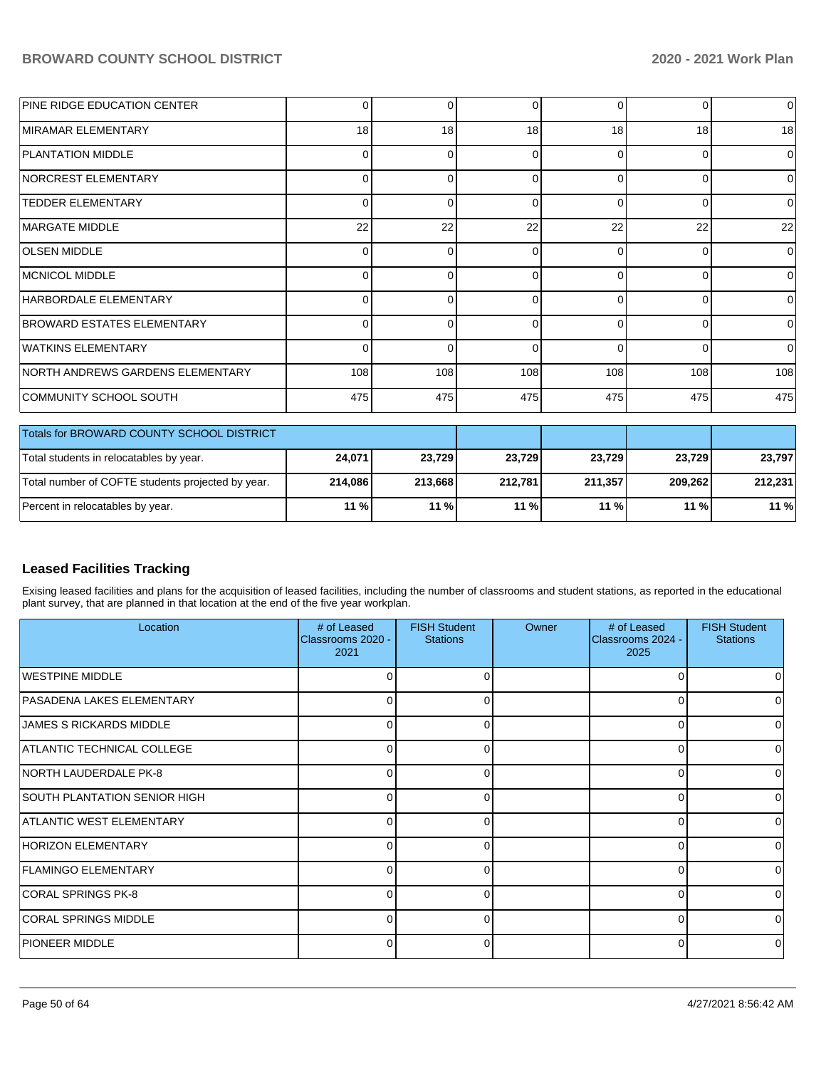| | | | | | | |
|---|---|---|---|---|---|---|
| PINE RIDGE EDUCATION CENTER | 0 | 0 | 0 | 0 | 0 | 0 |
| MIRAMAR ELEMENTARY | 18 | 18 | 18 | 18 | 18 | 18 |
| PLANTATION MIDDLE | 0 | 0 | 0 | 0 | 0 | 0 |
| NORCREST ELEMENTARY | 0 | 0 | 0 | 0 | 0 | 0 |
| TEDDER ELEMENTARY | 0 | 0 | 0 | 0 | 0 | 0 |
| MARGATE MIDDLE | 22 | 22 | 22 | 22 | 22 | 22 |
| OLSEN MIDDLE | 0 | 0 | 0 | 0 | 0 | 0 |
| MCNICOL MIDDLE | 0 | 0 | 0 | 0 | 0 | 0 |
| HARBORDALE ELEMENTARY | 0 | 0 | 0 | 0 | 0 | 0 |
| BROWARD ESTATES ELEMENTARY | 0 | 0 | 0 | 0 | 0 | 0 |
| WATKINS ELEMENTARY | 0 | 0 | 0 | 0 | 0 | 0 |
| NORTH ANDREWS GARDENS ELEMENTARY | 108 | 108 | 108 | 108 | 108 | 108 |
| COMMUNITY SCHOOL SOUTH | 475 | 475 | 475 | 475 | 475 | 475 |

| Totals for BROWARD COUNTY SCHOOL DISTRICT | | | | | | |
|---|---|---|---|---|---|---|
| Total students in relocatables by year. | **24,071** | **23,729** | **23,729** | **23,729** | **23,729** | **23,797** |
| Total number of COFTE students projected by year. | **214,086** | **213,668** | **212,781** | **211,357** | **209,262** | **212,231** |
| Percent in relocatables by year. | **11 %** | **11 %** | **11 %** | **11 %** | **11 %** | **11 %** |

## Leased Facilities Tracking

Exising leased facilities and plans for the acquisition of leased facilities, including the number of classrooms and student stations, as reported in the educational plant survey, that are planned in that location at the end of the five year workplan.

| Location | # of Leased Classrooms 2020 - 2021 | FISH Student Stations | Owner | # of Leased Classrooms 2024 - 2025 | FISH Student Stations |
|---|---|---|---|---|---|
| WESTPINE MIDDLE | 0 | 0 | | 0 | 0 |
| PASADENA LAKES ELEMENTARY | 0 | 0 | | 0 | 0 |
| JAMES S RICKARDS MIDDLE | 0 | 0 | | 0 | 0 |
| ATLANTIC TECHNICAL COLLEGE | 0 | 0 | | 0 | 0 |
| NORTH LAUDERDALE PK-8 | 0 | 0 | | 0 | 0 |
| SOUTH PLANTATION SENIOR HIGH | 0 | 0 | | 0 | 0 |
| ATLANTIC WEST ELEMENTARY | 0 | 0 | | 0 | 0 |
| HORIZON ELEMENTARY | 0 | 0 | | 0 | 0 |
| FLAMINGO ELEMENTARY | 0 | 0 | | 0 | 0 |
| CORAL SPRINGS PK-8 | 0 | 0 | | 0 | 0 |
| CORAL SPRINGS MIDDLE | 0 | 0 | | 0 | 0 |
| PIONEER MIDDLE | 0 | 0 | | 0 | 0 |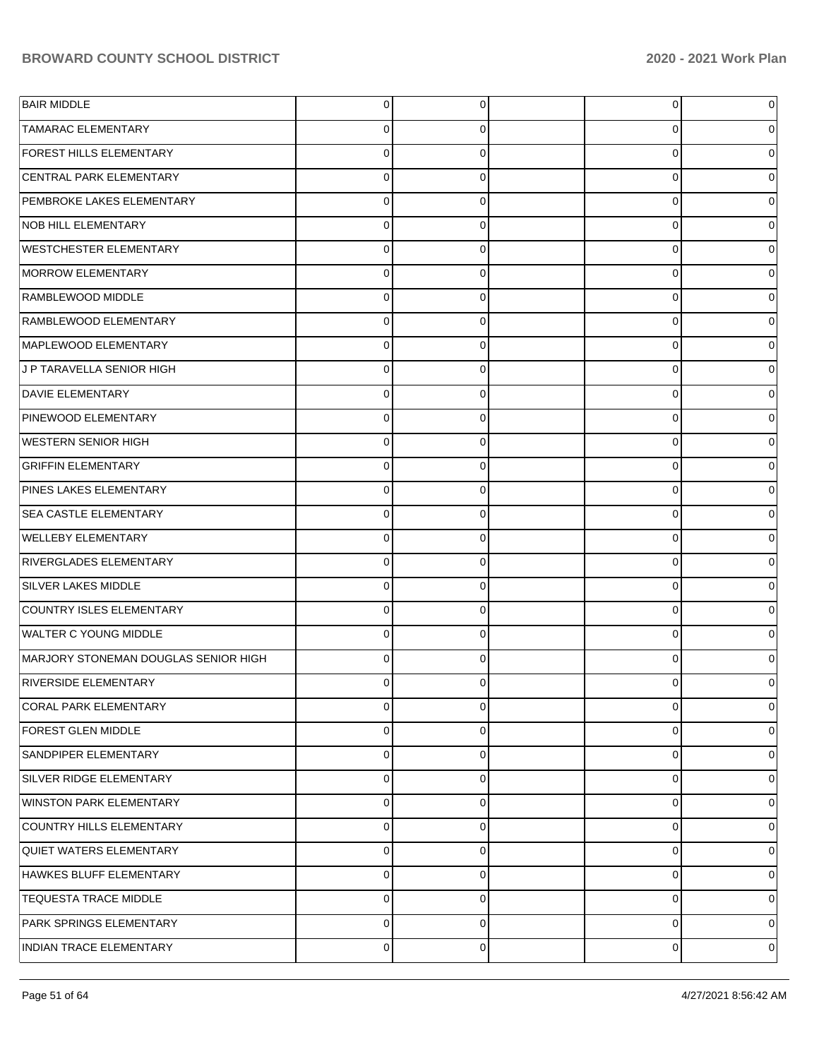| | | | | | |
|---|---|---|---|---|---|
| BAIR MIDDLE | 0 | 0 | | 0 | 0 |
| TAMARAC ELEMENTARY | 0 | 0 | | 0 | 0 |
| FOREST HILLS ELEMENTARY | 0 | 0 | | 0 | 0 |
| CENTRAL PARK ELEMENTARY | 0 | 0 | | 0 | 0 |
| PEMBROKE LAKES ELEMENTARY | 0 | 0 | | 0 | 0 |
| NOB HILL ELEMENTARY | 0 | 0 | | 0 | 0 |
| WESTCHESTER ELEMENTARY | 0 | 0 | | 0 | 0 |
| MORROW ELEMENTARY | 0 | 0 | | 0 | 0 |
| RAMBLEWOOD MIDDLE | 0 | 0 | | 0 | 0 |
| RAMBLEWOOD ELEMENTARY | 0 | 0 | | 0 | 0 |
| MAPLEWOOD ELEMENTARY | 0 | 0 | | 0 | 0 |
| J P TARAVELLA SENIOR HIGH | 0 | 0 | | 0 | 0 |
| DAVIE ELEMENTARY | 0 | 0 | | 0 | 0 |
| PINEWOOD ELEMENTARY | 0 | 0 | | 0 | 0 |
| WESTERN SENIOR HIGH | 0 | 0 | | 0 | 0 |
| GRIFFIN ELEMENTARY | 0 | 0 | | 0 | 0 |
| PINES LAKES ELEMENTARY | 0 | 0 | | 0 | 0 |
| SEA CASTLE ELEMENTARY | 0 | 0 | | 0 | 0 |
| WELLEBY ELEMENTARY | 0 | 0 | | 0 | 0 |
| RIVERGLADES ELEMENTARY | 0 | 0 | | 0 | 0 |
| SILVER LAKES MIDDLE | 0 | 0 | | 0 | 0 |
| COUNTRY ISLES ELEMENTARY | 0 | 0 | | 0 | 0 |
| WALTER C YOUNG MIDDLE | 0 | 0 | | 0 | 0 |
| MARJORY STONEMAN DOUGLAS SENIOR HIGH | 0 | 0 | | 0 | 0 |
| RIVERSIDE ELEMENTARY | 0 | 0 | | 0 | 0 |
| CORAL PARK ELEMENTARY | 0 | 0 | | 0 | 0 |
| FOREST GLEN MIDDLE | 0 | 0 | | 0 | 0 |
| SANDPIPER ELEMENTARY | 0 | 0 | | 0 | 0 |
| SILVER RIDGE ELEMENTARY | 0 | 0 | | 0 | 0 |
| WINSTON PARK ELEMENTARY | 0 | 0 | | 0 | 0 |
| COUNTRY HILLS ELEMENTARY | 0 | 0 | | 0 | 0 |
| QUIET WATERS ELEMENTARY | 0 | 0 | | 0 | 0 |
| HAWKES BLUFF ELEMENTARY | 0 | 0 | | 0 | 0 |
| TEQUESTA TRACE MIDDLE | 0 | 0 | | 0 | 0 |
| PARK SPRINGS ELEMENTARY | 0 | 0 | | 0 | 0 |
| INDIAN TRACE ELEMENTARY | 0 | 0 | | 0 | 0 |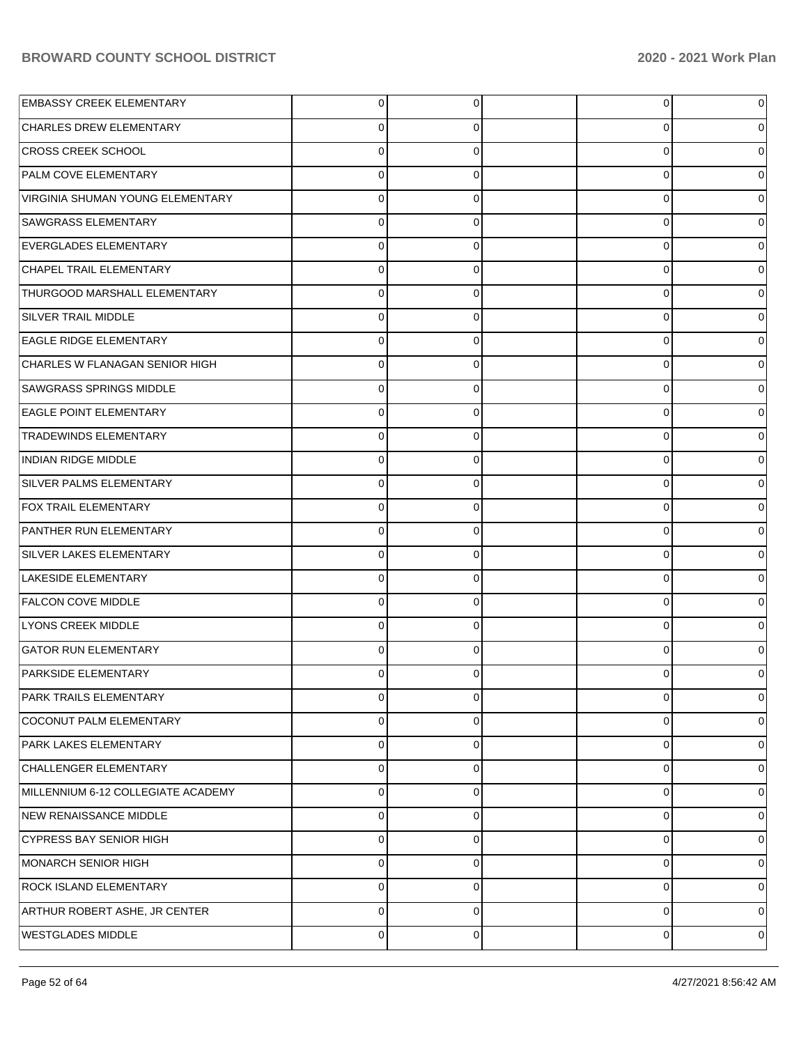| | | | | | |
|---|---|---|---|---|---|
| EMBASSY CREEK ELEMENTARY | 0 | 0 | | 0 | 0 |
| CHARLES DREW ELEMENTARY | 0 | 0 | | 0 | 0 |
| CROSS CREEK SCHOOL | 0 | 0 | | 0 | 0 |
| PALM COVE ELEMENTARY | 0 | 0 | | 0 | 0 |
| VIRGINIA SHUMAN YOUNG ELEMENTARY | 0 | 0 | | 0 | 0 |
| SAWGRASS ELEMENTARY | 0 | 0 | | 0 | 0 |
| EVERGLADES ELEMENTARY | 0 | 0 | | 0 | 0 |
| CHAPEL TRAIL ELEMENTARY | 0 | 0 | | 0 | 0 |
| THURGOOD MARSHALL ELEMENTARY | 0 | 0 | | 0 | 0 |
| SILVER TRAIL MIDDLE | 0 | 0 | | 0 | 0 |
| EAGLE RIDGE ELEMENTARY | 0 | 0 | | 0 | 0 |
| CHARLES W FLANAGAN SENIOR HIGH | 0 | 0 | | 0 | 0 |
| SAWGRASS SPRINGS MIDDLE | 0 | 0 | | 0 | 0 |
| EAGLE POINT ELEMENTARY | 0 | 0 | | 0 | 0 |
| TRADEWINDS ELEMENTARY | 0 | 0 | | 0 | 0 |
| INDIAN RIDGE MIDDLE | 0 | 0 | | 0 | 0 |
| SILVER PALMS ELEMENTARY | 0 | 0 | | 0 | 0 |
| FOX TRAIL ELEMENTARY | 0 | 0 | | 0 | 0 |
| PANTHER RUN ELEMENTARY | 0 | 0 | | 0 | 0 |
| SILVER LAKES ELEMENTARY | 0 | 0 | | 0 | 0 |
| LAKESIDE ELEMENTARY | 0 | 0 | | 0 | 0 |
| FALCON COVE MIDDLE | 0 | 0 | | 0 | 0 |
| LYONS CREEK MIDDLE | 0 | 0 | | 0 | 0 |
| GATOR RUN ELEMENTARY | 0 | 0 | | 0 | 0 |
| PARKSIDE ELEMENTARY | 0 | 0 | | 0 | 0 |
| PARK TRAILS ELEMENTARY | 0 | 0 | | 0 | 0 |
| COCONUT PALM ELEMENTARY | 0 | 0 | | 0 | 0 |
| PARK LAKES ELEMENTARY | 0 | 0 | | 0 | 0 |
| CHALLENGER ELEMENTARY | 0 | 0 | | 0 | 0 |
| MILLENNIUM 6-12 COLLEGIATE ACADEMY | 0 | 0 | | 0 | 0 |
| NEW RENAISSANCE MIDDLE | 0 | 0 | | 0 | 0 |
| CYPRESS BAY SENIOR HIGH | 0 | 0 | | 0 | 0 |
| MONARCH SENIOR HIGH | 0 | 0 | | 0 | 0 |
| ROCK ISLAND ELEMENTARY | 0 | 0 | | 0 | 0 |
| ARTHUR ROBERT ASHE, JR CENTER | 0 | 0 | | 0 | 0 |
| WESTGLADES MIDDLE | 0 | 0 | | 0 | 0 |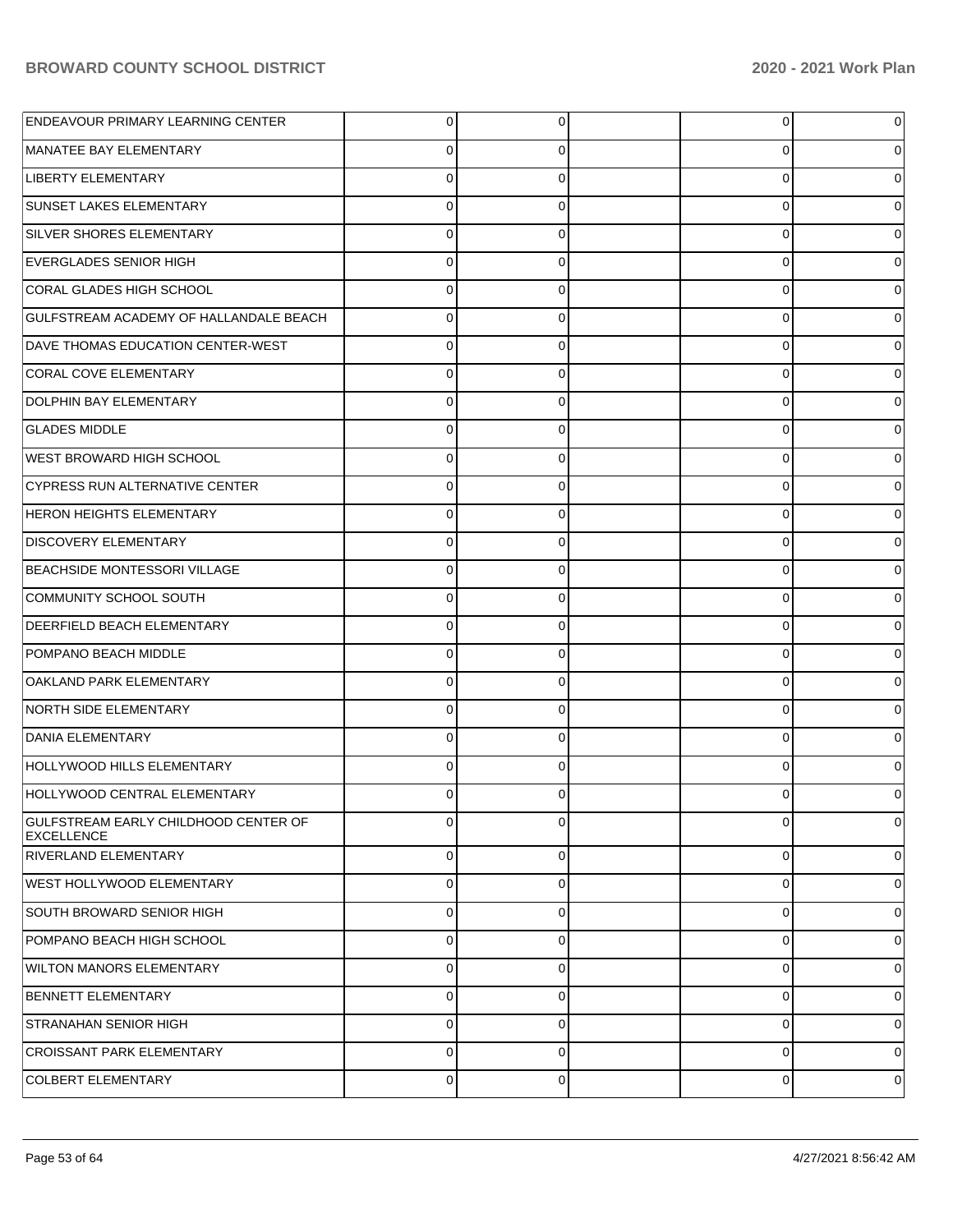| | | | | | |
|---|---|---|---|---|---|
| ENDEAVOUR PRIMARY LEARNING CENTER | 0 | 0 | | 0 | 0 |
| MANATEE BAY ELEMENTARY | 0 | 0 | | 0 | 0 |
| LIBERTY ELEMENTARY | 0 | 0 | | 0 | 0 |
| SUNSET LAKES ELEMENTARY | 0 | 0 | | 0 | 0 |
| SILVER SHORES ELEMENTARY | 0 | 0 | | 0 | 0 |
| EVERGLADES SENIOR HIGH | 0 | 0 | | 0 | 0 |
| CORAL GLADES HIGH SCHOOL | 0 | 0 | | 0 | 0 |
| GULFSTREAM ACADEMY OF HALLANDALE BEACH | 0 | 0 | | 0 | 0 |
| DAVE THOMAS EDUCATION CENTER-WEST | 0 | 0 | | 0 | 0 |
| CORAL COVE ELEMENTARY | 0 | 0 | | 0 | 0 |
| DOLPHIN BAY ELEMENTARY | 0 | 0 | | 0 | 0 |
| GLADES MIDDLE | 0 | 0 | | 0 | 0 |
| WEST BROWARD HIGH SCHOOL | 0 | 0 | | 0 | 0 |
| CYPRESS RUN ALTERNATIVE CENTER | 0 | 0 | | 0 | 0 |
| HERON HEIGHTS ELEMENTARY | 0 | 0 | | 0 | 0 |
| DISCOVERY ELEMENTARY | 0 | 0 | | 0 | 0 |
| BEACHSIDE MONTESSORI VILLAGE | 0 | 0 | | 0 | 0 |
| COMMUNITY SCHOOL SOUTH | 0 | 0 | | 0 | 0 |
| DEERFIELD BEACH ELEMENTARY | 0 | 0 | | 0 | 0 |
| POMPANO BEACH MIDDLE | 0 | 0 | | 0 | 0 |
| OAKLAND PARK ELEMENTARY | 0 | 0 | | 0 | 0 |
| NORTH SIDE ELEMENTARY | 0 | 0 | | 0 | 0 |
| DANIA ELEMENTARY | 0 | 0 | | 0 | 0 |
| HOLLYWOOD HILLS ELEMENTARY | 0 | 0 | | 0 | 0 |
| HOLLYWOOD CENTRAL ELEMENTARY | 0 | 0 | | 0 | 0 |
| GULFSTREAM EARLY CHILDHOOD CENTER OF EXCELLENCE | 0 | 0 | | 0 | 0 |
| RIVERLAND ELEMENTARY | 0 | 0 | | 0 | 0 |
| WEST HOLLYWOOD ELEMENTARY | 0 | 0 | | 0 | 0 |
| SOUTH BROWARD SENIOR HIGH | 0 | 0 | | 0 | 0 |
| POMPANO BEACH HIGH SCHOOL | 0 | 0 | | 0 | 0 |
| WILTON MANORS ELEMENTARY | 0 | 0 | | 0 | 0 |
| BENNETT ELEMENTARY | 0 | 0 | | 0 | 0 |
| STRANAHAN SENIOR HIGH | 0 | 0 | | 0 | 0 |
| CROISSANT PARK ELEMENTARY | 0 | 0 | | 0 | 0 |
| COLBERT ELEMENTARY | 0 | 0 | | 0 | 0 |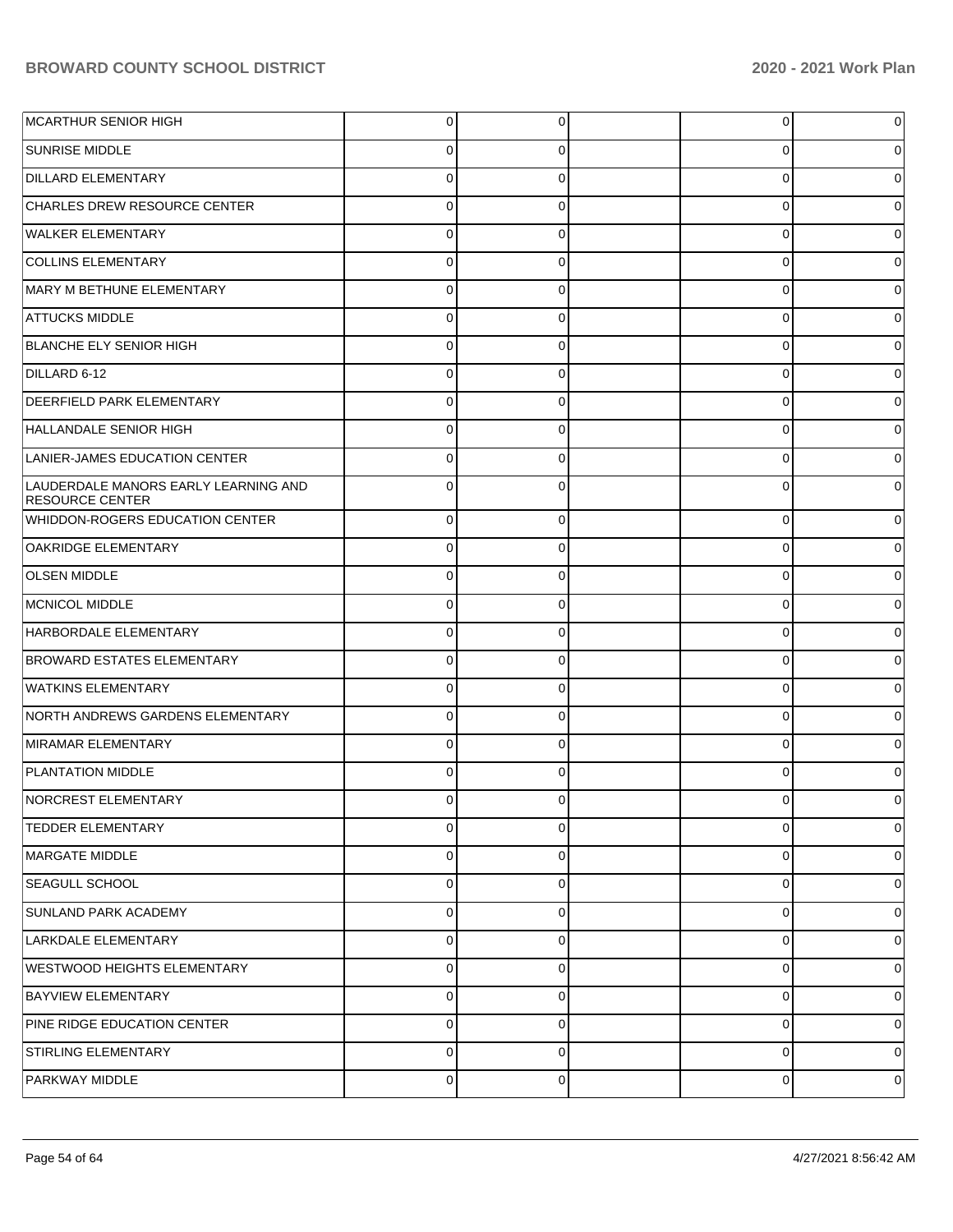| | | | | | |
|---|---|---|---|---|---|
| MCARTHUR SENIOR HIGH | 0 | 0 | | 0 | 0 |
| SUNRISE MIDDLE | 0 | 0 | | 0 | 0 |
| DILLARD ELEMENTARY | 0 | 0 | | 0 | 0 |
| CHARLES DREW RESOURCE CENTER | 0 | 0 | | 0 | 0 |
| WALKER ELEMENTARY | 0 | 0 | | 0 | 0 |
| COLLINS ELEMENTARY | 0 | 0 | | 0 | 0 |
| MARY M BETHUNE ELEMENTARY | 0 | 0 | | 0 | 0 |
| ATTUCKS MIDDLE | 0 | 0 | | 0 | 0 |
| BLANCHE ELY SENIOR HIGH | 0 | 0 | | 0 | 0 |
| DILLARD 6-12 | 0 | 0 | | 0 | 0 |
| DEERFIELD PARK ELEMENTARY | 0 | 0 | | 0 | 0 |
| HALLANDALE SENIOR HIGH | 0 | 0 | | 0 | 0 |
| LANIER-JAMES EDUCATION CENTER | 0 | 0 | | 0 | 0 |
| LAUDERDALE MANORS EARLY LEARNING AND RESOURCE CENTER | 0 | 0 | | 0 | 0 |
| WHIDDON-ROGERS EDUCATION CENTER | 0 | 0 | | 0 | 0 |
| OAKRIDGE ELEMENTARY | 0 | 0 | | 0 | 0 |
| OLSEN MIDDLE | 0 | 0 | | 0 | 0 |
| MCNICOL MIDDLE | 0 | 0 | | 0 | 0 |
| HARBORDALE ELEMENTARY | 0 | 0 | | 0 | 0 |
| BROWARD ESTATES ELEMENTARY | 0 | 0 | | 0 | 0 |
| WATKINS ELEMENTARY | 0 | 0 | | 0 | 0 |
| NORTH ANDREWS GARDENS ELEMENTARY | 0 | 0 | | 0 | 0 |
| MIRAMAR ELEMENTARY | 0 | 0 | | 0 | 0 |
| PLANTATION MIDDLE | 0 | 0 | | 0 | 0 |
| NORCREST ELEMENTARY | 0 | 0 | | 0 | 0 |
| TEDDER ELEMENTARY | 0 | 0 | | 0 | 0 |
| MARGATE MIDDLE | 0 | 0 | | 0 | 0 |
| SEAGULL SCHOOL | 0 | 0 | | 0 | 0 |
| SUNLAND PARK ACADEMY | 0 | 0 | | 0 | 0 |
| LARKDALE ELEMENTARY | 0 | 0 | | 0 | 0 |
| WESTWOOD HEIGHTS ELEMENTARY | 0 | 0 | | 0 | 0 |
| BAYVIEW ELEMENTARY | 0 | 0 | | 0 | 0 |
| PINE RIDGE EDUCATION CENTER | 0 | 0 | | 0 | 0 |
| STIRLING ELEMENTARY | 0 | 0 | | 0 | 0 |
| PARKWAY MIDDLE | 0 | 0 | | 0 | 0 |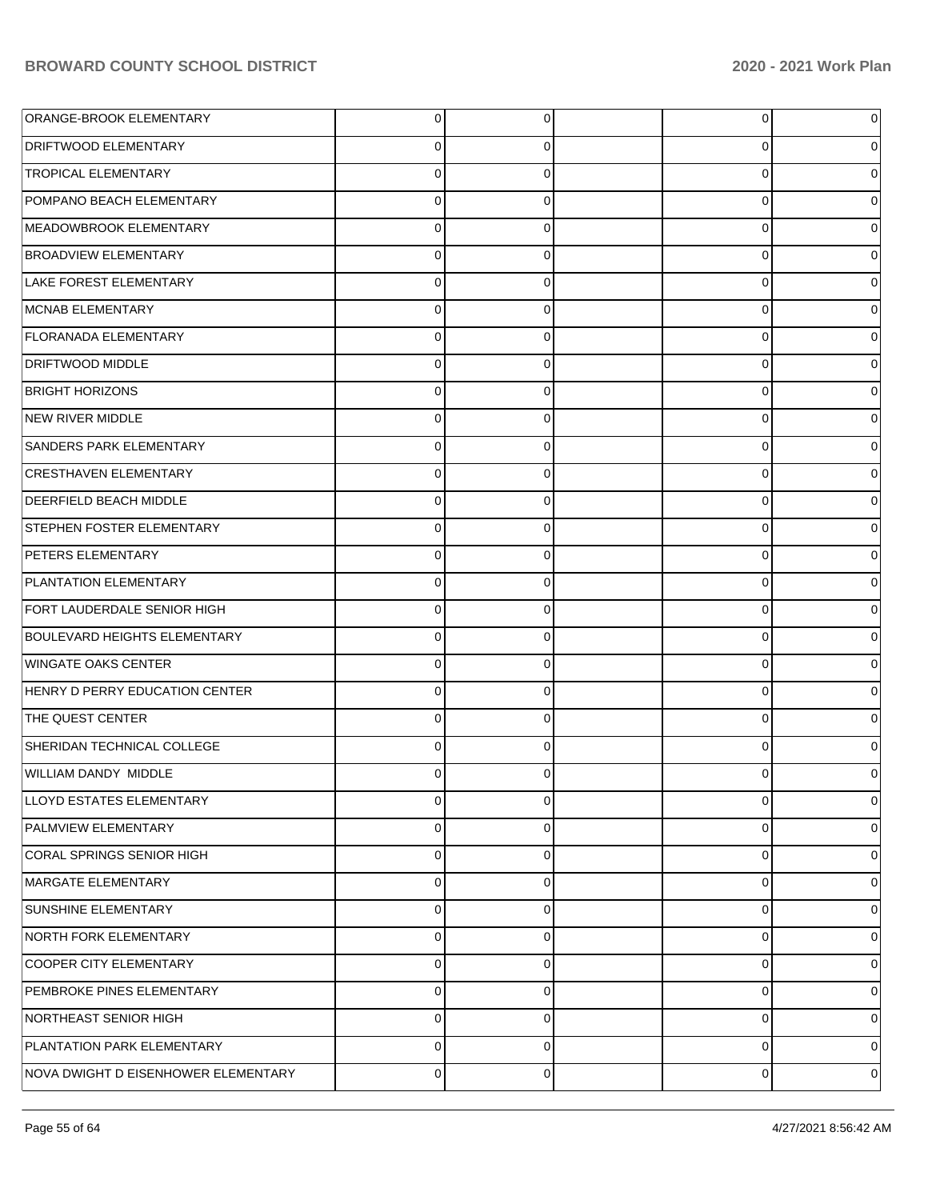| | | | | | |
|---|---|---|---|---|---|
| ORANGE-BROOK ELEMENTARY | 0 | 0 | | 0 | 0 |
| DRIFTWOOD ELEMENTARY | 0 | 0 | | 0 | 0 |
| TROPICAL ELEMENTARY | 0 | 0 | | 0 | 0 |
| POMPANO BEACH ELEMENTARY | 0 | 0 | | 0 | 0 |
| MEADOWBROOK ELEMENTARY | 0 | 0 | | 0 | 0 |
| BROADVIEW ELEMENTARY | 0 | 0 | | 0 | 0 |
| LAKE FOREST ELEMENTARY | 0 | 0 | | 0 | 0 |
| MCNAB ELEMENTARY | 0 | 0 | | 0 | 0 |
| FLORANADA ELEMENTARY | 0 | 0 | | 0 | 0 |
| DRIFTWOOD MIDDLE | 0 | 0 | | 0 | 0 |
| BRIGHT HORIZONS | 0 | 0 | | 0 | 0 |
| NEW RIVER MIDDLE | 0 | 0 | | 0 | 0 |
| SANDERS PARK ELEMENTARY | 0 | 0 | | 0 | 0 |
| CRESTHAVEN ELEMENTARY | 0 | 0 | | 0 | 0 |
| DEERFIELD BEACH MIDDLE | 0 | 0 | | 0 | 0 |
| STEPHEN FOSTER ELEMENTARY | 0 | 0 | | 0 | 0 |
| PETERS ELEMENTARY | 0 | 0 | | 0 | 0 |
| PLANTATION ELEMENTARY | 0 | 0 | | 0 | 0 |
| FORT LAUDERDALE SENIOR HIGH | 0 | 0 | | 0 | 0 |
| BOULEVARD HEIGHTS ELEMENTARY | 0 | 0 | | 0 | 0 |
| WINGATE OAKS CENTER | 0 | 0 | | 0 | 0 |
| HENRY D PERRY EDUCATION CENTER | 0 | 0 | | 0 | 0 |
| THE QUEST CENTER | 0 | 0 | | 0 | 0 |
| SHERIDAN TECHNICAL COLLEGE | 0 | 0 | | 0 | 0 |
| WILLIAM DANDY MIDDLE | 0 | 0 | | 0 | 0 |
| LLOYD ESTATES ELEMENTARY | 0 | 0 | | 0 | 0 |
| PALMVIEW ELEMENTARY | 0 | 0 | | 0 | 0 |
| CORAL SPRINGS SENIOR HIGH | 0 | 0 | | 0 | 0 |
| MARGATE ELEMENTARY | 0 | 0 | | 0 | 0 |
| SUNSHINE ELEMENTARY | 0 | 0 | | 0 | 0 |
| NORTH FORK ELEMENTARY | 0 | 0 | | 0 | 0 |
| COOPER CITY ELEMENTARY | 0 | 0 | | 0 | 0 |
| PEMBROKE PINES ELEMENTARY | 0 | 0 | | 0 | 0 |
| NORTHEAST SENIOR HIGH | 0 | 0 | | 0 | 0 |
| PLANTATION PARK ELEMENTARY | 0 | 0 | | 0 | 0 |
| NOVA DWIGHT D EISENHOWER ELEMENTARY | 0 | 0 | | 0 | 0 |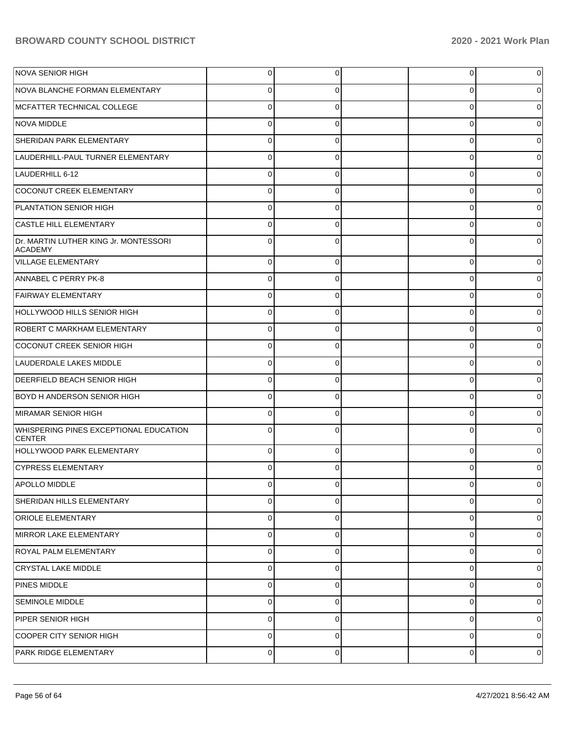| | | | | | |
|---|---|---|---|---|---|
| NOVA SENIOR HIGH | 0 | 0 | | 0 | 0 |
| NOVA BLANCHE FORMAN ELEMENTARY | 0 | 0 | | 0 | 0 |
| MCFATTER TECHNICAL COLLEGE | 0 | 0 | | 0 | 0 |
| NOVA MIDDLE | 0 | 0 | | 0 | 0 |
| SHERIDAN PARK ELEMENTARY | 0 | 0 | | 0 | 0 |
| LAUDERHILL-PAUL TURNER ELEMENTARY | 0 | 0 | | 0 | 0 |
| LAUDERHILL 6-12 | 0 | 0 | | 0 | 0 |
| COCONUT CREEK ELEMENTARY | 0 | 0 | | 0 | 0 |
| PLANTATION SENIOR HIGH | 0 | 0 | | 0 | 0 |
| CASTLE HILL ELEMENTARY | 0 | 0 | | 0 | 0 |
| Dr. MARTIN LUTHER KING Jr. MONTESSORI ACADEMY | 0 | 0 | | 0 | 0 |
| VILLAGE ELEMENTARY | 0 | 0 | | 0 | 0 |
| ANNABEL C PERRY PK-8 | 0 | 0 | | 0 | 0 |
| FAIRWAY ELEMENTARY | 0 | 0 | | 0 | 0 |
| HOLLYWOOD HILLS SENIOR HIGH | 0 | 0 | | 0 | 0 |
| ROBERT C MARKHAM ELEMENTARY | 0 | 0 | | 0 | 0 |
| COCONUT CREEK SENIOR HIGH | 0 | 0 | | 0 | 0 |
| LAUDERDALE LAKES MIDDLE | 0 | 0 | | 0 | 0 |
| DEERFIELD BEACH SENIOR HIGH | 0 | 0 | | 0 | 0 |
| BOYD H ANDERSON SENIOR HIGH | 0 | 0 | | 0 | 0 |
| MIRAMAR SENIOR HIGH | 0 | 0 | | 0 | 0 |
| WHISPERING PINES EXCEPTIONAL EDUCATION CENTER | 0 | 0 | | 0 | 0 |
| HOLLYWOOD PARK ELEMENTARY | 0 | 0 | | 0 | 0 |
| CYPRESS ELEMENTARY | 0 | 0 | | 0 | 0 |
| APOLLO MIDDLE | 0 | 0 | | 0 | 0 |
| SHERIDAN HILLS ELEMENTARY | 0 | 0 | | 0 | 0 |
| ORIOLE ELEMENTARY | 0 | 0 | | 0 | 0 |
| MIRROR LAKE ELEMENTARY | 0 | 0 | | 0 | 0 |
| ROYAL PALM ELEMENTARY | 0 | 0 | | 0 | 0 |
| CRYSTAL LAKE MIDDLE | 0 | 0 | | 0 | 0 |
| PINES MIDDLE | 0 | 0 | | 0 | 0 |
| SEMINOLE MIDDLE | 0 | 0 | | 0 | 0 |
| PIPER SENIOR HIGH | 0 | 0 | | 0 | 0 |
| COOPER CITY SENIOR HIGH | 0 | 0 | | 0 | 0 |
| PARK RIDGE ELEMENTARY | 0 | 0 | | 0 | 0 |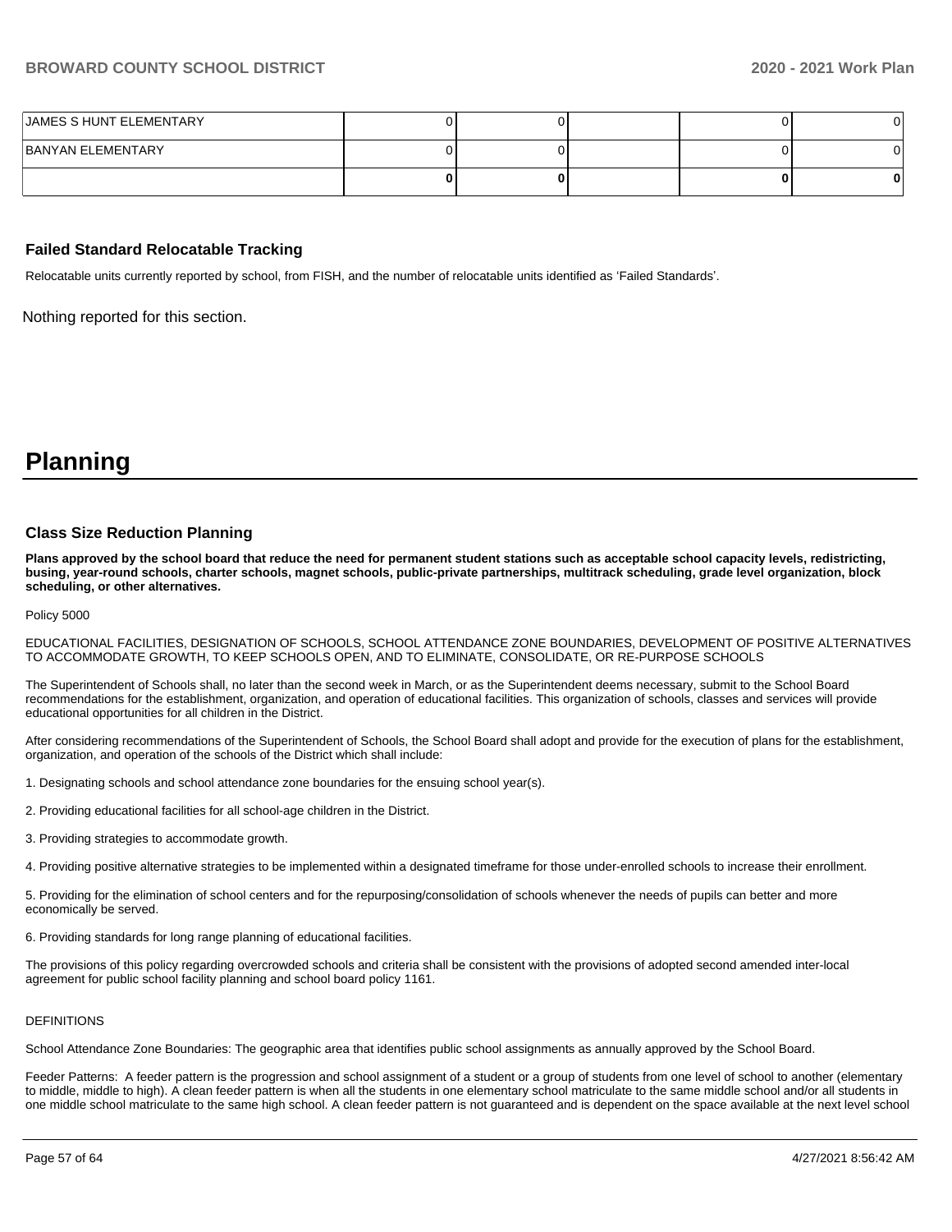| | | | | | |
|---|---|---|---|---|---|
| JAMES S HUNT ELEMENTARY | 0 | 0 | | 0 | 0 |
| BANYAN ELEMENTARY | 0 | 0 | | 0 | 0 |
| | **0** | **0** | | **0** | **0** |

### Failed Standard Relocatable Tracking

Relocatable units currently reported by school, from FISH, and the number of relocatable units identified as 'Failed Standards'.

Nothing reported for this section.

# Planning

### Class Size Reduction Planning

**Plans approved by the school board that reduce the need for permanent student stations such as acceptable school capacity levels, redistricting, busing, year-round schools, charter schools, magnet schools, public-private partnerships, multitrack scheduling, grade level organization, block scheduling, or other alternatives.**

Policy 5000

EDUCATIONAL FACILITIES, DESIGNATION OF SCHOOLS, SCHOOL ATTENDANCE ZONE BOUNDARIES, DEVELOPMENT OF POSITIVE ALTERNATIVES TO ACCOMMODATE GROWTH, TO KEEP SCHOOLS OPEN, AND TO ELIMINATE, CONSOLIDATE, OR RE-PURPOSE SCHOOLS

The Superintendent of Schools shall, no later than the second week in March, or as the Superintendent deems necessary, submit to the School Board recommendations for the establishment, organization, and operation of educational facilities. This organization of schools, classes and services will provide educational opportunities for all children in the District.

After considering recommendations of the Superintendent of Schools, the School Board shall adopt and provide for the execution of plans for the establishment, organization, and operation of the schools of the District which shall include:

1. Designating schools and school attendance zone boundaries for the ensuing school year(s).

2. Providing educational facilities for all school-age children in the District.

3. Providing strategies to accommodate growth.

4. Providing positive alternative strategies to be implemented within a designated timeframe for those under-enrolled schools to increase their enrollment.

5. Providing for the elimination of school centers and for the repurposing/consolidation of schools whenever the needs of pupils can better and more economically be served.

6. Providing standards for long range planning of educational facilities.

The provisions of this policy regarding overcrowded schools and criteria shall be consistent with the provisions of adopted second amended inter-local agreement for public school facility planning and school board policy 1161.

DEFINITIONS

School Attendance Zone Boundaries: The geographic area that identifies public school assignments as annually approved by the School Board.

Feeder Patterns: A feeder pattern is the progression and school assignment of a student or a group of students from one level of school to another (elementary to middle, middle to high). A clean feeder pattern is when all the students in one elementary school matriculate to the same middle school and/or all students in one middle school matriculate to the same high school. A clean feeder pattern is not guaranteed and is dependent on the space available at the next level school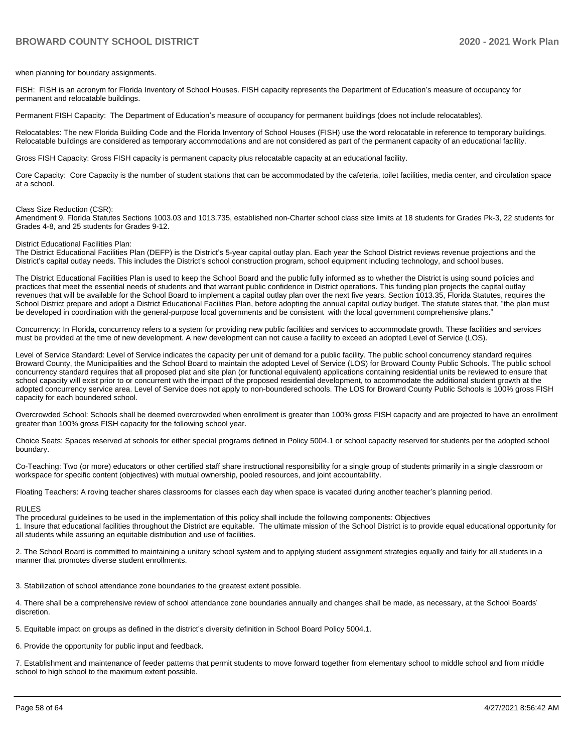when planning for boundary assignments.

FISH: FISH is an acronym for Florida Inventory of School Houses. FISH capacity represents the Department of Education's measure of occupancy for permanent and relocatable buildings.

Permanent FISH Capacity: The Department of Education's measure of occupancy for permanent buildings (does not include relocatables).

Relocatables: The new Florida Building Code and the Florida Inventory of School Houses (FISH) use the word relocatable in reference to temporary buildings. Relocatable buildings are considered as temporary accommodations and are not considered as part of the permanent capacity of an educational facility.

Gross FISH Capacity: Gross FISH capacity is permanent capacity plus relocatable capacity at an educational facility.

Core Capacity: Core Capacity is the number of student stations that can be accommodated by the cafeteria, toilet facilities, media center, and circulation space at a school.

Class Size Reduction (CSR):
Amendment 9, Florida Statutes Sections 1003.03 and 1013.735, established non-Charter school class size limits at 18 students for Grades Pk-3, 22 students for Grades 4-8, and 25 students for Grades 9-12.

District Educational Facilities Plan:
The District Educational Facilities Plan (DEFP) is the District's 5-year capital outlay plan. Each year the School District reviews revenue projections and the District's capital outlay needs. This includes the District's school construction program, school equipment including technology, and school buses.

The District Educational Facilities Plan is used to keep the School Board and the public fully informed as to whether the District is using sound policies and practices that meet the essential needs of students and that warrant public confidence in District operations. This funding plan projects the capital outlay revenues that will be available for the School Board to implement a capital outlay plan over the next five years. Section 1013.35, Florida Statutes, requires the School District prepare and adopt a District Educational Facilities Plan, before adopting the annual capital outlay budget. The statute states that, "the plan must be developed in coordination with the general-purpose local governments and be consistent with the local government comprehensive plans."

Concurrency: In Florida, concurrency refers to a system for providing new public facilities and services to accommodate growth. These facilities and services must be provided at the time of new development. A new development can not cause a facility to exceed an adopted Level of Service (LOS).

Level of Service Standard: Level of Service indicates the capacity per unit of demand for a public facility. The public school concurrency standard requires Broward County, the Municipalities and the School Board to maintain the adopted Level of Service (LOS) for Broward County Public Schools. The public school concurrency standard requires that all proposed plat and site plan (or functional equivalent) applications containing residential units be reviewed to ensure that school capacity will exist prior to or concurrent with the impact of the proposed residential development, to accommodate the additional student growth at the adopted concurrency service area. Level of Service does not apply to non-boundered schools. The LOS for Broward County Public Schools is 100% gross FISH capacity for each boundered school.

Overcrowded School: Schools shall be deemed overcrowded when enrollment is greater than 100% gross FISH capacity and are projected to have an enrollment greater than 100% gross FISH capacity for the following school year.

Choice Seats: Spaces reserved at schools for either special programs defined in Policy 5004.1 or school capacity reserved for students per the adopted school boundary.

Co-Teaching: Two (or more) educators or other certified staff share instructional responsibility for a single group of students primarily in a single classroom or workspace for specific content (objectives) with mutual ownership, pooled resources, and joint accountability.

Floating Teachers: A roving teacher shares classrooms for classes each day when space is vacated during another teacher's planning period.

RULES
The procedural guidelines to be used in the implementation of this policy shall include the following components: Objectives
1. Insure that educational facilities throughout the District are equitable. The ultimate mission of the School District is to provide equal educational opportunity for all students while assuring an equitable distribution and use of facilities.

2. The School Board is committed to maintaining a unitary school system and to applying student assignment strategies equally and fairly for all students in a manner that promotes diverse student enrollments.

3. Stabilization of school attendance zone boundaries to the greatest extent possible.

4. There shall be a comprehensive review of school attendance zone boundaries annually and changes shall be made, as necessary, at the School Boards' discretion.

5. Equitable impact on groups as defined in the district's diversity definition in School Board Policy 5004.1.

6. Provide the opportunity for public input and feedback.

7. Establishment and maintenance of feeder patterns that permit students to move forward together from elementary school to middle school and from middle school to high school to the maximum extent possible.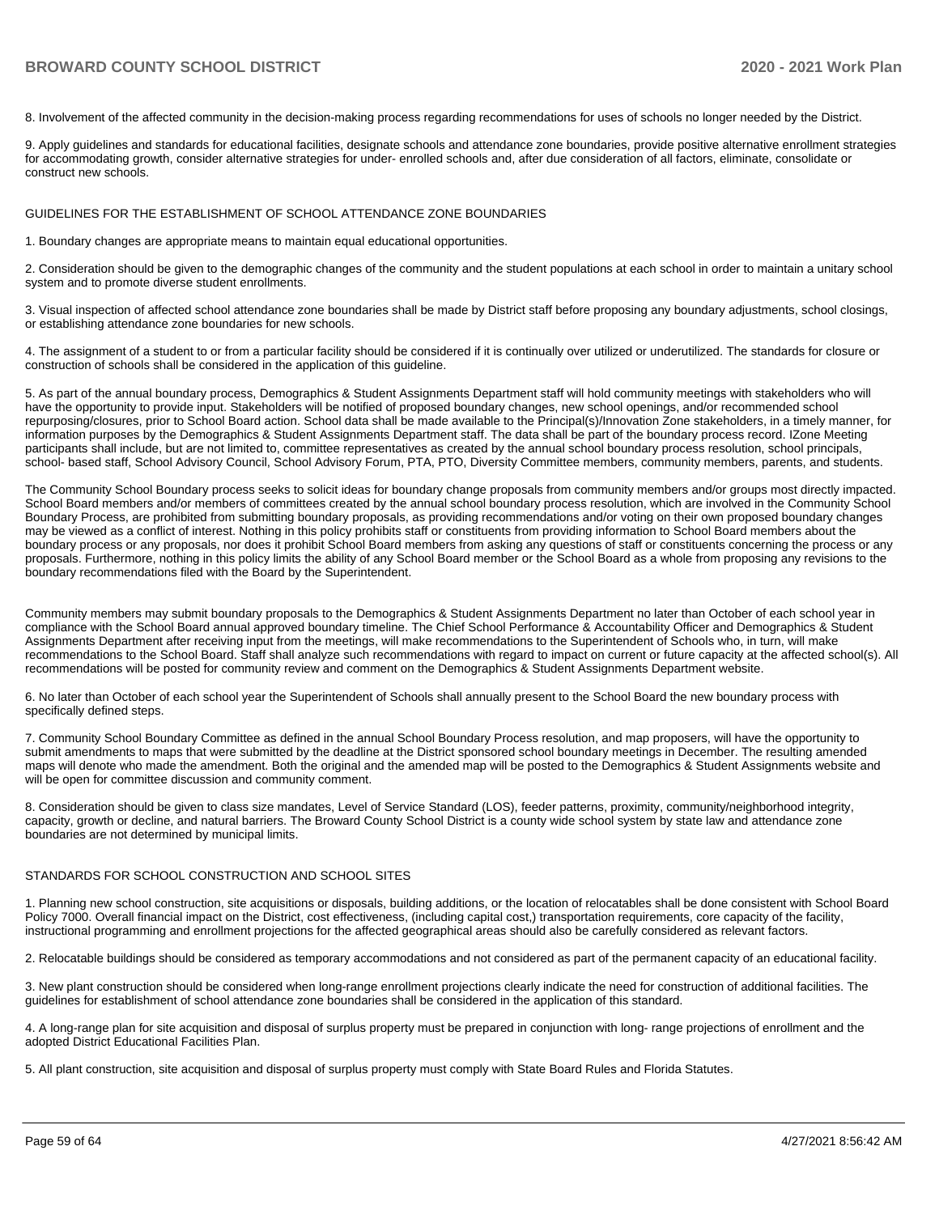8. Involvement of the affected community in the decision-making process regarding recommendations for uses of schools no longer needed by the District.

9. Apply guidelines and standards for educational facilities, designate schools and attendance zone boundaries, provide positive alternative enrollment strategies for accommodating growth, consider alternative strategies for under- enrolled schools and, after due consideration of all factors, eliminate, consolidate or construct new schools.

GUIDELINES FOR THE ESTABLISHMENT OF SCHOOL ATTENDANCE ZONE BOUNDARIES

1. Boundary changes are appropriate means to maintain equal educational opportunities.

2. Consideration should be given to the demographic changes of the community and the student populations at each school in order to maintain a unitary school system and to promote diverse student enrollments.

3. Visual inspection of affected school attendance zone boundaries shall be made by District staff before proposing any boundary adjustments, school closings, or establishing attendance zone boundaries for new schools.

4. The assignment of a student to or from a particular facility should be considered if it is continually over utilized or underutilized. The standards for closure or construction of schools shall be considered in the application of this guideline.

5. As part of the annual boundary process, Demographics & Student Assignments Department staff will hold community meetings with stakeholders who will have the opportunity to provide input. Stakeholders will be notified of proposed boundary changes, new school openings, and/or recommended school repurposing/closures, prior to School Board action. School data shall be made available to the Principal(s)/Innovation Zone stakeholders, in a timely manner, for information purposes by the Demographics & Student Assignments Department staff. The data shall be part of the boundary process record. IZone Meeting participants shall include, but are not limited to, committee representatives as created by the annual school boundary process resolution, school principals, school- based staff, School Advisory Council, School Advisory Forum, PTA, PTO, Diversity Committee members, community members, parents, and students.

The Community School Boundary process seeks to solicit ideas for boundary change proposals from community members and/or groups most directly impacted. School Board members and/or members of committees created by the annual school boundary process resolution, which are involved in the Community School Boundary Process, are prohibited from submitting boundary proposals, as providing recommendations and/or voting on their own proposed boundary changes may be viewed as a conflict of interest. Nothing in this policy prohibits staff or constituents from providing information to School Board members about the boundary process or any proposals, nor does it prohibit School Board members from asking any questions of staff or constituents concerning the process or any proposals. Furthermore, nothing in this policy limits the ability of any School Board member or the School Board as a whole from proposing any revisions to the boundary recommendations filed with the Board by the Superintendent.

Community members may submit boundary proposals to the Demographics & Student Assignments Department no later than October of each school year in compliance with the School Board annual approved boundary timeline. The Chief School Performance & Accountability Officer and Demographics & Student Assignments Department after receiving input from the meetings, will make recommendations to the Superintendent of Schools who, in turn, will make recommendations to the School Board. Staff shall analyze such recommendations with regard to impact on current or future capacity at the affected school(s). All recommendations will be posted for community review and comment on the Demographics & Student Assignments Department website.

6. No later than October of each school year the Superintendent of Schools shall annually present to the School Board the new boundary process with specifically defined steps.

7. Community School Boundary Committee as defined in the annual School Boundary Process resolution, and map proposers, will have the opportunity to submit amendments to maps that were submitted by the deadline at the District sponsored school boundary meetings in December. The resulting amended maps will denote who made the amendment. Both the original and the amended map will be posted to the Demographics & Student Assignments website and will be open for committee discussion and community comment.

8. Consideration should be given to class size mandates, Level of Service Standard (LOS), feeder patterns, proximity, community/neighborhood integrity, capacity, growth or decline, and natural barriers. The Broward County School District is a county wide school system by state law and attendance zone boundaries are not determined by municipal limits.

STANDARDS FOR SCHOOL CONSTRUCTION AND SCHOOL SITES

1. Planning new school construction, site acquisitions or disposals, building additions, or the location of relocatables shall be done consistent with School Board Policy 7000. Overall financial impact on the District, cost effectiveness, (including capital cost,) transportation requirements, core capacity of the facility, instructional programming and enrollment projections for the affected geographical areas should also be carefully considered as relevant factors.

2. Relocatable buildings should be considered as temporary accommodations and not considered as part of the permanent capacity of an educational facility.

3. New plant construction should be considered when long-range enrollment projections clearly indicate the need for construction of additional facilities. The guidelines for establishment of school attendance zone boundaries shall be considered in the application of this standard.

4. A long-range plan for site acquisition and disposal of surplus property must be prepared in conjunction with long- range projections of enrollment and the adopted District Educational Facilities Plan.

5. All plant construction, site acquisition and disposal of surplus property must comply with State Board Rules and Florida Statutes.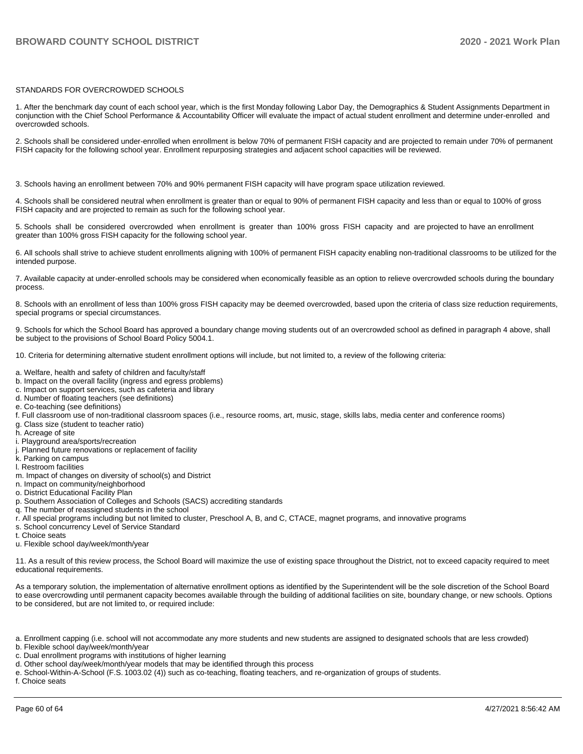STANDARDS FOR OVERCROWDED SCHOOLS

1. After the benchmark day count of each school year, which is the first Monday following Labor Day, the Demographics & Student Assignments Department in conjunction with the Chief School Performance & Accountability Officer will evaluate the impact of actual student enrollment and determine under-enrolled and overcrowded schools.

2. Schools shall be considered under-enrolled when enrollment is below 70% of permanent FISH capacity and are projected to remain under 70% of permanent FISH capacity for the following school year. Enrollment repurposing strategies and adjacent school capacities will be reviewed.

3. Schools having an enrollment between 70% and 90% permanent FISH capacity will have program space utilization reviewed.

4. Schools shall be considered neutral when enrollment is greater than or equal to 90% of permanent FISH capacity and less than or equal to 100% of gross FISH capacity and are projected to remain as such for the following school year.

5. Schools shall be considered overcrowded when enrollment is greater than 100% gross FISH capacity and are projected to have an enrollment greater than 100% gross FISH capacity for the following school year.

6. All schools shall strive to achieve student enrollments aligning with 100% of permanent FISH capacity enabling non-traditional classrooms to be utilized for the intended purpose.

7. Available capacity at under-enrolled schools may be considered when economically feasible as an option to relieve overcrowded schools during the boundary process.

8. Schools with an enrollment of less than 100% gross FISH capacity may be deemed overcrowded, based upon the criteria of class size reduction requirements, special programs or special circumstances.

9. Schools for which the School Board has approved a boundary change moving students out of an overcrowded school as defined in paragraph 4 above, shall be subject to the provisions of School Board Policy 5004.1.

10. Criteria for determining alternative student enrollment options will include, but not limited to, a review of the following criteria:

a. Welfare, health and safety of children and faculty/staff
b. Impact on the overall facility (ingress and egress problems)
c. Impact on support services, such as cafeteria and library
d. Number of floating teachers (see definitions)
e. Co-teaching (see definitions)
f. Full classroom use of non-traditional classroom spaces (i.e., resource rooms, art, music, stage, skills labs, media center and conference rooms)
g. Class size (student to teacher ratio)
h. Acreage of site
i. Playground area/sports/recreation
j. Planned future renovations or replacement of facility
k. Parking on campus
l. Restroom facilities
m. Impact of changes on diversity of school(s) and District
n. Impact on community/neighborhood
o. District Educational Facility Plan
p. Southern Association of Colleges and Schools (SACS) accrediting standards
q. The number of reassigned students in the school
r. All special programs including but not limited to cluster, Preschool A, B, and C, CTACE, magnet programs, and innovative programs
s. School concurrency Level of Service Standard
t. Choice seats
u. Flexible school day/week/month/year

11. As a result of this review process, the School Board will maximize the use of existing space throughout the District, not to exceed capacity required to meet educational requirements.

As a temporary solution, the implementation of alternative enrollment options as identified by the Superintendent will be the sole discretion of the School Board to ease overcrowding until permanent capacity becomes available through the building of additional facilities on site, boundary change, or new schools. Options to be considered, but are not limited to, or required include:

a. Enrollment capping (i.e. school will not accommodate any more students and new students are assigned to designated schools that are less crowded)
b. Flexible school day/week/month/year
c. Dual enrollment programs with institutions of higher learning
d. Other school day/week/month/year models that may be identified through this process
e. School-Within-A-School (F.S. 1003.02 (4)) such as co-teaching, floating teachers, and re-organization of groups of students.
f. Choice seats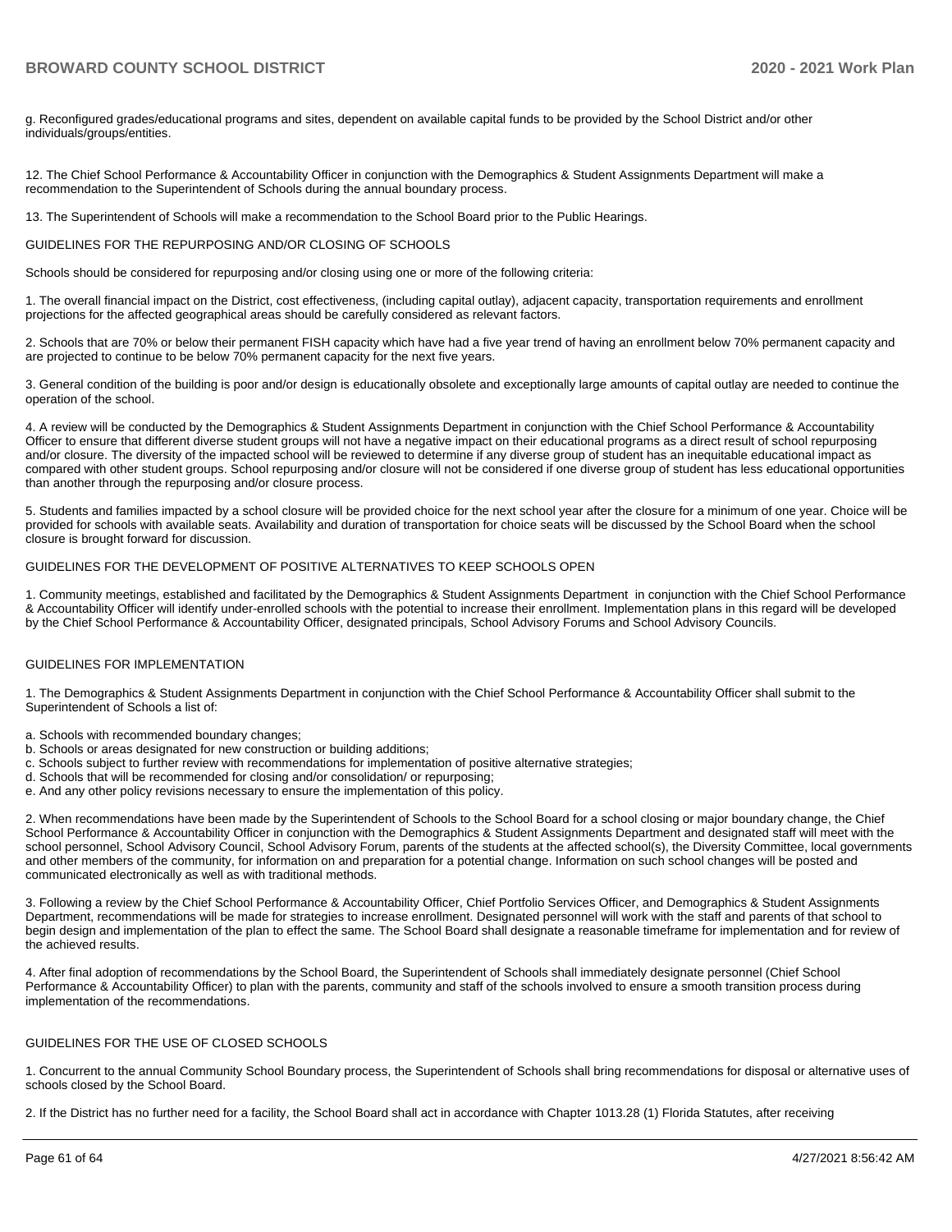g. Reconfigured grades/educational programs and sites, dependent on available capital funds to be provided by the School District and/or other individuals/groups/entities.

12. The Chief School Performance & Accountability Officer in conjunction with the Demographics & Student Assignments Department will make a recommendation to the Superintendent of Schools during the annual boundary process.

13. The Superintendent of Schools will make a recommendation to the School Board prior to the Public Hearings.

GUIDELINES FOR THE REPURPOSING AND/OR CLOSING OF SCHOOLS

Schools should be considered for repurposing and/or closing using one or more of the following criteria:

1. The overall financial impact on the District, cost effectiveness, (including capital outlay), adjacent capacity, transportation requirements and enrollment projections for the affected geographical areas should be carefully considered as relevant factors.

2. Schools that are 70% or below their permanent FISH capacity which have had a five year trend of having an enrollment below 70% permanent capacity and are projected to continue to be below 70% permanent capacity for the next five years.

3. General condition of the building is poor and/or design is educationally obsolete and exceptionally large amounts of capital outlay are needed to continue the operation of the school.

4. A review will be conducted by the Demographics & Student Assignments Department in conjunction with the Chief School Performance & Accountability Officer to ensure that different diverse student groups will not have a negative impact on their educational programs as a direct result of school repurposing and/or closure. The diversity of the impacted school will be reviewed to determine if any diverse group of student has an inequitable educational impact as compared with other student groups. School repurposing and/or closure will not be considered if one diverse group of student has less educational opportunities than another through the repurposing and/or closure process.

5. Students and families impacted by a school closure will be provided choice for the next school year after the closure for a minimum of one year. Choice will be provided for schools with available seats. Availability and duration of transportation for choice seats will be discussed by the School Board when the school closure is brought forward for discussion.

GUIDELINES FOR THE DEVELOPMENT OF POSITIVE ALTERNATIVES TO KEEP SCHOOLS OPEN

1. Community meetings, established and facilitated by the Demographics & Student Assignments Department in conjunction with the Chief School Performance & Accountability Officer will identify under-enrolled schools with the potential to increase their enrollment. Implementation plans in this regard will be developed by the Chief School Performance & Accountability Officer, designated principals, School Advisory Forums and School Advisory Councils.

GUIDELINES FOR IMPLEMENTATION

1. The Demographics & Student Assignments Department in conjunction with the Chief School Performance & Accountability Officer shall submit to the Superintendent of Schools a list of:

a. Schools with recommended boundary changes;
b. Schools or areas designated for new construction or building additions;
c. Schools subject to further review with recommendations for implementation of positive alternative strategies;
d. Schools that will be recommended for closing and/or consolidation/ or repurposing;
e. And any other policy revisions necessary to ensure the implementation of this policy.

2. When recommendations have been made by the Superintendent of Schools to the School Board for a school closing or major boundary change, the Chief School Performance & Accountability Officer in conjunction with the Demographics & Student Assignments Department and designated staff will meet with the school personnel, School Advisory Council, School Advisory Forum, parents of the students at the affected school(s), the Diversity Committee, local governments and other members of the community, for information on and preparation for a potential change. Information on such school changes will be posted and communicated electronically as well as with traditional methods.

3. Following a review by the Chief School Performance & Accountability Officer, Chief Portfolio Services Officer, and Demographics & Student Assignments Department, recommendations will be made for strategies to increase enrollment. Designated personnel will work with the staff and parents of that school to begin design and implementation of the plan to effect the same. The School Board shall designate a reasonable timeframe for implementation and for review of the achieved results.

4. After final adoption of recommendations by the School Board, the Superintendent of Schools shall immediately designate personnel (Chief School Performance & Accountability Officer) to plan with the parents, community and staff of the schools involved to ensure a smooth transition process during implementation of the recommendations.

GUIDELINES FOR THE USE OF CLOSED SCHOOLS

1. Concurrent to the annual Community School Boundary process, the Superintendent of Schools shall bring recommendations for disposal or alternative uses of schools closed by the School Board.

2. If the District has no further need for a facility, the School Board shall act in accordance with Chapter 1013.28 (1) Florida Statutes, after receiving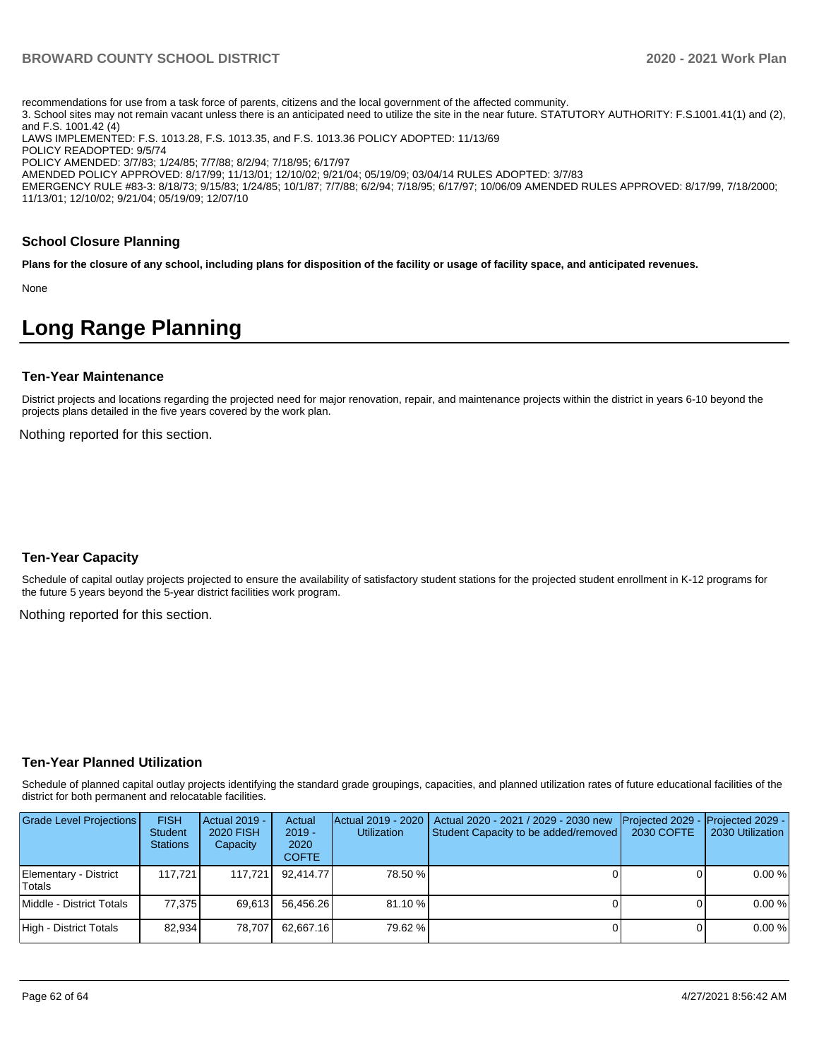recommendations for use from a task force of parents, citizens and the local government of the affected community.
3. School sites may not remain vacant unless there is an anticipated need to utilize the site in the near future. STATUTORY AUTHORITY: F.S.1001.41(1) and (2), and F.S. 1001.42 (4)
LAWS IMPLEMENTED: F.S. 1013.28, F.S. 1013.35, and F.S. 1013.36 POLICY ADOPTED: 11/13/69
POLICY READOPTED: 9/5/74
POLICY AMENDED: 3/7/83; 1/24/85; 7/7/88; 8/2/94; 7/18/95; 6/17/97
AMENDED POLICY APPROVED: 8/17/99; 11/13/01; 12/10/02; 9/21/04; 05/19/09; 03/04/14 RULES ADOPTED: 3/7/83
EMERGENCY RULE #83-3: 8/18/73; 9/15/83; 1/24/85; 10/1/87; 7/7/88; 6/2/94; 7/18/95; 6/17/97; 10/06/09 AMENDED RULES APPROVED: 8/17/99, 7/18/2000; 11/13/01; 12/10/02; 9/21/04; 05/19/09; 12/07/10

### School Closure Planning

**Plans for the closure of any school, including plans for disposition of the facility or usage of facility space, and anticipated revenues.**

None

# Long Range Planning

### Ten-Year Maintenance

District projects and locations regarding the projected need for major renovation, repair, and maintenance projects within the district in years 6-10 beyond the projects plans detailed in the five years covered by the work plan.

Nothing reported for this section.

### Ten-Year Capacity

Schedule of capital outlay projects projected to ensure the availability of satisfactory student stations for the projected student enrollment in K-12 programs for the future 5 years beyond the 5-year district facilities work program.

Nothing reported for this section.

### Ten-Year Planned Utilization

Schedule of planned capital outlay projects identifying the standard grade groupings, capacities, and planned utilization rates of future educational facilities of the district for both permanent and relocatable facilities.

| Grade Level Projections | FISH Student Stations | Actual 2019 - 2020 FISH Capacity | Actual 2019 - 2020 COFTE | Actual 2019 - 2020 Utilization | Actual 2020 - 2021 / 2029 - 2030 new Student Capacity to be added/removed | Projected 2029 - 2030 COFTE | Projected 2029 - 2030 Utilization |
|---|---|---|---|---|---|---|---|
| Elementary - District Totals | 117,721 | 117,721 | 92,414.77 | 78.50 % | 0 | 0 | 0.00 % |
| Middle - District Totals | 77,375 | 69,613 | 56,456.26 | 81.10 % | 0 | 0 | 0.00 % |
| High - District Totals | 82,934 | 78,707 | 62,667.16 | 79.62 % | 0 | 0 | 0.00 % |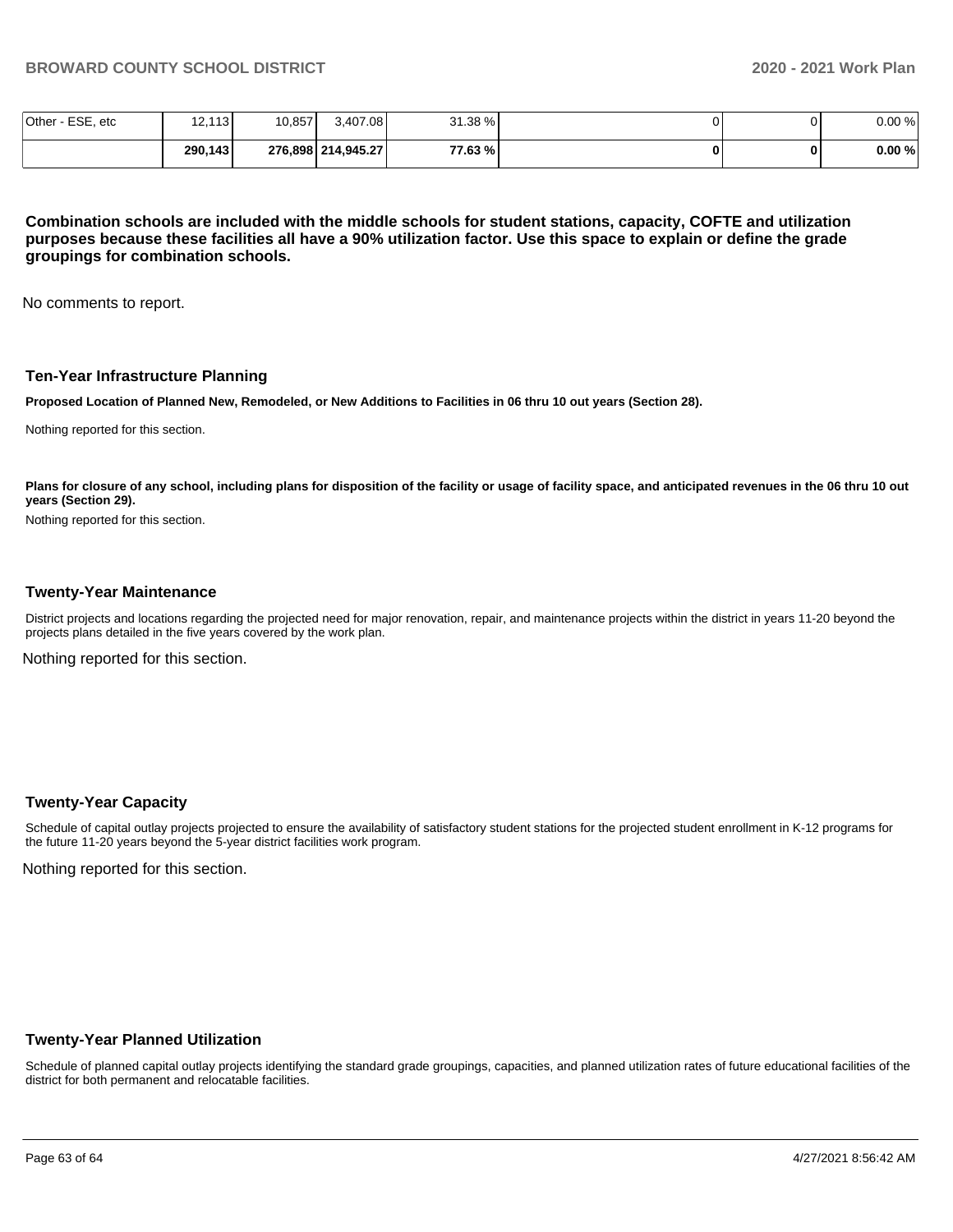| Other - ESE, etc | 12,113 | 10,857 | 3,407.08 | 31.38 % | 0 | 0 | 0.00 % |
|---|---|---|---|---|---|---|---|
| | **290,143** | **276,898** | **214,945.27** | **77.63 %** | **0** | **0** | **0.00 %** |

**Combination schools are included with the middle schools for student stations, capacity, COFTE and utilization purposes because these facilities all have a 90% utilization factor. Use this space to explain or define the grade groupings for combination schools.**

No comments to report.

### Ten-Year Infrastructure Planning

**Proposed Location of Planned New, Remodeled, or New Additions to Facilities in 06 thru 10 out years (Section 28).**

Nothing reported for this section.

**Plans for closure of any school, including plans for disposition of the facility or usage of facility space, and anticipated revenues in the 06 thru 10 out years (Section 29).**

Nothing reported for this section.

### Twenty-Year Maintenance

District projects and locations regarding the projected need for major renovation, repair, and maintenance projects within the district in years 11-20 beyond the projects plans detailed in the five years covered by the work plan.

Nothing reported for this section.

### Twenty-Year Capacity

Schedule of capital outlay projects projected to ensure the availability of satisfactory student stations for the projected student enrollment in K-12 programs for the future 11-20 years beyond the 5-year district facilities work program.

Nothing reported for this section.

### Twenty-Year Planned Utilization

Schedule of planned capital outlay projects identifying the standard grade groupings, capacities, and planned utilization rates of future educational facilities of the district for both permanent and relocatable facilities.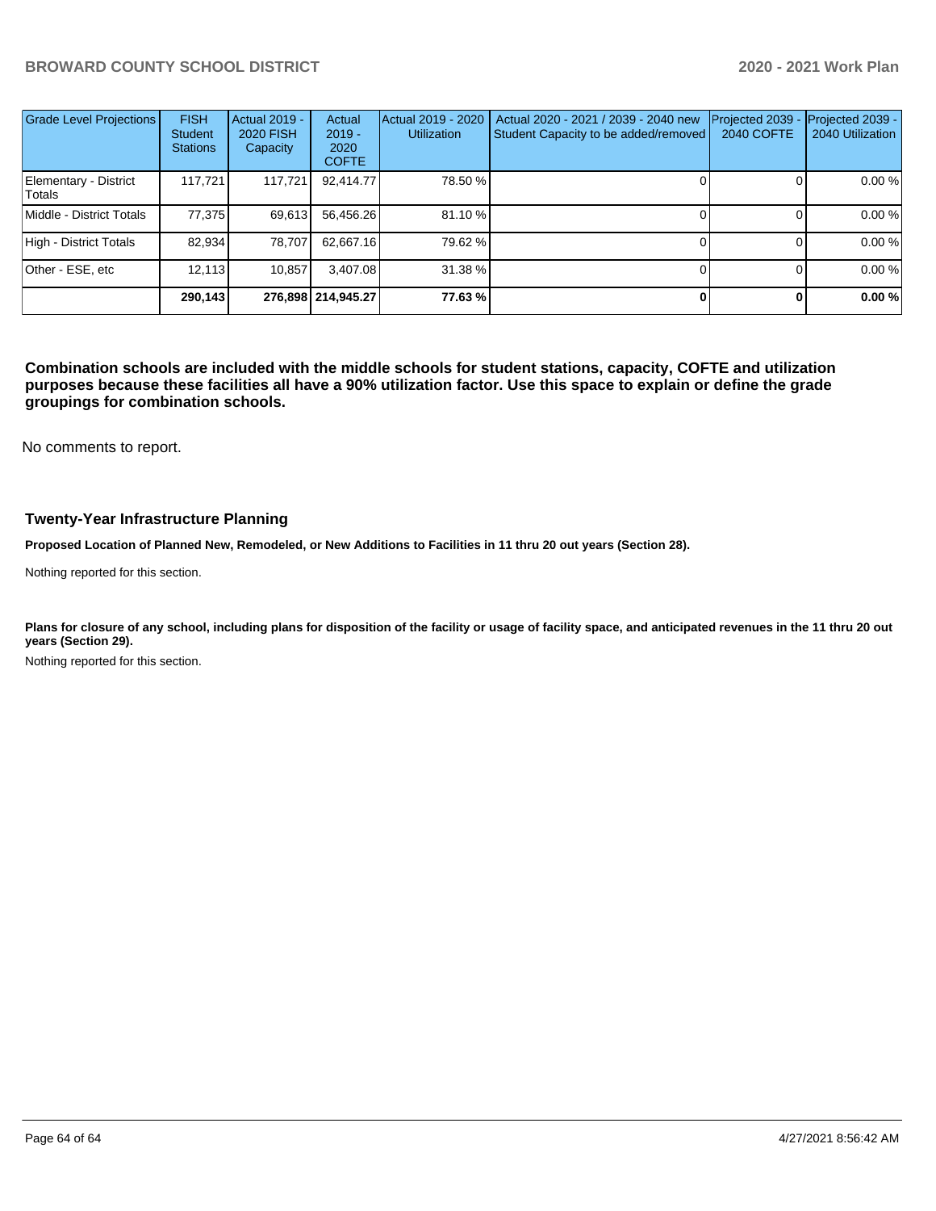| Grade Level Projections | FISH Student Stations | Actual 2019 - 2020 FISH Capacity | Actual 2019 - 2020 COFTE | Actual 2019 - 2020 Utilization | Actual 2020 - 2021 / 2039 - 2040 new Student Capacity to be added/removed | Projected 2039 - 2040 COFTE | Projected 2039 - 2040 Utilization |
|---|---|---|---|---|---|---|---|
| Elementary - District Totals | 117,721 | 117,721 | 92,414.77 | 78.50 % | 0 | 0 | 0.00 % |
| Middle - District Totals | 77,375 | 69,613 | 56,456.26 | 81.10 % | 0 | 0 | 0.00 % |
| High - District Totals | 82,934 | 78,707 | 62,667.16 | 79.62 % | 0 | 0 | 0.00 % |
| Other - ESE, etc | 12,113 | 10,857 | 3,407.08 | 31.38 % | 0 | 0 | 0.00 % |
| | **290,143** | **276,898** | **214,945.27** | **77.63 %** | **0** | **0** | **0.00 %** |

**Combination schools are included with the middle schools for student stations, capacity, COFTE and utilization purposes because these facilities all have a 90% utilization factor. Use this space to explain or define the grade groupings for combination schools.**

No comments to report.

### Twenty-Year Infrastructure Planning

**Proposed Location of Planned New, Remodeled, or New Additions to Facilities in 11 thru 20 out years (Section 28).**

Nothing reported for this section.

**Plans for closure of any school, including plans for disposition of the facility or usage of facility space, and anticipated revenues in the 11 thru 20 out years (Section 29).**

Nothing reported for this section.